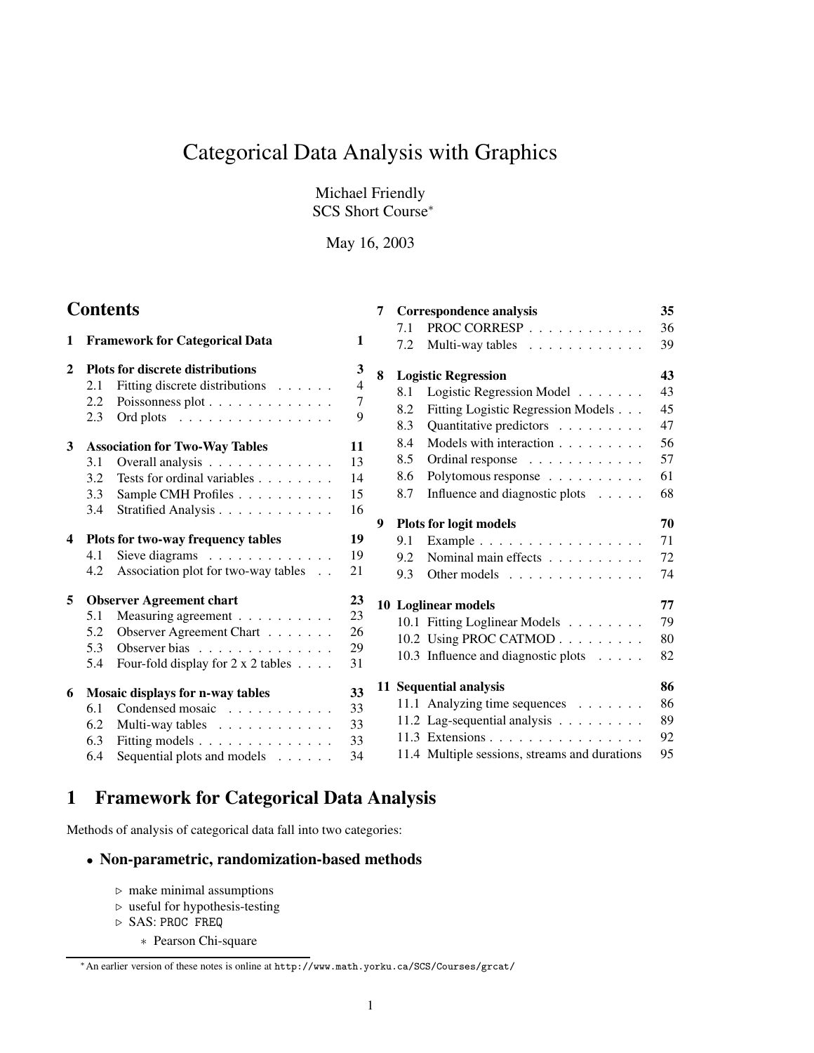# Categorical Data Analysis with Graphics

Michael Friendly
SCS Short Course[*]

May 16, 2003

## Contents

- **1 Framework for Categorical Data** — 1
- **2 Plots for discrete distributions** — 3
  - 2.1 Fitting discrete distributions — 4
  - 2.2 Poissonness plot — 7
  - 2.3 Ord plots — 9
- **3 Association for Two-Way Tables** — 11
  - 3.1 Overall analysis — 13
  - 3.2 Tests for ordinal variables — 14
  - 3.3 Sample CMH Profiles — 15
  - 3.4 Stratified Analysis — 16
- **4 Plots for two-way frequency tables** — 19
  - 4.1 Sieve diagrams — 19
  - 4.2 Association plot for two-way tables — 21
- **5 Observer Agreement chart** — 23
  - 5.1 Measuring agreement — 23
  - 5.2 Observer Agreement Chart — 26
  - 5.3 Observer bias — 29
  - 5.4 Four-fold display for 2 x 2 tables — 31
- **6 Mosaic displays for n-way tables** — 33
  - 6.1 Condensed mosaic — 33
  - 6.2 Multi-way tables — 33
  - 6.3 Fitting models — 33
  - 6.4 Sequential plots and models — 34
- **7 Correspondence analysis** — 35
  - 7.1 PROC CORRESP — 36
  - 7.2 Multi-way tables — 39
- **8 Logistic Regression** — 43
  - 8.1 Logistic Regression Model — 43
  - 8.2 Fitting Logistic Regression Models — 45
  - 8.3 Quantitative predictors — 47
  - 8.4 Models with interaction — 56
  - 8.5 Ordinal response — 57
  - 8.6 Polytomous response — 61
  - 8.7 Influence and diagnostic plots — 68
- **9 Plots for logit models** — 70
  - 9.1 Example — 71
  - 9.2 Nominal main effects — 72
  - 9.3 Other models — 74
- **10 Loglinear models** — 77
  - 10.1 Fitting Loglinear Models — 79
  - 10.2 Using PROC CATMOD — 80
  - 10.3 Influence and diagnostic plots — 82
- **11 Sequential analysis** — 86
  - 11.1 Analyzing time sequences — 86
  - 11.2 Lag-sequential analysis — 89
  - 11.3 Extensions — 92
  - 11.4 Multiple sessions, streams and durations — 95

## 1 Framework for Categorical Data Analysis

Methods of analysis of categorical data fall into two categories:

- **Non-parametric, randomization-based methods**
  - ▷ make minimal assumptions
  - ▷ useful for hypothesis-testing
  - ▷ SAS: `PROC FREQ`
    - ∗ Pearson Chi-square

[*] An earlier version of these notes is online at `http://www.math.yorku.ca/SCS/Courses/grcat/`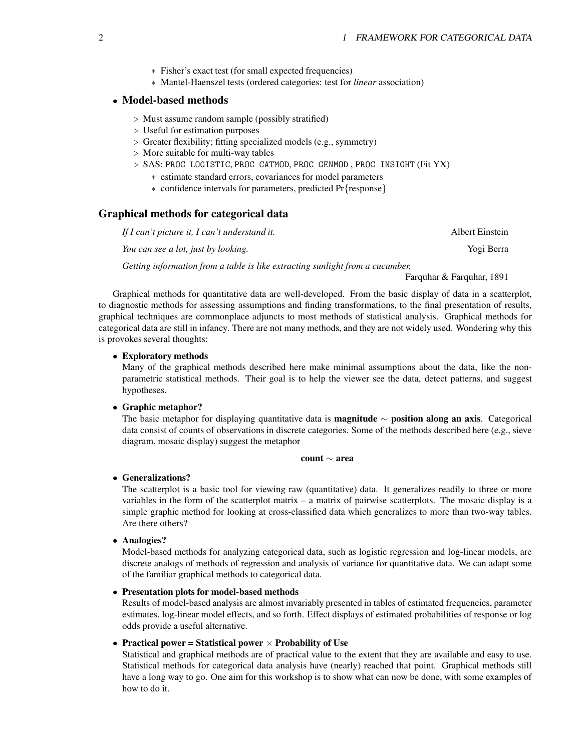- Fisher's exact test (for small expected frequencies)
- Mantel-Haenszel tests (ordered categories: test for *linear* association)

- **Model-based methods**
  - ▷ Must assume random sample (possibly stratified)
  - ▷ Useful for estimation purposes
  - ▷ Greater flexibility; fitting specialized models (e.g., symmetry)
  - ▷ More suitable for multi-way tables
  - ▷ SAS: `PROC LOGISTIC`, `PROC CATMOD`, `PROC GENMOD` , `PROC INSIGHT` (Fit YX)
    - estimate standard errors, covariances for model parameters
    - confidence intervals for parameters, predicted Pr{response}

## Graphical methods for categorical data

*If I can't picture it, I can't understand it.* — Albert Einstein

*You can see a lot, just by looking.* — Yogi Berra

*Getting information from a table is like extracting sunlight from a cucumber.* — Farquhar & Farquhar, 1891

Graphical methods for quantitative data are well-developed. From the basic display of data in a scatterplot, to diagnostic methods for assessing assumptions and finding transformations, to the final presentation of results, graphical techniques are commonplace adjuncts to most methods of statistical analysis. Graphical methods for categorical data are still in infancy. There are not many methods, and they are not widely used. Wondering why this is provokes several thoughts:

- **Exploratory methods**
  Many of the graphical methods described here make minimal assumptions about the data, like the non-parametric statistical methods. Their goal is to help the viewer see the data, detect patterns, and suggest hypotheses.

- **Graphic metaphor?**
  The basic metaphor for displaying quantitative data is **magnitude** $\sim$ **position along an axis**. Categorical data consist of counts of observations in discrete categories. Some of the methods described here (e.g., sieve diagram, mosaic display) suggest the metaphor

  **count** $\sim$ **area**

- **Generalizations?**
  The scatterplot is a basic tool for viewing raw (quantitative) data. It generalizes readily to three or more variables in the form of the scatterplot matrix – a matrix of pairwise scatterplots. The mosaic display is a simple graphic method for looking at cross-classified data which generalizes to more than two-way tables. Are there others?

- **Analogies?**
  Model-based methods for analyzing categorical data, such as logistic regression and log-linear models, are discrete analogs of methods of regression and analysis of variance for quantitative data. We can adapt some of the familiar graphical methods to categorical data.

- **Presentation plots for model-based methods**
  Results of model-based analysis are almost invariably presented in tables of estimated frequencies, parameter estimates, log-linear model effects, and so forth. Effect displays of estimated probabilities of response or log odds provide a useful alternative.

- **Practical power = Statistical power $\times$ Probability of Use**
  Statistical and graphical methods are of practical value to the extent that they are available and easy to use. Statistical methods for categorical data analysis have (nearly) reached that point. Graphical methods still have a long way to go. One aim for this workshop is to show what can now be done, with some examples of how to do it.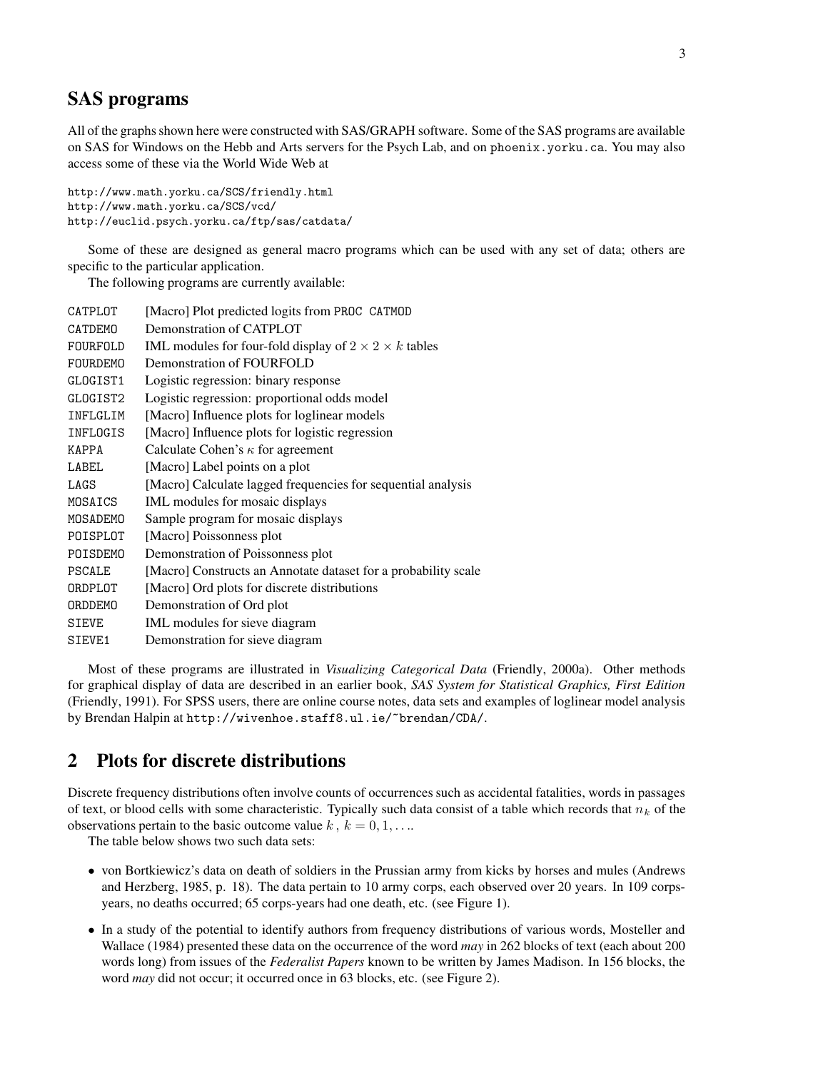## SAS programs

All of the graphs shown here were constructed with SAS/GRAPH software. Some of the SAS programs are available on SAS for Windows on the Hebb and Arts servers for the Psych Lab, and on `phoenix.yorku.ca`. You may also access some of these via the World Wide Web at

```
http://www.math.yorku.ca/SCS/friendly.html
http://www.math.yorku.ca/SCS/vcd/
http://euclid.psych.yorku.ca/ftp/sas/catdata/
```

Some of these are designed as general macro programs which can be used with any set of data; others are specific to the particular application.

The following programs are currently available:

| | |
|---|---|
| `CATPLOT` | [Macro] Plot predicted logits from `PROC CATMOD` |
| `CATDEMO` | Demonstration of CATPLOT |
| `FOURFOLD` | IML modules for four-fold display of $2 \times 2 \times k$ tables |
| `FOURDEMO` | Demonstration of FOURFOLD |
| `GLOGIST1` | Logistic regression: binary response |
| `GLOGIST2` | Logistic regression: proportional odds model |
| `INFLGLIM` | [Macro] Influence plots for loglinear models |
| `INFLOGIS` | [Macro] Influence plots for logistic regression |
| `KAPPA` | Calculate Cohen's $\kappa$ for agreement |
| `LABEL` | [Macro] Label points on a plot |
| `LAGS` | [Macro] Calculate lagged frequencies for sequential analysis |
| `MOSAICS` | IML modules for mosaic displays |
| `MOSADEMO` | Sample program for mosaic displays |
| `POISPLOT` | [Macro] Poissonness plot |
| `POISDEMO` | Demonstration of Poissonness plot |
| `PSCALE` | [Macro] Constructs an Annotate dataset for a probability scale |
| `ORDPLOT` | [Macro] Ord plots for discrete distributions |
| `ORDDEMO` | Demonstration of Ord plot |
| `SIEVE` | IML modules for sieve diagram |
| `SIEVE1` | Demonstration for sieve diagram |

Most of these programs are illustrated in *Visualizing Categorical Data* (Friendly, 2000a). Other methods for graphical display of data are described in an earlier book, *SAS System for Statistical Graphics, First Edition* (Friendly, 1991). For SPSS users, there are online course notes, data sets and examples of loglinear model analysis by Brendan Halpin at `http://wivenhoe.staff8.ul.ie/~brendan/CDA/`.

## 2 Plots for discrete distributions

Discrete frequency distributions often involve counts of occurrences such as accidental fatalities, words in passages of text, or blood cells with some characteristic. Typically such data consist of a table which records that $n_k$ of the observations pertain to the basic outcome value $k$ , $k = 0, 1, \ldots$.

The table below shows two such data sets:

- von Bortkiewicz's data on death of soldiers in the Prussian army from kicks by horses and mules (Andrews and Herzberg, 1985, p. 18). The data pertain to 10 army corps, each observed over 20 years. In 109 corps-years, no deaths occurred; 65 corps-years had one death, etc. (see Figure 1).
- In a study of the potential to identify authors from frequency distributions of various words, Mosteller and Wallace (1984) presented these data on the occurrence of the word *may* in 262 blocks of text (each about 200 words long) from issues of the *Federalist Papers* known to be written by James Madison. In 156 blocks, the word *may* did not occur; it occurred once in 63 blocks, etc. (see Figure 2).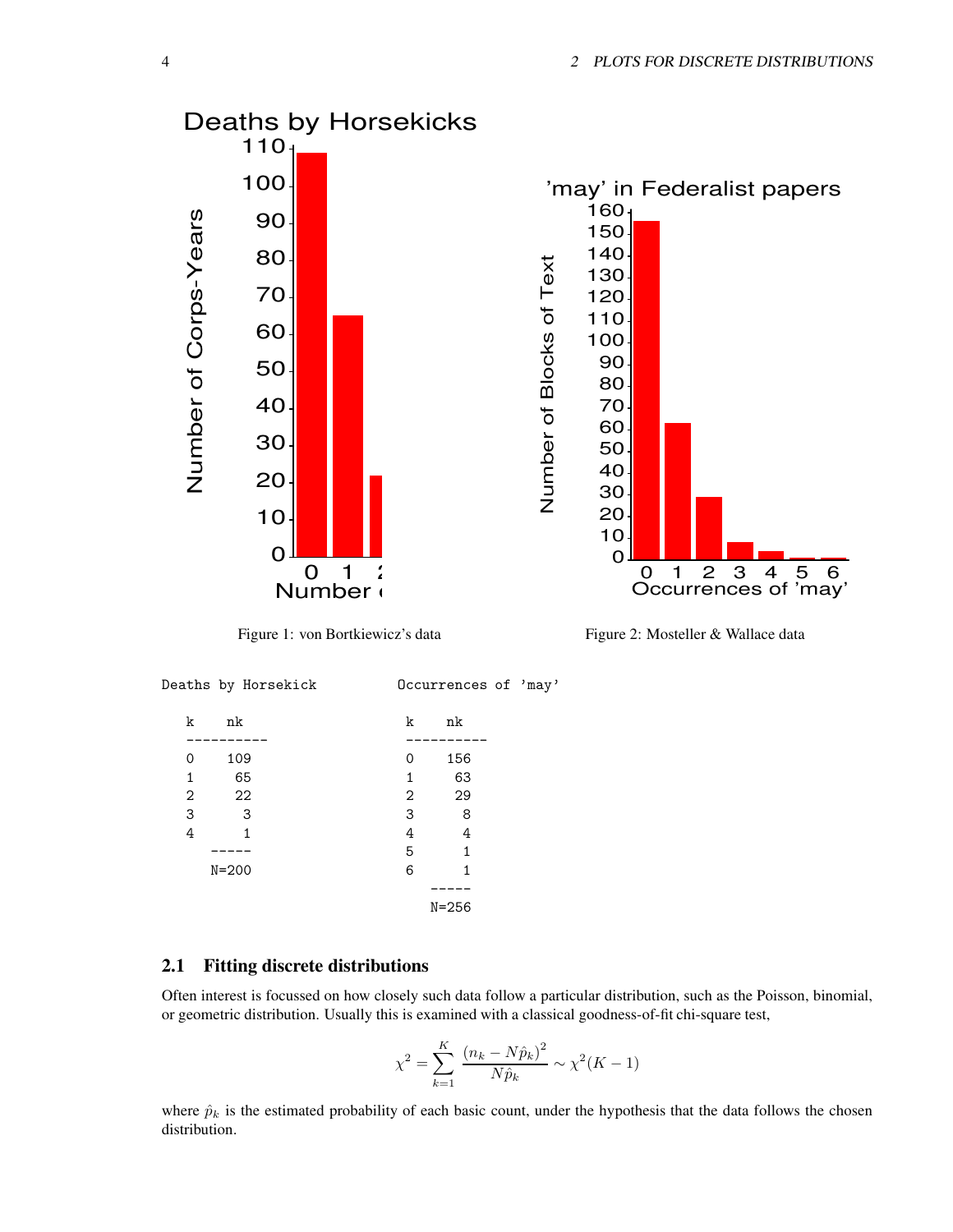Figure 1: von Bortkiewicz's data

Figure 2: Mosteller & Wallace data

```
Deaths by Horsekick          Occurrences of 'may'

   k    nk                     k    nk
   ----------                  ----------
   0    109                    0    156
   1     65                    1     63
   2     22                    2     29
   3      3                    3      8
   4      1                    4      4
       -----                   5      1
       N=200                   6      1
                                   -----
                                   N=256
```

### 2.1 Fitting discrete distributions

Often interest is focussed on how closely such data follow a particular distribution, such as the Poisson, binomial, or geometric distribution. Usually this is examined with a classical goodness-of-fit chi-square test,

$$\chi^2 = \sum_{k=1}^{K} \frac{(n_k - N\hat{p}_k)^2}{N\hat{p}_k} \sim \chi^2(K-1)$$

where $\hat{p}_k$ is the estimated probability of each basic count, under the hypothesis that the data follows the chosen distribution.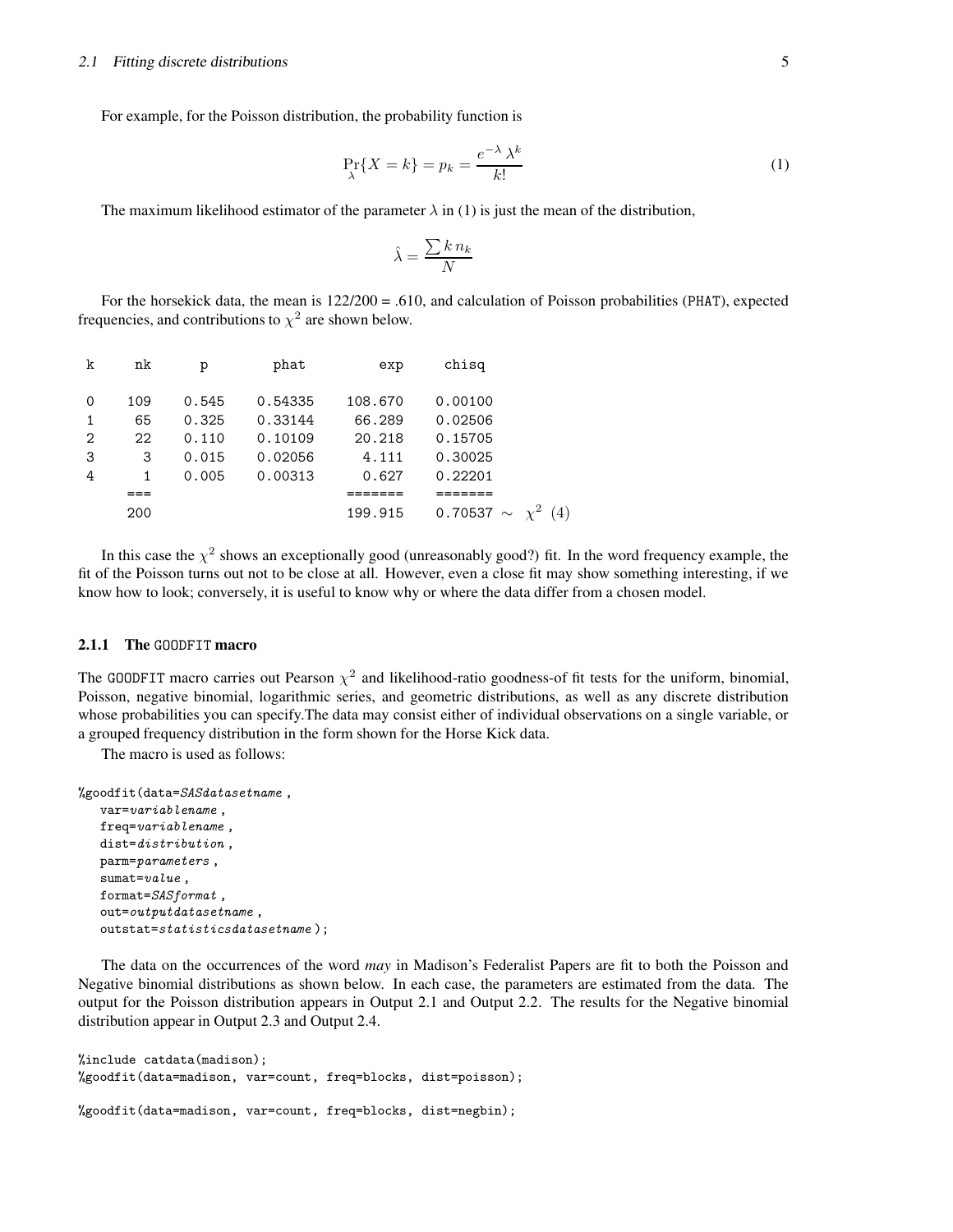For example, for the Poisson distribution, the probability function is

$$\Pr_{\lambda}\{X = k\} = p_k = \frac{e^{-\lambda}\,\lambda^k}{k!} \tag{1}$$

The maximum likelihood estimator of the parameter $\lambda$ in (1) is just the mean of the distribution,

$$\hat{\lambda} = \frac{\sum k\, n_k}{N}$$

For the horsekick data, the mean is 122/200 = .610, and calculation of Poisson probabilities (PHAT), expected frequencies, and contributions to $\chi^2$ are shown below.

| k | nk | p | phat | exp | chisq |
|---|---|---|---|---|---|
| 0 | 109 | 0.545 | 0.54335 | 108.670 | 0.00100 |
| 1 | 65 | 0.325 | 0.33144 | 66.289 | 0.02506 |
| 2 | 22 | 0.110 | 0.10109 | 20.218 | 0.15705 |
| 3 | 3 | 0.015 | 0.02056 | 4.111 | 0.30025 |
| 4 | 1 | 0.005 | 0.00313 | 0.627 | 0.22201 |
| | === | | | ======= | ======= |
| | 200 | | | 199.915 | 0.70537 $\sim \chi^2(4)$ |

In this case the $\chi^2$ shows an exceptionally good (unreasonably good?) fit. In the word frequency example, the fit of the Poisson turns out not to be close at all. However, even a close fit may show something interesting, if we know how to look; conversely, it is useful to know why or where the data differ from a chosen model.

### 2.1.1 The GOODFIT macro

The GOODFIT macro carries out Pearson $\chi^2$ and likelihood-ratio goodness-of fit tests for the uniform, binomial, Poisson, negative binomial, logarithmic series, and geometric distributions, as well as any discrete distribution whose probabilities you can specify.The data may consist either of individual observations on a single variable, or a grouped frequency distribution in the form shown for the Horse Kick data.

The macro is used as follows:

```
%goodfit(data=SASdatasetname ,
   var=variablename ,
   freq=variablename ,
   dist=distribution ,
   parm=parameters ,
   sumat=value ,
   format=SASformat ,
   out=outputdatasetname ,
   outstat=statisticsdatasetname );
```

The data on the occurrences of the word *may* in Madison's Federalist Papers are fit to both the Poisson and Negative binomial distributions as shown below. In each case, the parameters are estimated from the data. The output for the Poisson distribution appears in Output 2.1 and Output 2.2. The results for the Negative binomial distribution appear in Output 2.3 and Output 2.4.

```
%include catdata(madison);
%goodfit(data=madison, var=count, freq=blocks, dist=poisson);

%goodfit(data=madison, var=count, freq=blocks, dist=negbin);
```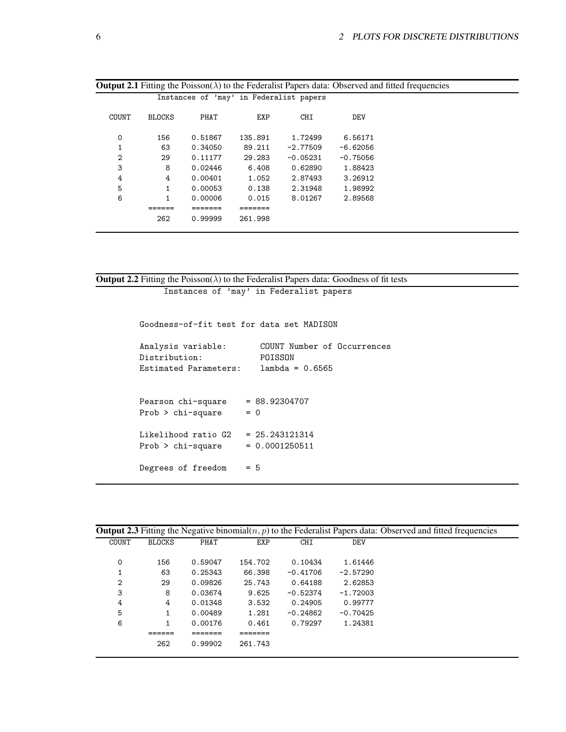**Output 2.1** Fitting the Poisson($\lambda$) to the Federalist Papers data: Observed and fitted frequencies

Instances of 'may' in Federalist papers

| COUNT | BLOCKS | PHAT | EXP | CHI | DEV |
|---|---|---|---|---|---|
| 0 | 156 | 0.51867 | 135.891 | 1.72499 | 6.56171 |
| 1 | 63 | 0.34050 | 89.211 | -2.77509 | -6.62056 |
| 2 | 29 | 0.11177 | 29.283 | -0.05231 | -0.75056 |
| 3 | 8 | 0.02446 | 6.408 | 0.62890 | 1.88423 |
| 4 | 4 | 0.00401 | 1.052 | 2.87493 | 3.26912 |
| 5 | 1 | 0.00053 | 0.138 | 2.31948 | 1.98992 |
| 6 | 1 | 0.00006 | 0.015 | 8.01267 | 2.89568 |
| | ====== | ======= | ======= | | |
| | 262 | 0.99999 | 261.998 | | |

**Output 2.2** Fitting the Poisson($\lambda$) to the Federalist Papers data: Goodness of fit tests

```
             Instances of 'may' in Federalist papers


        Goodness-of-fit test for data set MADISON

        Analysis variable:       COUNT Number of Occurrences
        Distribution:            POISSON
        Estimated Parameters:    lambda = 0.6565


        Pearson chi-square    = 88.92304707
        Prob > chi-square     = 0

        Likelihood ratio G2   = 25.243121314
        Prob > chi-square     = 0.0001250511

        Degrees of freedom    = 5
```

**Output 2.3** Fitting the Negative binomial($n, p$) to the Federalist Papers data: Observed and fitted frequencies

| COUNT | BLOCKS | PHAT | EXP | CHI | DEV |
|---|---|---|---|---|---|
| 0 | 156 | 0.59047 | 154.702 | 0.10434 | 1.61446 |
| 1 | 63 | 0.25343 | 66.398 | -0.41706 | -2.57290 |
| 2 | 29 | 0.09826 | 25.743 | 0.64188 | 2.62853 |
| 3 | 8 | 0.03674 | 9.625 | -0.52374 | -1.72003 |
| 4 | 4 | 0.01348 | 3.532 | 0.24905 | 0.99777 |
| 5 | 1 | 0.00489 | 1.281 | -0.24862 | -0.70425 |
| 6 | 1 | 0.00176 | 0.461 | 0.79297 | 1.24381 |
| | ====== | ======= | ======= | | |
| | 262 | 0.99902 | 261.743 | | |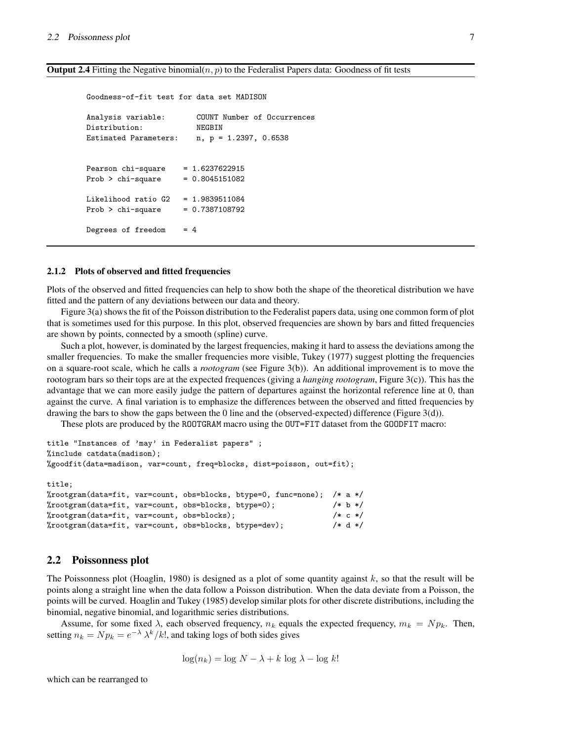**Output 2.4** Fitting the Negative binomial$(n, p)$ to the Federalist Papers data: Goodness of fit tests

```
Goodness-of-fit test for data set MADISON

Analysis variable:      COUNT Number of Occurrences
Distribution:           NEGBIN
Estimated Parameters:   n, p = 1.2397, 0.6538


Pearson chi-square    = 1.6237622915
Prob > chi-square     = 0.8045151082

Likelihood ratio G2   = 1.9839511084
Prob > chi-square     = 0.7387108792

Degrees of freedom    = 4
```

### 2.1.2 Plots of observed and fitted frequencies

Plots of the observed and fitted frequencies can help to show both the shape of the theoretical distribution we have fitted and the pattern of any deviations between our data and theory.

Figure 3(a) shows the fit of the Poisson distribution to the Federalist papers data, using one common form of plot that is sometimes used for this purpose. In this plot, observed frequencies are shown by bars and fitted frequencies are shown by points, connected by a smooth (spline) curve.

Such a plot, however, is dominated by the largest frequencies, making it hard to assess the deviations among the smaller frequencies. To make the smaller frequencies more visible, Tukey (1977) suggest plotting the frequencies on a square-root scale, which he calls a *rootogram* (see Figure 3(b)). An additional improvement is to move the rootogram bars so their tops are at the expected frequences (giving a *hanging rootogram*, Figure 3(c)). This has the advantage that we can more easily judge the pattern of departures against the horizontal reference line at 0, than against the curve. A final variation is to emphasize the differences between the observed and fitted frequencies by drawing the bars to show the gaps between the 0 line and the (observed-expected) difference (Figure 3(d)).

These plots are produced by the ROOTGRAM macro using the OUT=FIT dataset from the GOODFIT macro:

```
title "Instances of 'may' in Federalist papers" ;
%include catdata(madison);
%goodfit(data=madison, var=count, freq=blocks, dist=poisson, out=fit);

title;
%rootgram(data=fit, var=count, obs=blocks, btype=0, func=none);  /* a */
%rootgram(data=fit, var=count, obs=blocks, btype=0);             /* b */
%rootgram(data=fit, var=count, obs=blocks);                      /* c */
%rootgram(data=fit, var=count, obs=blocks, btype=dev);           /* d */
```

## 2.2 Poissonness plot

The Poissonness plot (Hoaglin, 1980) is designed as a plot of some quantity against $k$, so that the result will be points along a straight line when the data follow a Poisson distribution. When the data deviate from a Poisson, the points will be curved. Hoaglin and Tukey (1985) develop similar plots for other discrete distributions, including the binomial, negative binomial, and logarithmic series distributions.

Assume, for some fixed $\lambda$, each observed frequency, $n_k$ equals the expected frequency, $m_k = Np_k$. Then, setting $n_k = Np_k = e^{-\lambda} \lambda^k / k!$, and taking logs of both sides gives

$$\log(n_k) = \log N - \lambda + k \log \lambda - \log k!$$

which can be rearranged to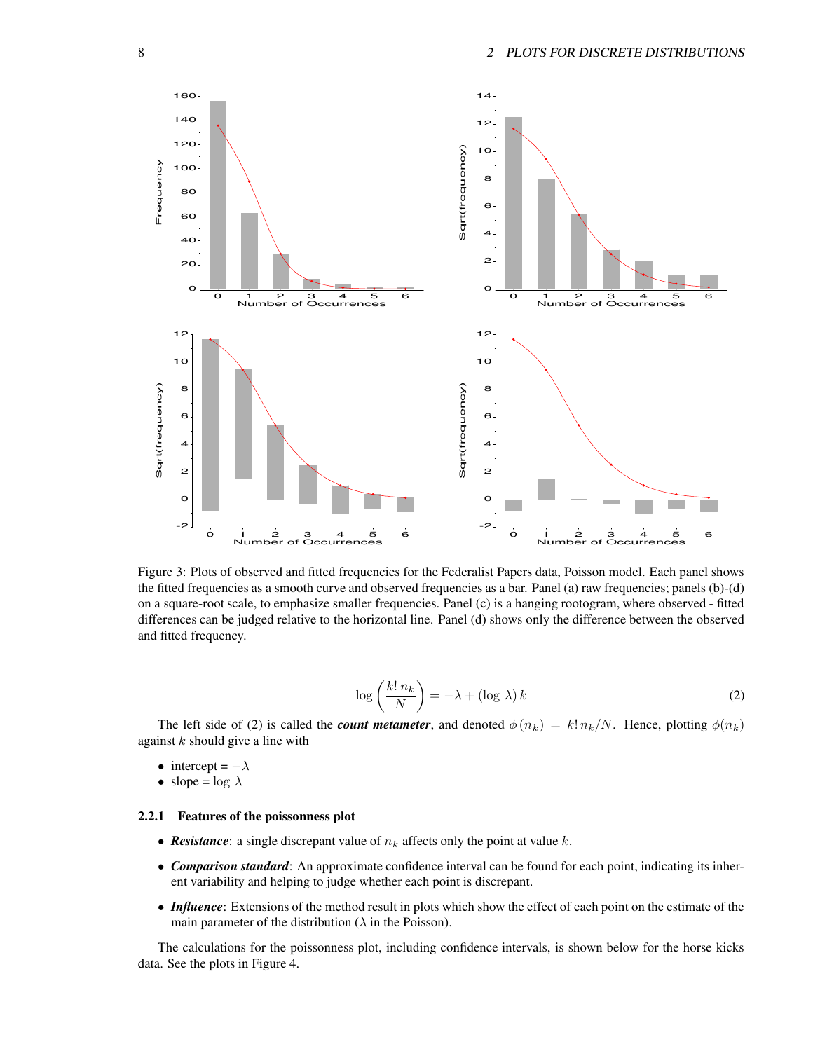Figure 3: Plots of observed and fitted frequencies for the Federalist Papers data, Poisson model. Each panel shows the fitted frequencies as a smooth curve and observed frequencies as a bar. Panel (a) raw frequencies; panels (b)-(d) on a square-root scale, to emphasize smaller frequencies. Panel (c) is a hanging rootogram, where observed - fitted differences can be judged relative to the horizontal line. Panel (d) shows only the difference between the observed and fitted frequency.

$$\log\left(\frac{k!\, n_k}{N}\right) = -\lambda + (\log\, \lambda)\, k \tag{2}$$

The left side of (2) is called the ***count metameter***, and denoted $\phi\,(n_k) = k!\, n_k/N$. Hence, plotting $\phi(n_k)$ against $k$ should give a line with

- intercept = $-\lambda$
- slope = $\log\, \lambda$

### 2.2.1 Features of the poissonness plot

- ***Resistance***: a single discrepant value of $n_k$ affects only the point at value $k$.
- ***Comparison standard***: An approximate confidence interval can be found for each point, indicating its inherent variability and helping to judge whether each point is discrepant.
- ***Influence***: Extensions of the method result in plots which show the effect of each point on the estimate of the main parameter of the distribution ($\lambda$ in the Poisson).

The calculations for the poissonness plot, including confidence intervals, is shown below for the horse kicks data. See the plots in Figure 4.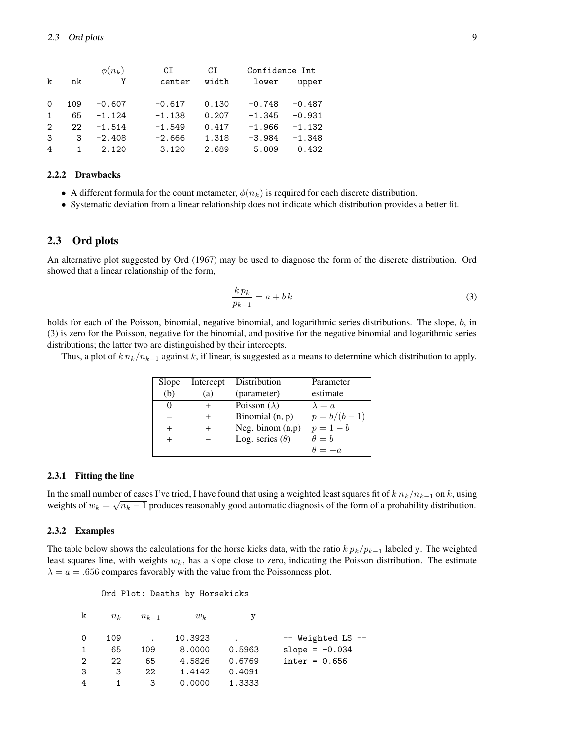| k | nk | $\phi(n_k)$ Y | CI center | CI width | Confidence Int lower | upper |
|---|---|---|---|---|---|---|
| 0 | 109 | -0.607 | -0.617 | 0.130 | -0.748 | -0.487 |
| 1 | 65 | -1.124 | -1.138 | 0.207 | -1.345 | -0.931 |
| 2 | 22 | -1.514 | -1.549 | 0.417 | -1.966 | -1.132 |
| 3 | 3 | -2.408 | -2.666 | 1.318 | -3.984 | -1.348 |
| 4 | 1 | -2.120 | -3.120 | 2.689 | -5.809 | -0.432 |

### 2.2.2 Drawbacks

- A different formula for the count metameter, $\phi(n_k)$ is required for each discrete distribution.
- Systematic deviation from a linear relationship does not indicate which distribution provides a better fit.

## 2.3 Ord plots

An alternative plot suggested by Ord (1967) may be used to diagnose the form of the discrete distribution. Ord showed that a linear relationship of the form,

$$\frac{k\,p_k}{p_{k-1}} = a + b\,k \tag{3}$$

holds for each of the Poisson, binomial, negative binomial, and logarithmic series distributions. The slope, $b$, in (3) is zero for the Poisson, negative for the binomial, and positive for the negative binomial and logarithmic series distributions; the latter two are distinguished by their intercepts.

Thus, a plot of $k\,n_k/n_{k-1}$ against $k$, if linear, is suggested as a means to determine which distribution to apply.

| Slope (b) | Intercept (a) | Distribution (parameter) | Parameter estimate |
|---|---|---|---|
| 0 | + | Poisson ($\lambda$) | $\lambda = a$ |
| − | + | Binomial (n, p) | $p = b/(b-1)$ |
| + | + | Neg. binom (n,p) | $p = 1 - b$ |
| + | − | Log. series ($\theta$) | $\theta = b$ |
| | | | $\theta = -a$ |

### 2.3.1 Fitting the line

In the small number of cases I've tried, I have found that using a weighted least squares fit of $k\,n_k/n_{k-1}$ on $k$, using weights of $w_k = \sqrt{n_k - 1}$ produces reasonably good automatic diagnosis of the form of a probability distribution.

### 2.3.2 Examples

The table below shows the calculations for the horse kicks data, with the ratio $k\,p_k/p_{k-1}$ labeled y. The weighted least squares line, with weights $w_k$, has a slope close to zero, indicating the Poisson distribution. The estimate $\lambda = a = .656$ compares favorably with the value from the Poissonness plot.

Ord Plot: Deaths by Horsekicks

| k | $n_k$ | $n_{k-1}$ | $w_k$ | y | |
|---|---|---|---|---|---|
| 0 | 109 | . | 10.3923 | . | -- Weighted LS -- |
| 1 | 65 | 109 | 8.0000 | 0.5963 | slope = -0.034 |
| 2 | 22 | 65 | 4.5826 | 0.6769 | inter = 0.656 |
| 3 | 3 | 22 | 1.4142 | 0.4091 | |
| 4 | 1 | 3 | 0.0000 | 1.3333 | |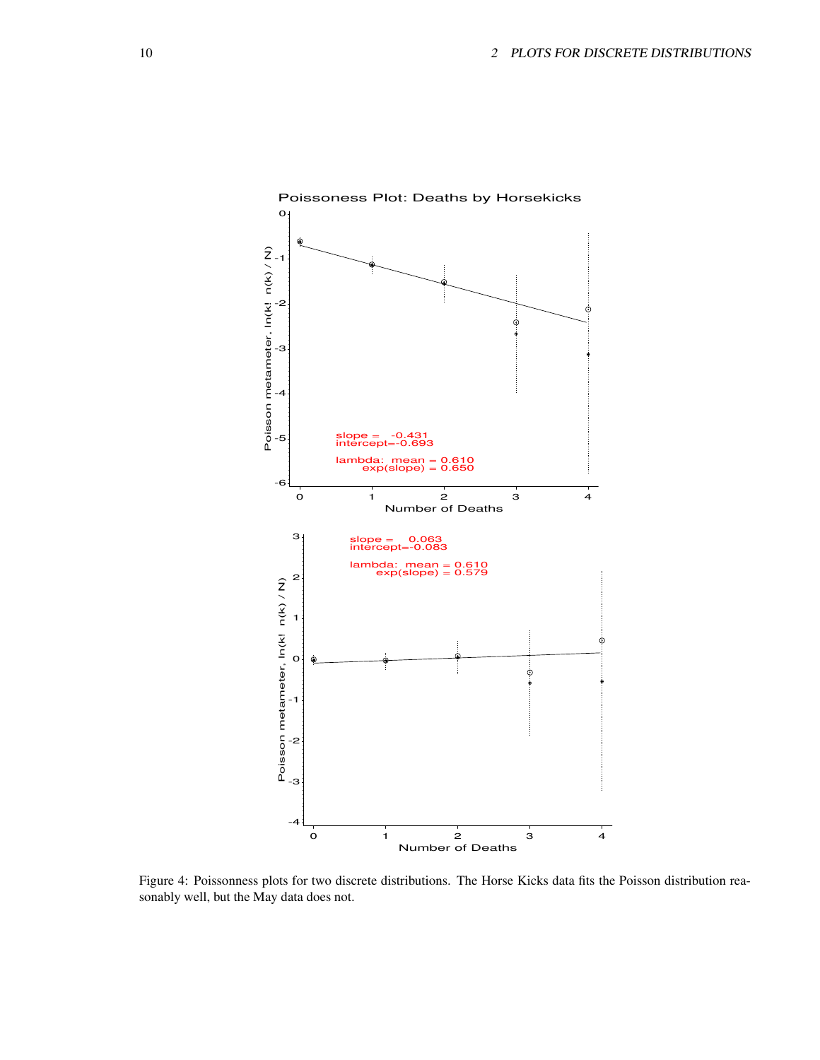Figure 4: Poissonness plots for two discrete distributions. The Horse Kicks data fits the Poisson distribution reasonably well, but the May data does not.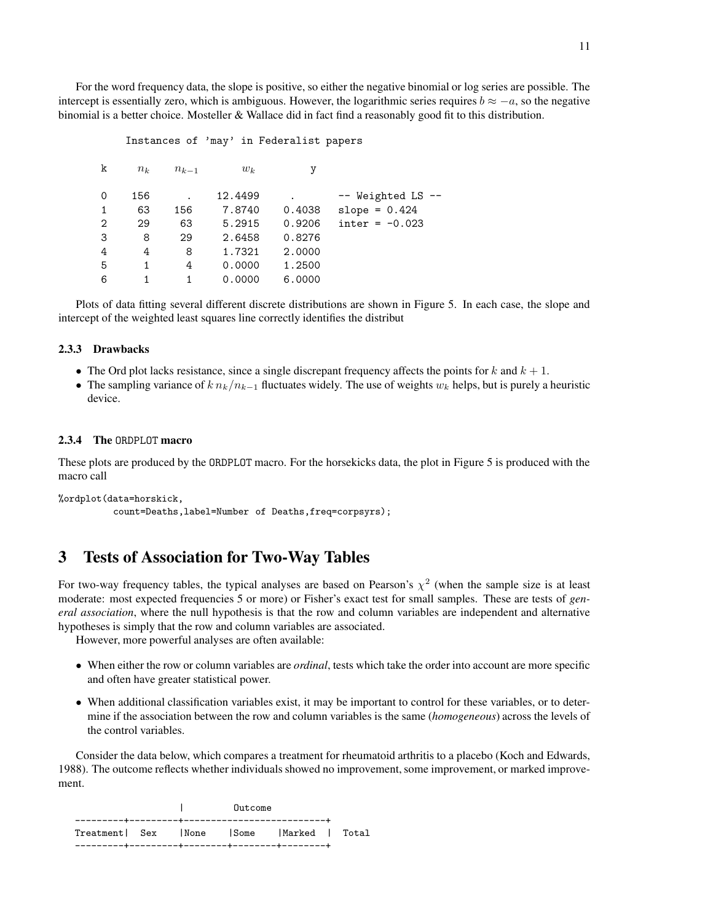For the word frequency data, the slope is positive, so either the negative binomial or log series are possible. The intercept is essentially zero, which is ambiguous. However, the logarithmic series requires $b \approx -a$, so the negative binomial is a better choice. Mosteller & Wallace did in fact find a reasonably good fit to this distribution.

```
        Instances of 'may' in Federalist papers

  k     n_k   n_{k-1}     w_k        y

  0     156      .      12.4499      .       -- Weighted LS --
  1      63    156       7.8740   0.4038     slope = 0.424
  2      29     63       5.2915   0.9206     inter = -0.023
  3       8     29       2.6458   0.8276
  4       4      8       1.7321   2.0000
  5       1      4       0.0000   1.2500
  6       1      1       0.0000   6.0000
```

Plots of data fitting several different discrete distributions are shown in Figure 5. In each case, the slope and intercept of the weighted least squares line correctly identifies the distribut

### 2.3.3 Drawbacks

- The Ord plot lacks resistance, since a single discrepant frequency affects the points for $k$ and $k+1$.
- The sampling variance of $k\,n_k/n_{k-1}$ fluctuates widely. The use of weights $w_k$ helps, but is purely a heuristic device.

### 2.3.4 The ORDPLOT macro

These plots are produced by the ORDPLOT macro. For the horsekicks data, the plot in Figure 5 is produced with the macro call

```
%ordplot(data=horskick,
        count=Deaths,label=Number of Deaths,freq=corpsyrs);
```

## 3 Tests of Association for Two-Way Tables

For two-way frequency tables, the typical analyses are based on Pearson's $\chi^2$ (when the sample size is at least moderate: most expected frequencies 5 or more) or Fisher's exact test for small samples. These are tests of *general association*, where the null hypothesis is that the row and column variables are independent and alternative hypotheses is simply that the row and column variables are associated.

However, more powerful analyses are often available:

- When either the row or column variables are *ordinal*, tests which take the order into account are more specific and often have greater statistical power.
- When additional classification variables exist, it may be important to control for these variables, or to determine if the association between the row and column variables is the same (*homogeneous*) across the levels of the control variables.

Consider the data below, which compares a treatment for rheumatoid arthritis to a placebo (Koch and Edwards, 1988). The outcome reflects whether individuals showed no improvement, some improvement, or marked improvement.

```
                   |          Outcome
---------+---------+--------------------------+
Treatment|  Sex    |None    |Some    |Marked  |  Total
---------+---------+--------+--------+--------+
```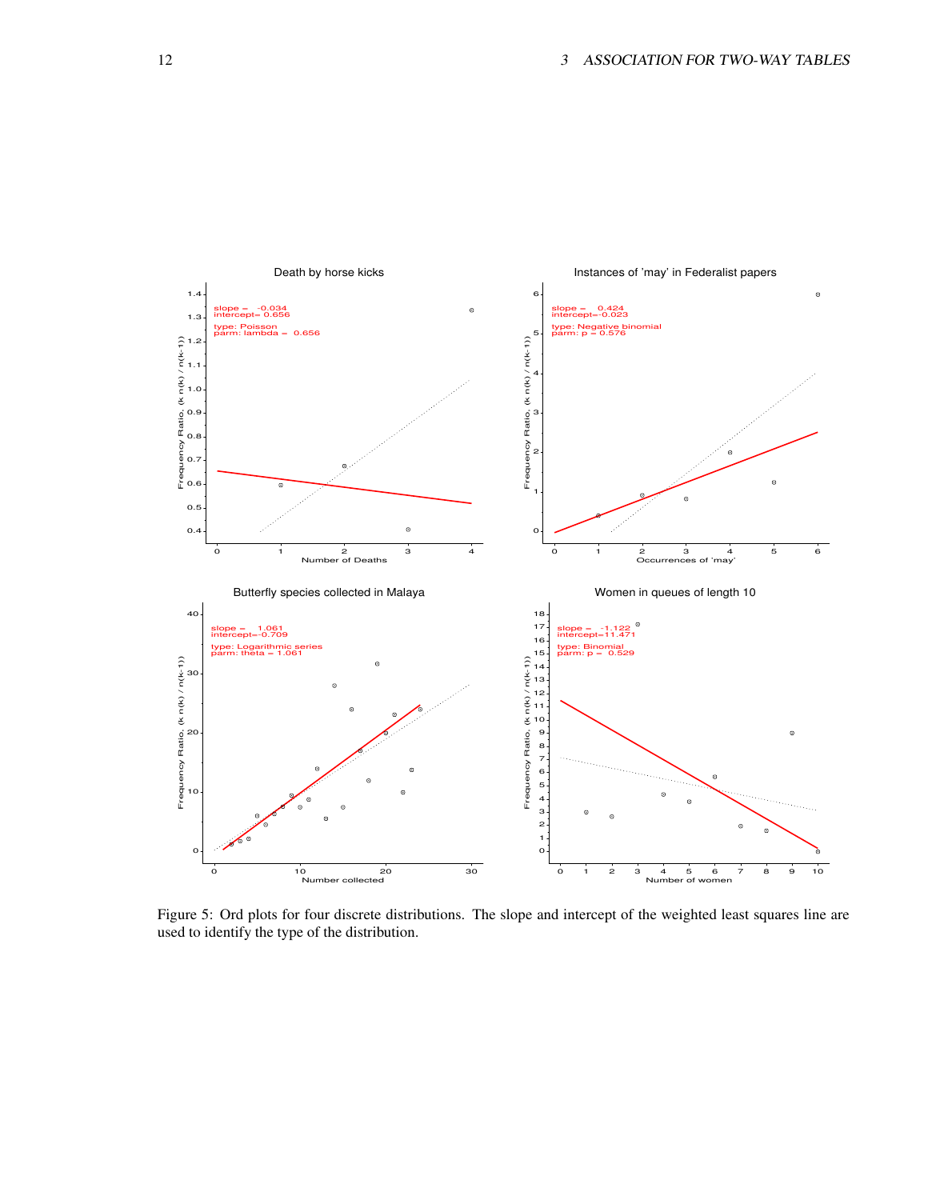Figure 5: Ord plots for four discrete distributions. The slope and intercept of the weighted least squares line are used to identify the type of the distribution.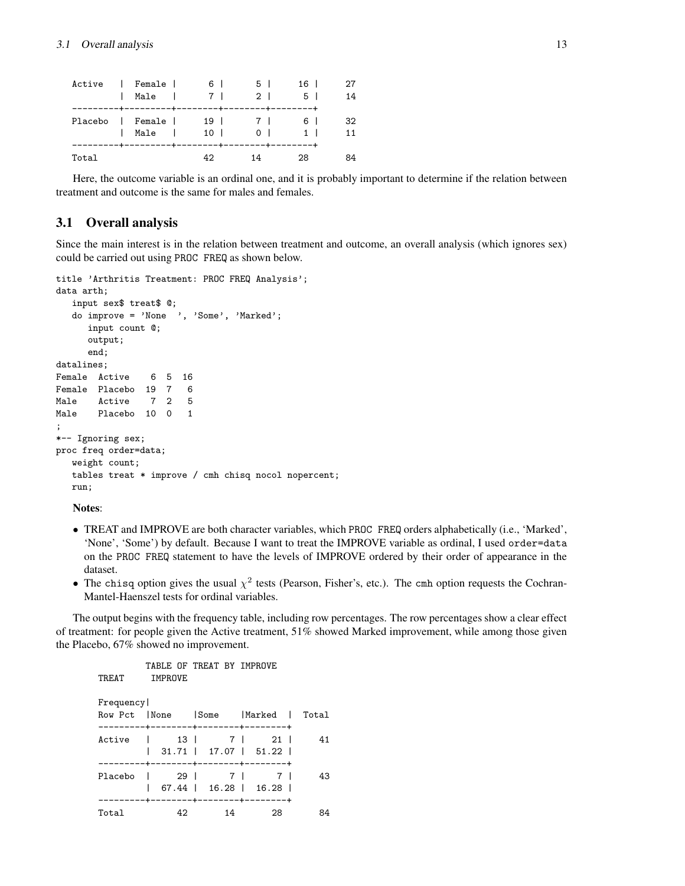```
Active   |  Female |      6 |      5 |     16 |      27
         |  Male   |      7 |      2 |      5 |      14
---------+---------+--------+--------+--------+
Placebo  |  Female |     19 |      7 |      6 |      32
         |  Male   |     10 |      0 |      1 |      11
---------+---------+--------+--------+--------+
Total                    42       14       28        84
```

Here, the outcome variable is an ordinal one, and it is probably important to determine if the relation between treatment and outcome is the same for males and females.

## 3.1 Overall analysis

Since the main interest is in the relation between treatment and outcome, an overall analysis (which ignores sex) could be carried out using PROC FREQ as shown below.

```
title 'Arthritis Treatment: PROC FREQ Analysis';
data arth;
   input sex$ treat$ @;
   do improve = 'None  ', 'Some', 'Marked';
      input count @;
      output;
      end;
datalines;
Female  Active    6  5  16
Female  Placebo  19  7   6
Male    Active    7  2   5
Male    Placebo  10  0   1
;
*-- Ignoring sex;
proc freq order=data;
   weight count;
   tables treat * improve / cmh chisq nocol nopercent;
   run;
```

**Notes**:

- TREAT and IMPROVE are both character variables, which PROC FREQ orders alphabetically (i.e., 'Marked', 'None', 'Some') by default. Because I want to treat the IMPROVE variable as ordinal, I used order=data on the PROC FREQ statement to have the levels of IMPROVE ordered by their order of appearance in the dataset.
- The chisq option gives the usual $\chi^2$ tests (Pearson, Fisher's, etc.). The cmh option requests the Cochran-Mantel-Haenszel tests for ordinal variables.

The output begins with the frequency table, including row percentages. The row percentages show a clear effect of treatment: for people given the Active treatment, 51% showed Marked improvement, while among those given the Placebo, 67% showed no improvement.

```
           TABLE OF TREAT BY IMPROVE
TREAT      IMPROVE

Frequency|
Row Pct  |None    |Some    |Marked  |  Total
---------+--------+--------+--------+
Active   |     13 |      7 |     21 |     41
         |  31.71 |  17.07 |  51.22 |
---------+--------+--------+--------+
Placebo  |     29 |      7 |      7 |     43
         |  67.44 |  16.28 |  16.28 |
---------+--------+--------+--------+
Total          42       14       28       84
```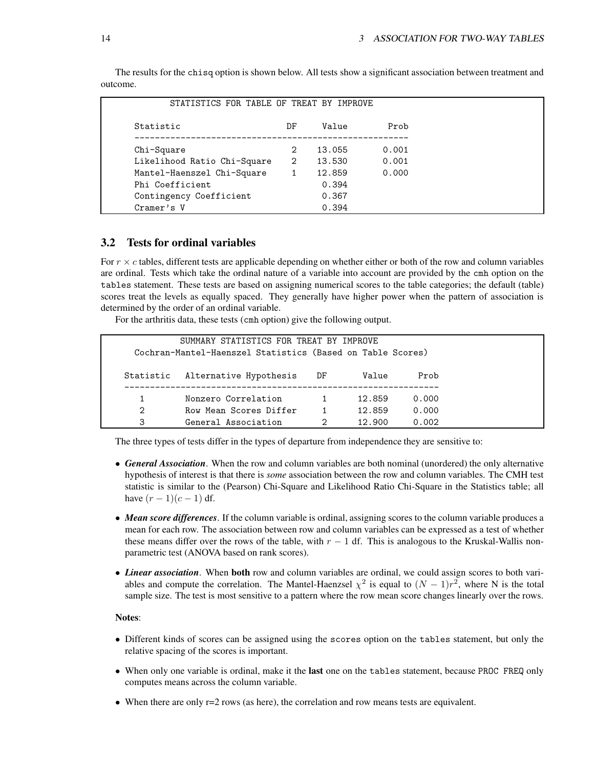The results for the chisq option is shown below. All tests show a significant association between treatment and outcome.

```
         STATISTICS FOR TABLE OF TREAT BY IMPROVE

     Statistic                    DF      Value        Prob
     ------------------------------------------------------
     Chi-Square                    2     13.055       0.001
     Likelihood Ratio Chi-Square   2     13.530       0.001
     Mantel-Haenszel Chi-Square    1     12.859       0.000
     Phi Coefficient                      0.394
     Contingency Coefficient              0.367
     Cramer's V                           0.394
```

## 3.2 Tests for ordinal variables

For $r \times c$ tables, different tests are applicable depending on whether either or both of the row and column variables are ordinal. Tests which take the ordinal nature of a variable into account are provided by the cmh option on the tables statement. These tests are based on assigning numerical scores to the table categories; the default (table) scores treat the levels as equally spaced. They generally have higher power when the pattern of association is determined by the order of an ordinal variable.

For the arthritis data, these tests (cmh option) give the following output.

```
            SUMMARY STATISTICS FOR TREAT BY IMPROVE
     Cochran-Mantel-Haenszel Statistics (Based on Table Scores)

  Statistic   Alternative Hypothesis    DF       Value      Prob
  --------------------------------------------------------------
      1       Nonzero Correlation        1      12.859     0.000
      2       Row Mean Scores Differ     1      12.859     0.000
      3       General Association        2      12.900     0.002
```

The three types of tests differ in the types of departure from independence they are sensitive to:

- ***General Association***. When the row and column variables are both nominal (unordered) the only alternative hypothesis of interest is that there is *some* association between the row and column variables. The CMH test statistic is similar to the (Pearson) Chi-Square and Likelihood Ratio Chi-Square in the Statistics table; all have $(r-1)(c-1)$ df.
- ***Mean score differences***. If the column variable is ordinal, assigning scores to the column variable produces a mean for each row. The association between row and column variables can be expressed as a test of whether these means differ over the rows of the table, with $r-1$ df. This is analogous to the Kruskal-Wallis non-parametric test (ANOVA based on rank scores).
- ***Linear association***. When **both** row and column variables are ordinal, we could assign scores to both variables and compute the correlation. The Mantel-Haenzsel $\chi^2$ is equal to $(N-1)r^2$, where N is the total sample size. The test is most sensitive to a pattern where the row mean score changes linearly over the rows.

**Notes**:

- Different kinds of scores can be assigned using the scores option on the tables statement, but only the relative spacing of the scores is important.
- When only one variable is ordinal, make it the **last** one on the tables statement, because PROC FREQ only computes means across the column variable.
- When there are only r=2 rows (as here), the correlation and row means tests are equivalent.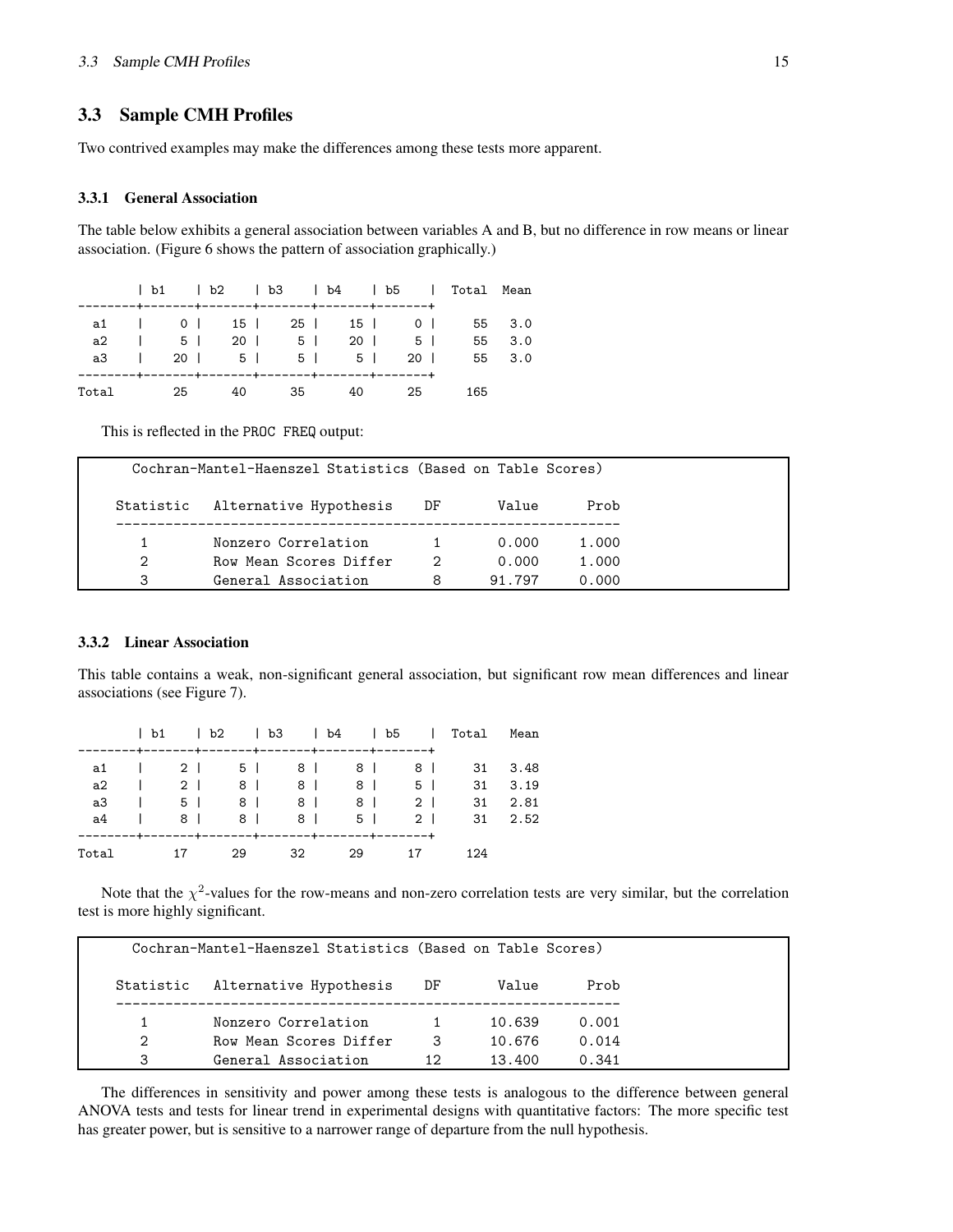## 3.3 Sample CMH Profiles

Two contrived examples may make the differences among these tests more apparent.

### 3.3.1 General Association

The table below exhibits a general association between variables A and B, but no difference in row means or linear association. (Figure 6 shows the pattern of association graphically.)

|  | b1 | b2 | b3 | b4 | b5 | Total | Mean |
|---|---|---|---|---|---|---|---|
| a1 | 0 | 15 | 25 | 15 | 0 | 55 | 3.0 |
| a2 | 5 | 20 | 5 | 20 | 5 | 55 | 3.0 |
| a3 | 20 | 5 | 5 | 5 | 20 | 55 | 3.0 |
| Total | 25 | 40 | 35 | 40 | 25 | 165 | |

This is reflected in the PROC FREQ output:

```
      Cochran-Mantel-Haenszel Statistics (Based on Table Scores)

    Statistic   Alternative Hypothesis    DF       Value      Prob
    --------------------------------------------------------------
        1       Nonzero Correlation        1       0.000     1.000
        2       Row Mean Scores Differ     2       0.000     1.000
        3       General Association        8      91.797     0.000
```

### 3.3.2 Linear Association

This table contains a weak, non-significant general association, but significant row mean differences and linear associations (see Figure 7).

|  | b1 | b2 | b3 | b4 | b5 | Total | Mean |
|---|---|---|---|---|---|---|---|
| a1 | 2 | 5 | 8 | 8 | 8 | 31 | 3.48 |
| a2 | 2 | 8 | 8 | 8 | 5 | 31 | 3.19 |
| a3 | 5 | 8 | 8 | 8 | 2 | 31 | 2.81 |
| a4 | 8 | 8 | 8 | 5 | 2 | 31 | 2.52 |
| Total | 17 | 29 | 32 | 29 | 17 | 124 | |

Note that the $\chi^2$-values for the row-means and non-zero correlation tests are very similar, but the correlation test is more highly significant.

```
      Cochran-Mantel-Haenszel Statistics (Based on Table Scores)

    Statistic   Alternative Hypothesis    DF       Value      Prob
    --------------------------------------------------------------
        1       Nonzero Correlation        1      10.639     0.001
        2       Row Mean Scores Differ     3      10.676     0.014
        3       General Association       12      13.400     0.341
```

The differences in sensitivity and power among these tests is analogous to the difference between general ANOVA tests and tests for linear trend in experimental designs with quantitative factors: The more specific test has greater power, but is sensitive to a narrower range of departure from the null hypothesis.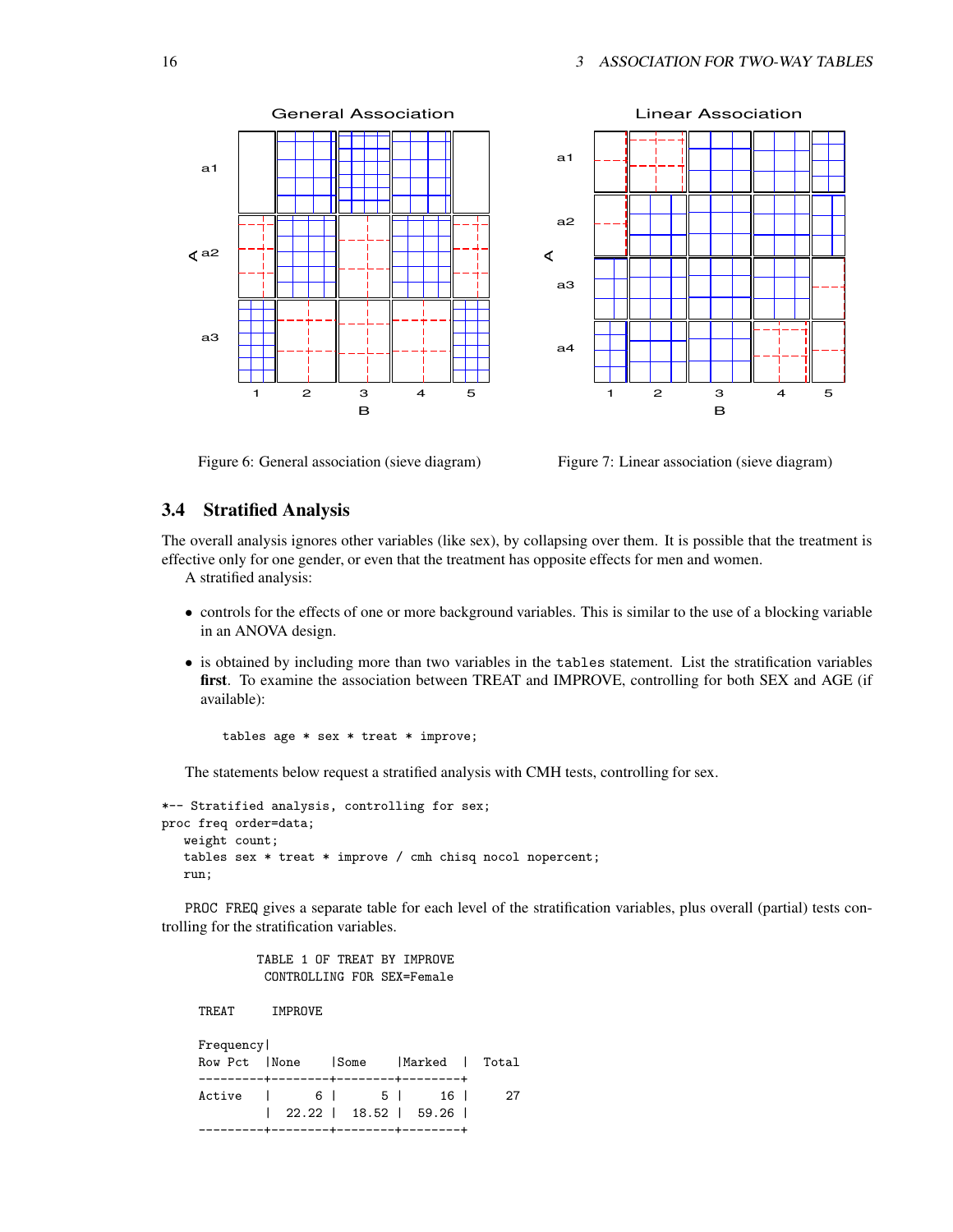Figure 6: General association (sieve diagram)

Figure 7: Linear association (sieve diagram)

## 3.4 Stratified Analysis

The overall analysis ignores other variables (like sex), by collapsing over them. It is possible that the treatment is effective only for one gender, or even that the treatment has opposite effects for men and women.

A stratified analysis:

- controls for the effects of one or more background variables. This is similar to the use of a blocking variable in an ANOVA design.
- is obtained by including more than two variables in the `tables` statement. List the stratification variables **first**. To examine the association between TREAT and IMPROVE, controlling for both SEX and AGE (if available):

```
tables age * sex * treat * improve;
```

The statements below request a stratified analysis with CMH tests, controlling for sex.

```
*-- Stratified analysis, controlling for sex;
proc freq order=data;
   weight count;
   tables sex * treat * improve / cmh chisq nocol nopercent;
   run;
```

`PROC FREQ` gives a separate table for each level of the stratification variables, plus overall (partial) tests controlling for the stratification variables.

```
            TABLE 1 OF TREAT BY IMPROVE
             CONTROLLING FOR SEX=Female

     TREAT      IMPROVE

     Frequency|
     Row Pct  |None    |Some    |Marked  |  Total
     ---------+--------+--------+--------+
     Active   |      6 |      5 |     16 |     27
              |  22.22 |  18.52 |  59.26 |
     ---------+--------+--------+--------+
```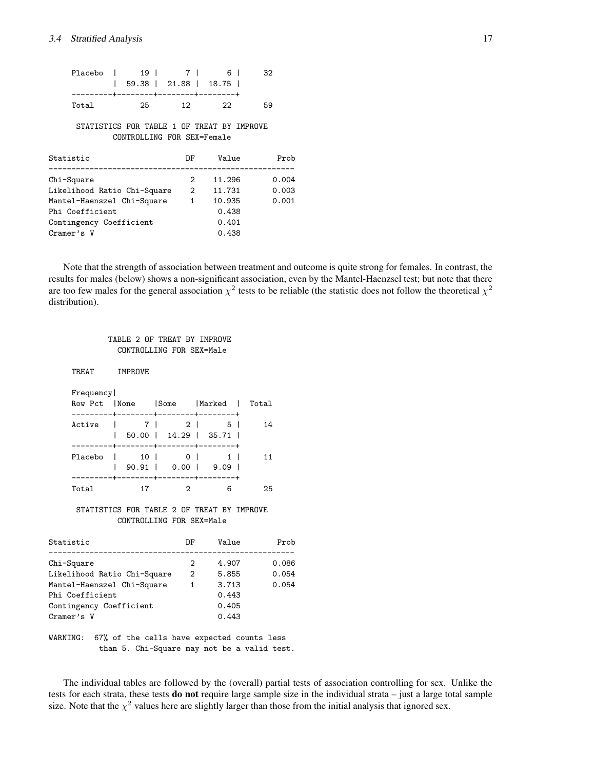```
Placebo  |     19 |      7 |      6 |     32
         |  59.38 |  21.88 |  18.75 |
---------+--------+--------+--------+
Total          25       12       22       59

      STATISTICS FOR TABLE 1 OF TREAT BY IMPROVE
             CONTROLLING FOR SEX=Female

Statistic                     DF      Value        Prob
------------------------------------------------------
Chi-Square                     2     11.296       0.004
Likelihood Ratio Chi-Square    2     11.731       0.003
Mantel-Haenszel Chi-Square     1     10.935       0.001
Phi Coefficient                       0.438
Contingency Coefficient               0.401
Cramer's V                            0.438
```

Note that the strength of association between treatment and outcome is quite strong for females. In contrast, the results for males (below) shows a non-significant association, even by the Mantel-Haenzsel test; but note that there are too few males for the general association $\chi^2$ tests to be reliable (the statistic does not follow the theoretical $\chi^2$ distribution).

```
             TABLE 2 OF TREAT BY IMPROVE
               CONTROLLING FOR SEX=Male

     TREAT     IMPROVE

     Frequency|
     Row Pct  |None    |Some    |Marked  |  Total
     ---------+--------+--------+--------+
     Active   |      7 |      2 |      5 |     14
              |  50.00 |  14.29 |  35.71 |
     ---------+--------+--------+--------+
     Placebo  |     10 |      0 |      1 |     11
              |  90.91 |   0.00 |   9.09 |
     ---------+--------+--------+--------+
     Total          17        2        6       25

      STATISTICS FOR TABLE 2 OF TREAT BY IMPROVE
               CONTROLLING FOR SEX=Male

Statistic                     DF      Value        Prob
------------------------------------------------------
Chi-Square                     2      4.907       0.086
Likelihood Ratio Chi-Square    2      5.855       0.054
Mantel-Haenszel Chi-Square     1      3.713       0.054
Phi Coefficient                       0.443
Contingency Coefficient               0.405
Cramer's V                            0.443

WARNING:  67% of the cells have expected counts less
          than 5. Chi-Square may not be a valid test.
```

The individual tables are followed by the (overall) partial tests of association controlling for sex. Unlike the tests for each strata, these tests **do not** require large sample size in the individual strata – just a large total sample size. Note that the $\chi^2$ values here are slightly larger than those from the initial analysis that ignored sex.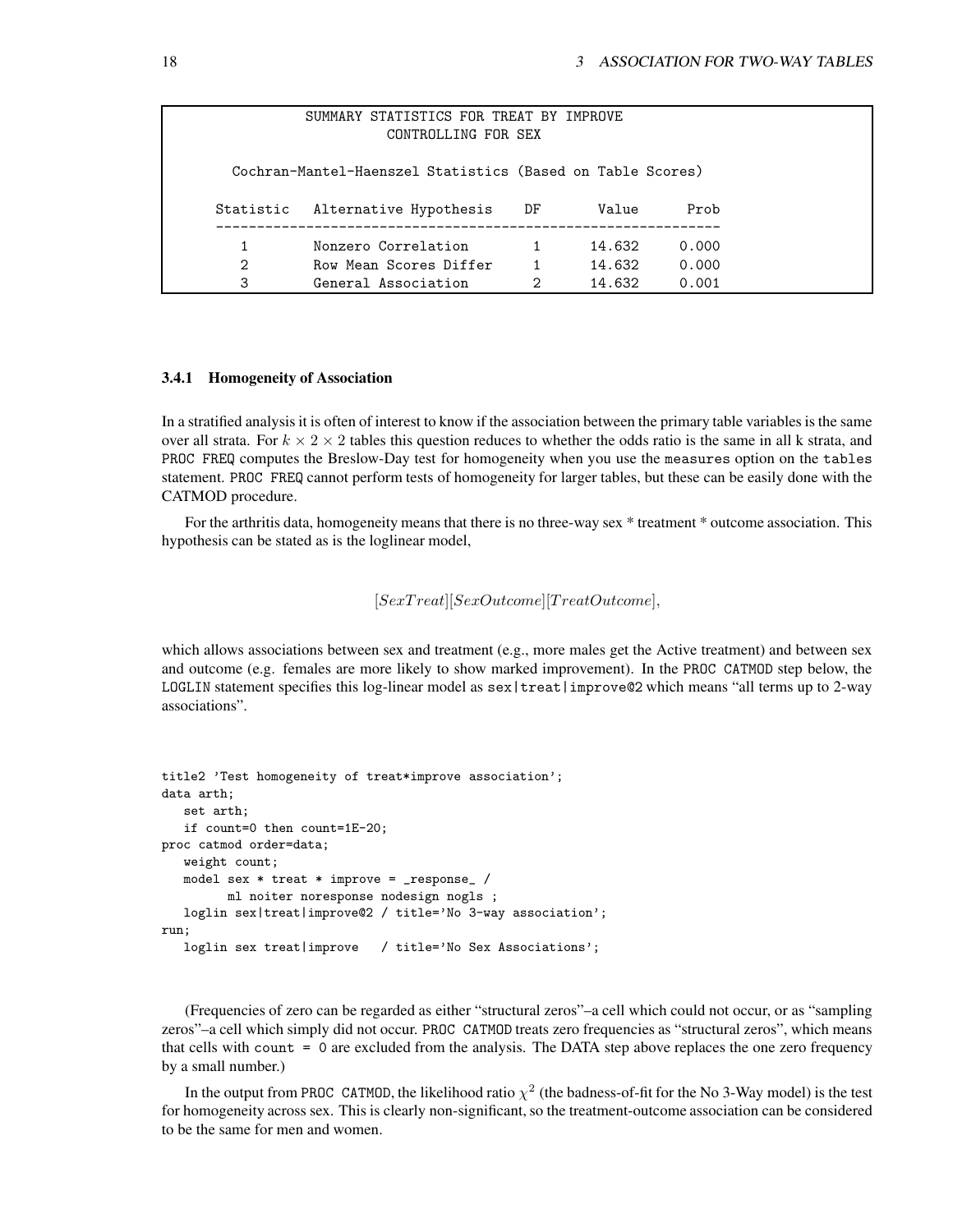```
              SUMMARY STATISTICS FOR TREAT BY IMPROVE
                        CONTROLLING FOR SEX

      Cochran-Mantel-Haenszel Statistics (Based on Table Scores)

    Statistic   Alternative Hypothesis    DF       Value      Prob
    --------------------------------------------------------------
        1       Nonzero Correlation        1      14.632     0.000
        2       Row Mean Scores Differ     1      14.632     0.000
        3       General Association        2      14.632     0.001
```

### 3.4.1 Homogeneity of Association

In a stratified analysis it is often of interest to know if the association between the primary table variables is the same over all strata. For $k \times 2 \times 2$ tables this question reduces to whether the odds ratio is the same in all k strata, and PROC FREQ computes the Breslow-Day test for homogeneity when you use the measures option on the tables statement. PROC FREQ cannot perform tests of homogeneity for larger tables, but these can be easily done with the CATMOD procedure.

For the arthritis data, homogeneity means that there is no three-way sex * treatment * outcome association. This hypothesis can be stated as is the loglinear model,

$$[SexTreat][SexOutcome][TreatOutcome],$$

which allows associations between sex and treatment (e.g., more males get the Active treatment) and between sex and outcome (e.g. females are more likely to show marked improvement). In the PROC CATMOD step below, the LOGLIN statement specifies this log-linear model as sex|treat|improve@2 which means "all terms up to 2-way associations".

```
title2 'Test homogeneity of treat*improve association';
data arth;
   set arth;
   if count=0 then count=1E-20;
proc catmod order=data;
   weight count;
   model sex * treat * improve = _response_ /
         ml noiter noresponse nodesign nogls ;
   loglin sex|treat|improve@2 / title='No 3-way association';
run;
   loglin sex treat|improve   / title='No Sex Associations';
```

(Frequencies of zero can be regarded as either "structural zeros"–a cell which could not occur, or as "sampling zeros"–a cell which simply did not occur. PROC CATMOD treats zero frequencies as "structural zeros", which means that cells with count = 0 are excluded from the analysis. The DATA step above replaces the one zero frequency by a small number.)

In the output from PROC CATMOD, the likelihood ratio $\chi^2$ (the badness-of-fit for the No 3-Way model) is the test for homogeneity across sex. This is clearly non-significant, so the treatment-outcome association can be considered to be the same for men and women.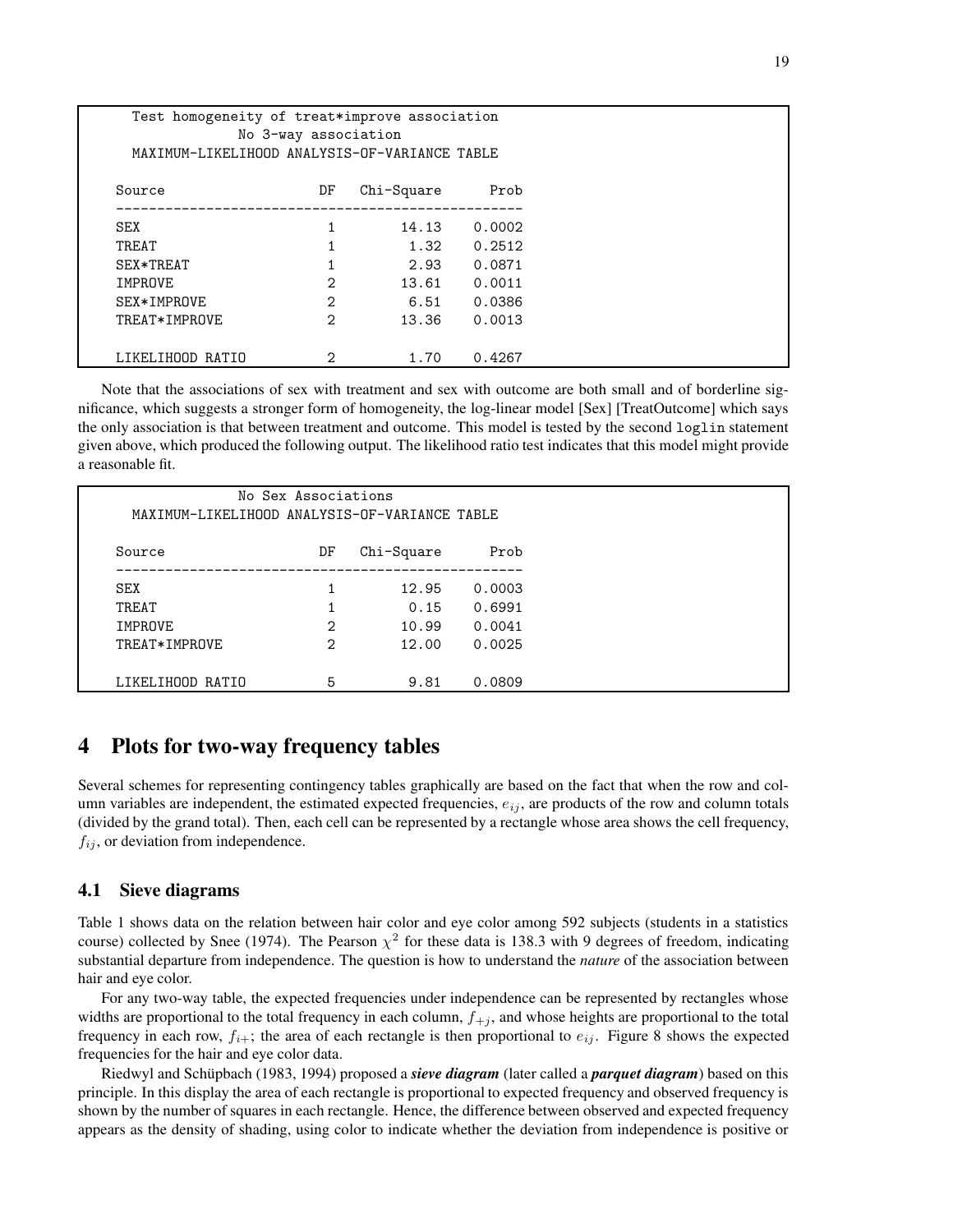```
    Test homogeneity of treat*improve association
                No 3-way association
    MAXIMUM-LIKELIHOOD ANALYSIS-OF-VARIANCE TABLE

  Source                   DF   Chi-Square      Prob
  --------------------------------------------------
  SEX                       1        14.13    0.0002
  TREAT                     1         1.32    0.2512
  SEX*TREAT                 1         2.93    0.0871
  IMPROVE                   2        13.61    0.0011
  SEX*IMPROVE               2         6.51    0.0386
  TREAT*IMPROVE             2        13.36    0.0013

  LIKELIHOOD RATIO          2         1.70    0.4267
```

Note that the associations of sex with treatment and sex with outcome are both small and of borderline significance, which suggests a stronger form of homogeneity, the log-linear model [Sex] [TreatOutcome] which says the only association is that between treatment and outcome. This model is tested by the second `loglin` statement given above, which produced the following output. The likelihood ratio test indicates that this model might provide a reasonable fit.

```
                No Sex Associations
    MAXIMUM-LIKELIHOOD ANALYSIS-OF-VARIANCE TABLE

  Source                   DF   Chi-Square      Prob
  --------------------------------------------------
  SEX                       1        12.95    0.0003
  TREAT                     1         0.15    0.6991
  IMPROVE                   2        10.99    0.0041
  TREAT*IMPROVE             2        12.00    0.0025

  LIKELIHOOD RATIO          5         9.81    0.0809
```

# 4 Plots for two-way frequency tables

Several schemes for representing contingency tables graphically are based on the fact that when the row and column variables are independent, the estimated expected frequencies, $e_{ij}$, are products of the row and column totals (divided by the grand total). Then, each cell can be represented by a rectangle whose area shows the cell frequency, $f_{ij}$, or deviation from independence.

## 4.1 Sieve diagrams

Table 1 shows data on the relation between hair color and eye color among 592 subjects (students in a statistics course) collected by Snee (1974). The Pearson $\chi^2$ for these data is 138.3 with 9 degrees of freedom, indicating substantial departure from independence. The question is how to understand the *nature* of the association between hair and eye color.

For any two-way table, the expected frequencies under independence can be represented by rectangles whose widths are proportional to the total frequency in each column, $f_{+j}$, and whose heights are proportional to the total frequency in each row, $f_{i+}$; the area of each rectangle is then proportional to $e_{ij}$. Figure 8 shows the expected frequencies for the hair and eye color data.

Riedwyl and Schüpbach (1983, 1994) proposed a ***sieve diagram*** (later called a ***parquet diagram***) based on this principle. In this display the area of each rectangle is proportional to expected frequency and observed frequency is shown by the number of squares in each rectangle. Hence, the difference between observed and expected frequency appears as the density of shading, using color to indicate whether the deviation from independence is positive or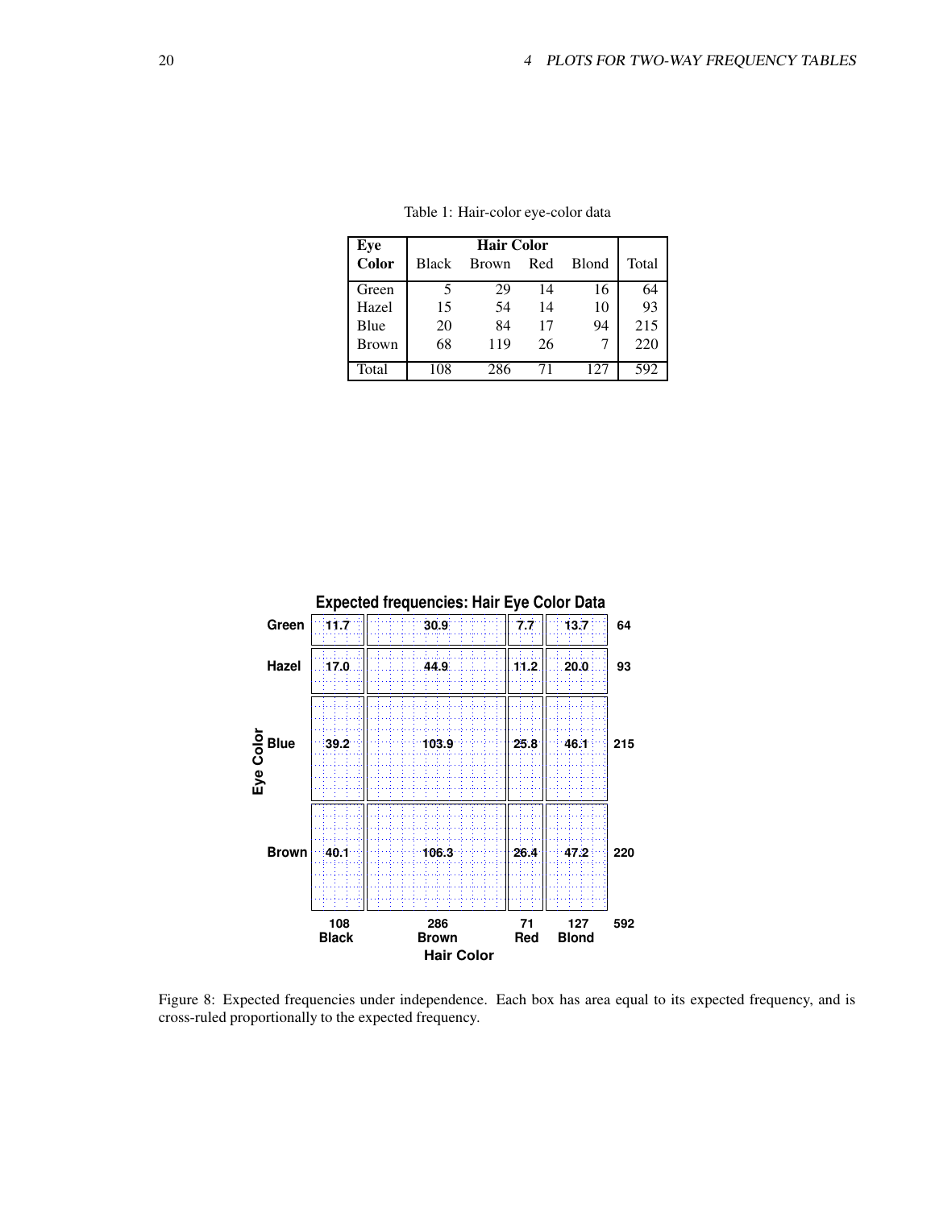Table 1: Hair-color eye-color data

| Eye Color | Hair Color | | | | Total |
|---|---|---|---|---|---|
| | Black | Brown | Red | Blond | |
| Green | 5 | 29 | 14 | 16 | 64 |
| Hazel | 15 | 54 | 14 | 10 | 93 |
| Blue | 20 | 84 | 17 | 94 | 215 |
| Brown | 68 | 119 | 26 | 7 | 220 |
| Total | 108 | 286 | 71 | 127 | 592 |

**Expected frequencies: Hair Eye Color Data**

| Eye Color | Black | Brown | Red | Blond | |
|---|---|---|---|---|---|
| Green | 11.7 | 30.9 | 7.7 | 13.7 | 64 |
| Hazel | 17.0 | 44.9 | 11.2 | 20.0 | 93 |
| Blue | 39.2 | 103.9 | 25.8 | 46.1 | 215 |
| Brown | 40.1 | 106.3 | 26.4 | 47.2 | 220 |
| | 108 | 286 | 71 | 127 | 592 |

Figure 8: Expected frequencies under independence. Each box has area equal to its expected frequency, and is cross-ruled proportionally to the expected frequency.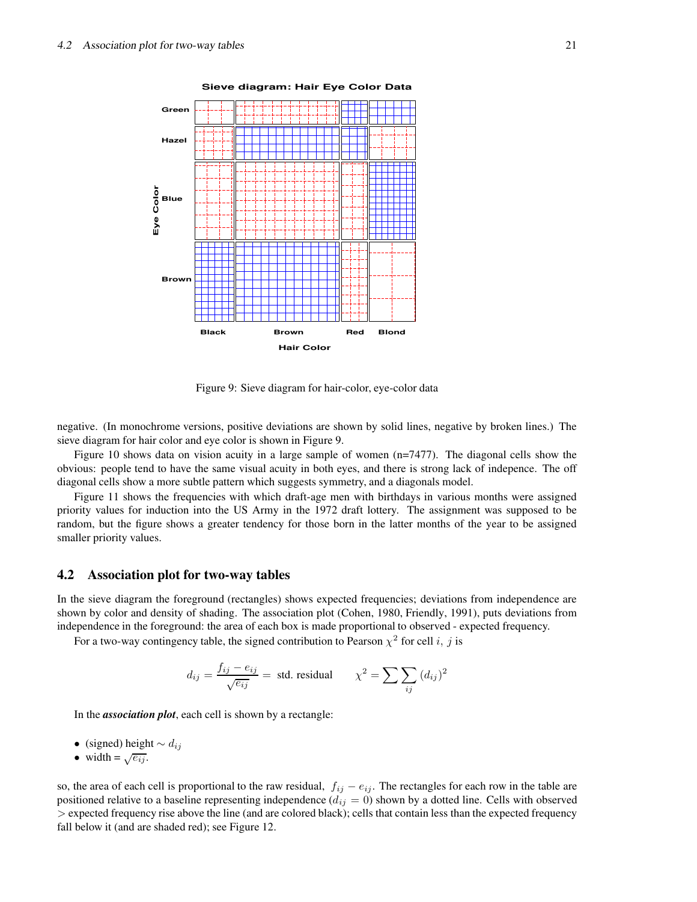Figure 9: Sieve diagram for hair-color, eye-color data

negative. (In monochrome versions, positive deviations are shown by solid lines, negative by broken lines.) The sieve diagram for hair color and eye color is shown in Figure 9.

Figure 10 shows data on vision acuity in a large sample of women (n=7477). The diagonal cells show the obvious: people tend to have the same visual acuity in both eyes, and there is strong lack of indepence. The off diagonal cells show a more subtle pattern which suggests symmetry, and a diagonals model.

Figure 11 shows the frequencies with which draft-age men with birthdays in various months were assigned priority values for induction into the US Army in the 1972 draft lottery. The assignment was supposed to be random, but the figure shows a greater tendency for those born in the latter months of the year to be assigned smaller priority values.

## 4.2 Association plot for two-way tables

In the sieve diagram the foreground (rectangles) shows expected frequencies; deviations from independence are shown by color and density of shading. The association plot (Cohen, 1980, Friendly, 1991), puts deviations from independence in the foreground: the area of each box is made proportional to observed - expected frequency.

For a two-way contingency table, the signed contribution to Pearson $\chi^2$ for cell $i, j$ is

$$d_{ij} = \frac{f_{ij} - e_{ij}}{\sqrt{e_{ij}}} = \text{ std. residual} \qquad \chi^2 = \sum \sum_{ij} (d_{ij})^2$$

In the ***association plot***, each cell is shown by a rectangle:

- (signed) height $\sim d_{ij}$
- width = $\sqrt{e_{ij}}$.

so, the area of each cell is proportional to the raw residual, $f_{ij} - e_{ij}$. The rectangles for each row in the table are positioned relative to a baseline representing independence ($d_{ij} = 0$) shown by a dotted line. Cells with observed $>$ expected frequency rise above the line (and are colored black); cells that contain less than the expected frequency fall below it (and are shaded red); see Figure 12.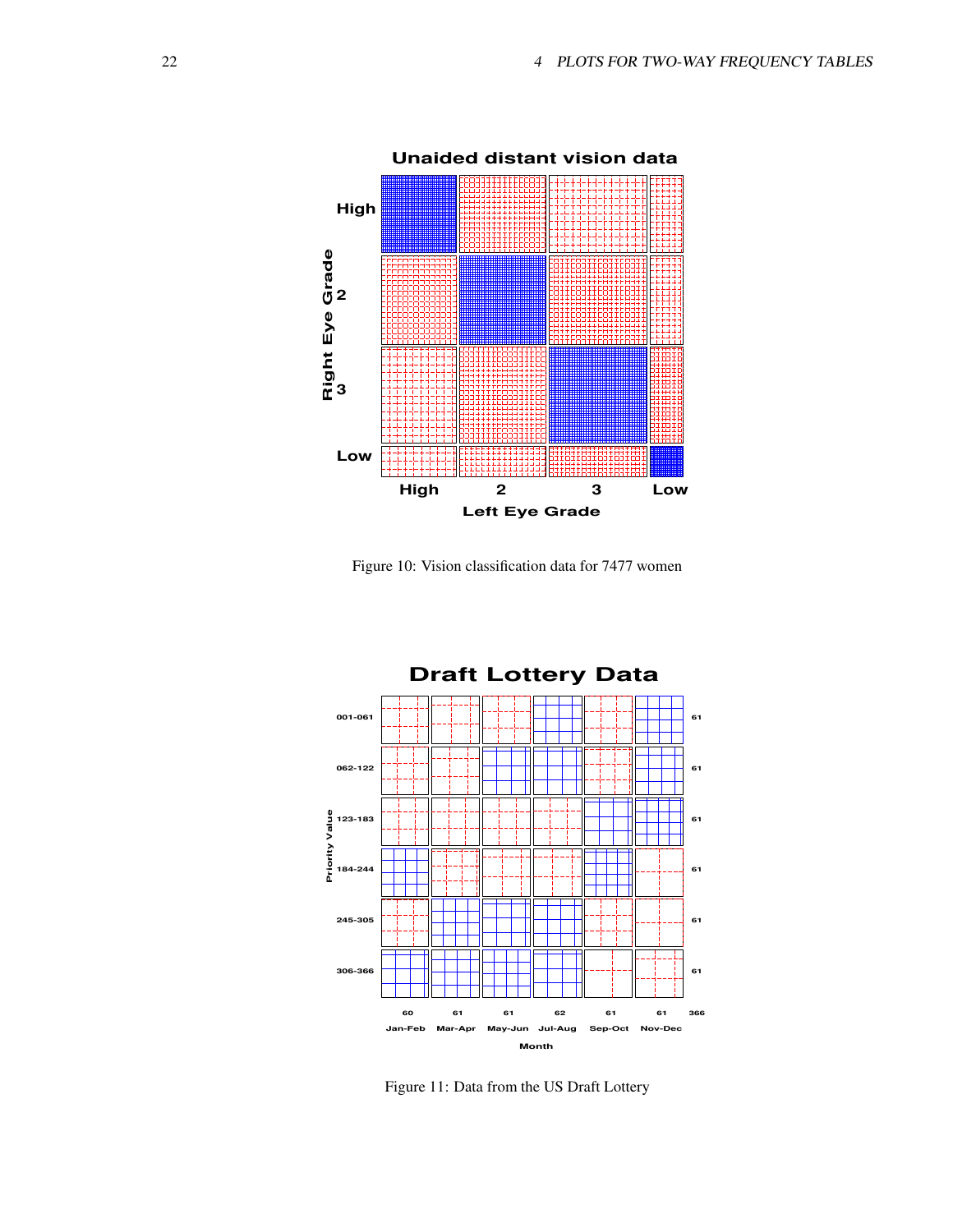Figure 10: Vision classification data for 7477 women

Figure 11: Data from the US Draft Lottery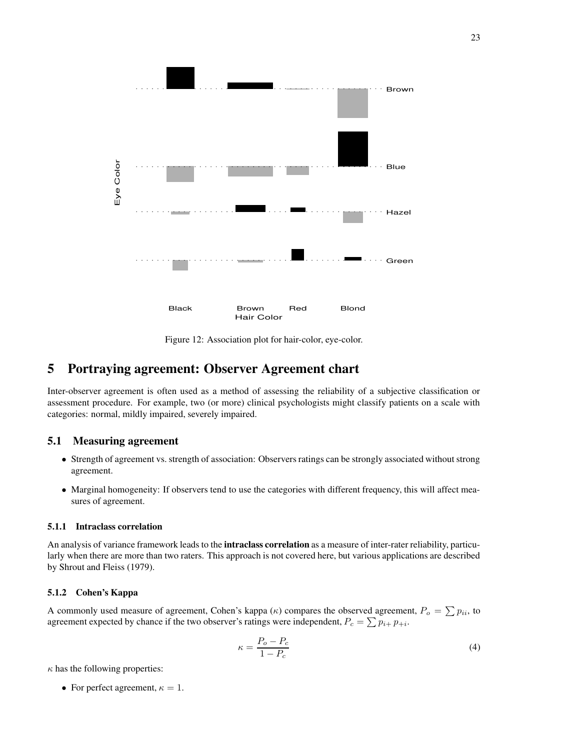Figure 12: Association plot for hair-color, eye-color.

# 5 Portraying agreement: Observer Agreement chart

Inter-observer agreement is often used as a method of assessing the reliability of a subjective classification or assessment procedure. For example, two (or more) clinical psychologists might classify patients on a scale with categories: normal, mildly impaired, severely impaired.

## 5.1 Measuring agreement

- Strength of agreement vs. strength of association: Observers ratings can be strongly associated without strong agreement.
- Marginal homogeneity: If observers tend to use the categories with different frequency, this will affect measures of agreement.

### 5.1.1 Intraclass correlation

An analysis of variance framework leads to the **intraclass correlation** as a measure of inter-rater reliability, particularly when there are more than two raters. This approach is not covered here, but various applications are described by Shrout and Fleiss (1979).

### 5.1.2 Cohen's Kappa

A commonly used measure of agreement, Cohen's kappa ($\kappa$) compares the observed agreement, $P_o = \sum p_{ii}$, to agreement expected by chance if the two observer's ratings were independent, $P_c = \sum p_{i+} \, p_{+i}$.

$$\kappa = \frac{P_o - P_c}{1 - P_c} \tag{4}$$

$\kappa$ has the following properties:

- For perfect agreement, $\kappa = 1$.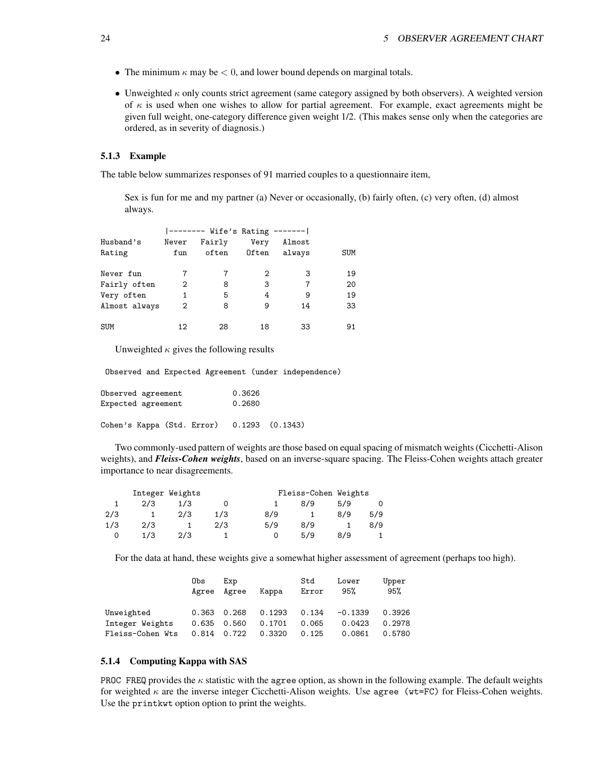- The minimum $\kappa$ may be $< 0$, and lower bound depends on marginal totals.
- Unweighted $\kappa$ only counts strict agreement (same category assigned by both observers). A weighted version of $\kappa$ is used when one wishes to allow for partial agreement. For example, exact agreements might be given full weight, one-category difference given weight 1/2. (This makes sense only when the categories are ordered, as in severity of diagnosis.)

### 5.1.3 Example

The table below summarizes responses of 91 married couples to a questionnaire item,

> Sex is fun for me and my partner (a) Never or occasionally, (b) fairly often, (c) very often, (d) almost always.

| Husband's Rating | Wife's Rating: Never fun | Fairly often | Very Often | Almost always | SUM |
|---|---|---|---|---|---|
| Never fun | 7 | 7 | 2 | 3 | 19 |
| Fairly often | 2 | 8 | 3 | 7 | 20 |
| Very often | 1 | 5 | 4 | 9 | 19 |
| Almost always | 2 | 8 | 9 | 14 | 33 |
| SUM | 12 | 28 | 18 | 33 | 91 |

Unweighted $\kappa$ gives the following results

```
 Observed and Expected Agreement (under independence)

Observed agreement          0.3626
Expected agreement          0.2680

Cohen's Kappa (Std. Error)   0.1293  (0.1343)
```

Two commonly-used pattern of weights are those based on equal spacing of mismatch weights (Cicchetti-Alison weights), and ***Fleiss-Cohen weights***, based on an inverse-square spacing. The Fleiss-Cohen weights attach greater importance to near disagreements.

```
      Integer Weights                    Fleiss-Cohen Weights
   1     2/3    1/3      0              1     8/9     5/9      0
 2/3       1    2/3    1/3            8/9       1     8/9    5/9
 1/3     2/3      1    2/3            5/9     8/9       1    8/9
   0     1/3    2/3      1              0     5/9     8/9      1
```

For the data at hand, these weights give a somewhat higher assessment of agreement (perhaps too high).

| | Obs Agree | Exp Agree | Kappa | Std Error | Lower 95% | Upper 95% |
|---|---|---|---|---|---|---|
| Unweighted | 0.363 | 0.268 | 0.1293 | 0.134 | -0.1339 | 0.3926 |
| Integer Weights | 0.635 | 0.560 | 0.1701 | 0.065 | 0.0423 | 0.2978 |
| Fleiss-Cohen Wts | 0.814 | 0.722 | 0.3320 | 0.125 | 0.0861 | 0.5780 |

### 5.1.4 Computing Kappa with SAS

`PROC FREQ` provides the $\kappa$ statistic with the `agree` option, as shown in the following example. The default weights for weighted $\kappa$ are the inverse integer Cicchetti-Alison weights. Use `agree (wt=FC)` for Fleiss-Cohen weights. Use the `printkwt` option option to print the weights.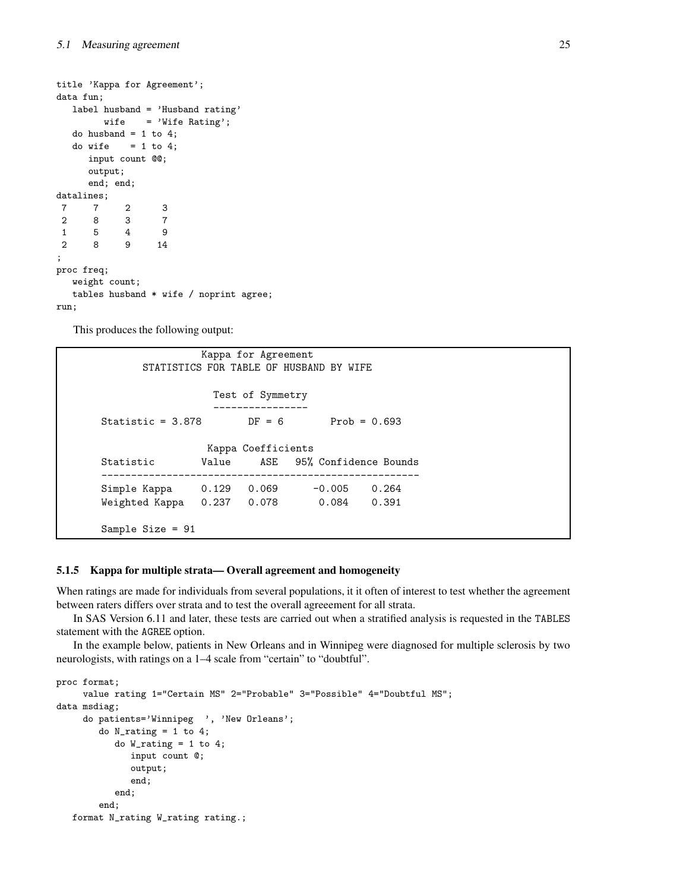```
title 'Kappa for Agreement';
data fun;
   label husband = 'Husband rating'
         wife    = 'Wife Rating';
   do husband = 1 to 4;
   do wife    = 1 to 4;
      input count @@;
      output;
      end; end;
datalines;
 7     7     2      3
 2     8     3      7
 1     5     4      9
 2     8     9     14
;
proc freq;
   weight count;
   tables husband * wife / noprint agree;
run;
```

This produces the following output:

```
                        Kappa for Agreement
            STATISTICS FOR TABLE OF HUSBAND BY WIFE

                         Test of Symmetry
                         ----------------
      Statistic = 3.878        DF = 6        Prob = 0.693

                        Kappa Coefficients
      Statistic        Value     ASE   95% Confidence Bounds
      ------------------------------------------------------
      Simple Kappa     0.129   0.069      -0.005    0.264
      Weighted Kappa   0.237   0.078       0.084    0.391

      Sample Size = 91
```

### 5.1.5 Kappa for multiple strata— Overall agreement and homogeneity

When ratings are made for individuals from several populations, it it often of interest to test whether the agreement between raters differs over strata and to test the overall agreeement for all strata.

In SAS Version 6.11 and later, these tests are carried out when a stratified analysis is requested in the TABLES statement with the AGREE option.

In the example below, patients in New Orleans and in Winnipeg were diagnosed for multiple sclerosis by two neurologists, with ratings on a 1–4 scale from "certain" to "doubtful".

```
proc format;
     value rating 1="Certain MS" 2="Probable" 3="Possible" 4="Doubtful MS";
data msdiag;
     do patients='Winnipeg  ', 'New Orleans';
        do N_rating = 1 to 4;
           do W_rating = 1 to 4;
              input count @;
              output;
              end;
           end;
        end;
   format N_rating W_rating rating.;
```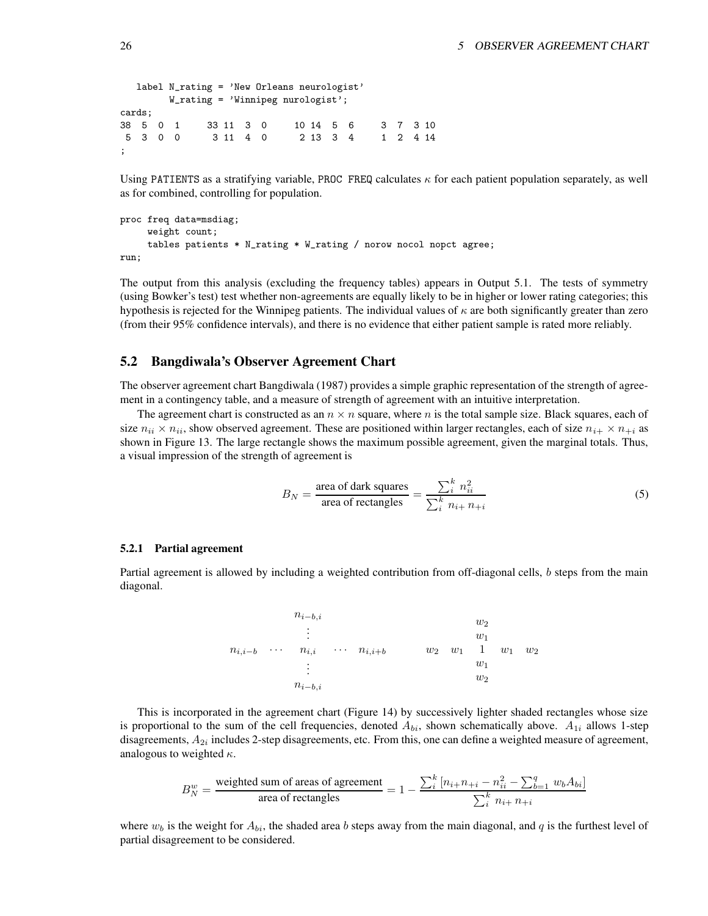```
   label N_rating = 'New Orleans neurologist'
         W_rating = 'Winnipeg nurologist';
cards;
38  5  0  1     33 11  3  0     10 14  5  6     3  7  3 10
 5  3  0  0      3 11  4  0      2 13  3  4     1  2  4 14
;
```

Using PATIENTS as a stratifying variable, PROC FREQ calculates $\kappa$ for each patient population separately, as well as for combined, controlling for population.

```
proc freq data=msdiag;
     weight count;
     tables patients * N_rating * W_rating / norow nocol nopct agree;
run;
```

The output from this analysis (excluding the frequency tables) appears in Output 5.1. The tests of symmetry (using Bowker's test) test whether non-agreements are equally likely to be in higher or lower rating categories; this hypothesis is rejected for the Winnipeg patients. The individual values of $\kappa$ are both significantly greater than zero (from their 95% confidence intervals), and there is no evidence that either patient sample is rated more reliably.

## 5.2 Bangdiwala's Observer Agreement Chart

The observer agreement chart Bangdiwala (1987) provides a simple graphic representation of the strength of agreement in a contingency table, and a measure of strength of agreement with an intuitive interpretation.

The agreement chart is constructed as an $n \times n$ square, where $n$ is the total sample size. Black squares, each of size $n_{ii} \times n_{ii}$, show observed agreement. These are positioned within larger rectangles, each of size $n_{i+} \times n_{+i}$ as shown in Figure 13. The large rectangle shows the maximum possible agreement, given the marginal totals. Thus, a visual impression of the strength of agreement is

$$B_N = \frac{\text{area of dark squares}}{\text{area of rectangles}} = \frac{\sum_i^k n_{ii}^2}{\sum_i^k n_{i+}\, n_{+i}} \tag{5}$$

### 5.2.1 Partial agreement

Partial agreement is allowed by including a weighted contribution from off-diagonal cells, $b$ steps from the main diagonal.

$$\begin{array}{ccccc}
 & & n_{i-b,i} & & \\
 & & \vdots & & \\
n_{i,i-b} & \cdots & n_{i,i} & \cdots & n_{i,i+b} \\
 & & \vdots & & \\
 & & n_{i-b,i} & &
\end{array}
\qquad\qquad
\begin{array}{ccccc}
 & & w_2 & & \\
 & & w_1 & & \\
w_2 & w_1 & 1 & w_1 & w_2 \\
 & & w_1 & & \\
 & & w_2 & &
\end{array}$$

This is incorporated in the agreement chart (Figure 14) by successively lighter shaded rectangles whose size is proportional to the sum of the cell frequencies, denoted $A_{bi}$, shown schematically above. $A_{1i}$ allows 1-step disagreements, $A_{2i}$ includes 2-step disagreements, etc. From this, one can define a weighted measure of agreement, analogous to weighted $\kappa$.

$$B_N^w = \frac{\text{weighted sum of areas of agreement}}{\text{area of rectangles}} = 1 - \frac{\sum_i^k \left[ n_{i+} n_{+i} - n_{ii}^2 - \sum_{b=1}^q w_b A_{bi} \right]}{\sum_i^k n_{i+}\, n_{+i}}$$

where $w_b$ is the weight for $A_{bi}$, the shaded area $b$ steps away from the main diagonal, and $q$ is the furthest level of partial disagreement to be considered.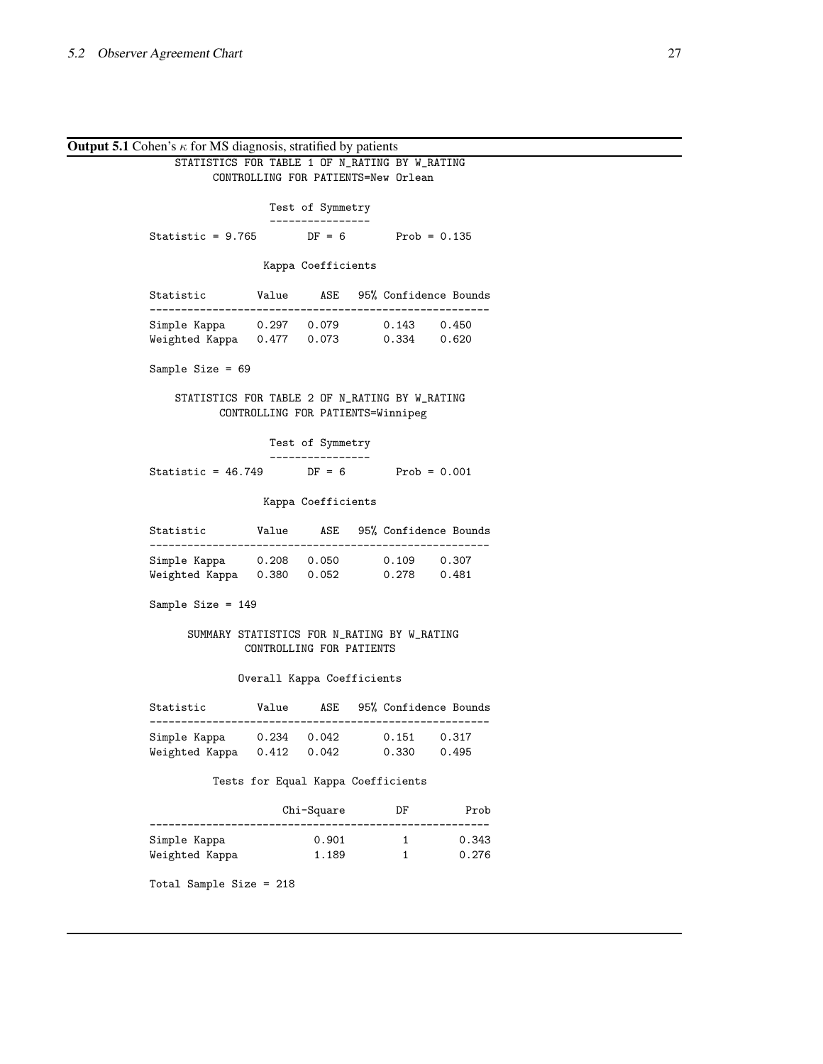**Output 5.1** Cohen's $\kappa$ for MS diagnosis, stratified by patients

```
     STATISTICS FOR TABLE 1 OF N_RATING BY W_RATING
           CONTROLLING FOR PATIENTS=New Orlean

                  Test of Symmetry
                  ----------------
Statistic = 9.765        DF = 6       Prob = 0.135

                 Kappa Coefficients

Statistic        Value     ASE   95% Confidence Bounds
------------------------------------------------------
Simple Kappa     0.297   0.079       0.143    0.450
Weighted Kappa   0.477   0.073       0.334    0.620

Sample Size = 69

     STATISTICS FOR TABLE 2 OF N_RATING BY W_RATING
            CONTROLLING FOR PATIENTS=Winnipeg

                  Test of Symmetry
                  ----------------
Statistic = 46.749       DF = 6       Prob = 0.001

                 Kappa Coefficients

Statistic        Value     ASE   95% Confidence Bounds
------------------------------------------------------
Simple Kappa     0.208   0.050       0.109    0.307
Weighted Kappa   0.380   0.052       0.278    0.481

Sample Size = 149

       SUMMARY STATISTICS FOR N_RATING BY W_RATING
                CONTROLLING FOR PATIENTS

             Overall Kappa Coefficients

Statistic        Value     ASE   95% Confidence Bounds
------------------------------------------------------
Simple Kappa     0.234   0.042       0.151    0.317
Weighted Kappa   0.412   0.042       0.330    0.495

          Tests for Equal Kappa Coefficients

                    Chi-Square        DF         Prob
------------------------------------------------------
Simple Kappa             0.901         1        0.343
Weighted Kappa           1.189         1        0.276

Total Sample Size = 218
```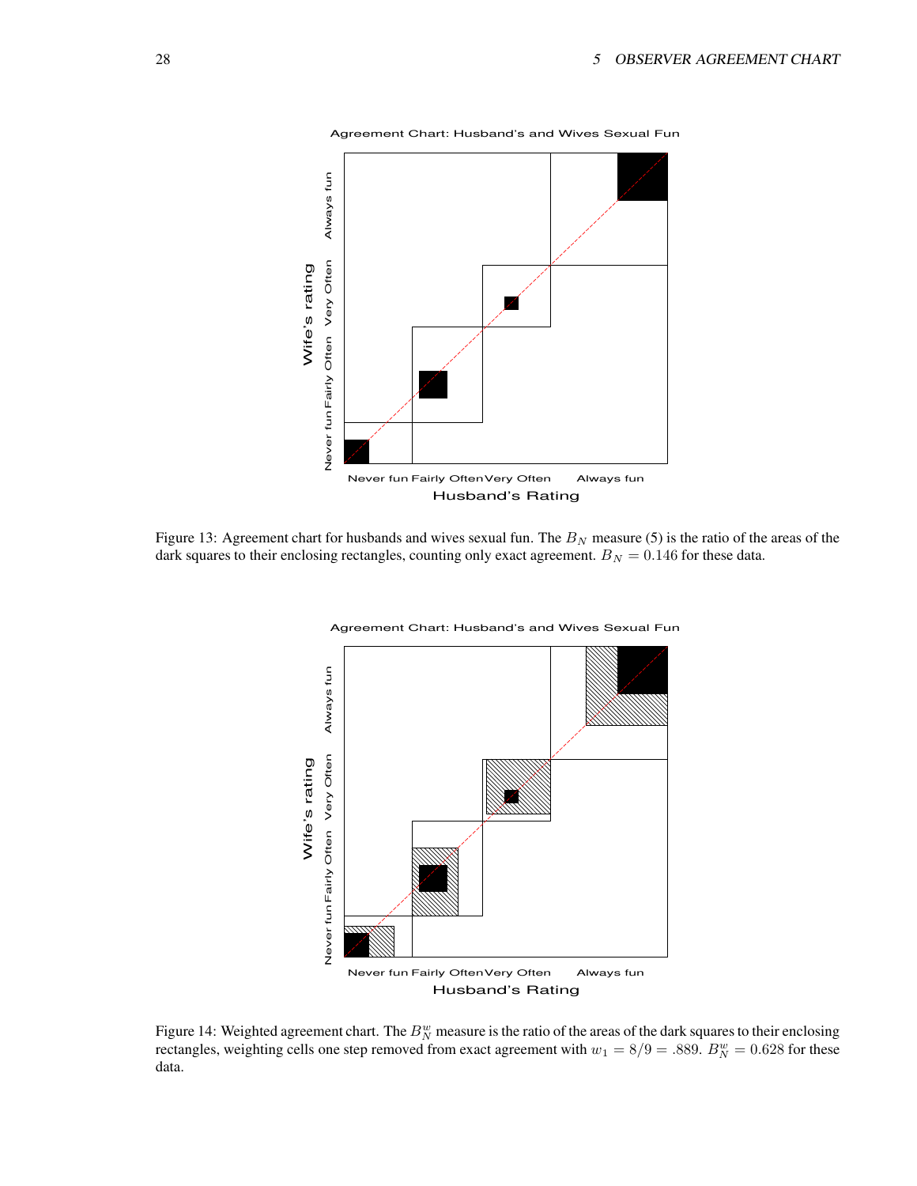Figure 13: Agreement chart for husbands and wives sexual fun. The $B_N$ measure (5) is the ratio of the areas of the dark squares to their enclosing rectangles, counting only exact agreement. $B_N = 0.146$ for these data.

Figure 14: Weighted agreement chart. The $B_N^w$ measure is the ratio of the areas of the dark squares to their enclosing rectangles, weighting cells one step removed from exact agreement with $w_1 = 8/9 = .889$. $B_N^w = 0.628$ for these data.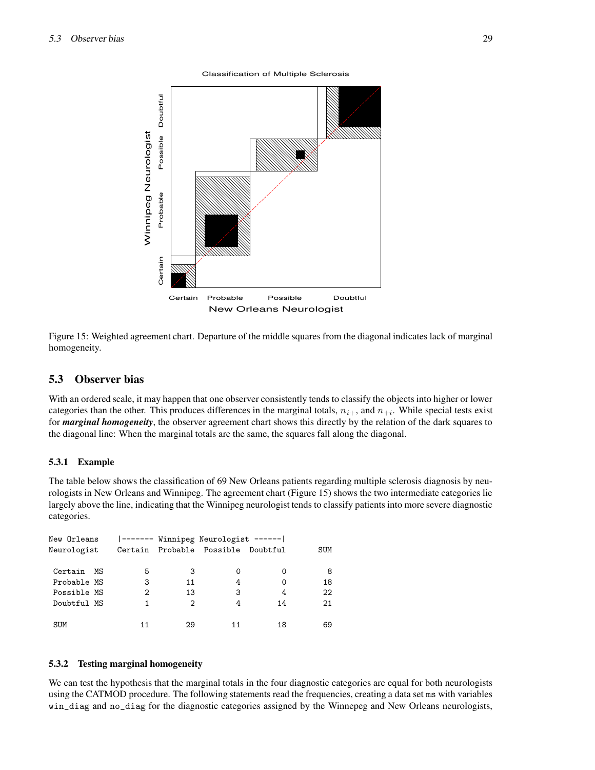Classification of Multiple Sclerosis

Figure 15: Weighted agreement chart. Departure of the middle squares from the diagonal indicates lack of marginal homogeneity.

## 5.3 Observer bias

With an ordered scale, it may happen that one observer consistently tends to classify the objects into higher or lower categories than the other. This produces differences in the marginal totals, $n_{i+}$, and $n_{+i}$. While special tests exist for ***marginal homogeneity***, the observer agreement chart shows this directly by the relation of the dark squares to the diagonal line: When the marginal totals are the same, the squares fall along the diagonal.

### 5.3.1 Example

The table below shows the classification of 69 New Orleans patients regarding multiple sclerosis diagnosis by neurologists in New Orleans and Winnipeg. The agreement chart (Figure 15) shows the two intermediate categories lie largely above the line, indicating that the Winnipeg neurologist tends to classify patients into more severe diagnostic categories.

```
New Orleans     |------- Winnipeg Neurologist ------|
Neurologist     Certain  Probable  Possible  Doubtful       SUM

 Certain  MS          5         3         0         0         8
 Probable MS          3        11         4         0        18
 Possible MS          2        13         3         4        22
 Doubtful MS          1         2         4        14        21

 SUM                 11        29        11        18        69
```

### 5.3.2 Testing marginal homogeneity

We can test the hypothesis that the marginal totals in the four diagnostic categories are equal for both neurologists using the CATMOD procedure. The following statements read the frequencies, creating a data set `ms` with variables `win_diag` and `no_diag` for the diagnostic categories assigned by the Winnepeg and New Orleans neurologists,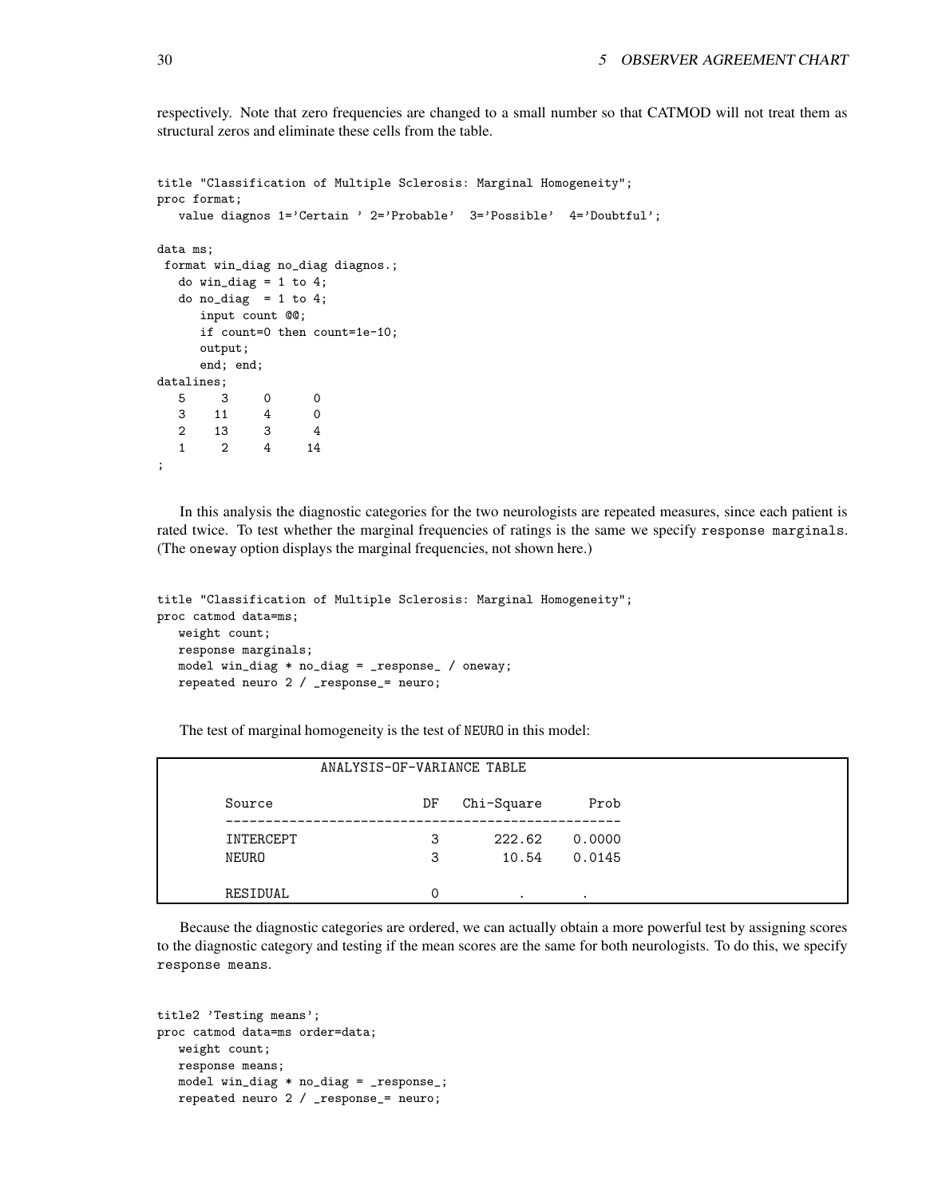respectively. Note that zero frequencies are changed to a small number so that CATMOD will not treat them as structural zeros and eliminate these cells from the table.

```
title "Classification of Multiple Sclerosis: Marginal Homogeneity";
proc format;
   value diagnos 1='Certain ' 2='Probable'  3='Possible'  4='Doubtful';

data ms;
 format win_diag no_diag diagnos.;
   do win_diag = 1 to 4;
   do no_diag  = 1 to 4;
      input count @@;
      if count=0 then count=1e-10;
      output;
      end; end;
datalines;
   5     3     0      0
   3    11     4      0
   2    13     3      4
   1     2     4     14
;
```

In this analysis the diagnostic categories for the two neurologists are repeated measures, since each patient is rated twice. To test whether the marginal frequencies of ratings is the same we specify `response marginals`. (The `oneway` option displays the marginal frequencies, not shown here.)

```
title "Classification of Multiple Sclerosis: Marginal Homogeneity";
proc catmod data=ms;
   weight count;
   response marginals;
   model win_diag * no_diag = _response_ / oneway;
   repeated neuro 2 / _response_= neuro;
```

The test of marginal homogeneity is the test of NEURO in this model:

```
                ANALYSIS-OF-VARIANCE TABLE

      Source                 DF   Chi-Square      Prob
      --------------------------------------------------
      INTERCEPT               3       222.62    0.0000
      NEURO                   3        10.54    0.0145

      RESIDUAL                0          .         .
```

Because the diagnostic categories are ordered, we can actually obtain a more powerful test by assigning scores to the diagnostic category and testing if the mean scores are the same for both neurologists. To do this, we specify `response means`.

```
title2 'Testing means';
proc catmod data=ms order=data;
   weight count;
   response means;
   model win_diag * no_diag = _response_;
   repeated neuro 2 / _response_= neuro;
```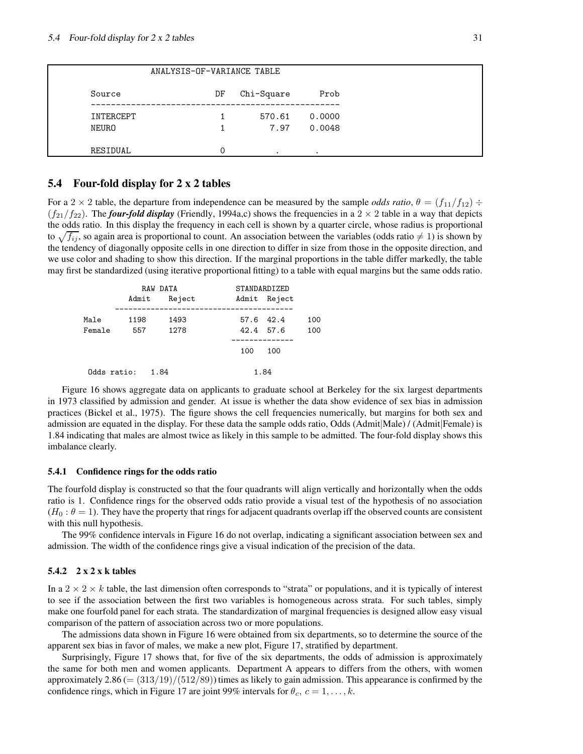```
              ANALYSIS-OF-VARIANCE TABLE

Source                    DF   Chi-Square      Prob
--------------------------------------------------
INTERCEPT                  1       570.61    0.0000
NEURO                      1         7.97    0.0048

RESIDUAL                   0            .         .
```

## 5.4 Four-fold display for 2 x 2 tables

For a $2 \times 2$ table, the departure from independence can be measured by the sample *odds ratio*, $\theta = (f_{11}/f_{12}) \div (f_{21}/f_{22})$. The ***four-fold display*** (Friendly, 1994a,c) shows the frequencies in a $2 \times 2$ table in a way that depicts the odds ratio. In this display the frequency in each cell is shown by a quarter circle, whose radius is proportional to $\sqrt{f_{ij}}$, so again area is proportional to count. An association between the variables (odds ratio $\neq 1$) is shown by the tendency of diagonally opposite cells in one direction to differ in size from those in the opposite direction, and we use color and shading to show this direction. If the marginal proportions in the table differ markedly, the table may first be standardized (using iterative proportional fitting) to a table with equal margins but the same odds ratio.

```
              RAW DATA           STANDARDIZED
          Admit    Reject        Admit  Reject
        ---------------------------------------
Male      1198     1493           57.6  42.4     100
Female     557     1278           42.4  57.6     100
                                 -------------
                                  100   100

 Odds ratio:   1.84                  1.84
```

Figure 16 shows aggregate data on applicants to graduate school at Berkeley for the six largest departments in 1973 classified by admission and gender. At issue is whether the data show evidence of sex bias in admission practices (Bickel et al., 1975). The figure shows the cell frequencies numerically, but margins for both sex and admission are equated in the display. For these data the sample odds ratio, Odds (Admit|Male) / (Admit|Female) is 1.84 indicating that males are almost twice as likely in this sample to be admitted. The four-fold display shows this imbalance clearly.

### 5.4.1 Confidence rings for the odds ratio

The fourfold display is constructed so that the four quadrants will align vertically and horizontally when the odds ratio is 1. Confidence rings for the observed odds ratio provide a visual test of the hypothesis of no association ($H_0 : \theta = 1$). They have the property that rings for adjacent quadrants overlap iff the observed counts are consistent with this null hypothesis.

The 99% confidence intervals in Figure 16 do not overlap, indicating a significant association between sex and admission. The width of the confidence rings give a visual indication of the precision of the data.

### 5.4.2 2 x 2 x k tables

In a $2 \times 2 \times k$ table, the last dimension often corresponds to "strata" or populations, and it is typically of interest to see if the association between the first two variables is homogeneous across strata. For such tables, simply make one fourfold panel for each strata. The standardization of marginal frequencies is designed allow easy visual comparison of the pattern of association across two or more populations.

The admissions data shown in Figure 16 were obtained from six departments, so to determine the source of the apparent sex bias in favor of males, we make a new plot, Figure 17, stratified by department.

Surprisingly, Figure 17 shows that, for five of the six departments, the odds of admission is approximately the same for both men and women applicants. Department A appears to differs from the others, with women approximately 2.86 ($= (313/19)/(512/89)$) times as likely to gain admission. This appearance is confirmed by the confidence rings, which in Figure 17 are joint 99% intervals for $\theta_c,\ c = 1, \ldots, k$.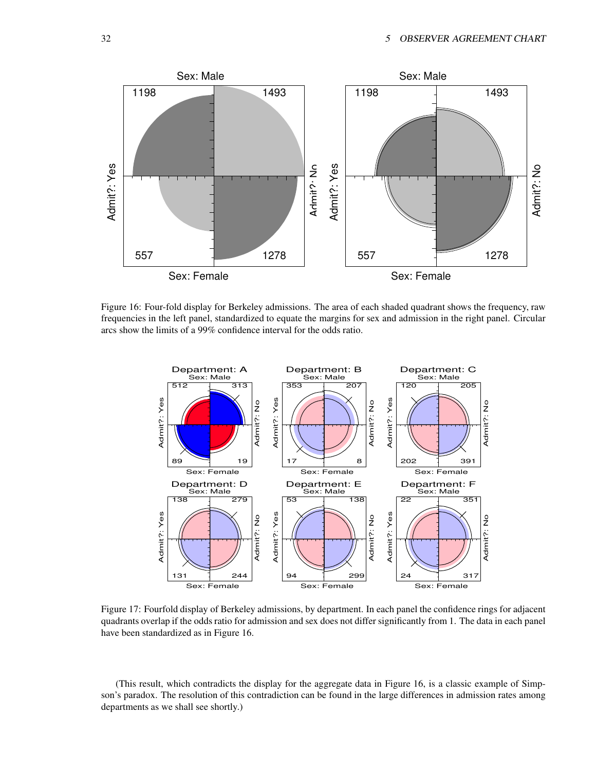Figure 16: Four-fold display for Berkeley admissions. The area of each shaded quadrant shows the frequency, raw frequencies in the left panel, standardized to equate the margins for sex and admission in the right panel. Circular arcs show the limits of a 99% confidence interval for the odds ratio.

Figure 17: Fourfold display of Berkeley admissions, by department. In each panel the confidence rings for adjacent quadrants overlap if the odds ratio for admission and sex does not differ significantly from 1. The data in each panel have been standardized as in Figure 16.

(This result, which contradicts the display for the aggregate data in Figure 16, is a classic example of Simpson's paradox. The resolution of this contradiction can be found in the large differences in admission rates among departments as we shall see shortly.)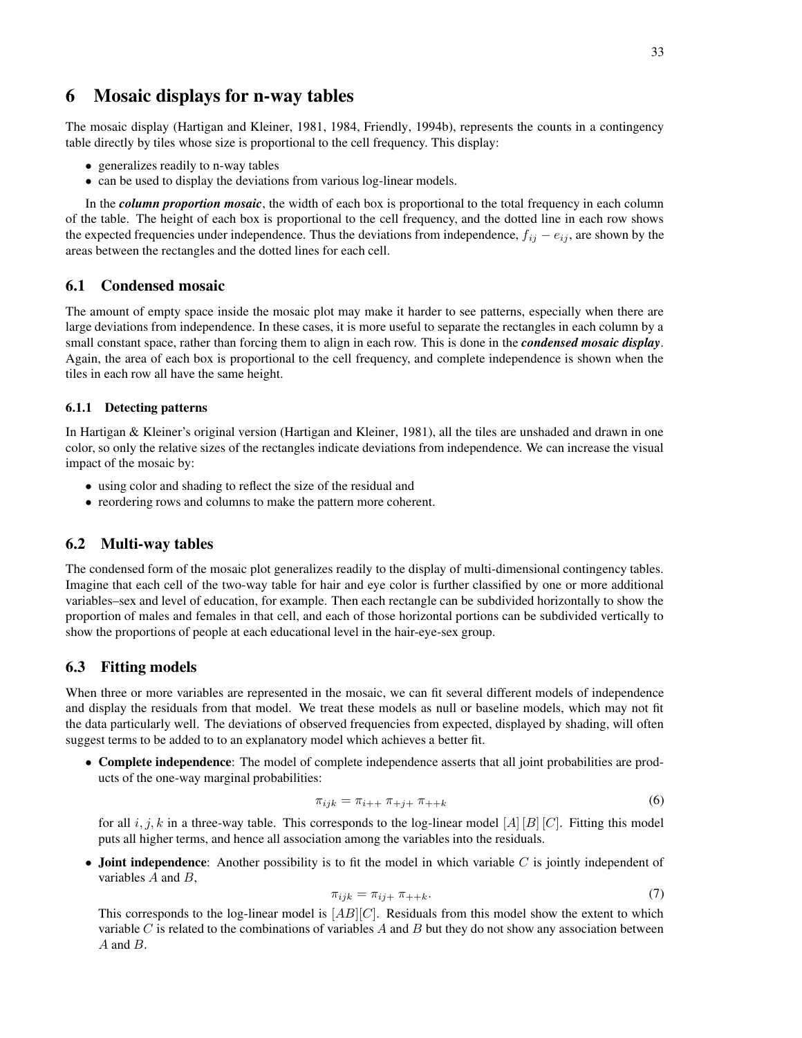# 6 Mosaic displays for n-way tables

The mosaic display (Hartigan and Kleiner, 1981, 1984, Friendly, 1994b), represents the counts in a contingency table directly by tiles whose size is proportional to the cell frequency. This display:

- generalizes readily to n-way tables
- can be used to display the deviations from various log-linear models.

In the ***column proportion mosaic***, the width of each box is proportional to the total frequency in each column of the table. The height of each box is proportional to the cell frequency, and the dotted line in each row shows the expected frequencies under independence. Thus the deviations from independence, $f_{ij} - e_{ij}$, are shown by the areas between the rectangles and the dotted lines for each cell.

## 6.1 Condensed mosaic

The amount of empty space inside the mosaic plot may make it harder to see patterns, especially when there are large deviations from independence. In these cases, it is more useful to separate the rectangles in each column by a small constant space, rather than forcing them to align in each row. This is done in the ***condensed mosaic display***. Again, the area of each box is proportional to the cell frequency, and complete independence is shown when the tiles in each row all have the same height.

### 6.1.1 Detecting patterns

In Hartigan & Kleiner's original version (Hartigan and Kleiner, 1981), all the tiles are unshaded and drawn in one color, so only the relative sizes of the rectangles indicate deviations from independence. We can increase the visual impact of the mosaic by:

- using color and shading to reflect the size of the residual and
- reordering rows and columns to make the pattern more coherent.

## 6.2 Multi-way tables

The condensed form of the mosaic plot generalizes readily to the display of multi-dimensional contingency tables. Imagine that each cell of the two-way table for hair and eye color is further classified by one or more additional variables–sex and level of education, for example. Then each rectangle can be subdivided horizontally to show the proportion of males and females in that cell, and each of those horizontal portions can be subdivided vertically to show the proportions of people at each educational level in the hair-eye-sex group.

## 6.3 Fitting models

When three or more variables are represented in the mosaic, we can fit several different models of independence and display the residuals from that model. We treat these models as null or baseline models, which may not fit the data particularly well. The deviations of observed frequencies from expected, displayed by shading, will often suggest terms to be added to to an explanatory model which achieves a better fit.

- **Complete independence**: The model of complete independence asserts that all joint probabilities are products of the one-way marginal probabilities:

$$\pi_{ijk} = \pi_{i++} \, \pi_{+j+} \, \pi_{++k} \tag{6}$$

  for all $i, j, k$ in a three-way table. This corresponds to the log-linear model $[A]\,[B]\,[C]$. Fitting this model puts all higher terms, and hence all association among the variables into the residuals.

- **Joint independence**: Another possibility is to fit the model in which variable $C$ is jointly independent of variables $A$ and $B$,

$$\pi_{ijk} = \pi_{ij+} \, \pi_{++k}. \tag{7}$$

  This corresponds to the log-linear model is $[AB][C]$. Residuals from this model show the extent to which variable $C$ is related to the combinations of variables $A$ and $B$ but they do not show any association between $A$ and $B$.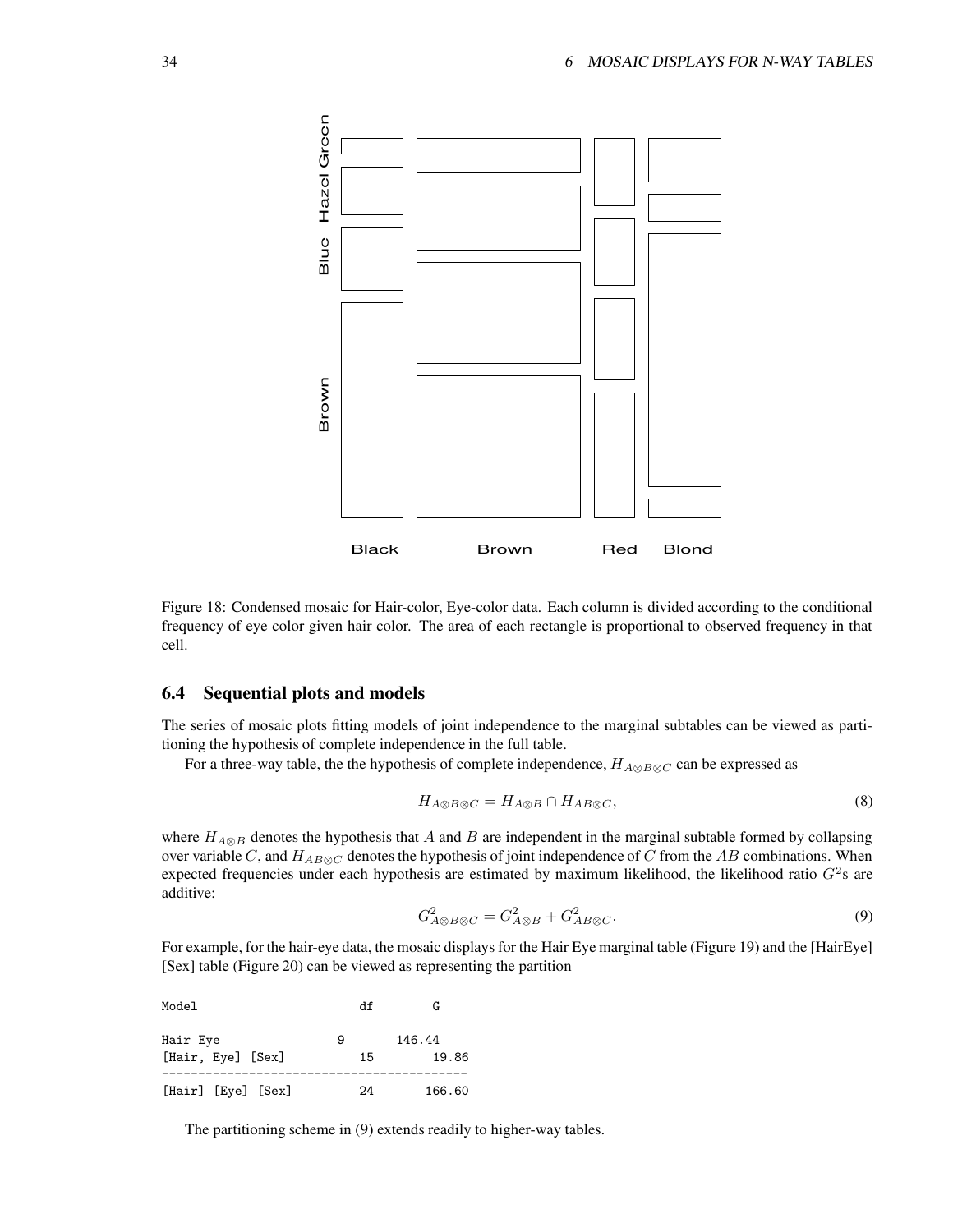Figure 18: Condensed mosaic for Hair-color, Eye-color data. Each column is divided according to the conditional frequency of eye color given hair color. The area of each rectangle is proportional to observed frequency in that cell.

## 6.4 Sequential plots and models

The series of mosaic plots fitting models of joint independence to the marginal subtables can be viewed as partitioning the hypothesis of complete independence in the full table.

For a three-way table, the the hypothesis of complete independence, $H_{A \otimes B \otimes C}$ can be expressed as

$$H_{A \otimes B \otimes C} = H_{A \otimes B} \cap H_{AB \otimes C}, \tag{8}$$

where $H_{A \otimes B}$ denotes the hypothesis that $A$ and $B$ are independent in the marginal subtable formed by collapsing over variable $C$, and $H_{AB \otimes C}$ denotes the hypothesis of joint independence of $C$ from the $AB$ combinations. When expected frequencies under each hypothesis are estimated by maximum likelihood, the likelihood ratio $G^2$s are additive:

$$G^2_{A \otimes B \otimes C} = G^2_{A \otimes B} + G^2_{AB \otimes C}. \tag{9}$$

For example, for the hair-eye data, the mosaic displays for the Hair Eye marginal table (Figure 19) and the [HairEye] [Sex] table (Figure 20) can be viewed as representing the partition

```
Model                    df        G

Hair Eye             9       146.44
[Hair, Eye] [Sex]        15        19.86
------------------------------------------
[Hair] [Eye] [Sex]       24       166.60
```

The partitioning scheme in (9) extends readily to higher-way tables.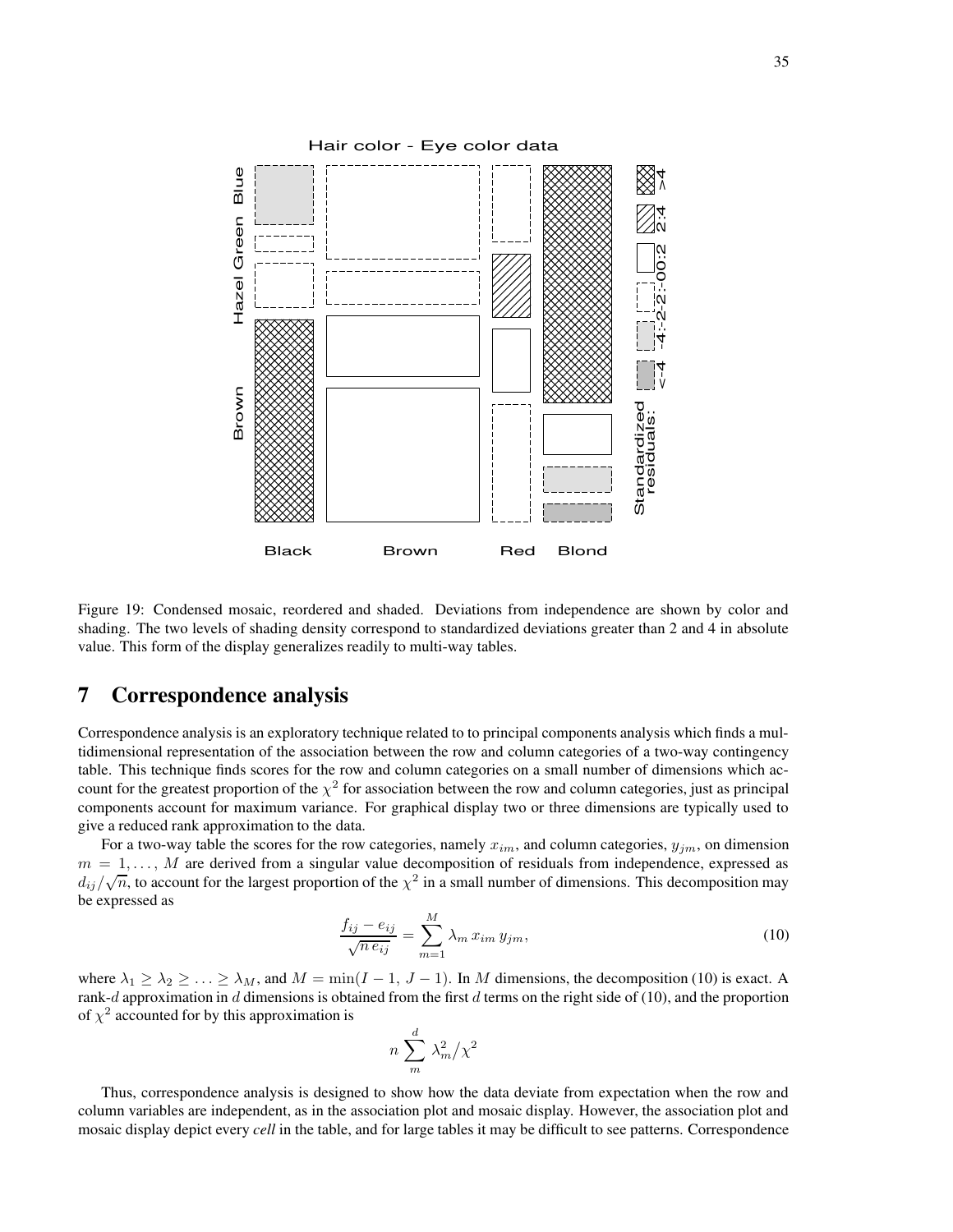Figure 19: Condensed mosaic, reordered and shaded. Deviations from independence are shown by color and shading. The two levels of shading density correspond to standardized deviations greater than 2 and 4 in absolute value. This form of the display generalizes readily to multi-way tables.

# 7 Correspondence analysis

Correspondence analysis is an exploratory technique related to to principal components analysis which finds a multidimensional representation of the association between the row and column categories of a two-way contingency table. This technique finds scores for the row and column categories on a small number of dimensions which account for the greatest proportion of the $\chi^2$ for association between the row and column categories, just as principal components account for maximum variance. For graphical display two or three dimensions are typically used to give a reduced rank approximation to the data.

For a two-way table the scores for the row categories, namely $x_{im}$, and column categories, $y_{jm}$, on dimension $m = 1, \ldots, M$ are derived from a singular value decomposition of residuals from independence, expressed as $d_{ij}/\sqrt{n}$, to account for the largest proportion of the $\chi^2$ in a small number of dimensions. This decomposition may be expressed as

$$\frac{f_{ij} - e_{ij}}{\sqrt{n\, e_{ij}}} = \sum_{m=1}^{M} \lambda_m \, x_{im} \, y_{jm}, \tag{10}$$

where $\lambda_1 \geq \lambda_2 \geq \ldots \geq \lambda_M$, and $M = \min(I-1,\, J-1)$. In $M$ dimensions, the decomposition (10) is exact. A rank-$d$ approximation in $d$ dimensions is obtained from the first $d$ terms on the right side of (10), and the proportion of $\chi^2$ accounted for by this approximation is

$$n \sum_{m}^{d} \lambda_m^2 / \chi^2$$

Thus, correspondence analysis is designed to show how the data deviate from expectation when the row and column variables are independent, as in the association plot and mosaic display. However, the association plot and mosaic display depict every *cell* in the table, and for large tables it may be difficult to see patterns. Correspondence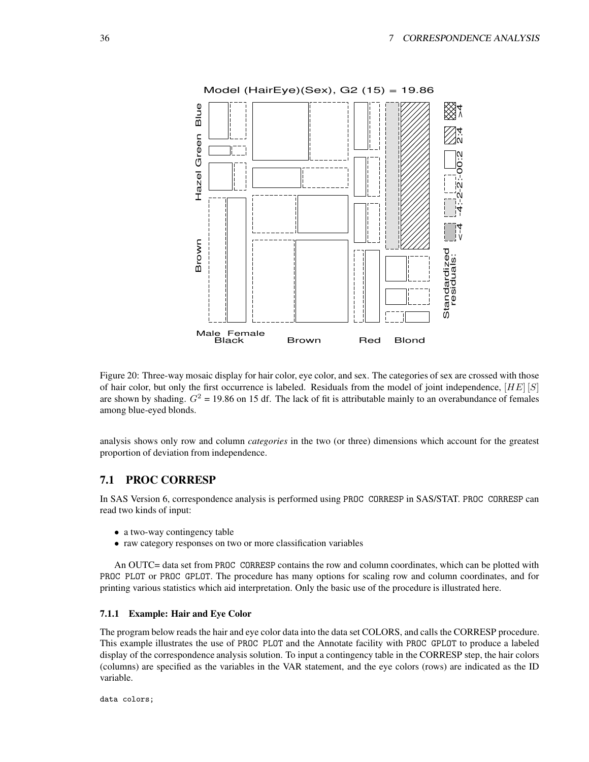Figure 20: Three-way mosaic display for hair color, eye color, and sex. The categories of sex are crossed with those of hair color, but only the first occurrence is labeled. Residuals from the model of joint independence, $[HE]\,[S]$ are shown by shading. $G^2$ = 19.86 on 15 df. The lack of fit is attributable mainly to an overabundance of females among blue-eyed blonds.

analysis shows only row and column *categories* in the two (or three) dimensions which account for the greatest proportion of deviation from independence.

## 7.1 PROC CORRESP

In SAS Version 6, correspondence analysis is performed using PROC CORRESP in SAS/STAT. PROC CORRESP can read two kinds of input:

- a two-way contingency table
- raw category responses on two or more classification variables

An OUTC= data set from PROC CORRESP contains the row and column coordinates, which can be plotted with PROC PLOT or PROC GPLOT. The procedure has many options for scaling row and column coordinates, and for printing various statistics which aid interpretation. Only the basic use of the procedure is illustrated here.

### 7.1.1 Example: Hair and Eye Color

The program below reads the hair and eye color data into the data set COLORS, and calls the CORRESP procedure. This example illustrates the use of PROC PLOT and the Annotate facility with PROC GPLOT to produce a labeled display of the correspondence analysis solution. To input a contingency table in the CORRESP step, the hair colors (columns) are specified as the variables in the VAR statement, and the eye colors (rows) are indicated as the ID variable.

```
data colors;
```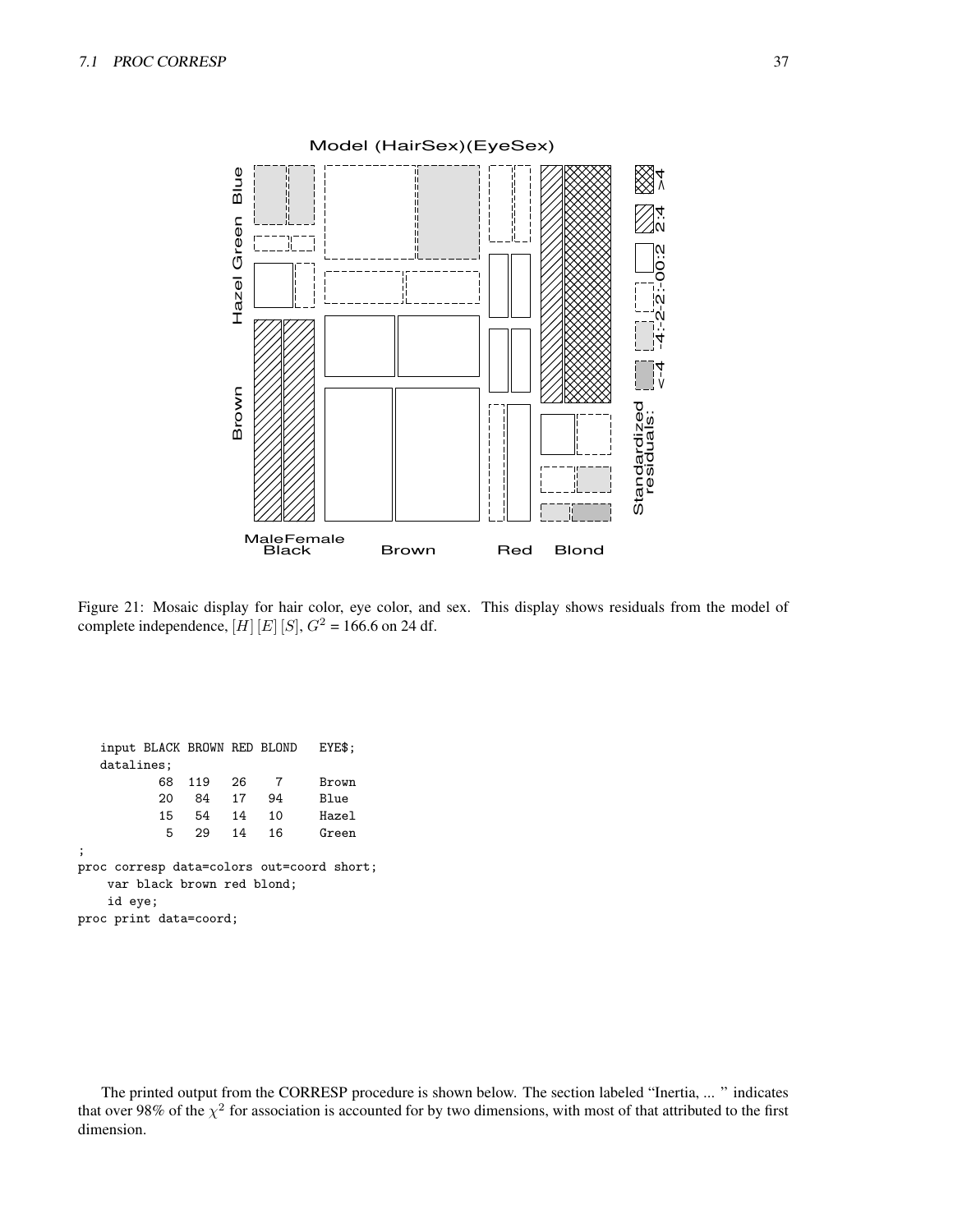Figure 21: Mosaic display for hair color, eye color, and sex. This display shows residuals from the model of complete independence, $[H]\,[E]\,[S]$, $G^2$ = 166.6 on 24 df.

```
   input BLACK BROWN RED BLOND   EYE$;
   datalines;
           68  119   26    7     Brown
           20   84   17   94     Blue
           15   54   14   10     Hazel
            5   29   14   16     Green
;
proc corresp data=colors out=coord short;
    var black brown red blond;
    id eye;
proc print data=coord;
```

The printed output from the CORRESP procedure is shown below. The section labeled "Inertia, ... " indicates that over 98% of the $\chi^2$ for association is accounted for by two dimensions, with most of that attributed to the first dimension.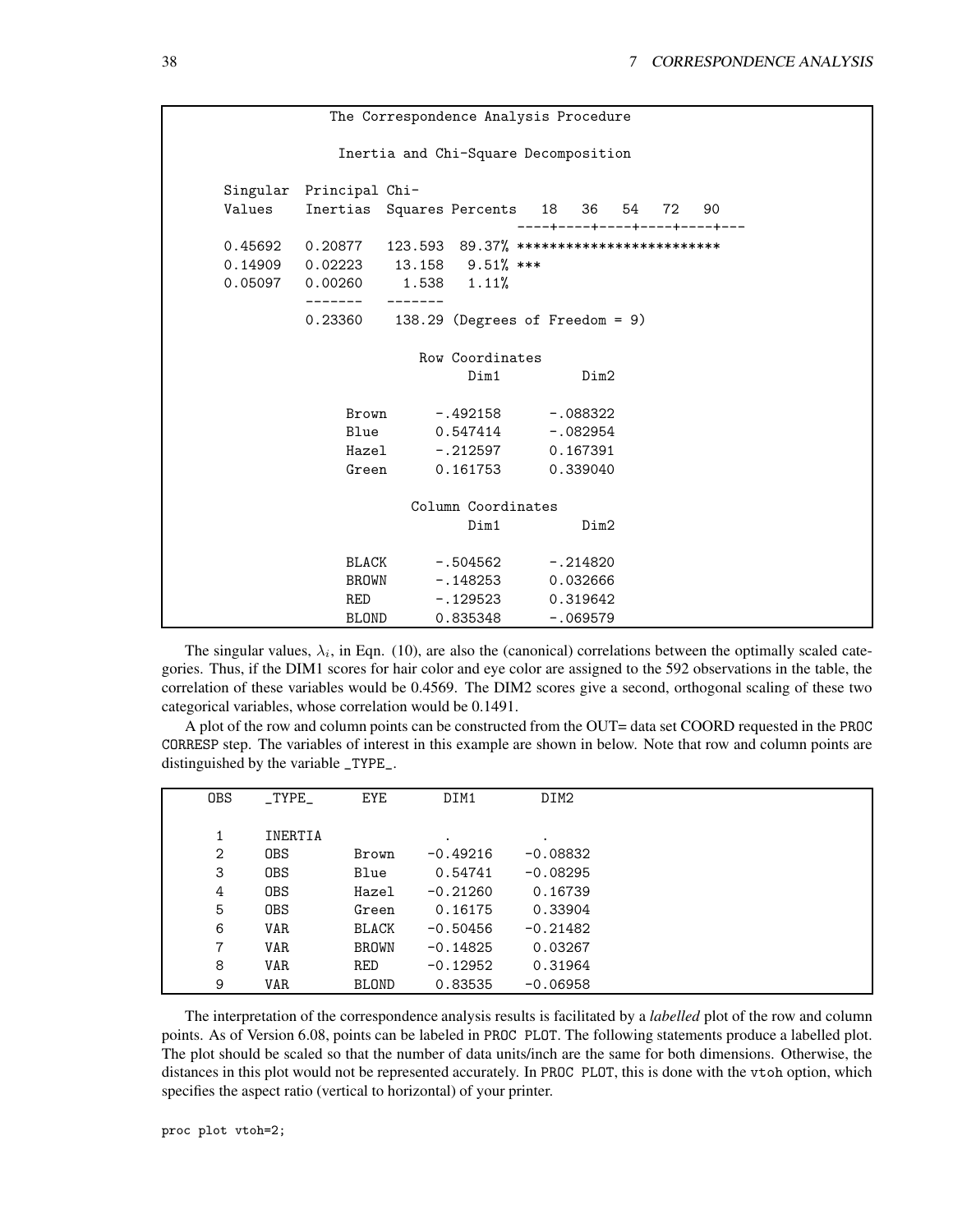```
                The Correspondence Analysis Procedure

                  Inertia and Chi-Square Decomposition

      Singular  Principal Chi-
      Values    Inertias  Squares Percents   18   36   54   72   90
                                           ----+----+----+----+----+---
      0.45692   0.20877   123.593  89.37% ************************
      0.14909   0.02223    13.158   9.51% ***
      0.05097   0.00260     1.538   1.11%
                -------   -------
                0.23360    138.29 (Degrees of Freedom = 9)

                           Row Coordinates
                                 Dim1          Dim2

                   Brown      -.492158      -.088322
                   Blue       0.547414      -.082954
                   Hazel      -.212597      0.167391
                   Green      0.161753      0.339040

                          Column Coordinates
                                 Dim1          Dim2

                   BLACK      -.504562      -.214820
                   BROWN      -.148253      0.032666
                   RED        -.129523      0.319642
                   BLOND      0.835348      -.069579
```

The singular values, $\lambda_i$, in Eqn. (10), are also the (canonical) correlations between the optimally scaled categories. Thus, if the DIM1 scores for hair color and eye color are assigned to the 592 observations in the table, the correlation of these variables would be 0.4569. The DIM2 scores give a second, orthogonal scaling of these two categorical variables, whose correlation would be 0.1491.

A plot of the row and column points can be constructed from the OUT= data set COORD requested in the PROC CORRESP step. The variables of interest in this example are shown in below. Note that row and column points are distinguished by the variable _TYPE_.

```
    OBS     _TYPE_      EYE        DIM1         DIM2

     1      INERTIA                  .            .
     2      OBS         Brown     -0.49216     -0.08832
     3      OBS         Blue       0.54741     -0.08295
     4      OBS         Hazel     -0.21260      0.16739
     5      OBS         Green      0.16175      0.33904
     6      VAR         BLACK     -0.50456     -0.21482
     7      VAR         BROWN     -0.14825      0.03267
     8      VAR         RED       -0.12952      0.31964
     9      VAR         BLOND      0.83535     -0.06958
```

The interpretation of the correspondence analysis results is facilitated by a *labelled* plot of the row and column points. As of Version 6.08, points can be labeled in PROC PLOT. The following statements produce a labelled plot. The plot should be scaled so that the number of data units/inch are the same for both dimensions. Otherwise, the distances in this plot would not be represented accurately. In PROC PLOT, this is done with the vtoh option, which specifies the aspect ratio (vertical to horizontal) of your printer.

```
proc plot vtoh=2;
```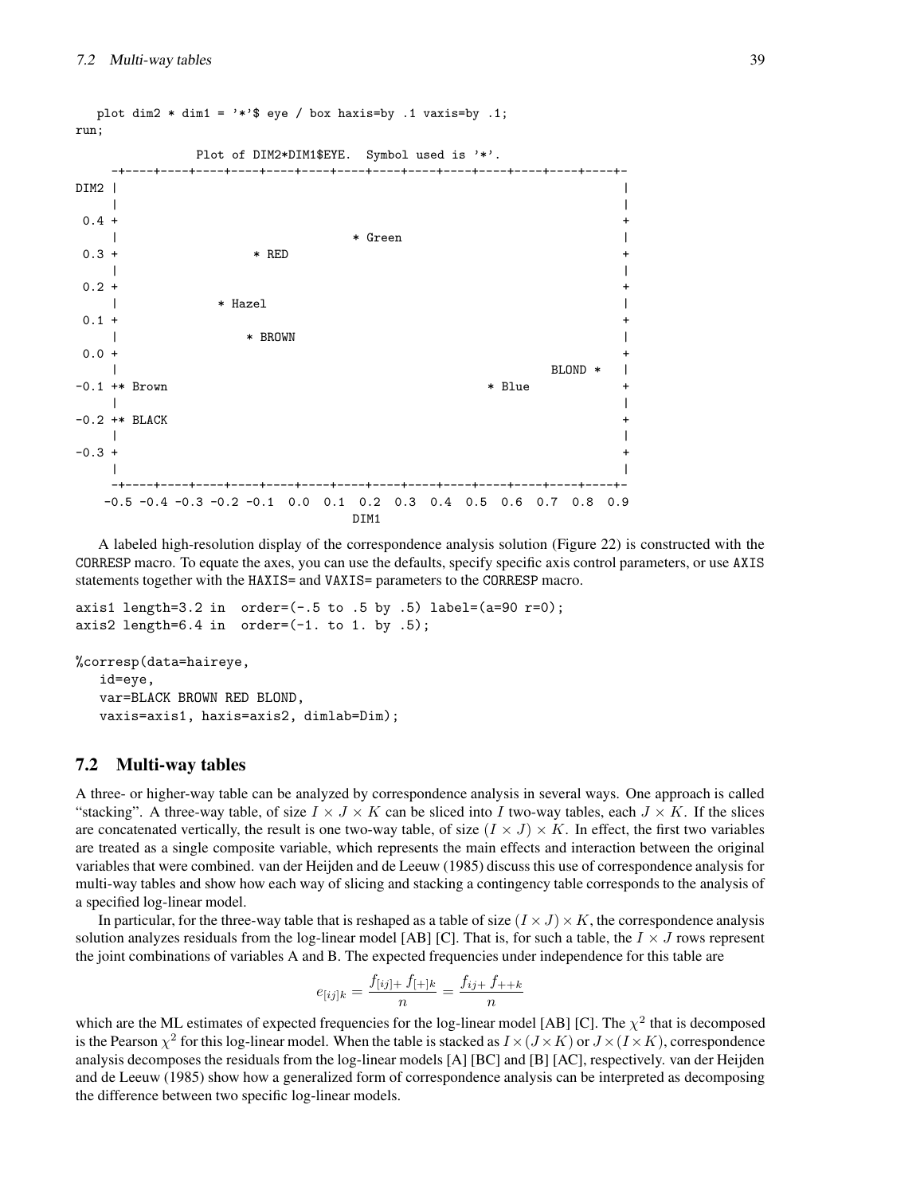```
   plot dim2 * dim1 = '*'$ eye / box haxis=by .1 vaxis=by .1;
run;
```

```
                Plot of DIM2*DIM1$EYE.  Symbol used is '*'.
     -+----+----+----+----+----+----+----+----+----+----+----+----+----+----+-
DIM2 |                                                                        |
     |                                                                        |
 0.4 +                                                                        +
     |                                  * Green                               |
 0.3 +                  * RED                                                 +
     |                                                                        |
 0.2 +                                                                        +
     |              * Hazel                                                   |
 0.1 +                                                                        +
     |                 * BROWN                                                |
 0.0 +                                                                        +
     |                                                            BLOND *     |
-0.1 +* Brown                                              * Blue             +
     |                                                                        |
-0.2 +* BLACK                                                                 +
     |                                                                        |
-0.3 +                                                                        +
     |                                                                        |
     -+----+----+----+----+----+----+----+----+----+----+----+----+----+----+-
    -0.5 -0.4 -0.3 -0.2 -0.1  0.0  0.1  0.2  0.3  0.4  0.5  0.6  0.7  0.8  0.9
                                        DIM1
```

A labeled high-resolution display of the correspondence analysis solution (Figure 22) is constructed with the CORRESP macro. To equate the axes, you can use the defaults, specify specific axis control parameters, or use AXIS statements together with the HAXIS= and VAXIS= parameters to the CORRESP macro.

```
axis1 length=3.2 in  order=(-.5 to .5 by .5) label=(a=90 r=0);
axis2 length=6.4 in  order=(-1. to 1. by .5);

%corresp(data=haireye,
   id=eye,
   var=BLACK BROWN RED BLOND,
   vaxis=axis1, haxis=axis2, dimlab=Dim);
```

## 7.2 Multi-way tables

A three- or higher-way table can be analyzed by correspondence analysis in several ways. One approach is called "stacking". A three-way table, of size $I \times J \times K$ can be sliced into $I$ two-way tables, each $J \times K$. If the slices are concatenated vertically, the result is one two-way table, of size $(I \times J) \times K$. In effect, the first two variables are treated as a single composite variable, which represents the main effects and interaction between the original variables that were combined. van der Heijden and de Leeuw (1985) discuss this use of correspondence analysis for multi-way tables and show how each way of slicing and stacking a contingency table corresponds to the analysis of a specified log-linear model.

In particular, for the three-way table that is reshaped as a table of size $(I \times J) \times K$, the correspondence analysis solution analyzes residuals from the log-linear model [AB] [C]. That is, for such a table, the $I \times J$ rows represent the joint combinations of variables A and B. The expected frequencies under independence for this table are

$$e_{[ij]k} = \frac{f_{[ij]+}\, f_{[+]k}}{n} = \frac{f_{ij+}\, f_{++k}}{n}$$

which are the ML estimates of expected frequencies for the log-linear model [AB] [C]. The $\chi^2$ that is decomposed is the Pearson $\chi^2$ for this log-linear model. When the table is stacked as $I \times (J \times K)$ or $J \times (I \times K)$, correspondence analysis decomposes the residuals from the log-linear models [A] [BC] and [B] [AC], respectively. van der Heijden and de Leeuw (1985) show how a generalized form of correspondence analysis can be interpreted as decomposing the difference between two specific log-linear models.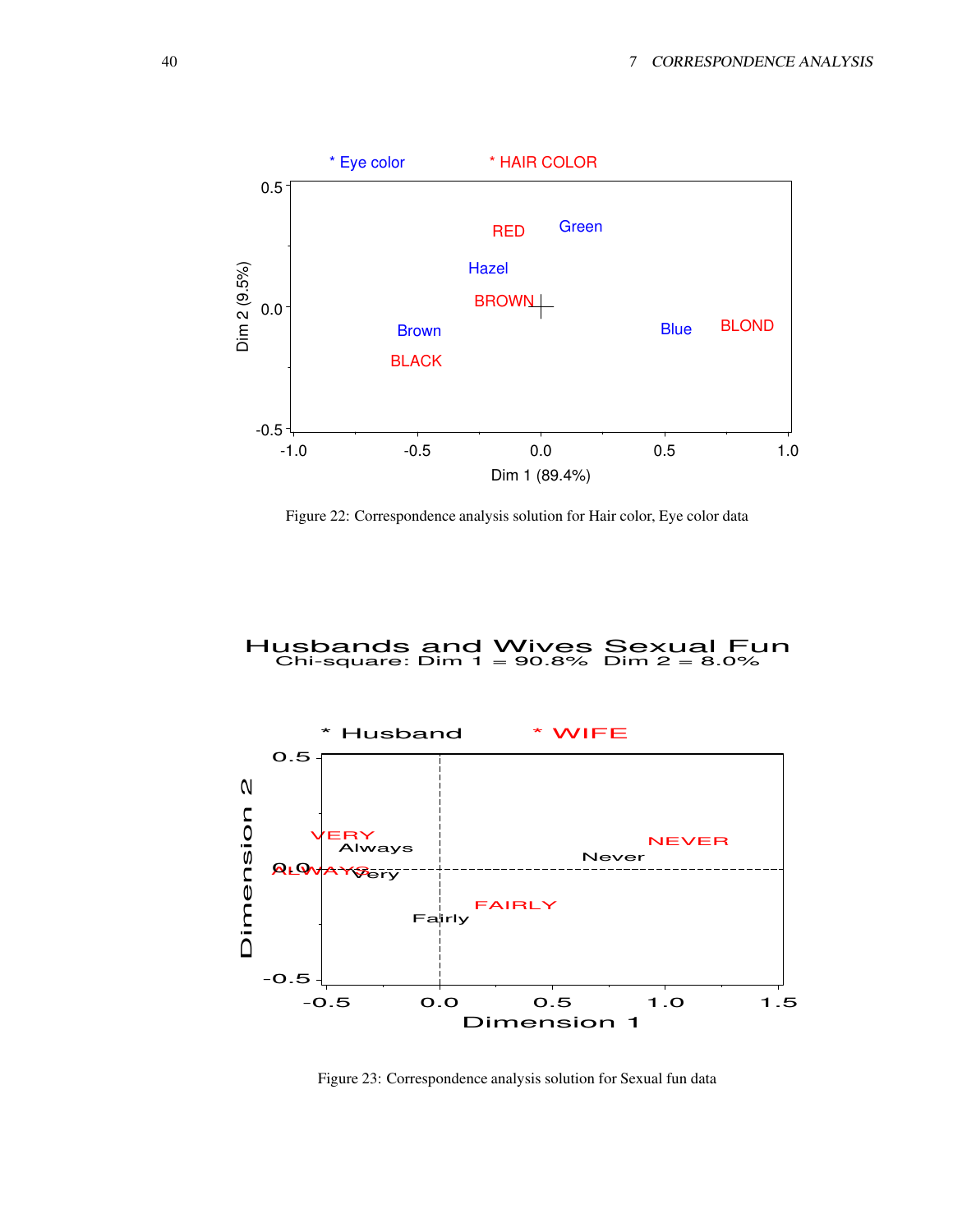Figure 22: Correspondence analysis solution for Hair color, Eye color data

Figure 23: Correspondence analysis solution for Sexual fun data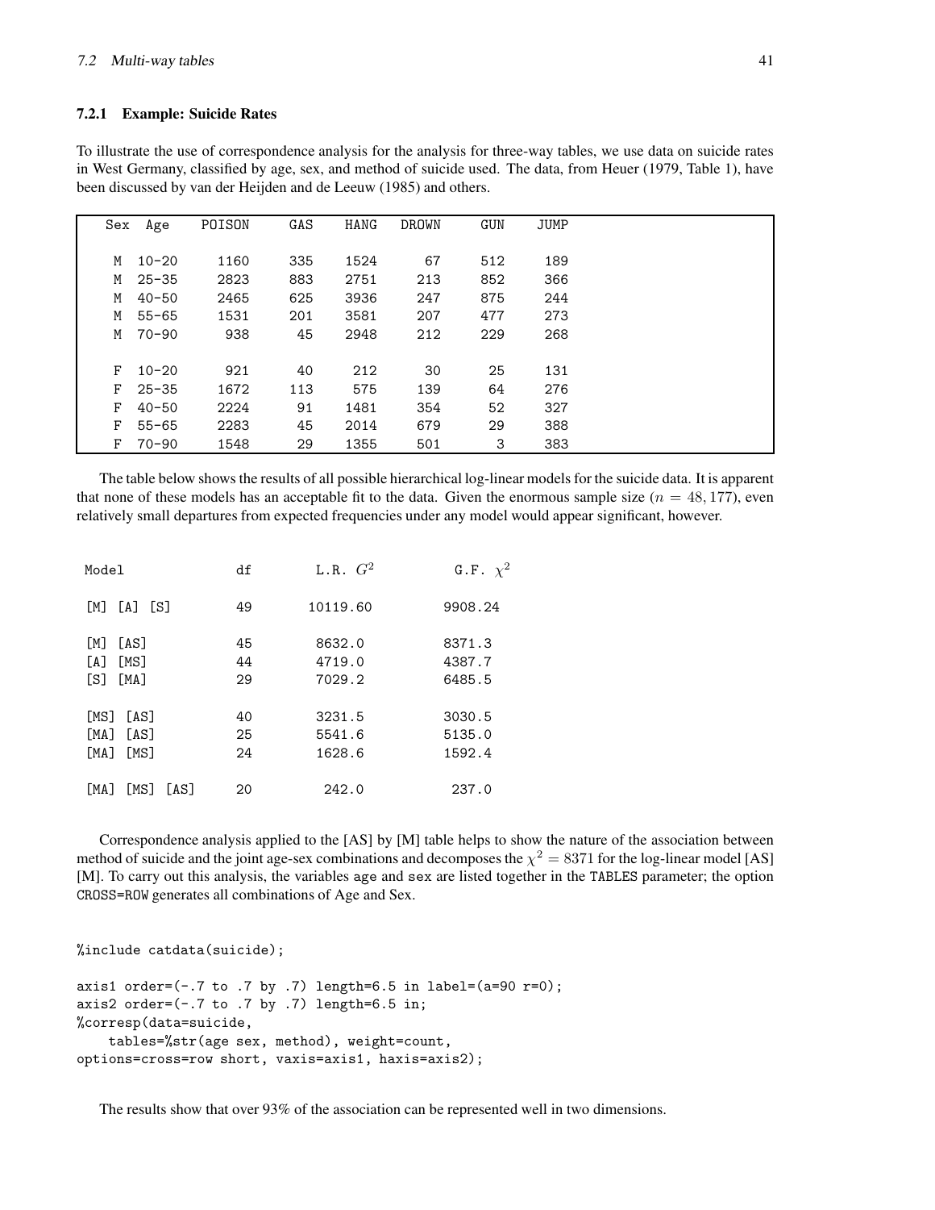### 7.2.1 Example: Suicide Rates

To illustrate the use of correspondence analysis for the analysis for three-way tables, we use data on suicide rates in West Germany, classified by age, sex, and method of suicide used. The data, from Heuer (1979, Table 1), have been discussed by van der Heijden and de Leeuw (1985) and others.

| Sex | Age | POISON | GAS | HANG | DROWN | GUN | JUMP |
|---|---|---|---|---|---|---|---|
| M | 10-20 | 1160 | 335 | 1524 | 67 | 512 | 189 |
| M | 25-35 | 2823 | 883 | 2751 | 213 | 852 | 366 |
| M | 40-50 | 2465 | 625 | 3936 | 247 | 875 | 244 |
| M | 55-65 | 1531 | 201 | 3581 | 207 | 477 | 273 |
| M | 70-90 | 938 | 45 | 2948 | 212 | 229 | 268 |
| F | 10-20 | 921 | 40 | 212 | 30 | 25 | 131 |
| F | 25-35 | 1672 | 113 | 575 | 139 | 64 | 276 |
| F | 40-50 | 2224 | 91 | 1481 | 354 | 52 | 327 |
| F | 55-65 | 2283 | 45 | 2014 | 679 | 29 | 388 |
| F | 70-90 | 1548 | 29 | 1355 | 501 | 3 | 383 |

The table below shows the results of all possible hierarchical log-linear models for the suicide data. It is apparent that none of these models has an acceptable fit to the data. Given the enormous sample size ($n = 48,177$), even relatively small departures from expected frequencies under any model would appear significant, however.

| Model | df | L.R. $G^2$ | G.F. $\chi^2$ |
|---|---|---|---|
| [M] [A] [S] | 49 | 10119.60 | 9908.24 |
| [M] [AS] | 45 | 8632.0 | 8371.3 |
| [A] [MS] | 44 | 4719.0 | 4387.7 |
| [S] [MA] | 29 | 7029.2 | 6485.5 |
| [MS] [AS] | 40 | 3231.5 | 3030.5 |
| [MA] [AS] | 25 | 5541.6 | 5135.0 |
| [MA] [MS] | 24 | 1628.6 | 1592.4 |
| [MA] [MS] [AS] | 20 | 242.0 | 237.0 |

Correspondence analysis applied to the [AS] by [M] table helps to show the nature of the association between method of suicide and the joint age-sex combinations and decomposes the $\chi^2 = 8371$ for the log-linear model [AS] [M]. To carry out this analysis, the variables age and sex are listed together in the TABLES parameter; the option CROSS=ROW generates all combinations of Age and Sex.

```
%include catdata(suicide);

axis1 order=(-.7 to .7 by .7) length=6.5 in label=(a=90 r=0);
axis2 order=(-.7 to .7 by .7) length=6.5 in;
%corresp(data=suicide,
    tables=%str(age sex, method), weight=count,
options=cross=row short, vaxis=axis1, haxis=axis2);
```

The results show that over 93% of the association can be represented well in two dimensions.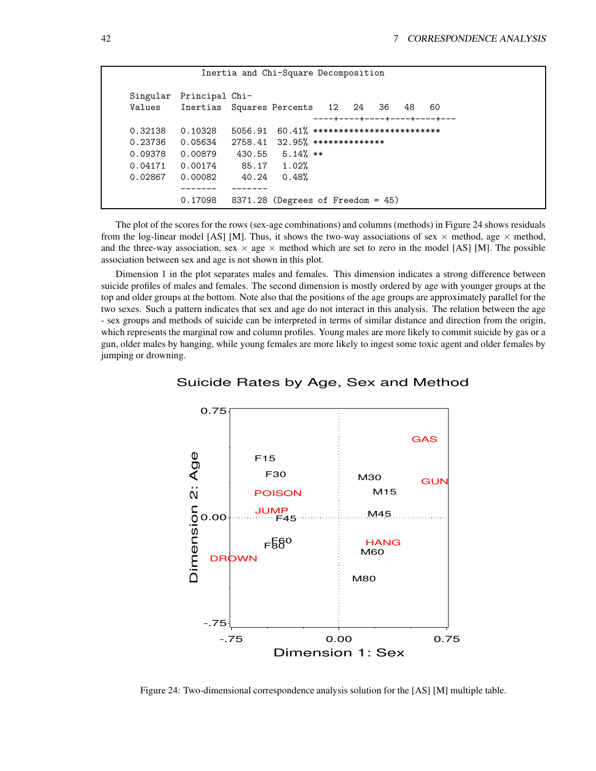```
                    Inertia and Chi-Square Decomposition

    Singular  Principal Chi-
    Values    Inertias  Squares Percents   12   24   36   48   60
                                         ----+----+----+----+----+---
    0.32138   0.10328   5056.91  60.41% *************************
    0.23736   0.05634   2758.41  32.95% **************
    0.09378   0.00879    430.55   5.14% **
    0.04171   0.00174     85.17   1.02%
    0.02867   0.00082     40.24   0.48%
              -------   -------
              0.17098   8371.28 (Degrees of Freedom = 45)
```

The plot of the scores for the rows (sex-age combinations) and columns (methods) in Figure 24 shows residuals from the log-linear model [AS] [M]. Thus, it shows the two-way associations of sex $\times$ method, age $\times$ method, and the three-way association, sex $\times$ age $\times$ method which are set to zero in the model [AS] [M]. The possible association between sex and age is not shown in this plot.

Dimension 1 in the plot separates males and females. This dimension indicates a strong difference between suicide profiles of males and females. The second dimension is mostly ordered by age with younger groups at the top and older groups at the bottom. Note also that the positions of the age groups are approximately parallel for the two sexes. Such a pattern indicates that sex and age do not interact in this analysis. The relation between the age - sex groups and methods of suicide can be interpreted in terms of similar distance and direction from the origin, which represents the marginal row and column profiles. Young males are more likely to commit suicide by gas or a gun, older males by hanging, while young females are more likely to ingest some toxic agent and older females by jumping or drowning.

Figure 24: Two-dimensional correspondence analysis solution for the [AS] [M] multiple table.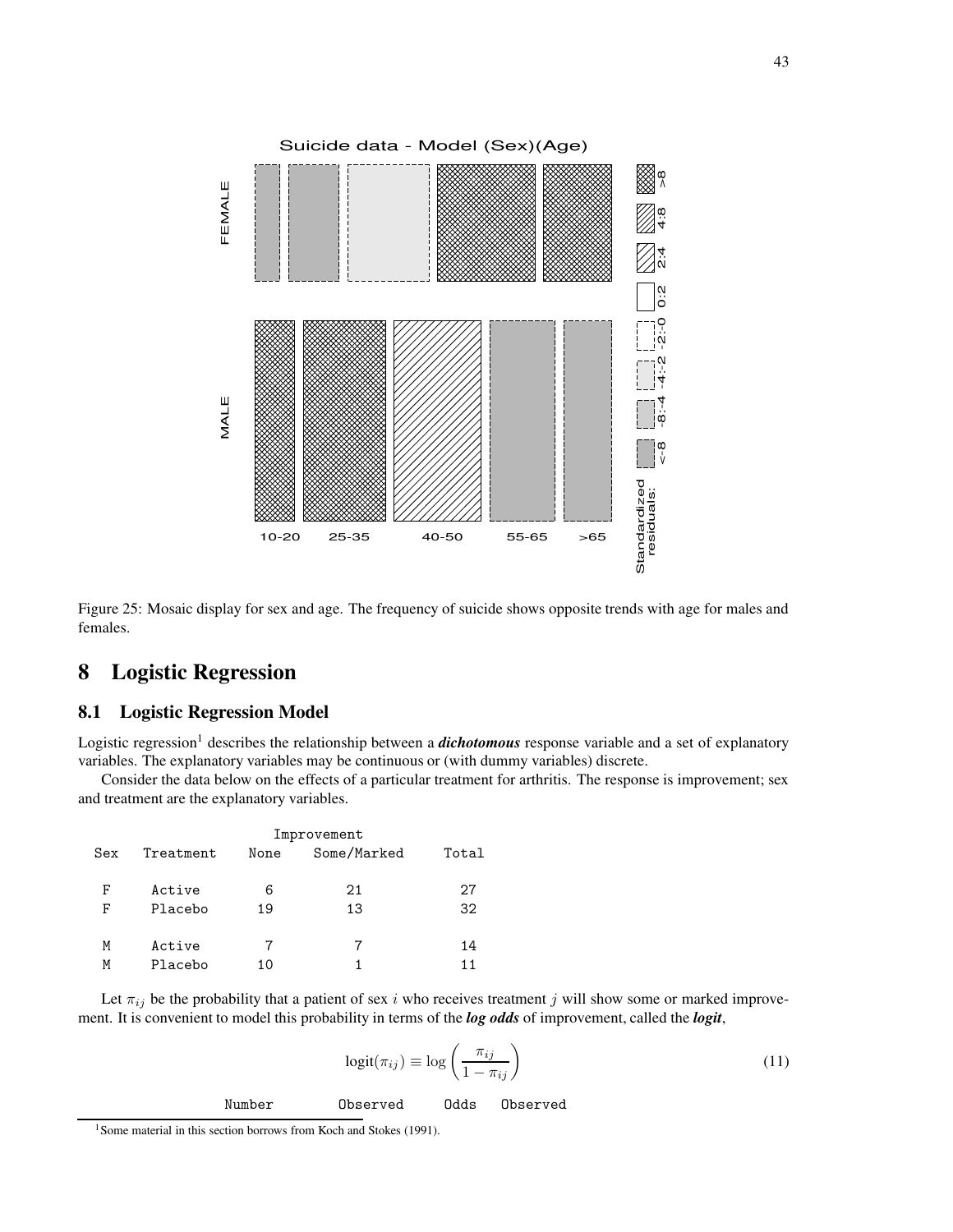Figure 25: Mosaic display for sex and age. The frequency of suicide shows opposite trends with age for males and females.

# 8 Logistic Regression

## 8.1 Logistic Regression Model

Logistic regression[1] describes the relationship between a ***dichotomous*** response variable and a set of explanatory variables. The explanatory variables may be continuous or (with dummy variables) discrete.

Consider the data below on the effects of a particular treatment for arthritis. The response is improvement; sex and treatment are the explanatory variables.

| Sex | Treatment | Improvement | | Total |
|---|---|---|---|---|
| | | None | Some/Marked | |
| F | Active | 6 | 21 | 27 |
| F | Placebo | 19 | 13 | 32 |
| M | Active | 7 | 7 | 14 |
| M | Placebo | 10 | 1 | 11 |

Let $\pi_{ij}$ be the probability that a patient of sex $i$ who receives treatment $j$ will show some or marked improvement. It is convenient to model this probability in terms of the ***log odds*** of improvement, called the ***logit***,

$$\text{logit}(\pi_{ij}) \equiv \log\left(\frac{\pi_{ij}}{1-\pi_{ij}}\right) \tag{11}$$

```
Number          Observed      Odds   Observed
```

[1] Some material in this section borrows from Koch and Stokes (1991).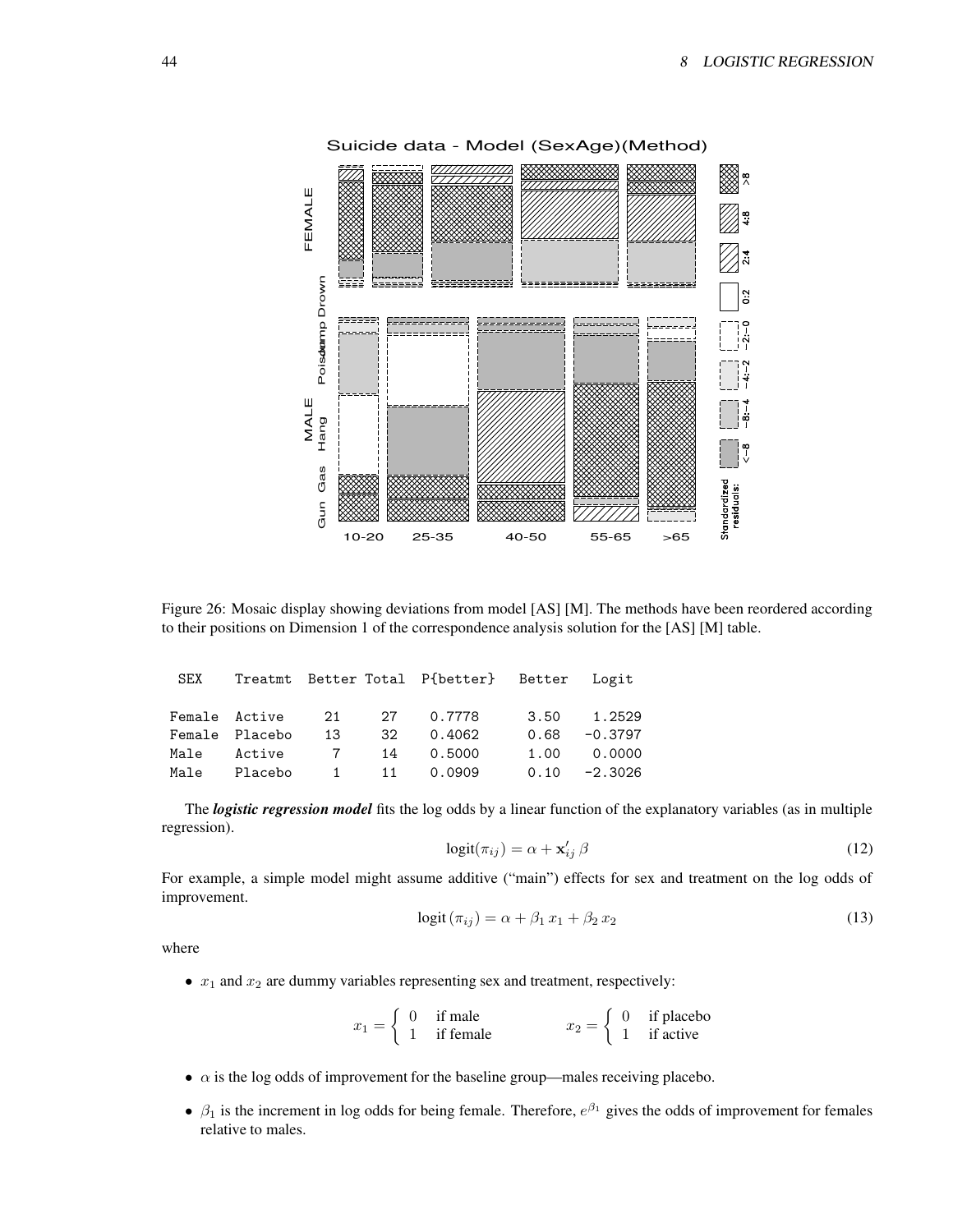Figure 26: Mosaic display showing deviations from model [AS] [M]. The methods have been reordered according to their positions on Dimension 1 of the correspondence analysis solution for the [AS] [M] table.

| SEX | Treatmt | Better | Total | P{better} | Better | Logit |
|---|---|---|---|---|---|---|
| Female | Active | 21 | 27 | 0.7778 | 3.50 | 1.2529 |
| Female | Placebo | 13 | 32 | 0.4062 | 0.68 | -0.3797 |
| Male | Active | 7 | 14 | 0.5000 | 1.00 | 0.0000 |
| Male | Placebo | 1 | 11 | 0.0909 | 0.10 | -2.3026 |

The ***logistic regression model*** fits the log odds by a linear function of the explanatory variables (as in multiple regression).

$$\text{logit}(\pi_{ij}) = \alpha + \mathbf{x}_{ij}' \, \beta \tag{12}$$

For example, a simple model might assume additive ("main") effects for sex and treatment on the log odds of improvement.

$$\text{logit}\,(\pi_{ij}) = \alpha + \beta_1 \, x_1 + \beta_2 \, x_2 \tag{13}$$

where

- $x_1$ and $x_2$ are dummy variables representing sex and treatment, respectively:

$$x_1 = \begin{cases} 0 & \text{if male} \\ 1 & \text{if female} \end{cases} \qquad\qquad x_2 = \begin{cases} 0 & \text{if placebo} \\ 1 & \text{if active} \end{cases}$$

- $\alpha$ is the log odds of improvement for the baseline group—males receiving placebo.
- $\beta_1$ is the increment in log odds for being female. Therefore, $e^{\beta_1}$ gives the odds of improvement for females relative to males.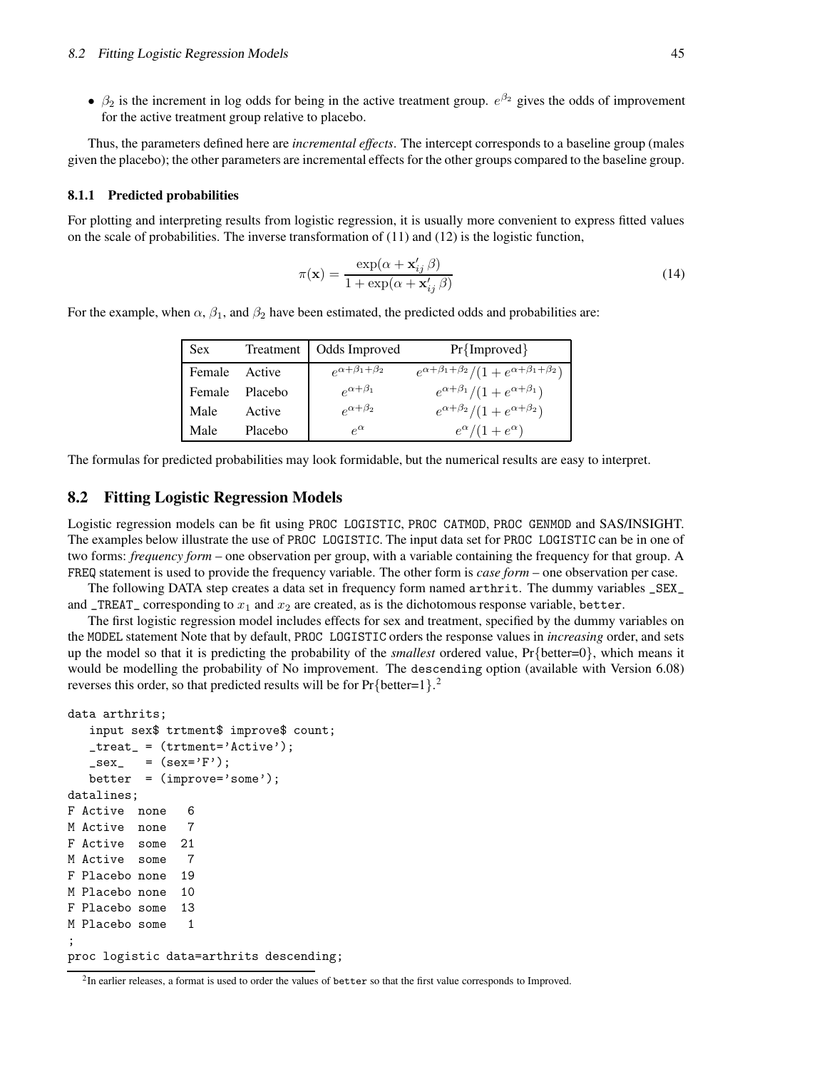- $\beta_2$ is the increment in log odds for being in the active treatment group. $e^{\beta_2}$ gives the odds of improvement for the active treatment group relative to placebo.

Thus, the parameters defined here are *incremental effects*. The intercept corresponds to a baseline group (males given the placebo); the other parameters are incremental effects for the other groups compared to the baseline group.

### 8.1.1 Predicted probabilities

For plotting and interpreting results from logistic regression, it is usually more convenient to express fitted values on the scale of probabilities. The inverse transformation of (11) and (12) is the logistic function,

$$\pi(\mathbf{x}) = \frac{\exp(\alpha + \mathbf{x}'_{ij}\,\beta)}{1 + \exp(\alpha + \mathbf{x}'_{ij}\,\beta)} \tag{14}$$

For the example, when $\alpha$, $\beta_1$, and $\beta_2$ have been estimated, the predicted odds and probabilities are:

| Sex | Treatment | Odds Improved | Pr{Improved} |
|---|---|---|---|
| Female | Active | $e^{\alpha+\beta_1+\beta_2}$ | $e^{\alpha+\beta_1+\beta_2}/(1+e^{\alpha+\beta_1+\beta_2})$ |
| Female | Placebo | $e^{\alpha+\beta_1}$ | $e^{\alpha+\beta_1}/(1+e^{\alpha+\beta_1})$ |
| Male | Active | $e^{\alpha+\beta_2}$ | $e^{\alpha+\beta_2}/(1+e^{\alpha+\beta_2})$ |
| Male | Placebo | $e^{\alpha}$ | $e^{\alpha}/(1+e^{\alpha})$ |

The formulas for predicted probabilities may look formidable, but the numerical results are easy to interpret.

## 8.2 Fitting Logistic Regression Models

Logistic regression models can be fit using PROC LOGISTIC, PROC CATMOD, PROC GENMOD and SAS/INSIGHT. The examples below illustrate the use of PROC LOGISTIC. The input data set for PROC LOGISTIC can be in one of two forms: *frequency form* – one observation per group, with a variable containing the frequency for that group. A FREQ statement is used to provide the frequency variable. The other form is *case form* – one observation per case.

The following DATA step creates a data set in frequency form named arthrit. The dummy variables _SEX_ and _TREAT_ corresponding to $x_1$ and $x_2$ are created, as is the dichotomous response variable, better.

The first logistic regression model includes effects for sex and treatment, specified by the dummy variables on the MODEL statement Note that by default, PROC LOGISTIC orders the response values in *increasing* order, and sets up the model so that it is predicting the probability of the *smallest* ordered value, Pr{better=0}, which means it would be modelling the probability of No improvement. The descending option (available with Version 6.08) reverses this order, so that predicted results will be for Pr{better=1}.[2]

```
data arthrits;
   input sex$ trtment$ improve$ count;
   _treat_ = (trtment='Active');
   _sex_   = (sex='F');
   better  = (improve='some');
datalines;
F Active  none   6
M Active  none   7
F Active  some  21
M Active  some   7
F Placebo none  19
M Placebo none  10
F Placebo some  13
M Placebo some   1
;
proc logistic data=arthrits descending;
```

[2] In earlier releases, a format is used to order the values of better so that the first value corresponds to Improved.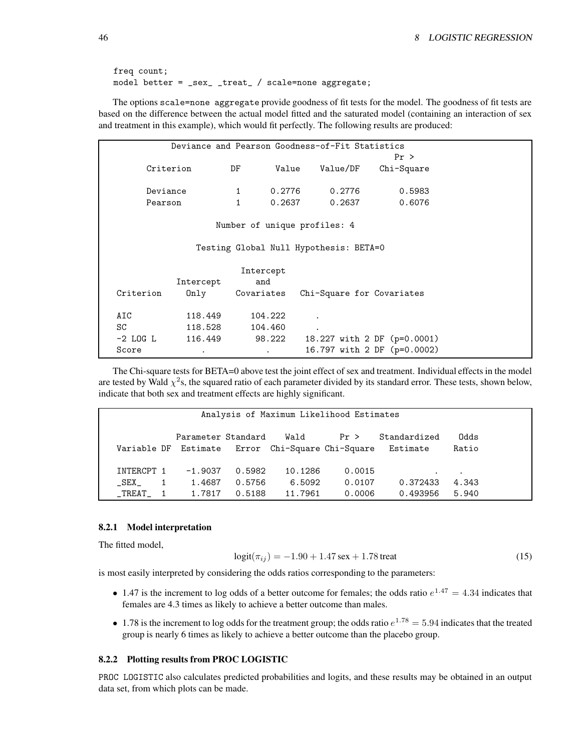```
freq count;
model better = _sex_ _treat_ / scale=none aggregate;
```

The options `scale=none aggregate` provide goodness of fit tests for the model. The goodness of fit tests are based on the difference between the actual model fitted and the saturated model (containing an interaction of sex and treatment in this example), which would fit perfectly. The following results are produced:

```
              Deviance and Pearson Goodness-of-Fit Statistics
                                                          Pr >
        Criterion        DF       Value     Value/DF    Chi-Square

        Deviance          1      0.2776      0.2776        0.5983
        Pearson           1      0.2637      0.2637        0.6076

                       Number of unique profiles: 4

                  Testing Global Null Hypothesis: BETA=0

                             Intercept
               Intercept        and
  Criterion       Only      Covariates   Chi-Square for Covariates

  AIC           118.449       104.222      .
  SC            118.528       104.460      .
  -2 LOG L      116.449        98.222     18.227 with 2 DF (p=0.0001)
  Score               .             .     16.797 with 2 DF (p=0.0002)
```

The Chi-square tests for BETA=0 above test the joint effect of sex and treatment. Individual effects in the model are tested by Wald $\chi^2$s, the squared ratio of each parameter divided by its standard error. These tests, shown below, indicate that both sex and treatment effects are highly significant.

```
                     Analysis of Maximum Likelihood Estimates

               Parameter Standard    Wald       Pr >     Standardized    Odds
  Variable DF   Estimate   Error  Chi-Square Chi-Square    Estimate      Ratio

  INTERCPT 1    -1.9037   0.5982    10.1286     0.0015            .     .
  _SEX_    1     1.4687   0.5756     6.5092     0.0107     0.372433   4.343
  _TREAT_  1     1.7817   0.5188    11.7961     0.0006     0.493956   5.940
```

### 8.2.1 Model interpretation

The fitted model,

$$\text{logit}(\pi_{ij}) = -1.90 + 1.47\,\text{sex} + 1.78\,\text{treat} \tag{15}$$

is most easily interpreted by considering the odds ratios corresponding to the parameters:

- 1.47 is the increment to log odds of a better outcome for females; the odds ratio $e^{1.47} = 4.34$ indicates that females are 4.3 times as likely to achieve a better outcome than males.
- 1.78 is the increment to log odds for the treatment group; the odds ratio $e^{1.78} = 5.94$ indicates that the treated group is nearly 6 times as likely to achieve a better outcome than the placebo group.

### 8.2.2 Plotting results from PROC LOGISTIC

`PROC LOGISTIC` also calculates predicted probabilities and logits, and these results may be obtained in an output data set, from which plots can be made.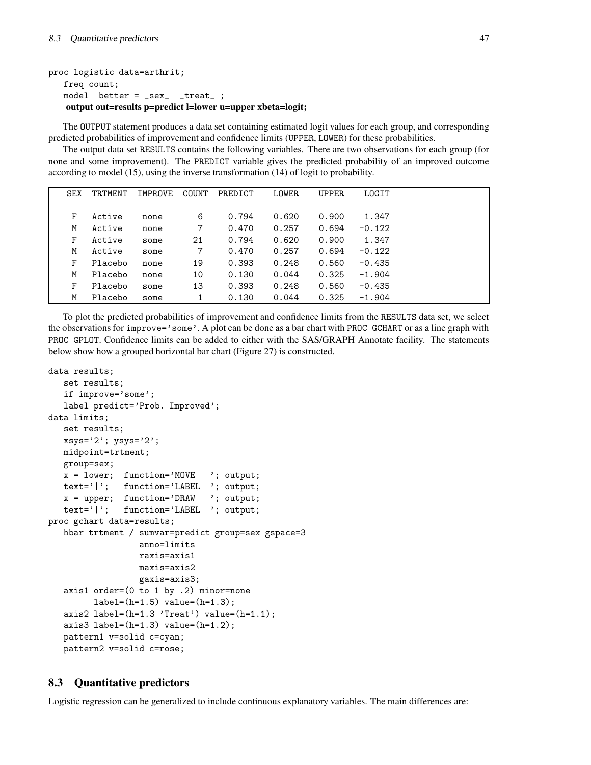```
proc logistic data=arthrit;
   freq count;
   model  better = _sex_  _treat_ ;
   output out=results p=predict l=lower u=upper xbeta=logit;
```

The OUTPUT statement produces a data set containing estimated logit values for each group, and corresponding predicted probabilities of improvement and confidence limits (UPPER, LOWER) for these probabilities.

The output data set RESULTS contains the following variables. There are two observations for each group (for none and some improvement). The PREDICT variable gives the predicted probability of an improved outcome according to model (15), using the inverse transformation (14) of logit to probability.

| SEX | TRTMENT | IMPROVE | COUNT | PREDICT | LOWER | UPPER | LOGIT |
|---|---|---|---|---|---|---|---|
| F | Active | none | 6 | 0.794 | 0.620 | 0.900 | 1.347 |
| M | Active | none | 7 | 0.470 | 0.257 | 0.694 | -0.122 |
| F | Active | some | 21 | 0.794 | 0.620 | 0.900 | 1.347 |
| M | Active | some | 7 | 0.470 | 0.257 | 0.694 | -0.122 |
| F | Placebo | none | 19 | 0.393 | 0.248 | 0.560 | -0.435 |
| M | Placebo | none | 10 | 0.130 | 0.044 | 0.325 | -1.904 |
| F | Placebo | some | 13 | 0.393 | 0.248 | 0.560 | -0.435 |
| M | Placebo | some | 1 | 0.130 | 0.044 | 0.325 | -1.904 |

To plot the predicted probabilities of improvement and confidence limits from the RESULTS data set, we select the observations for improve='some'. A plot can be done as a bar chart with PROC GCHART or as a line graph with PROC GPLOT. Confidence limits can be added to either with the SAS/GRAPH Annotate facility. The statements below show how a grouped horizontal bar chart (Figure 27) is constructed.

```
data results;
   set results;
   if improve='some';
   label predict='Prob. Improved';
data limits;
   set results;
   xsys='2'; ysys='2';
   midpoint=trtment;
   group=sex;
   x = lower;  function='MOVE   '; output;
   text='|';   function='LABEL  '; output;
   x = upper;  function='DRAW   '; output;
   text='|';   function='LABEL  '; output;
proc gchart data=results;
   hbar trtment / sumvar=predict group=sex gspace=3
                  anno=limits
                  raxis=axis1
                  maxis=axis2
                  gaxis=axis3;
   axis1 order=(0 to 1 by .2) minor=none
         label=(h=1.5) value=(h=1.3);
   axis2 label=(h=1.3 'Treat') value=(h=1.1);
   axis3 label=(h=1.3) value=(h=1.2);
   pattern1 v=solid c=cyan;
   pattern2 v=solid c=rose;
```

## 8.3 Quantitative predictors

Logistic regression can be generalized to include continuous explanatory variables. The main differences are: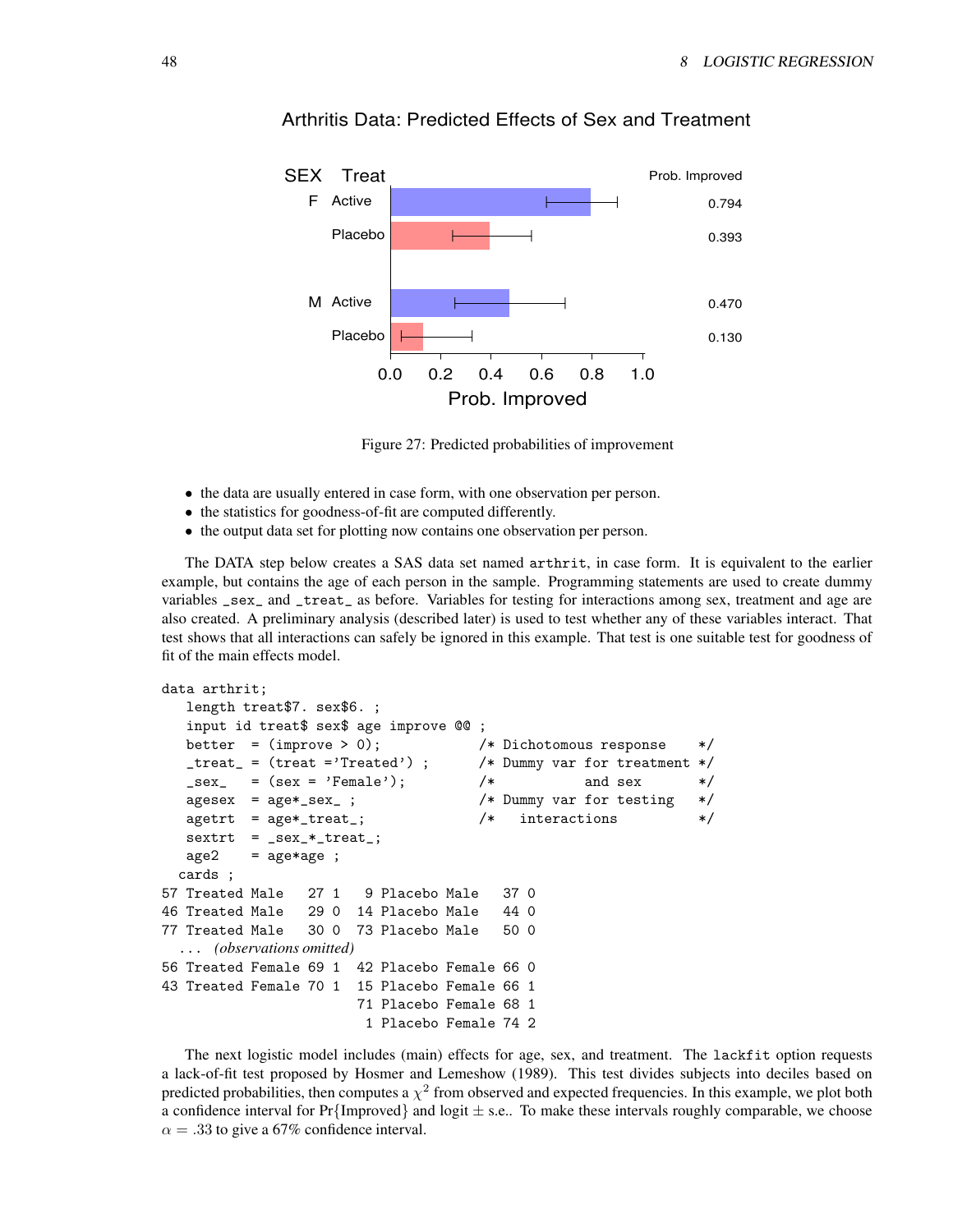Figure 27: Predicted probabilities of improvement

- the data are usually entered in case form, with one observation per person.
- the statistics for goodness-of-fit are computed differently.
- the output data set for plotting now contains one observation per person.

The DATA step below creates a SAS data set named `arthrit`, in case form. It is equivalent to the earlier example, but contains the age of each person in the sample. Programming statements are used to create dummy variables `_sex_` and `_treat_` as before. Variables for testing for interactions among sex, treatment and age are also created. A preliminary analysis (described later) is used to test whether any of these variables interact. That test shows that all interactions can safely be ignored in this example. That test is one suitable test for goodness of fit of the main effects model.

```
data arthrit;
   length treat$7. sex$6. ;
   input id treat$ sex$ age improve @@ ;
   better  = (improve > 0);           /* Dichotomous response    */
   _treat_ = (treat ='Treated') ;     /* Dummy var for treatment */
   _sex_   = (sex = 'Female');        /*           and sex       */
   agesex  = age*_sex_ ;              /* Dummy var for testing   */
   agetrt  = age*_treat_;             /*   interactions          */
   sextrt  = _sex_*_treat_;
   age2    = age*age ;
  cards ;
57 Treated Male   27 1   9 Placebo Male   37 0
46 Treated Male   29 0  14 Placebo Male   44 0
77 Treated Male   30 0  73 Placebo Male   50 0
  ... (observations omitted)
56 Treated Female 69 1  42 Placebo Female 66 0
43 Treated Female 70 1  15 Placebo Female 66 1
                        71 Placebo Female 68 1
                         1 Placebo Female 74 2
```

The next logistic model includes (main) effects for age, sex, and treatment. The `lackfit` option requests a lack-of-fit test proposed by Hosmer and Lemeshow (1989). This test divides subjects into deciles based on predicted probabilities, then computes a $\chi^2$ from observed and expected frequencies. In this example, we plot both a confidence interval for Pr{Improved} and logit $\pm$ s.e.. To make these intervals roughly comparable, we choose $\alpha = .33$ to give a 67% confidence interval.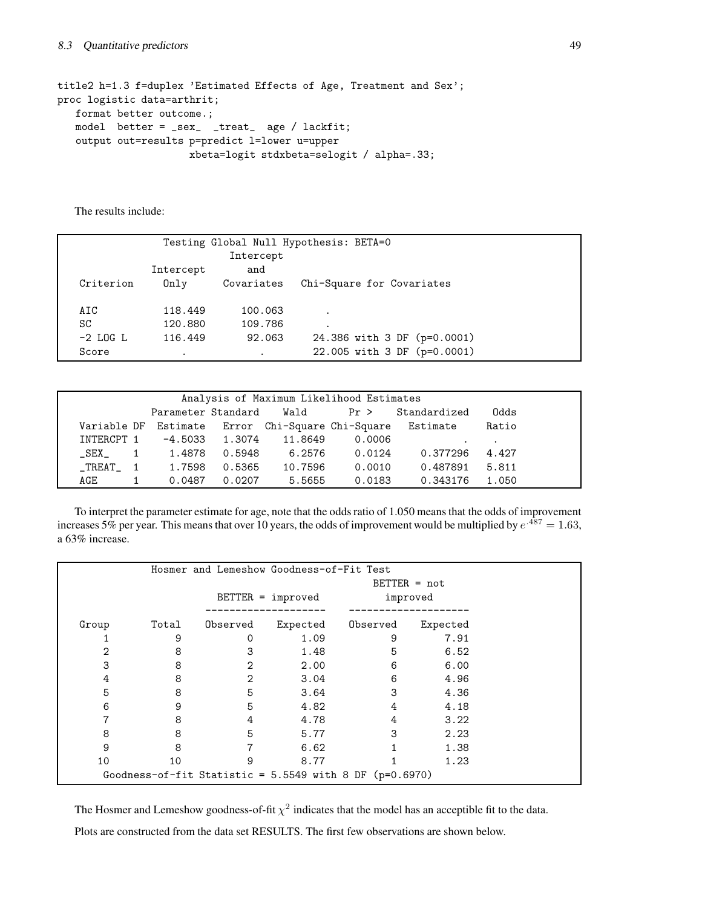```
title2 h=1.3 f=duplex 'Estimated Effects of Age, Treatment and Sex';
proc logistic data=arthrit;
   format better outcome.;
   model  better = _sex_  _treat_  age / lackfit;
   output out=results p=predict l=lower u=upper
                    xbeta=logit stdxbeta=selogit / alpha=.33;
```

The results include:

Testing Global Null Hypothesis: BETA=0

| Criterion | Intercept Only | Intercept and Covariates | Chi-Square for Covariates |
|---|---|---|---|
| AIC | 118.449 | 100.063 | . |
| SC | 120.880 | 109.786 | . |
| -2 LOG L | 116.449 | 92.063 | 24.386 with 3 DF (p=0.0001) |
| Score | . | . | 22.005 with 3 DF (p=0.0001) |

Analysis of Maximum Likelihood Estimates

| Variable | DF | Parameter Estimate | Standard Error | Wald Chi-Square | Pr > Chi-Square | Standardized Estimate | Odds Ratio |
|---|---|---|---|---|---|---|---|
| INTERCPT | 1 | -4.5033 | 1.3074 | 11.8649 | 0.0006 | . | . |
| _SEX_ | 1 | 1.4878 | 0.5948 | 6.2576 | 0.0124 | 0.377296 | 4.427 |
| _TREAT_ | 1 | 1.7598 | 0.5365 | 10.7596 | 0.0010 | 0.487891 | 5.811 |
| AGE | 1 | 0.0487 | 0.0207 | 5.5655 | 0.0183 | 0.343176 | 1.050 |

To interpret the parameter estimate for age, note that the odds ratio of 1.050 means that the odds of improvement increases 5% per year. This means that over 10 years, the odds of improvement would be multiplied by $e^{.487} = 1.63$, a 63% increase.

Hosmer and Lemeshow Goodness-of-Fit Test

| Group | Total | BETTER = improved Observed | BETTER = improved Expected | BETTER = not improved Observed | BETTER = not improved Expected |
|---|---|---|---|---|---|
| 1 | 9 | 0 | 1.09 | 9 | 7.91 |
| 2 | 8 | 3 | 1.48 | 5 | 6.52 |
| 3 | 8 | 2 | 2.00 | 6 | 6.00 |
| 4 | 8 | 2 | 3.04 | 6 | 4.96 |
| 5 | 8 | 5 | 3.64 | 3 | 4.36 |
| 6 | 9 | 5 | 4.82 | 4 | 4.18 |
| 7 | 8 | 4 | 4.78 | 4 | 3.22 |
| 8 | 8 | 5 | 5.77 | 3 | 2.23 |
| 9 | 8 | 7 | 6.62 | 1 | 1.38 |
| 10 | 10 | 9 | 8.77 | 1 | 1.23 |

Goodness-of-fit Statistic = 5.5549 with 8 DF (p=0.6970)

The Hosmer and Lemeshow goodness-of-fit $\chi^2$ indicates that the model has an acceptible fit to the data.

Plots are constructed from the data set RESULTS. The first few observations are shown below.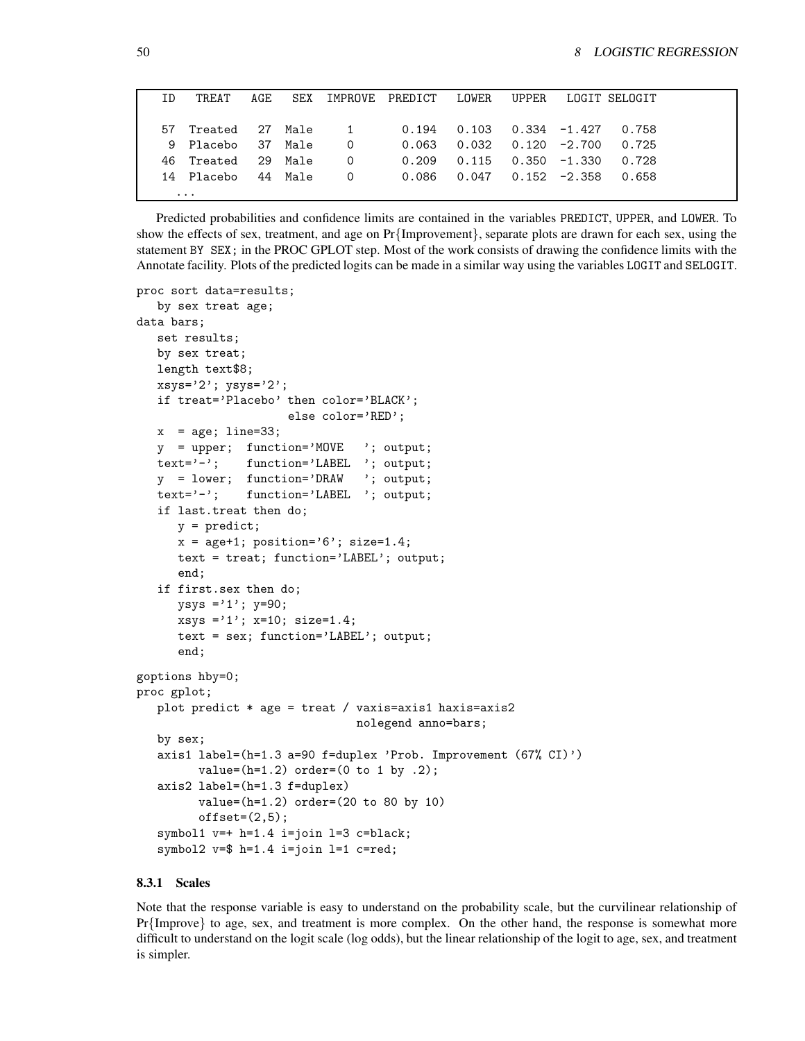```
   ID   TREAT   AGE   SEX  IMPROVE  PREDICT   LOWER   UPPER   LOGIT SELOGIT

   57  Treated   27  Male     1       0.194   0.103   0.334  -1.427   0.758
    9  Placebo   37  Male     0       0.063   0.032   0.120  -2.700   0.725
   46  Treated   29  Male     0       0.209   0.115   0.350  -1.330   0.728
   14  Placebo   44  Male     0       0.086   0.047   0.152  -2.358   0.658
    ...
```

Predicted probabilities and confidence limits are contained in the variables PREDICT, UPPER, and LOWER. To show the effects of sex, treatment, and age on Pr{Improvement}, separate plots are drawn for each sex, using the statement BY SEX; in the PROC GPLOT step. Most of the work consists of drawing the confidence limits with the Annotate facility. Plots of the predicted logits can be made in a similar way using the variables LOGIT and SELOGIT.

```
proc sort data=results;
   by sex treat age;
data bars;
   set results;
   by sex treat;
   length text$8;
   xsys='2'; ysys='2';
   if treat='Placebo' then color='BLACK';
                      else color='RED';
   x  = age; line=33;
   y  = upper;  function='MOVE   '; output;
   text='-';    function='LABEL  '; output;
   y  = lower;  function='DRAW   '; output;
   text='-';    function='LABEL  '; output;
   if last.treat then do;
      y = predict;
      x = age+1; position='6'; size=1.4;
      text = treat; function='LABEL'; output;
      end;
   if first.sex then do;
      ysys ='1'; y=90;
      xsys ='1'; x=10; size=1.4;
      text = sex; function='LABEL'; output;
      end;

goptions hby=0;
proc gplot;
   plot predict * age = treat / vaxis=axis1 haxis=axis2
                                nolegend anno=bars;
   by sex;
   axis1 label=(h=1.3 a=90 f=duplex 'Prob. Improvement (67% CI)')
         value=(h=1.2) order=(0 to 1 by .2);
   axis2 label=(h=1.3 f=duplex)
         value=(h=1.2) order=(20 to 80 by 10)
         offset=(2,5);
   symbol1 v=+ h=1.4 i=join l=3 c=black;
   symbol2 v=$ h=1.4 i=join l=1 c=red;
```

### 8.3.1 Scales

Note that the response variable is easy to understand on the probability scale, but the curvilinear relationship of Pr{Improve} to age, sex, and treatment is more complex. On the other hand, the response is somewhat more difficult to understand on the logit scale (log odds), but the linear relationship of the logit to age, sex, and treatment is simpler.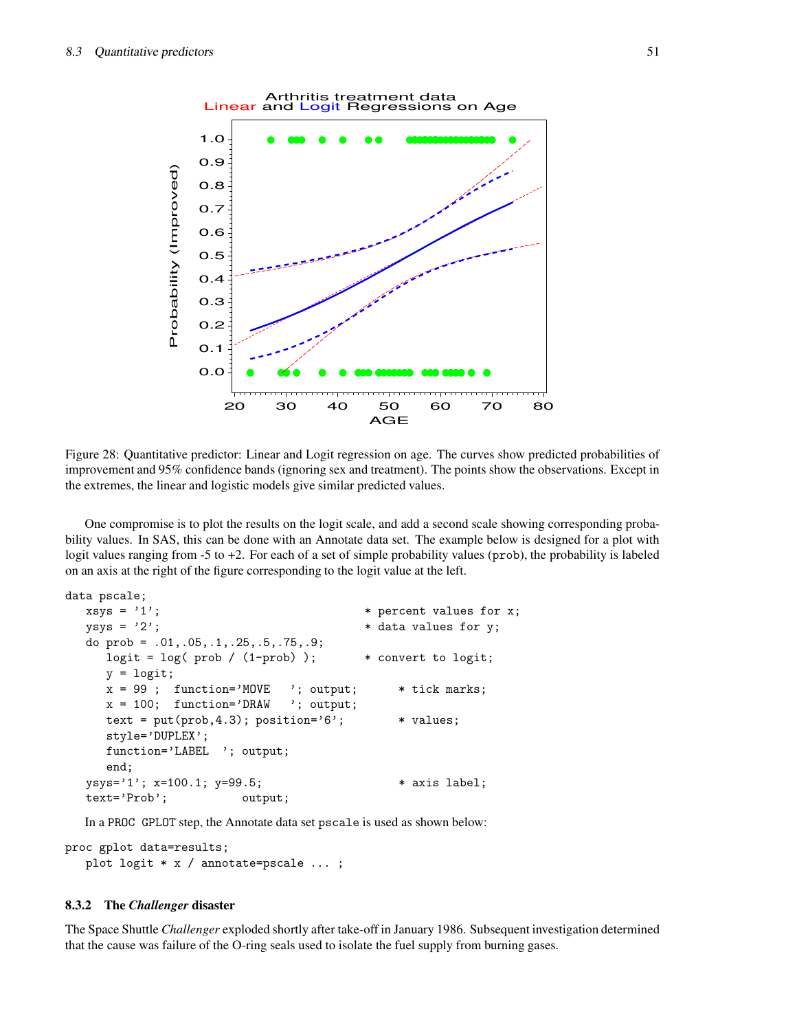Figure 28: Quantitative predictor: Linear and Logit regression on age. The curves show predicted probabilities of improvement and 95% confidence bands (ignoring sex and treatment). The points show the observations. Except in the extremes, the linear and logistic models give similar predicted values.

One compromise is to plot the results on the logit scale, and add a second scale showing corresponding probability values. In SAS, this can be done with an Annotate data set. The example below is designed for a plot with logit values ranging from -5 to +2. For each of a set of simple probability values (`prob`), the probability is labeled on an axis at the right of the figure corresponding to the logit value at the left.

```
data pscale;
   xsys = '1';                              * percent values for x;
   ysys = '2';                              * data values for y;
   do prob = .01,.05,.1,.25,.5,.75,.9;
      logit = log( prob / (1-prob) );       * convert to logit;
      y = logit;
      x = 99 ;  function='MOVE   '; output;      * tick marks;
      x = 100;  function='DRAW   '; output;
      text = put(prob,4.3); position='6';        * values;
      style='DUPLEX';
      function='LABEL  '; output;
      end;
   ysys='1'; x=100.1; y=99.5;                    * axis label;
   text='Prob';           output;
```

In a `PROC GPLOT` step, the Annotate data set `pscale` is used as shown below:

```
proc gplot data=results;
   plot logit * x / annotate=pscale ... ;
```

### 8.3.2 The *Challenger* disaster

The Space Shuttle *Challenger* exploded shortly after take-off in January 1986. Subsequent investigation determined that the cause was failure of the O-ring seals used to isolate the fuel supply from burning gases.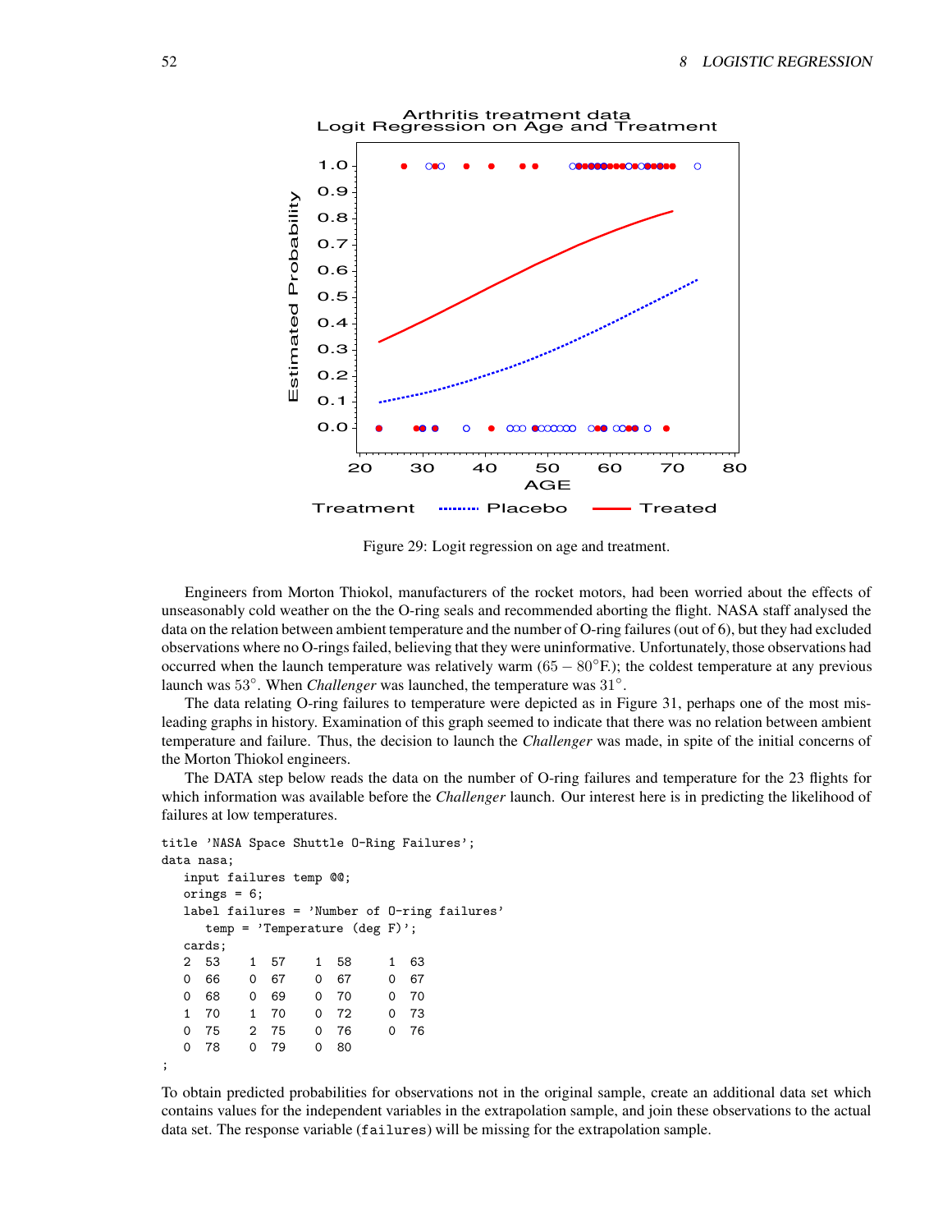Figure 29: Logit regression on age and treatment.

Engineers from Morton Thiokol, manufacturers of the rocket motors, had been worried about the effects of unseasonably cold weather on the the O-ring seals and recommended aborting the flight. NASA staff analysed the data on the relation between ambient temperature and the number of O-ring failures (out of 6), but they had excluded observations where no O-rings failed, believing that they were uninformative. Unfortunately, those observations had occurred when the launch temperature was relatively warm ($65 - 80^{\circ}$F.); the coldest temperature at any previous launch was $53^{\circ}$. When *Challenger* was launched, the temperature was $31^{\circ}$.

The data relating O-ring failures to temperature were depicted as in Figure 31, perhaps one of the most misleading graphs in history. Examination of this graph seemed to indicate that there was no relation between ambient temperature and failure. Thus, the decision to launch the *Challenger* was made, in spite of the initial concerns of the Morton Thiokol engineers.

The DATA step below reads the data on the number of O-ring failures and temperature for the 23 flights for which information was available before the *Challenger* launch. Our interest here is in predicting the likelihood of failures at low temperatures.

```
title 'NASA Space Shuttle O-Ring Failures';
data nasa;
   input failures temp @@;
   orings = 6;
   label failures = 'Number of O-ring failures'
      temp = 'Temperature (deg F)';
   cards;
   2  53    1  57    1  58     1  63
   0  66    0  67    0  67     0  67
   0  68    0  69    0  70     0  70
   1  70    1  70    0  72     0  73
   0  75    2  75    0  76     0  76
   0  78    0  79    0  80
;
```

To obtain predicted probabilities for observations not in the original sample, create an additional data set which contains values for the independent variables in the extrapolation sample, and join these observations to the actual data set. The response variable (`failures`) will be missing for the extrapolation sample.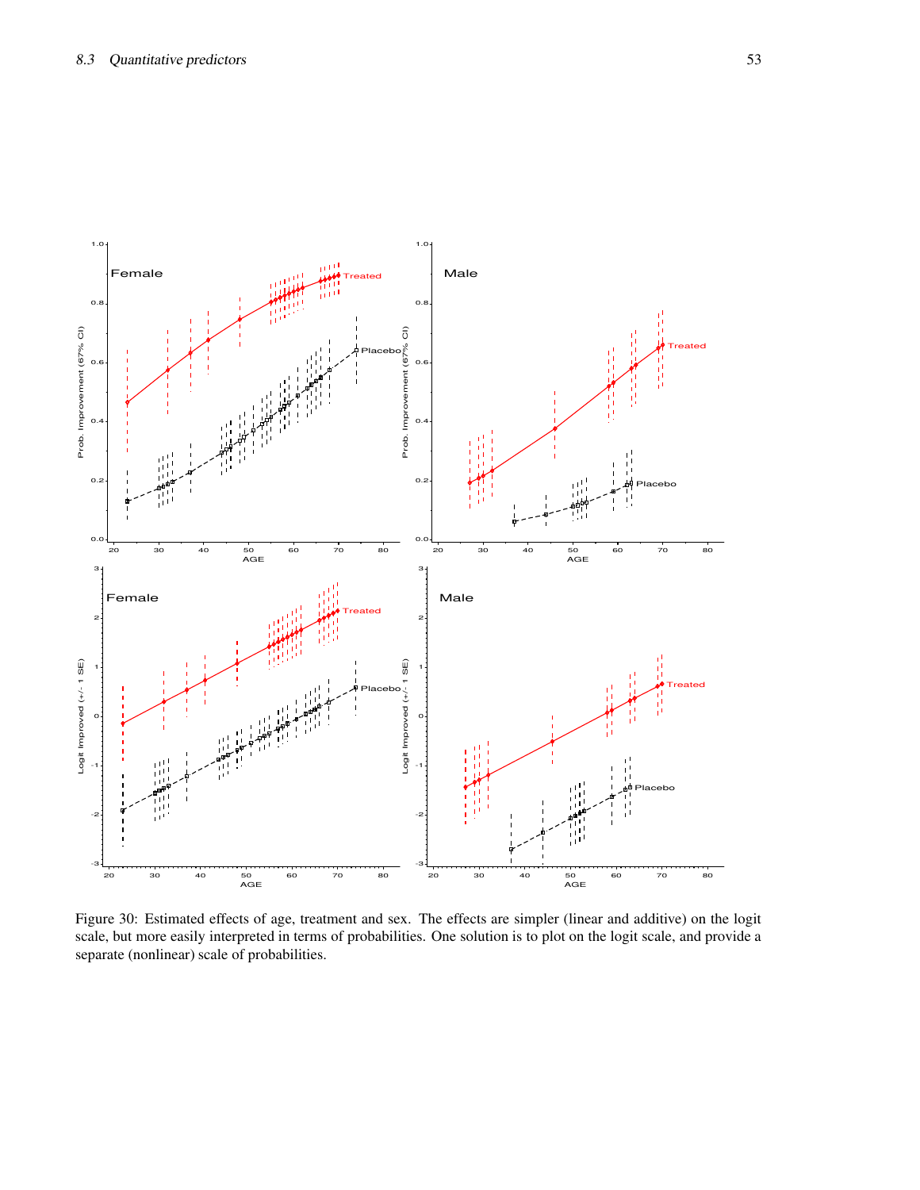Figure 30: Estimated effects of age, treatment and sex. The effects are simpler (linear and additive) on the logit scale, but more easily interpreted in terms of probabilities. One solution is to plot on the logit scale, and provide a separate (nonlinear) scale of probabilities.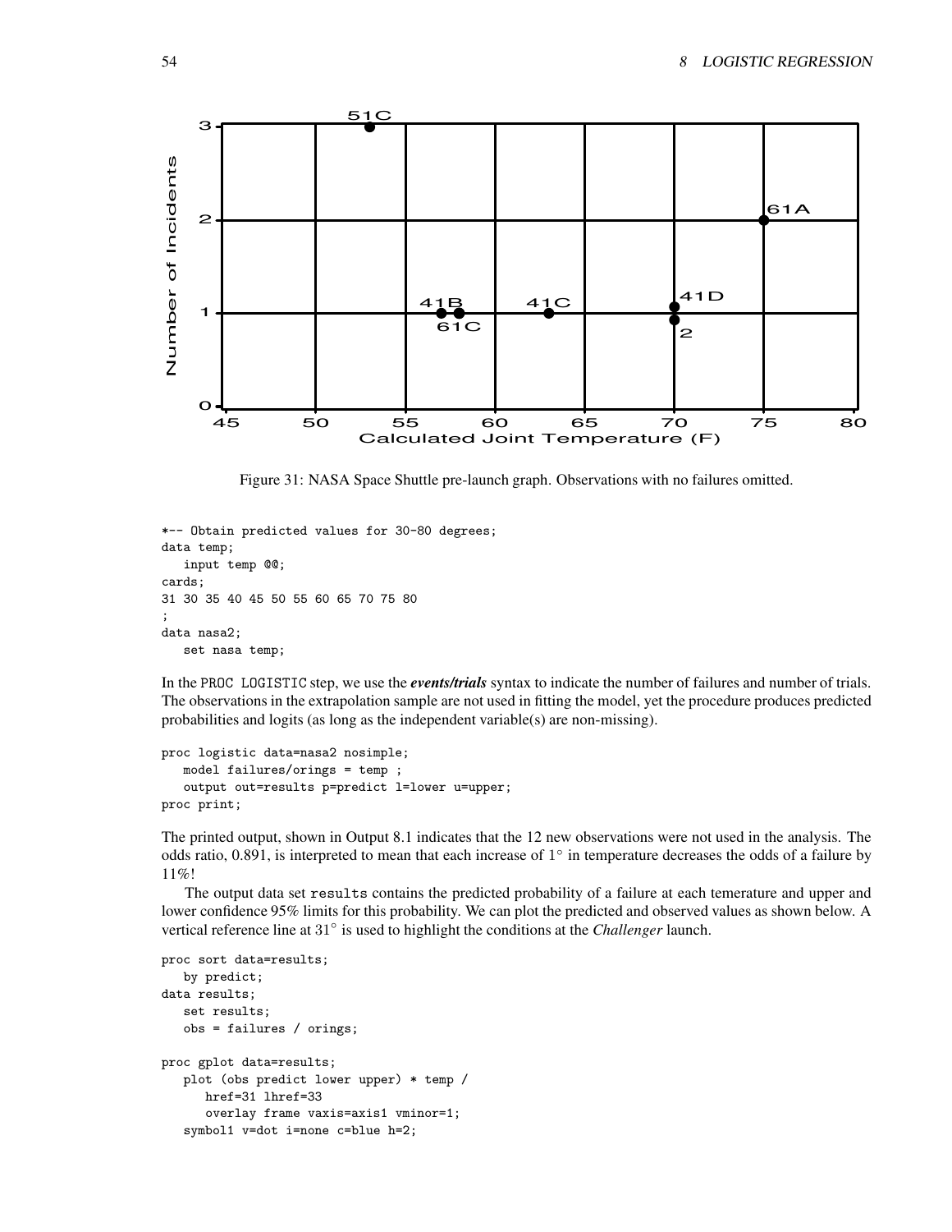Figure 31: NASA Space Shuttle pre-launch graph. Observations with no failures omitted.

```
*-- Obtain predicted values for 30-80 degrees;
data temp;
   input temp @@;
cards;
31 30 35 40 45 50 55 60 65 70 75 80
;
data nasa2;
   set nasa temp;
```

In the PROC LOGISTIC step, we use the ***events/trials*** syntax to indicate the number of failures and number of trials. The observations in the extrapolation sample are not used in fitting the model, yet the procedure produces predicted probabilities and logits (as long as the independent variable(s) are non-missing).

```
proc logistic data=nasa2 nosimple;
   model failures/orings = temp ;
   output out=results p=predict l=lower u=upper;
proc print;
```

The printed output, shown in Output 8.1 indicates that the 12 new observations were not used in the analysis. The odds ratio, 0.891, is interpreted to mean that each increase of $1^\circ$ in temperature decreases the odds of a failure by 11%!

The output data set `results` contains the predicted probability of a failure at each temerature and upper and lower confidence 95% limits for this probability. We can plot the predicted and observed values as shown below. A vertical reference line at $31^\circ$ is used to highlight the conditions at the *Challenger* launch.

```
proc sort data=results;
   by predict;
data results;
   set results;
   obs = failures / orings;

proc gplot data=results;
   plot (obs predict lower upper) * temp /
      href=31 lhref=33
      overlay frame vaxis=axis1 vminor=1;
   symbol1 v=dot i=none c=blue h=2;
```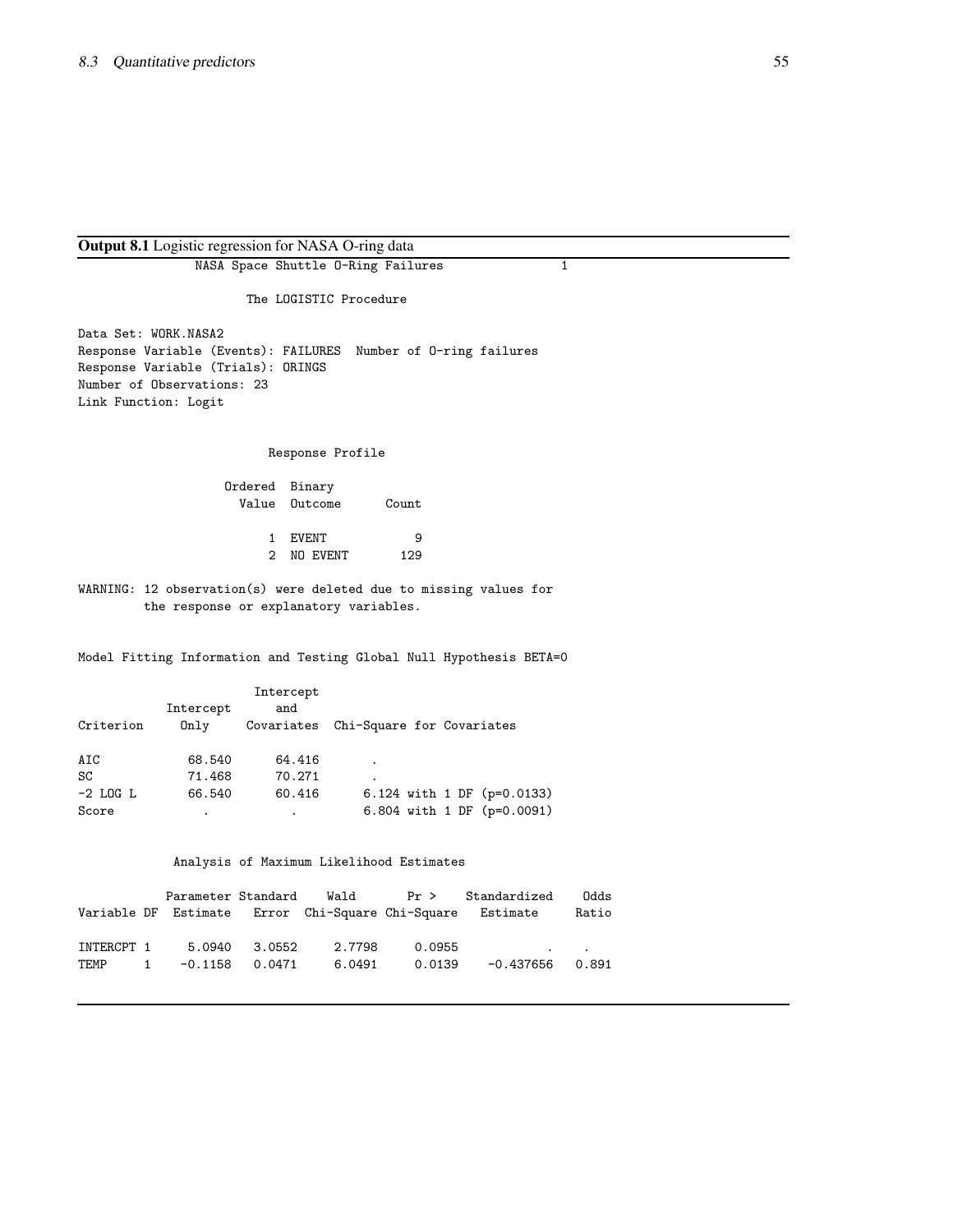**Output 8.1** Logistic regression for NASA O-ring data

```
                NASA Space Shuttle O-Ring Failures                1

                      The LOGISTIC Procedure

Data Set: WORK.NASA2
Response Variable (Events): FAILURES  Number of O-ring failures
Response Variable (Trials): ORINGS
Number of Observations: 23
Link Function: Logit


                         Response Profile

                   Ordered  Binary
                     Value  Outcome      Count

                         1  EVENT            9
                         2  NO EVENT       129

WARNING: 12 observation(s) were deleted due to missing values for
         the response or explanatory variables.


Model Fitting Information and Testing Global Null Hypothesis BETA=0

                        Intercept
             Intercept     and
Criterion      Only     Covariates  Chi-Square for Covariates

AIC           68.540      64.416        .
SC            71.468      70.271        .
-2 LOG L      66.540      60.416       6.124 with 1 DF (p=0.0133)
Score            .           .         6.804 with 1 DF (p=0.0091)


             Analysis of Maximum Likelihood Estimates

             Parameter Standard    Wald       Pr >    Standardized    Odds
Variable DF  Estimate   Error  Chi-Square Chi-Square   Estimate      Ratio

INTERCPT 1     5.0940   3.0552     2.7798     0.0955            .     .
TEMP     1    -0.1158   0.0471     6.0491     0.0139    -0.437656   0.891
```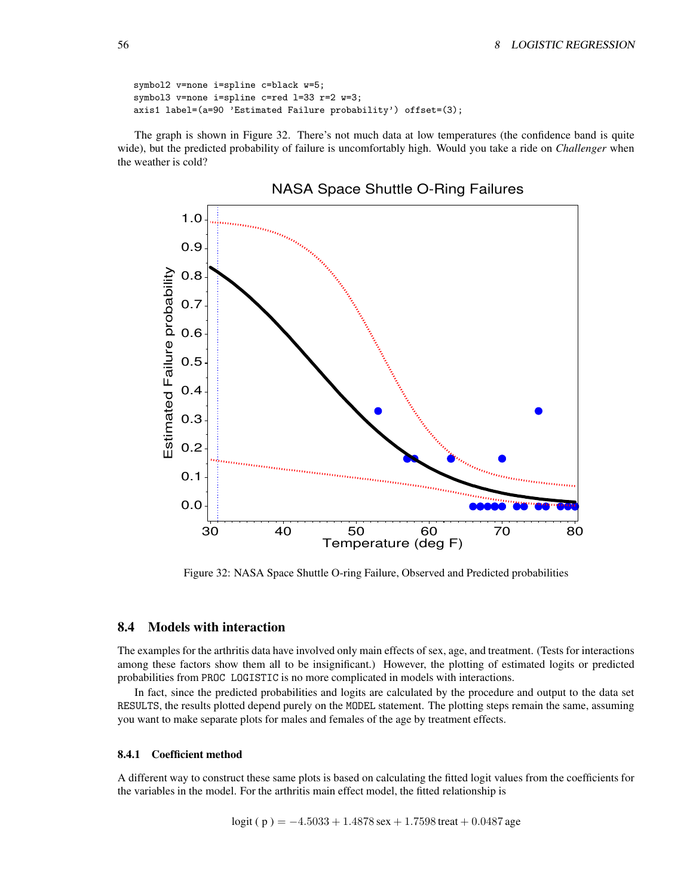```
symbol2 v=none i=spline c=black w=5;
symbol3 v=none i=spline c=red l=33 r=2 w=3;
axis1 label=(a=90 'Estimated Failure probability') offset=(3);
```

The graph is shown in Figure 32. There's not much data at low temperatures (the confidence band is quite wide), but the predicted probability of failure is uncomfortably high. Would you take a ride on *Challenger* when the weather is cold?

Figure 32: NASA Space Shuttle O-ring Failure, Observed and Predicted probabilities

## 8.4 Models with interaction

The examples for the arthritis data have involved only main effects of sex, age, and treatment. (Tests for interactions among these factors show them all to be insignificant.) However, the plotting of estimated logits or predicted probabilities from `PROC LOGISTIC` is no more complicated in models with interactions.

In fact, since the predicted probabilities and logits are calculated by the procedure and output to the data set `RESULTS`, the results plotted depend purely on the `MODEL` statement. The plotting steps remain the same, assuming you want to make separate plots for males and females of the age by treatment effects.

### 8.4.1 Coefficient method

A different way to construct these same plots is based on calculating the fitted logit values from the coefficients for the variables in the model. For the arthritis main effect model, the fitted relationship is

$$\text{logit}(\text{ p }) = -4.5033 + 1.4878\,\text{sex} + 1.7598\,\text{treat} + 0.0487\,\text{age}$$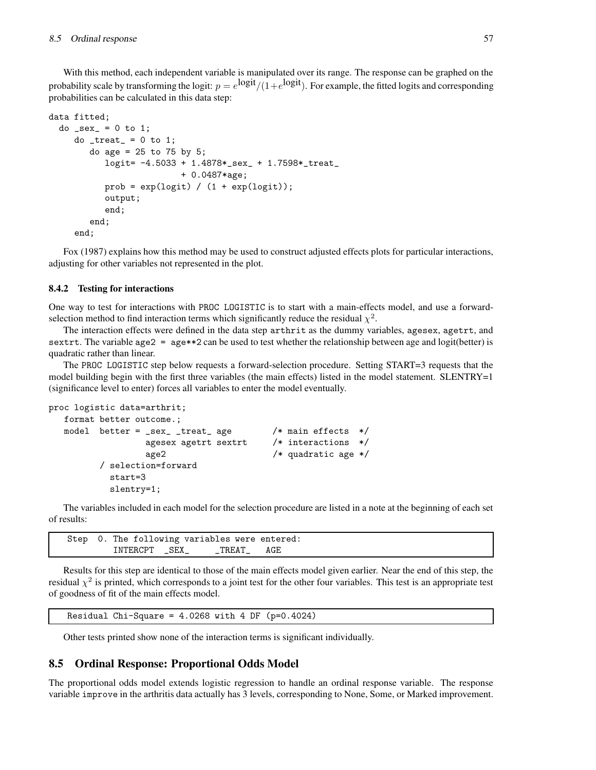With this method, each independent variable is manipulated over its range. The response can be graphed on the probability scale by transforming the logit: $p = e^{\text{logit}}/(1+e^{\text{logit}})$. For example, the fitted logits and corresponding probabilities can be calculated in this data step:

```
data fitted;
  do _sex_ = 0 to 1;
     do _treat_ = 0 to 1;
        do age = 25 to 75 by 5;
           logit= -4.5033 + 1.4878*_sex_ + 1.7598*_treat_
                          + 0.0487*age;
           prob = exp(logit) / (1 + exp(logit));
           output;
           end;
        end;
     end;
```

Fox (1987) explains how this method may be used to construct adjusted effects plots for particular interactions, adjusting for other variables not represented in the plot.

### 8.4.2 Testing for interactions

One way to test for interactions with PROC LOGISTIC is to start with a main-effects model, and use a forward-selection method to find interaction terms which significantly reduce the residual $\chi^2$.

The interaction effects were defined in the data step arthrit as the dummy variables, agesex, agetrt, and sextrt. The variable age2 = age**2 can be used to test whether the relationship between age and logit(better) is quadratic rather than linear.

The PROC LOGISTIC step below requests a forward-selection procedure. Setting START=3 requests that the model building begin with the first three variables (the main effects) listed in the model statement. SLENTRY=1 (significance level to enter) forces all variables to enter the model eventually.

```
proc logistic data=arthrit;
   format better outcome.;
   model  better = _sex_ _treat_ age        /* main effects  */
                agesex agetrt sextrt      /* interactions  */
                age2                      /* quadratic age */
         / selection=forward
           start=3
           slentry=1;
```

The variables included in each model for the selection procedure are listed in a note at the beginning of each set of results:

```
 Step  0. The following variables were entered:
          INTERCPT  _SEX_     _TREAT_   AGE
```

Results for this step are identical to those of the main effects model given earlier. Near the end of this step, the residual $\chi^2$ is printed, which corresponds to a joint test for the other four variables. This test is an appropriate test of goodness of fit of the main effects model.

```
 Residual Chi-Square = 4.0268 with 4 DF (p=0.4024)
```

Other tests printed show none of the interaction terms is significant individually.

## 8.5 Ordinal Response: Proportional Odds Model

The proportional odds model extends logistic regression to handle an ordinal response variable. The response variable improve in the arthritis data actually has 3 levels, corresponding to None, Some, or Marked improvement.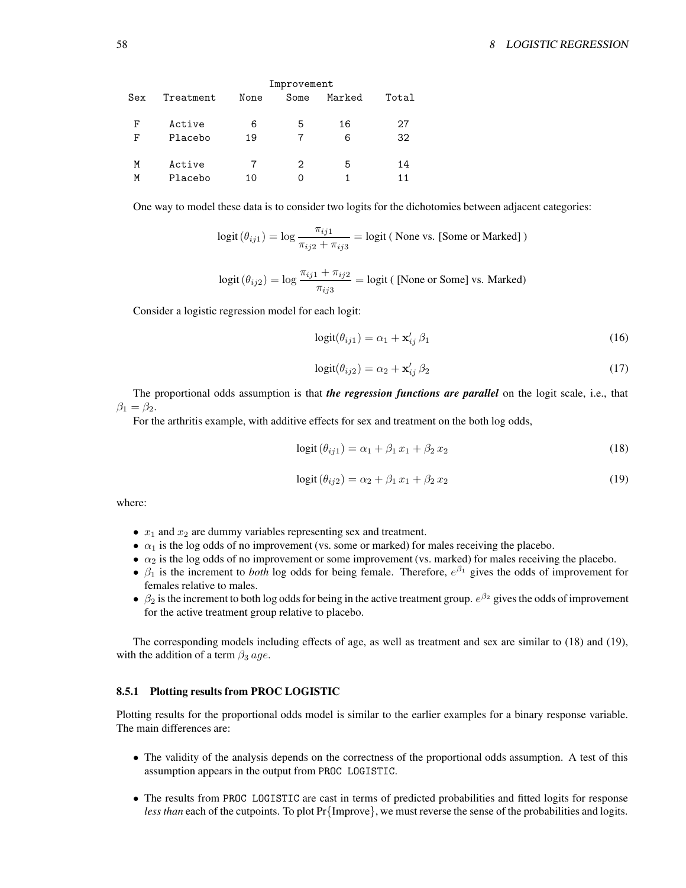| | | Improvement | | | |
|---|---|---|---|---|---|
| Sex | Treatment | None | Some | Marked | Total |
| F | Active | 6 | 5 | 16 | 27 |
| F | Placebo | 19 | 7 | 6 | 32 |
| M | Active | 7 | 2 | 5 | 14 |
| M | Placebo | 10 | 0 | 1 | 11 |

One way to model these data is to consider two logits for the dichotomies between adjacent categories:

$$\text{logit}\,(\theta_{ij1}) = \log \frac{\pi_{ij1}}{\pi_{ij2} + \pi_{ij3}} = \text{logit ( None vs. [Some or Marked] )}$$

$$\text{logit}\,(\theta_{ij2}) = \log \frac{\pi_{ij1} + \pi_{ij2}}{\pi_{ij3}} = \text{logit ( [None or Some] vs. Marked)}$$

Consider a logistic regression model for each logit:

$$\text{logit}(\theta_{ij1}) = \alpha_1 + \mathbf{x}'_{ij}\,\beta_1 \tag{16}$$

$$\text{logit}(\theta_{ij2}) = \alpha_2 + \mathbf{x}'_{ij}\,\beta_2 \tag{17}$$

The proportional odds assumption is that ***the regression functions are parallel*** on the logit scale, i.e., that $\beta_1 = \beta_2$.

For the arthritis example, with additive effects for sex and treatment on the both log odds,

$$\text{logit}\,(\theta_{ij1}) = \alpha_1 + \beta_1\,x_1 + \beta_2\,x_2 \tag{18}$$

$$\text{logit}\,(\theta_{ij2}) = \alpha_2 + \beta_1\,x_1 + \beta_2\,x_2 \tag{19}$$

where:

- $x_1$ and $x_2$ are dummy variables representing sex and treatment.
- $\alpha_1$ is the log odds of no improvement (vs. some or marked) for males receiving the placebo.
- $\alpha_2$ is the log odds of no improvement or some improvement (vs. marked) for males receiving the placebo.
- $\beta_1$ is the increment to *both* log odds for being female. Therefore, $e^{\beta_1}$ gives the odds of improvement for females relative to males.
- $\beta_2$ is the increment to both log odds for being in the active treatment group. $e^{\beta_2}$ gives the odds of improvement for the active treatment group relative to placebo.

The corresponding models including effects of age, as well as treatment and sex are similar to (18) and (19), with the addition of a term $\beta_3\,age$.

### 8.5.1 Plotting results from PROC LOGISTIC

Plotting results for the proportional odds model is similar to the earlier examples for a binary response variable. The main differences are:

- The validity of the analysis depends on the correctness of the proportional odds assumption. A test of this assumption appears in the output from `PROC LOGISTIC`.
- The results from `PROC LOGISTIC` are cast in terms of predicted probabilities and fitted logits for response *less than* each of the cutpoints. To plot Pr{Improve}, we must reverse the sense of the probabilities and logits.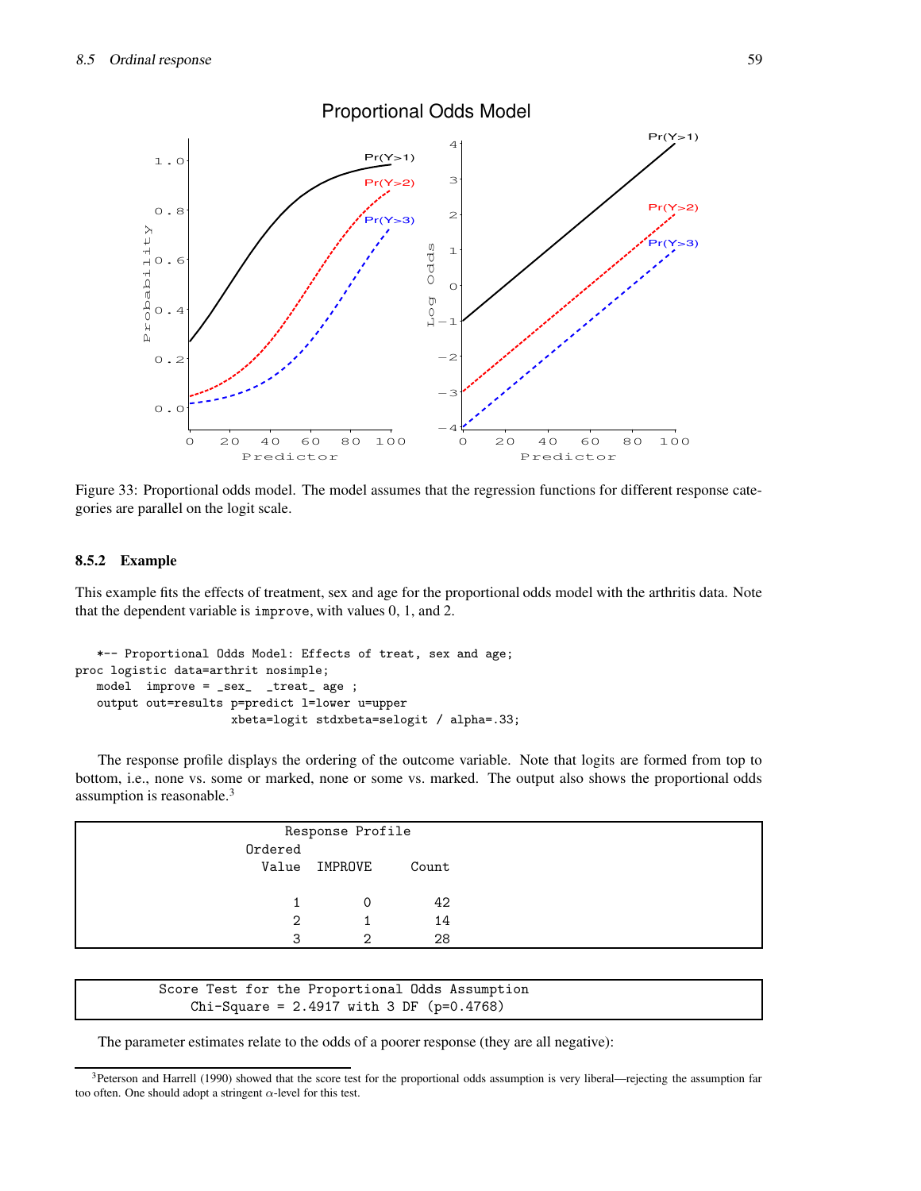Figure 33: Proportional odds model. The model assumes that the regression functions for different response categories are parallel on the logit scale.

### 8.5.2 Example

This example fits the effects of treatment, sex and age for the proportional odds model with the arthritis data. Note that the dependent variable is `improve`, with values 0, 1, and 2.

```
   *-- Proportional Odds Model: Effects of treat, sex and age;
proc logistic data=arthrit nosimple;
   model  improve = _sex_  _treat_ age ;
   output out=results p=predict l=lower u=upper
                    xbeta=logit stdxbeta=selogit / alpha=.33;
```

The response profile displays the ordering of the outcome variable. Note that logits are formed from top to bottom, i.e., none vs. some or marked, none or some vs. marked. The output also shows the proportional odds assumption is reasonable.[3]

```
                    Response Profile
               Ordered
                 Value  IMPROVE     Count

                     1        0        42
                     2        1        14
                     3        2        28
```

```
          Score Test for the Proportional Odds Assumption
              Chi-Square = 2.4917 with 3 DF (p=0.4768)
```

The parameter estimates relate to the odds of a poorer response (they are all negative):

[3] Peterson and Harrell (1990) showed that the score test for the proportional odds assumption is very liberal—rejecting the assumption far too often. One should adopt a stringent $\alpha$-level for this test.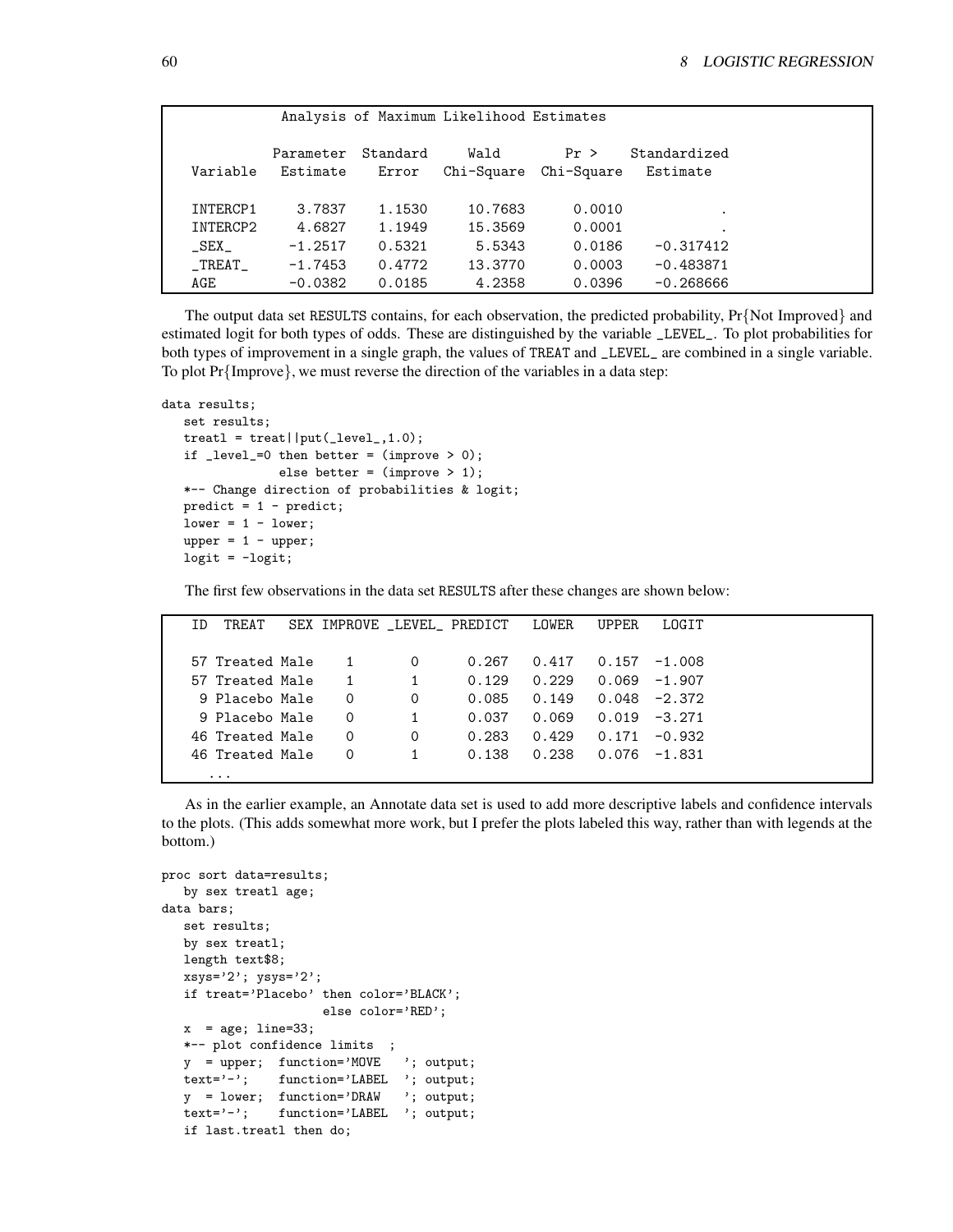Analysis of Maximum Likelihood Estimates

| Variable | Parameter Estimate | Standard Error | Wald Chi-Square | Pr > Chi-Square | Standardized Estimate |
|---|---|---|---|---|---|
| INTERCP1 | 3.7837 | 1.1530 | 10.7683 | 0.0010 | . |
| INTERCP2 | 4.6827 | 1.1949 | 15.3569 | 0.0001 | . |
| _SEX_ | -1.2517 | 0.5321 | 5.5343 | 0.0186 | -0.317412 |
| _TREAT_ | -1.7453 | 0.4772 | 13.3770 | 0.0003 | -0.483871 |
| AGE | -0.0382 | 0.0185 | 4.2358 | 0.0396 | -0.268666 |

The output data set RESULTS contains, for each observation, the predicted probability, Pr{Not Improved} and estimated logit for both types of odds. These are distinguished by the variable _LEVEL_. To plot probabilities for both types of improvement in a single graph, the values of TREAT and _LEVEL_ are combined in a single variable. To plot Pr{Improve}, we must reverse the direction of the variables in a data step:

```
data results;
   set results;
   treatl = treat||put(_level_,1.0);
   if _level_=0 then better = (improve > 0);
               else better = (improve > 1);
   *-- Change direction of probabilities & logit;
   predict = 1 - predict;
   lower = 1 - lower;
   upper = 1 - upper;
   logit = -logit;
```

The first few observations in the data set RESULTS after these changes are shown below:

| ID | TREAT | SEX | IMPROVE | _LEVEL_ | PREDICT | LOWER | UPPER | LOGIT |
|---|---|---|---|---|---|---|---|---|
| 57 | Treated | Male | 1 | 0 | 0.267 | 0.417 | 0.157 | -1.008 |
| 57 | Treated | Male | 1 | 1 | 0.129 | 0.229 | 0.069 | -1.907 |
| 9 | Placebo | Male | 0 | 0 | 0.085 | 0.149 | 0.048 | -2.372 |
| 9 | Placebo | Male | 0 | 1 | 0.037 | 0.069 | 0.019 | -3.271 |
| 46 | Treated | Male | 0 | 0 | 0.283 | 0.429 | 0.171 | -0.932 |
| 46 | Treated | Male | 0 | 1 | 0.138 | 0.238 | 0.076 | -1.831 |
| ... | | | | | | | | |

As in the earlier example, an Annotate data set is used to add more descriptive labels and confidence intervals to the plots. (This adds somewhat more work, but I prefer the plots labeled this way, rather than with legends at the bottom.)

```
proc sort data=results;
   by sex treatl age;
data bars;
   set results;
   by sex treatl;
   length text$8;
   xsys='2'; ysys='2';
   if treat='Placebo' then color='BLACK';
                      else color='RED';
   x  = age; line=33;
   *-- plot confidence limits  ;
   y  = upper;  function='MOVE   '; output;
   text='-';    function='LABEL  '; output;
   y  = lower;  function='DRAW   '; output;
   text='-';    function='LABEL  '; output;
   if last.treatl then do;
```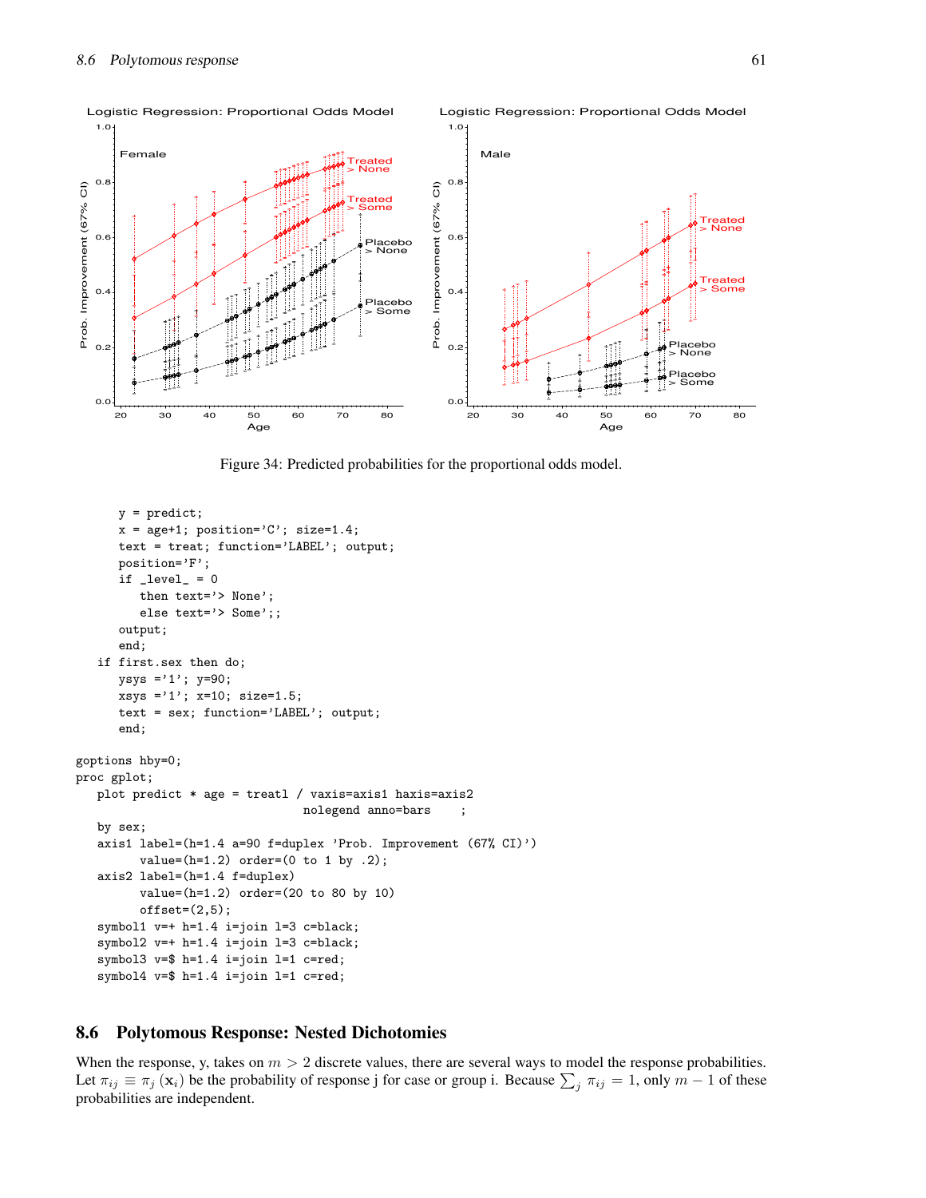Figure 34: Predicted probabilities for the proportional odds model.

```
      y = predict;
      x = age+1; position='C'; size=1.4;
      text = treat; function='LABEL'; output;
      position='F';
      if _level_ = 0
         then text='> None';
         else text='> Some';;
      output;
      end;
   if first.sex then do;
      ysys ='1'; y=90;
      xsys ='1'; x=10; size=1.5;
      text = sex; function='LABEL'; output;
      end;

goptions hby=0;
proc gplot;
   plot predict * age = treatl / vaxis=axis1 haxis=axis2
                                  nolegend anno=bars    ;
   by sex;
   axis1 label=(h=1.4 a=90 f=duplex 'Prob. Improvement (67% CI)')
         value=(h=1.2) order=(0 to 1 by .2);
   axis2 label=(h=1.4 f=duplex)
         value=(h=1.2) order=(20 to 80 by 10)
         offset=(2,5);
   symbol1 v=+ h=1.4 i=join l=3 c=black;
   symbol2 v=+ h=1.4 i=join l=3 c=black;
   symbol3 v=$ h=1.4 i=join l=1 c=red;
   symbol4 v=$ h=1.4 i=join l=1 c=red;
```

## 8.6 Polytomous Response: Nested Dichotomies

When the response, y, takes on $m > 2$ discrete values, there are several ways to model the response probabilities. Let $\pi_{ij} \equiv \pi_j(\mathbf{x}_i)$ be the probability of response j for case or group i. Because $\sum_j \pi_{ij} = 1$, only $m - 1$ of these probabilities are independent.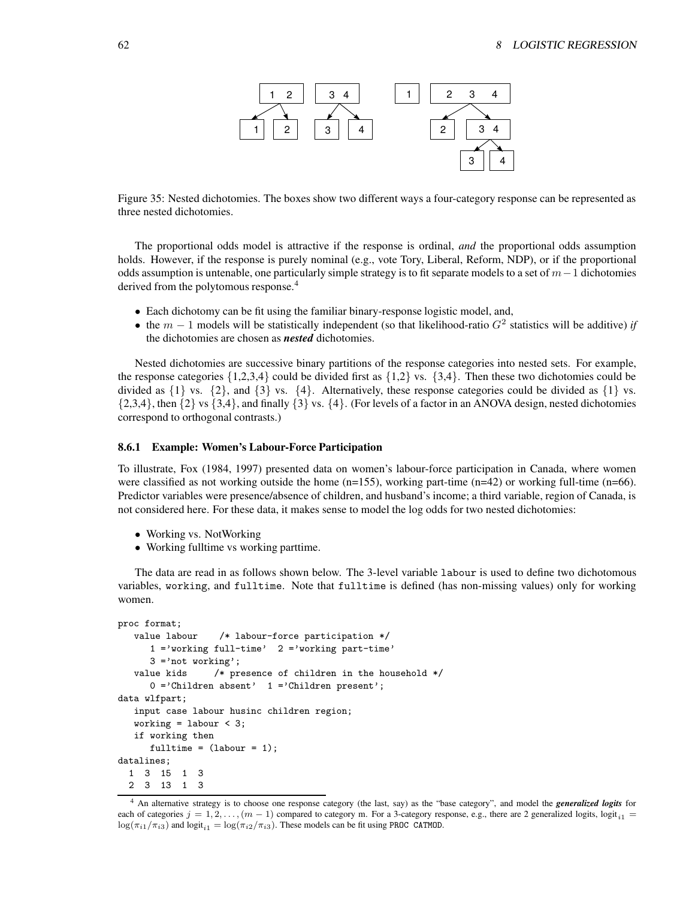Figure 35: Nested dichotomies. The boxes show two different ways a four-category response can be represented as three nested dichotomies.

The proportional odds model is attractive if the response is ordinal, *and* the proportional odds assumption holds. However, if the response is purely nominal (e.g., vote Tory, Liberal, Reform, NDP), or if the proportional odds assumption is untenable, one particularly simple strategy is to fit separate models to a set of $m-1$ dichotomies derived from the polytomous response.[4]

- Each dichotomy can be fit using the familiar binary-response logistic model, and,
- the $m-1$ models will be statistically independent (so that likelihood-ratio $G^2$ statistics will be additive) *if* the dichotomies are chosen as ***nested*** dichotomies.

Nested dichotomies are successive binary partitions of the response categories into nested sets. For example, the response categories {1,2,3,4} could be divided first as {1,2} vs. {3,4}. Then these two dichotomies could be divided as {1} vs. {2}, and {3} vs. {4}. Alternatively, these response categories could be divided as {1} vs. {2,3,4}, then {2} vs {3,4}, and finally {3} vs. {4}. (For levels of a factor in an ANOVA design, nested dichotomies correspond to orthogonal contrasts.)

### 8.6.1 Example: Women's Labour-Force Participation

To illustrate, Fox (1984, 1997) presented data on women's labour-force participation in Canada, where women were classified as not working outside the home (n=155), working part-time (n=42) or working full-time (n=66). Predictor variables were presence/absence of children, and husband's income; a third variable, region of Canada, is not considered here. For these data, it makes sense to model the log odds for two nested dichotomies:

- Working vs. NotWorking
- Working fulltime vs working parttime.

The data are read in as follows shown below. The 3-level variable `labour` is used to define two dichotomous variables, `working`, and `fulltime`. Note that `fulltime` is defined (has non-missing values) only for working women.

```
proc format;
   value labour    /* labour-force participation */
      1 ='working full-time'  2 ='working part-time'
      3 ='not working';
   value kids     /* presence of children in the household */
      0 ='Children absent'  1 ='Children present';
data wlfpart;
   input case labour husinc children region;
   working = labour < 3;
   if working then
      fulltime = (labour = 1);
datalines;
  1  3  15  1  3
  2  3  13  1  3
```

[4] An alternative strategy is to choose one response category (the last, say) as the "base category", and model the ***generalized logits*** for each of categories $j = 1, 2, \ldots, (m-1)$ compared to category m. For a 3-category response, e.g., there are 2 generalized logits, $\text{logit}_{i1} = \log(\pi_{i1}/\pi_{i3})$ and $\text{logit}_{i1} = \log(\pi_{i2}/\pi_{i3})$. These models can be fit using `PROC CATMOD`.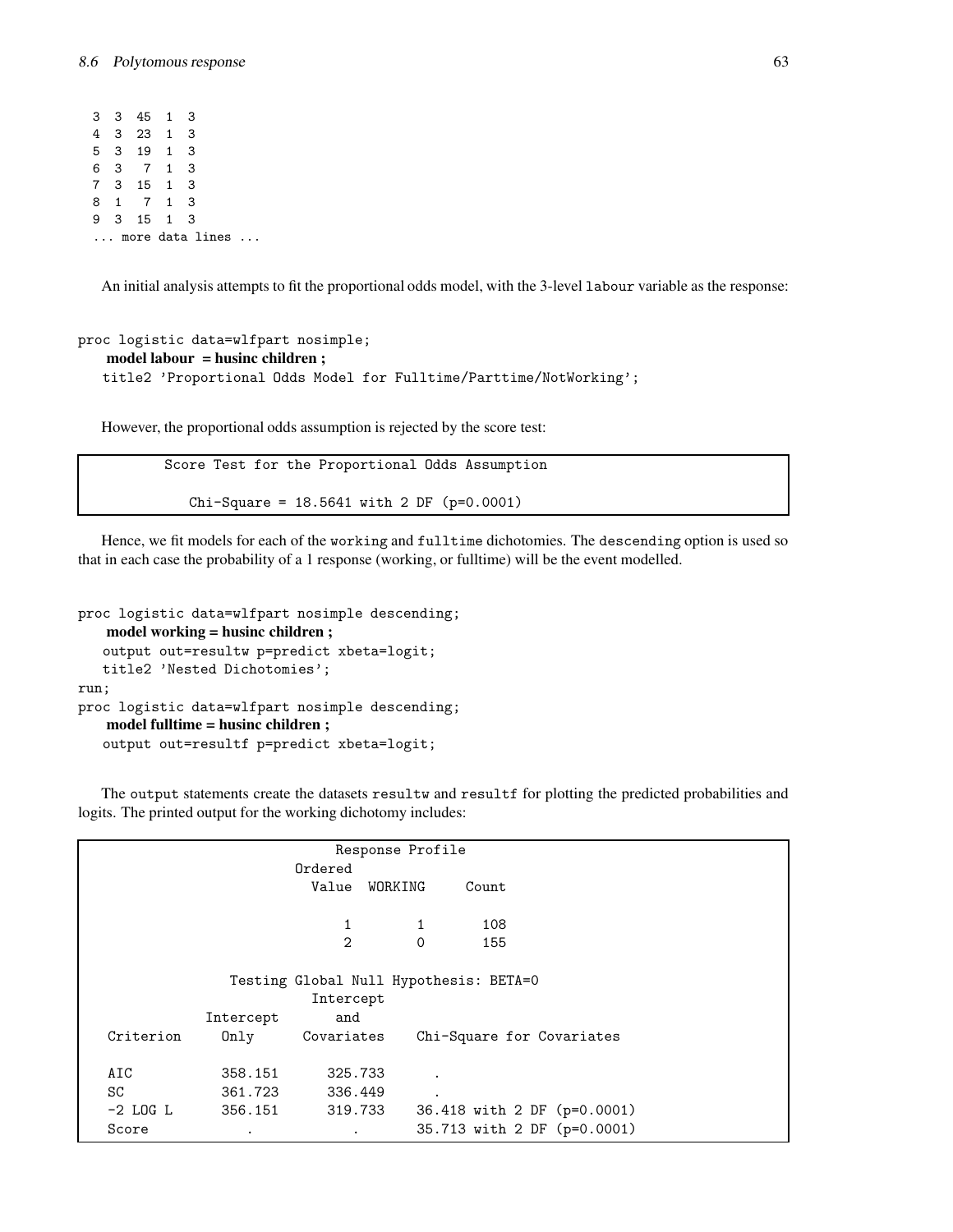```
  3  3  45  1  3
  4  3  23  1  3
  5  3  19  1  3
  6  3   7  1  3
  7  3  15  1  3
  8  1   7  1  3
  9  3  15  1  3
 ... more data lines ...
```

An initial analysis attempts to fit the proportional odds model, with the 3-level `labour` variable as the response:

```
proc logistic data=wlfpart nosimple;
    model labour  = husinc children ;
   title2 'Proportional Odds Model for Fulltime/Parttime/NotWorking';
```

However, the proportional odds assumption is rejected by the score test:

```
          Score Test for the Proportional Odds Assumption

             Chi-Square = 18.5641 with 2 DF (p=0.0001)
```

Hence, we fit models for each of the `working` and `fulltime` dichotomies. The `descending` option is used so that in each case the probability of a 1 response (working, or fulltime) will be the event modelled.

```
proc logistic data=wlfpart nosimple descending;
    model working = husinc children ;
   output out=resultw p=predict xbeta=logit;
   title2 'Nested Dichotomies';
run;
proc logistic data=wlfpart nosimple descending;
    model fulltime = husinc children ;
   output out=resultf p=predict xbeta=logit;
```

The `output` statements create the datasets `resultw` and `resultf` for plotting the predicted probabilities and logits. The printed output for the working dichotomy includes:

```
                              Response Profile
                         Ordered
                           Value  WORKING     Count

                               1        1       108
                               2        0       155

                Testing Global Null Hypothesis: BETA=0
                           Intercept
              Intercept       and
   Criterion     Only      Covariates    Chi-Square for Covariates

   AIC          358.151      325.733       .
   SC           361.723      336.449       .
   -2 LOG L     356.151      319.733     36.418 with 2 DF (p=0.0001)
   Score           .            .        35.713 with 2 DF (p=0.0001)
```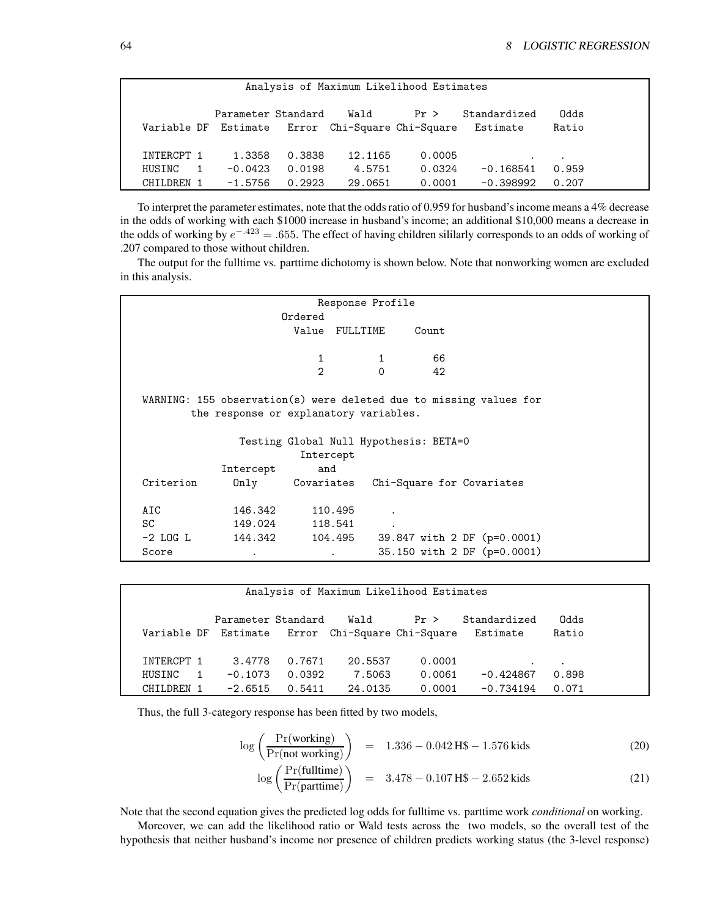```
                 Analysis of Maximum Likelihood Estimates

           Parameter Standard    Wald       Pr >    Standardized    Odds
 Variable DF  Estimate   Error  Chi-Square Chi-Square   Estimate     Ratio

 INTERCPT 1     1.3358   0.3838    12.1165    0.0005           .     .
 HUSINC   1    -0.0423   0.0198     4.5751    0.0324   -0.168541   0.959
 CHILDREN 1    -1.5756   0.2923    29.0651    0.0001   -0.398992   0.207
```

To interpret the parameter estimates, note that the odds ratio of 0.959 for husband's income means a 4% decrease in the odds of working with each \$1000 increase in husband's income; an additional \$10,000 means a decrease in the odds of working by $e^{-.423} = .655$. The effect of having children sililarly corresponds to an odds of working of .207 compared to those without children.

The output for the fulltime vs. parttime dichotomy is shown below. Note that nonworking women are excluded in this analysis.

```
                              Response Profile
                        Ordered
                          Value  FULLTIME     Count

                              1         1        66
                              2         0        42

 WARNING: 155 observation(s) were deleted due to missing values for
         the response or explanatory variables.

                Testing Global Null Hypothesis: BETA=0
                          Intercept
             Intercept       and
 Criterion      Only     Covariates   Chi-Square for Covariates

 AIC          146.342      110.495     .
 SC           149.024      118.541     .
 -2 LOG L     144.342      104.495    39.847 with 2 DF (p=0.0001)
 Score           .            .       35.150 with 2 DF (p=0.0001)
```

```
                 Analysis of Maximum Likelihood Estimates

           Parameter Standard    Wald       Pr >    Standardized    Odds
 Variable DF  Estimate   Error  Chi-Square Chi-Square   Estimate     Ratio

 INTERCPT 1     3.4778   0.7671    20.5537    0.0001           .     .
 HUSINC   1    -0.1073   0.0392     7.5063    0.0061   -0.424867   0.898
 CHILDREN 1    -2.6515   0.5411    24.0135    0.0001   -0.734194   0.071
```

Thus, the full 3-category response has been fitted by two models,

$$\log\left(\frac{\Pr(\text{working})}{\Pr(\text{not working})}\right) = 1.336 - 0.042\,\text{H\$} - 1.576\,\text{kids} \tag{20}$$

$$\log\left(\frac{\Pr(\text{fulltime})}{\Pr(\text{parttime})}\right) = 3.478 - 0.107\,\text{H\$} - 2.652\,\text{kids} \tag{21}$$

Note that the second equation gives the predicted log odds for fulltime vs. parttime work *conditional* on working.

Moreover, we can add the likelihood ratio or Wald tests across the two models, so the overall test of the hypothesis that neither husband's income nor presence of children predicts working status (the 3-level response)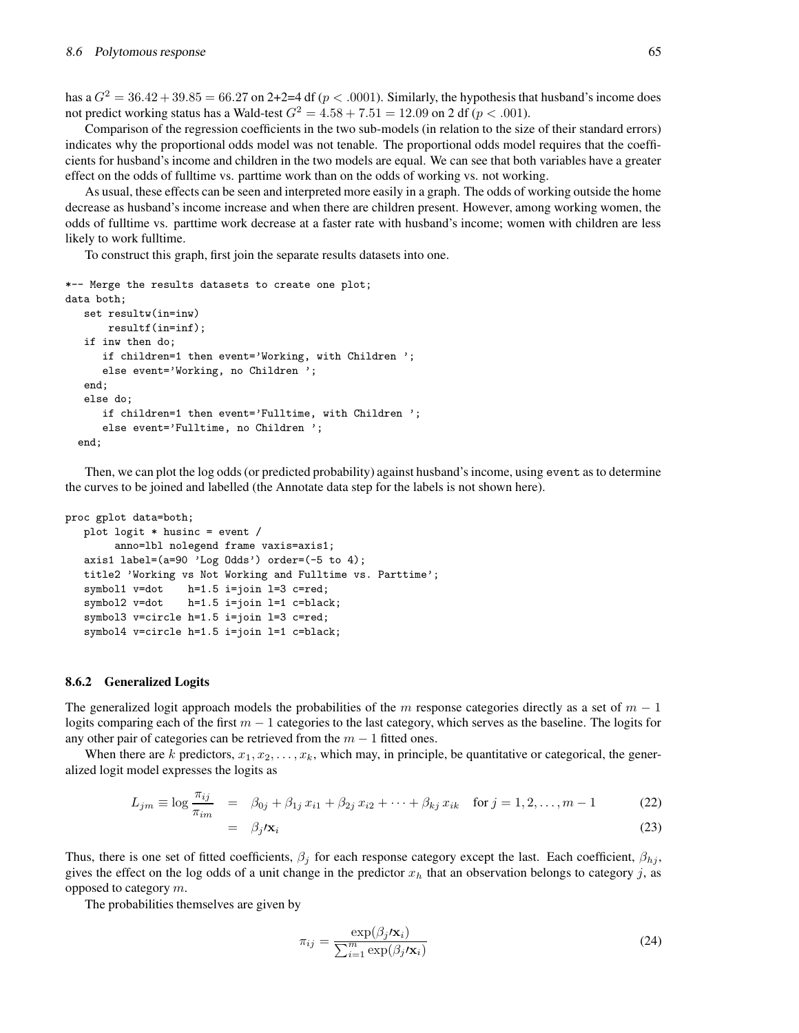has a $G^2 = 36.42 + 39.85 = 66.27$ on 2+2=4 df ($p < .0001$). Similarly, the hypothesis that husband's income does not predict working status has a Wald-test $G^2 = 4.58 + 7.51 = 12.09$ on 2 df ($p < .001$).

Comparison of the regression coefficients in the two sub-models (in relation to the size of their standard errors) indicates why the proportional odds model was not tenable. The proportional odds model requires that the coefficients for husband's income and children in the two models are equal. We can see that both variables have a greater effect on the odds of fulltime vs. parttime work than on the odds of working vs. not working.

As usual, these effects can be seen and interpreted more easily in a graph. The odds of working outside the home decrease as husband's income increase and when there are children present. However, among working women, the odds of fulltime vs. parttime work decrease at a faster rate with husband's income; women with children are less likely to work fulltime.

To construct this graph, first join the separate results datasets into one.

```
*-- Merge the results datasets to create one plot;
data both;
   set resultw(in=inw)
       resultf(in=inf);
   if inw then do;
      if children=1 then event='Working, with Children ';
      else event='Working, no Children ';
   end;
   else do;
      if children=1 then event='Fulltime, with Children ';
      else event='Fulltime, no Children ';
  end;
```

Then, we can plot the log odds (or predicted probability) against husband's income, using `event` as to determine the curves to be joined and labelled (the Annotate data step for the labels is not shown here).

```
proc gplot data=both;
   plot logit * husinc = event /
        anno=lbl nolegend frame vaxis=axis1;
   axis1 label=(a=90 'Log Odds') order=(-5 to 4);
   title2 'Working vs Not Working and Fulltime vs. Parttime';
   symbol1 v=dot    h=1.5 i=join l=3 c=red;
   symbol2 v=dot    h=1.5 i=join l=1 c=black;
   symbol3 v=circle h=1.5 i=join l=3 c=red;
   symbol4 v=circle h=1.5 i=join l=1 c=black;
```

### 8.6.2 Generalized Logits

The generalized logit approach models the probabilities of the $m$ response categories directly as a set of $m - 1$ logits comparing each of the first $m - 1$ categories to the last category, which serves as the baseline. The logits for any other pair of categories can be retrieved from the $m - 1$ fitted ones.

When there are $k$ predictors, $x_1, x_2, \ldots, x_k$, which may, in principle, be quantitative or categorical, the generalized logit model expresses the logits as

$$L_{jm} \equiv \log \frac{\pi_{ij}}{\pi_{im}} = \beta_{0j} + \beta_{1j}\, x_{i1} + \beta_{2j}\, x_{i2} + \cdots + \beta_{kj}\, x_{ik} \quad \text{for } j = 1, 2, \ldots, m-1 \tag{22}$$

$$= \beta_j{\prime}\mathbf{x}_i \tag{23}$$

Thus, there is one set of fitted coefficients, $\beta_j$ for each response category except the last. Each coefficient, $\beta_{hj}$, gives the effect on the log odds of a unit change in the predictor $x_h$ that an observation belongs to category $j$, as opposed to category $m$.

The probabilities themselves are given by

$$\pi_{ij} = \frac{\exp(\beta_j{\prime}\mathbf{x}_i)}{\sum_{i=1}^{m} \exp(\beta_j{\prime}\mathbf{x}_i)} \tag{24}$$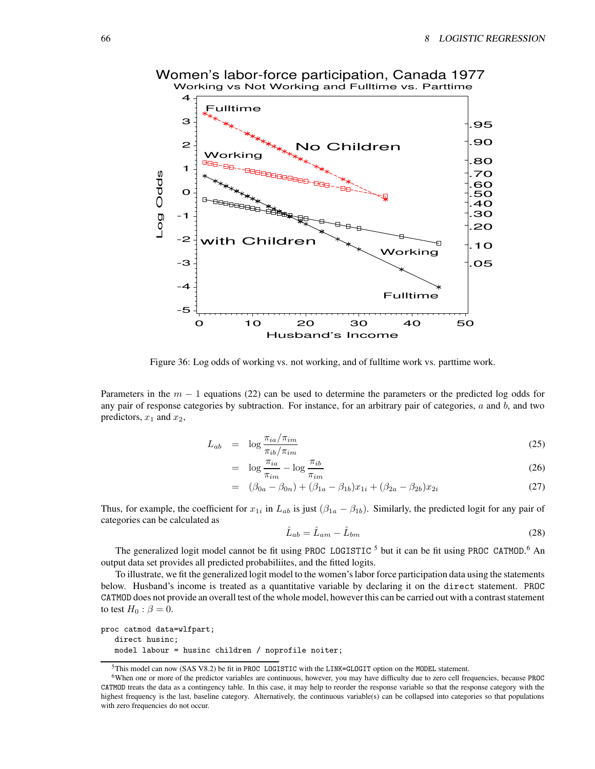Figure 36: Log odds of working vs. not working, and of fulltime work vs. parttime work.

Parameters in the $m-1$ equations (22) can be used to determine the parameters or the predicted log odds for any pair of response categories by subtraction. For instance, for an arbitrary pair of categories, $a$ and $b$, and two predictors, $x_1$ and $x_2$,

$$L_{ab} = \log \frac{\pi_{ia}/\pi_{im}}{\pi_{ib}/\pi_{im}} \tag{25}$$

$$= \log \frac{\pi_{ia}}{\pi_{im}} - \log \frac{\pi_{ib}}{\pi_{im}} \tag{26}$$

$$= (\beta_{0a} - \beta_{0n}) + (\beta_{1a} - \beta_{1b})x_{1i} + (\beta_{2a} - \beta_{2b})x_{2i} \tag{27}$$

Thus, for example, the coefficient for $x_{1i}$ in $L_{ab}$ is just $(\beta_{1a} - \beta_{1b})$. Similarly, the predicted logit for any pair of categories can be calculated as

$$\hat{L}_{ab} = \hat{L}_{am} - \hat{L}_{bm} \tag{28}$$

The generalized logit model cannot be fit using `PROC LOGISTIC` [5] but it can be fit using `PROC CATMOD`.[6] An output data set provides all predicted probabiliites, and the fitted logits.

To illustrate, we fit the generalized logit model to the women's labor force participation data using the statements below. Husband's income is treated as a quantitative variable by declaring it on the `direct` statement. `PROC CATMOD` does not provide an overall test of the whole model, however this can be carried out with a contrast statement to test $H_0 : \beta = 0$.

```
proc catmod data=wlfpart;
   direct husinc;
   model labour = husinc children / noprofile noiter;
```

[5] This model can now (SAS V8.2) be fit in `PROC LOGISTIC` with the `LINK=GLOGIT` option on the `MODEL` statement.

[6] When one or more of the predictor variables are continuous, however, you may have difficulty due to zero cell frequencies, because `PROC CATMOD` treats the data as a contingency table. In this case, it may help to reorder the response variable so that the response category with the highest frequency is the last, baseline category. Alternatively, the continuous variable(s) can be collapsed into categories so that populations with zero frequencies do not occur.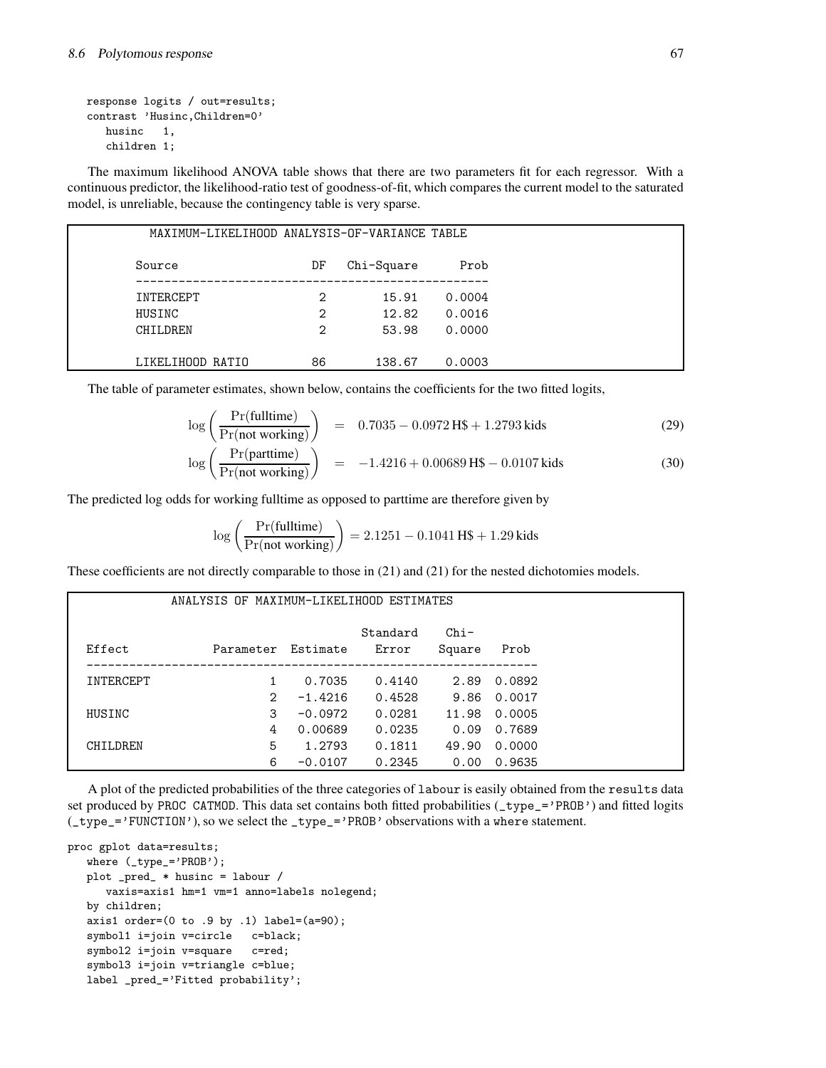```
   response logits / out=results;
   contrast 'Husinc,Children=0'
      husinc   1,
      children 1;
```

The maximum likelihood ANOVA table shows that there are two parameters fit for each regressor. With a continuous predictor, the likelihood-ratio test of goodness-of-fit, which compares the current model to the saturated model, is unreliable, because the contingency table is very sparse.

```
          MAXIMUM-LIKELIHOOD ANALYSIS-OF-VARIANCE TABLE

        Source                   DF   Chi-Square      Prob
        --------------------------------------------------
        INTERCEPT                 2        15.91    0.0004
        HUSINC                    2        12.82    0.0016
        CHILDREN                  2        53.98    0.0000

        LIKELIHOOD RATIO         86       138.67    0.0003
```

The table of parameter estimates, shown below, contains the coefficients for the two fitted logits,

$$\log\left(\frac{\Pr(\text{fulltime})}{\Pr(\text{not working})}\right) = 0.7035 - 0.0972\,\text{H\$} + 1.2793\,\text{kids} \tag{29}$$

$$\log\left(\frac{\Pr(\text{parttime})}{\Pr(\text{not working})}\right) = -1.4216 + 0.00689\,\text{H\$} - 0.0107\,\text{kids} \tag{30}$$

The predicted log odds for working fulltime as opposed to parttime are therefore given by

$$\log\left(\frac{\Pr(\text{fulltime})}{\Pr(\text{not working})}\right) = 2.1251 - 0.1041\,\text{H\$} + 1.29\,\text{kids}$$

These coefficients are not directly comparable to those in (21) and (21) for the nested dichotomies models.

```
            ANALYSIS OF MAXIMUM-LIKELIHOOD ESTIMATES

                                            Standard    Chi-
   Effect          Parameter  Estimate       Error    Square    Prob
   ----------------------------------------------------------------
   INTERCEPT               1    0.7035      0.4140      2.89  0.0892
                           2   -1.4216      0.4528      9.86  0.0017
   HUSINC                  3   -0.0972      0.0281     11.98  0.0005
                           4   0.00689      0.0235      0.09  0.7689
   CHILDREN                5    1.2793      0.1811     49.90  0.0000
                           6   -0.0107      0.2345      0.00  0.9635
```

A plot of the predicted probabilities of the three categories of `labour` is easily obtained from the `results` data set produced by `PROC CATMOD`. This data set contains both fitted probabilities (`_type_='PROB'`) and fitted logits (`_type_='FUNCTION'`), so we select the `_type_='PROB'` observations with a `where` statement.

```
proc gplot data=results;
   where (_type_='PROB');
   plot _pred_ * husinc = labour /
      vaxis=axis1 hm=1 vm=1 anno=labels nolegend;
   by children;
   axis1 order=(0 to .9 by .1) label=(a=90);
   symbol1 i=join v=circle   c=black;
   symbol2 i=join v=square   c=red;
   symbol3 i=join v=triangle c=blue;
   label _pred_='Fitted probability';
```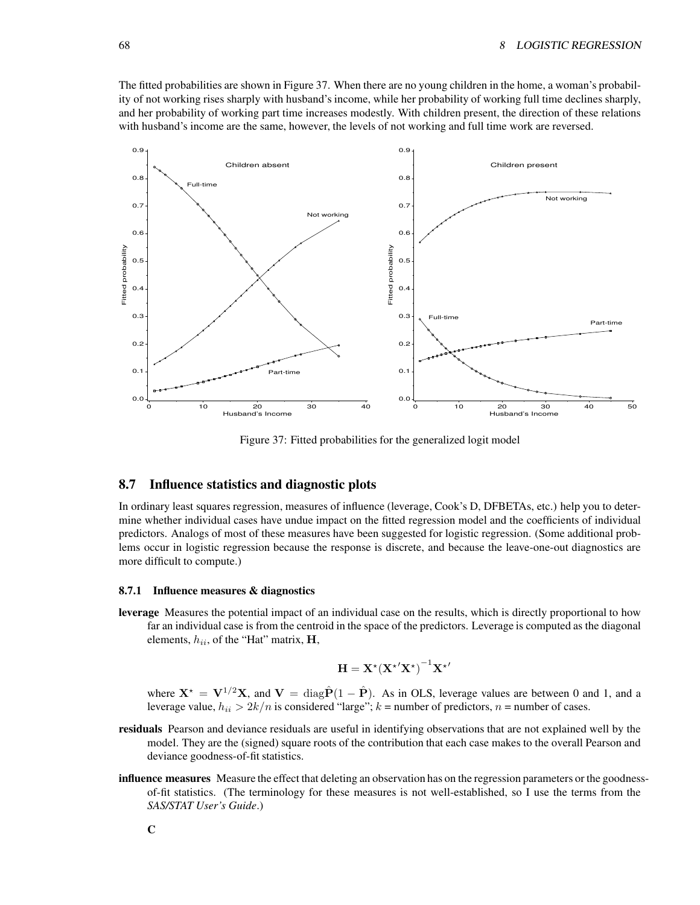The fitted probabilities are shown in Figure 37. When there are no young children in the home, a woman's probability of not working rises sharply with husband's income, while her probability of working full time declines sharply, and her probability of working part time increases modestly. With children present, the direction of these relations with husband's income are the same, however, the levels of not working and full time work are reversed.

Figure 37: Fitted probabilities for the generalized logit model

## 8.7 Influence statistics and diagnostic plots

In ordinary least squares regression, measures of influence (leverage, Cook's D, DFBETAs, etc.) help you to determine whether individual cases have undue impact on the fitted regression model and the coefficients of individual predictors. Analogs of most of these measures have been suggested for logistic regression. (Some additional problems occur in logistic regression because the response is discrete, and because the leave-one-out diagnostics are more difficult to compute.)

### 8.7.1 Influence measures & diagnostics

**leverage** Measures the potential impact of an individual case on the results, which is directly proportional to how far an individual case is from the centroid in the space of the predictors. Leverage is computed as the diagonal elements, $h_{ii}$, of the "Hat" matrix, $\mathbf{H}$,

$$\mathbf{H} = \mathbf{X}^{\star} (\mathbf{X}^{\star\prime} \mathbf{X}^{\star})^{-1} \mathbf{X}^{\star\prime}$$

where $\mathbf{X}^{\star} = \mathbf{V}^{1/2} \mathbf{X}$, and $\mathbf{V} = \text{diag} \hat{\mathbf{P}} (1 - \hat{\mathbf{P}})$. As in OLS, leverage values are between 0 and 1, and a leverage value, $h_{ii} > 2k/n$ is considered "large"; $k$ = number of predictors, $n$ = number of cases.

**residuals** Pearson and deviance residuals are useful in identifying observations that are not explained well by the model. They are the (signed) square roots of the contribution that each case makes to the overall Pearson and deviance goodness-of-fit statistics.

**influence measures** Measure the effect that deleting an observation has on the regression parameters or the goodness-of-fit statistics. (The terminology for these measures is not well-established, so I use the terms from the *SAS/STAT User's Guide*.)

**C**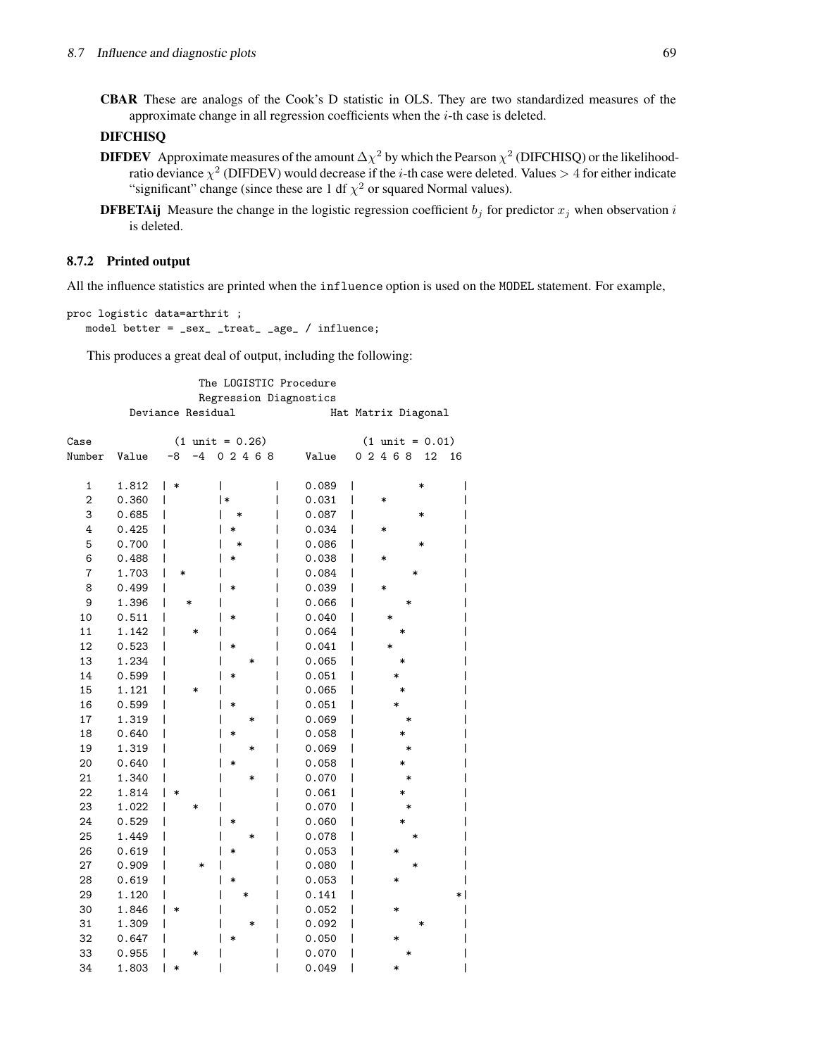**CBAR** These are analogs of the Cook's D statistic in OLS. They are two standardized measures of the approximate change in all regression coefficients when the $i$-th case is deleted.

**DIFCHISQ**

**DIFDEV** Approximate measures of the amount $\Delta\chi^2$ by which the Pearson $\chi^2$ (DIFCHISQ) or the likelihood-ratio deviance $\chi^2$ (DIFDEV) would decrease if the $i$-th case were deleted. Values $> 4$ for either indicate "significant" change (since these are 1 df $\chi^2$ or squared Normal values).

**DFBETAij** Measure the change in the logistic regression coefficient $b_j$ for predictor $x_j$ when observation $i$ is deleted.

### 8.7.2 Printed output

All the influence statistics are printed when the influence option is used on the MODEL statement. For example,

```
proc logistic data=arthrit ;
   model better = _sex_ _treat_ _age_ / influence;
```

This produces a great deal of output, including the following:

```
                    The LOGISTIC Procedure
                    Regression Diagnostics
         Deviance Residual                Hat Matrix Diagonal

Case              (1 unit = 0.26)               (1 unit = 0.01)
Number   Value   -8  -4  0 2 4 6 8     Value   0 2 4 6 8  12  16

   1     1.812  | *       |        |   0.089  |          *       |
   2     0.360  |         |*       |   0.031  |    *             |
   3     0.685  |         |  *     |   0.087  |          *       |
   4     0.425  |         | *      |   0.034  |    *             |
   5     0.700  |         |  *     |   0.086  |          *       |
   6     0.488  |         | *      |   0.038  |    *             |
   7     1.703  |  *      |        |   0.084  |         *        |
   8     0.499  |         | *      |   0.039  |    *             |
   9     1.396  |   *     |        |   0.066  |       *          |
  10     0.511  |         | *      |   0.040  |     *            |
  11     1.142  |    *    |        |   0.064  |      *           |
  12     0.523  |         | *      |   0.041  |     *            |
  13     1.234  |         |    *   |   0.065  |      *           |
  14     0.599  |         | *      |   0.051  |     *            |
  15     1.121  |    *    |        |   0.065  |      *           |
  16     0.599  |         | *      |   0.051  |     *            |
  17     1.319  |         |    *   |   0.069  |       *          |
  18     0.640  |         | *      |   0.058  |      *           |
  19     1.319  |         |    *   |   0.069  |       *          |
  20     0.640  |         | *      |   0.058  |      *           |
  21     1.340  |         |    *   |   0.070  |       *          |
  22     1.814  | *       |        |   0.061  |      *           |
  23     1.022  |    *    |        |   0.070  |       *          |
  24     0.529  |         | *      |   0.060  |      *           |
  25     1.449  |         |    *   |   0.078  |        *         |
  26     0.619  |         | *      |   0.053  |     *            |
  27     0.909  |     *   |        |   0.080  |        *         |
  28     0.619  |         | *      |   0.053  |     *            |
  29     1.120  |         |   *    |   0.141  |                 *|
  30     1.846  | *       |        |   0.052  |     *            |
  31     1.309  |         |    *   |   0.092  |          *       |
  32     0.647  |         | *      |   0.050  |     *            |
  33     0.955  |    *    |        |   0.070  |       *          |
  34     1.803  | *       |        |   0.049  |     *            |
```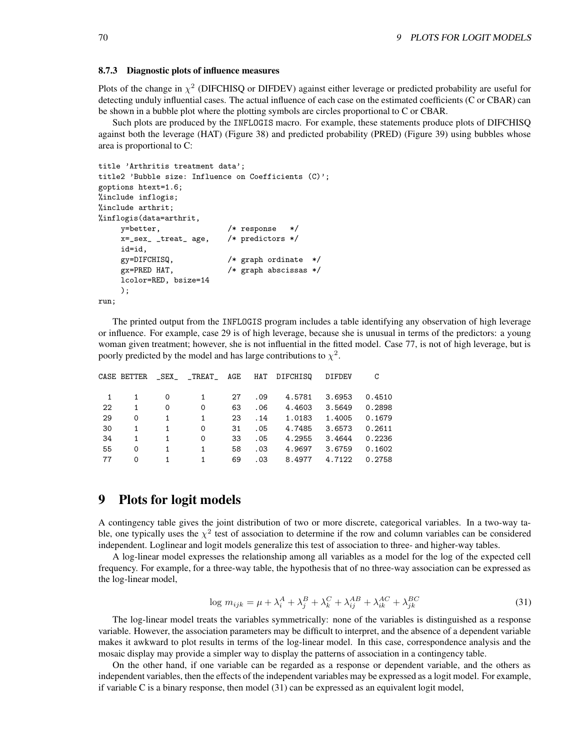### 8.7.3 Diagnostic plots of influence measures

Plots of the change in $\chi^2$ (DIFCHISQ or DIFDEV) against either leverage or predicted probability are useful for detecting unduly influential cases. The actual influence of each case on the estimated coefficients (C or CBAR) can be shown in a bubble plot where the plotting symbols are circles proportional to C or CBAR.

Such plots are produced by the INFLOGIS macro. For example, these statements produce plots of DIFCHISQ against both the leverage (HAT) (Figure 38) and predicted probability (PRED) (Figure 39) using bubbles whose area is proportional to C:

```
title 'Arthritis treatment data';
title2 'Bubble size: Influence on Coefficients (C)';
goptions htext=1.6;
%include inflogis;
%include arthrit;
%inflogis(data=arthrit,
     y=better,               /* response   */
     x=_sex_ _treat_ age,    /* predictors */
     id=id,
     gy=DIFCHISQ,            /* graph ordinate  */
     gx=PRED HAT,            /* graph abscissas */
     lcolor=RED, bsize=14
     );
run;
```

The printed output from the INFLOGIS program includes a table identifying any observation of high leverage or influence. For example, case 29 is of high leverage, because she is unusual in terms of the predictors: a young woman given treatment; however, she is not influential in the fitted model. Case 77, is not of high leverage, but is poorly predicted by the model and has large contributions to $\chi^2$.

| CASE | BETTER | _SEX_ | _TREAT_ | AGE | HAT | DIFCHISQ | DIFDEV | C |
|---|---|---|---|---|---|---|---|---|
| 1 | 1 | 0 | 1 | 27 | .09 | 4.5781 | 3.6953 | 0.4510 |
| 22 | 1 | 0 | 0 | 63 | .06 | 4.4603 | 3.5649 | 0.2898 |
| 29 | 0 | 1 | 1 | 23 | .14 | 1.0183 | 1.4005 | 0.1679 |
| 30 | 1 | 1 | 0 | 31 | .05 | 4.7485 | 3.6573 | 0.2611 |
| 34 | 1 | 1 | 0 | 33 | .05 | 4.2955 | 3.4644 | 0.2236 |
| 55 | 0 | 1 | 1 | 58 | .03 | 4.9697 | 3.6759 | 0.1602 |
| 77 | 0 | 1 | 1 | 69 | .03 | 8.4977 | 4.7122 | 0.2758 |

# 9 Plots for logit models

A contingency table gives the joint distribution of two or more discrete, categorical variables. In a two-way table, one typically uses the $\chi^2$ test of association to determine if the row and column variables can be considered independent. Loglinear and logit models generalize this test of association to three- and higher-way tables.

A log-linear model expresses the relationship among all variables as a model for the log of the expected cell frequency. For example, for a three-way table, the hypothesis that of no three-way association can be expressed as the log-linear model,

$$\log m_{ijk} = \mu + \lambda_i^A + \lambda_j^B + \lambda_k^C + \lambda_{ij}^{AB} + \lambda_{ik}^{AC} + \lambda_{jk}^{BC} \tag{31}$$

The log-linear model treats the variables symmetrically: none of the variables is distinguished as a response variable. However, the association parameters may be difficult to interpret, and the absence of a dependent variable makes it awkward to plot results in terms of the log-linear model. In this case, correspondence analysis and the mosaic display may provide a simpler way to display the patterns of association in a contingency table.

On the other hand, if one variable can be regarded as a response or dependent variable, and the others as independent variables, then the effects of the independent variables may be expressed as a logit model. For example, if variable C is a binary response, then model (31) can be expressed as an equivalent logit model,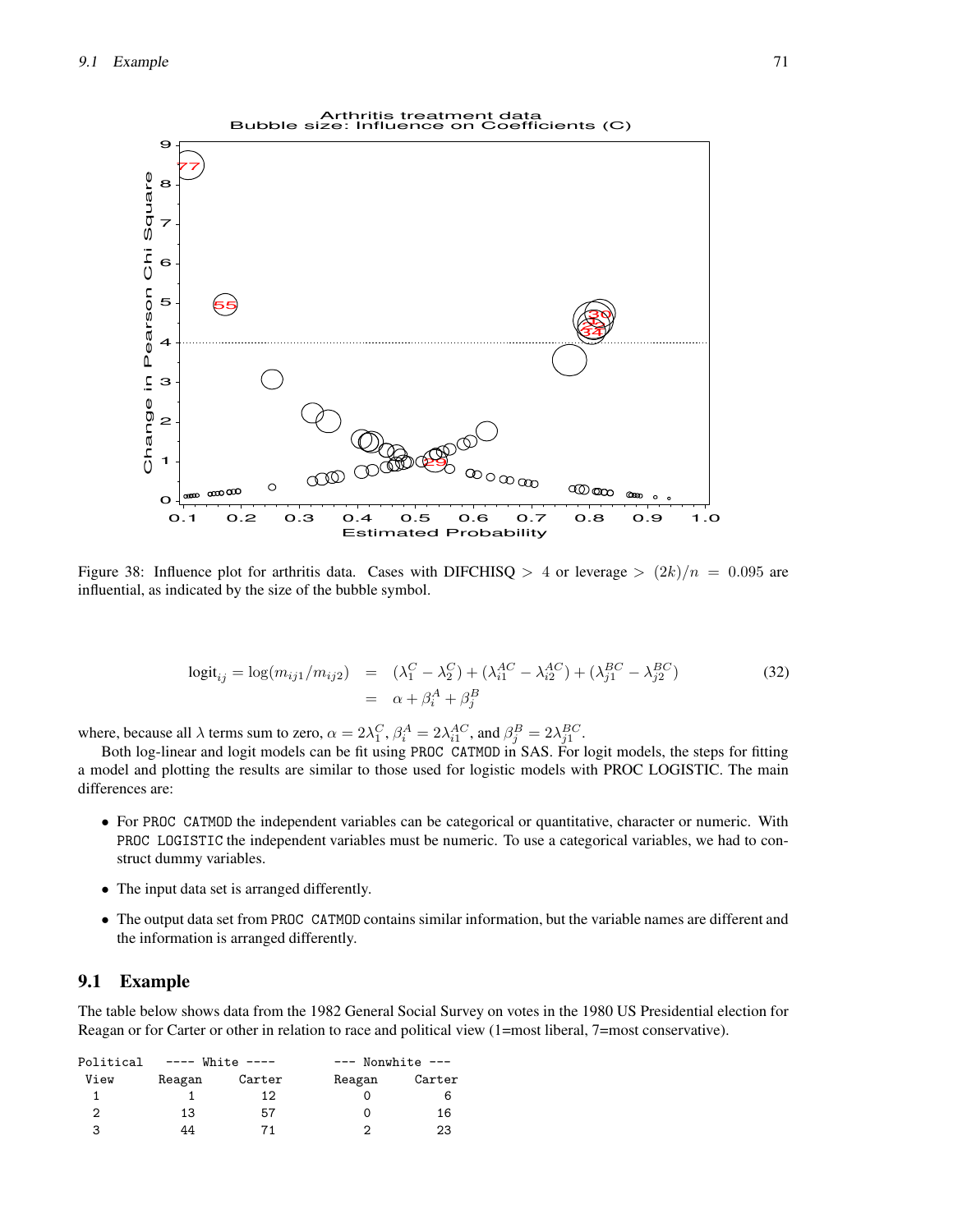Figure 38: Influence plot for arthritis data. Cases with DIFCHISQ $> 4$ or leverage $> (2k)/n = 0.095$ are influential, as indicated by the size of the bubble symbol.

$$
\begin{aligned}
\text{logit}_{ij} = \log(m_{ij1}/m_{ij2}) &= (\lambda_1^C - \lambda_2^C) + (\lambda_{i1}^{AC} - \lambda_{i2}^{AC}) + (\lambda_{j1}^{BC} - \lambda_{j2}^{BC}) \\
&= \alpha + \beta_i^A + \beta_j^B
\end{aligned}
\tag{32}
$$

where, because all $\lambda$ terms sum to zero, $\alpha = 2\lambda_1^C$, $\beta_i^A = 2\lambda_{i1}^{AC}$, and $\beta_j^B = 2\lambda_{j1}^{BC}$.

Both log-linear and logit models can be fit using PROC CATMOD in SAS. For logit models, the steps for fitting a model and plotting the results are similar to those used for logistic models with PROC LOGISTIC. The main differences are:

- For PROC CATMOD the independent variables can be categorical or quantitative, character or numeric. With PROC LOGISTIC the independent variables must be numeric. To use a categorical variables, we had to construct dummy variables.
- The input data set is arranged differently.
- The output data set from PROC CATMOD contains similar information, but the variable names are different and the information is arranged differently.

## 9.1 Example

The table below shows data from the 1982 General Social Survey on votes in the 1980 US Presidential election for Reagan or for Carter or other in relation to race and political view (1=most liberal, 7=most conservative).

```
Political   ---- White ----       --- Nonwhite ---
 View        Reagan    Carter      Reagan    Carter
  1             1        12           0         6
  2            13        57           0        16
  3            44        71           2        23
```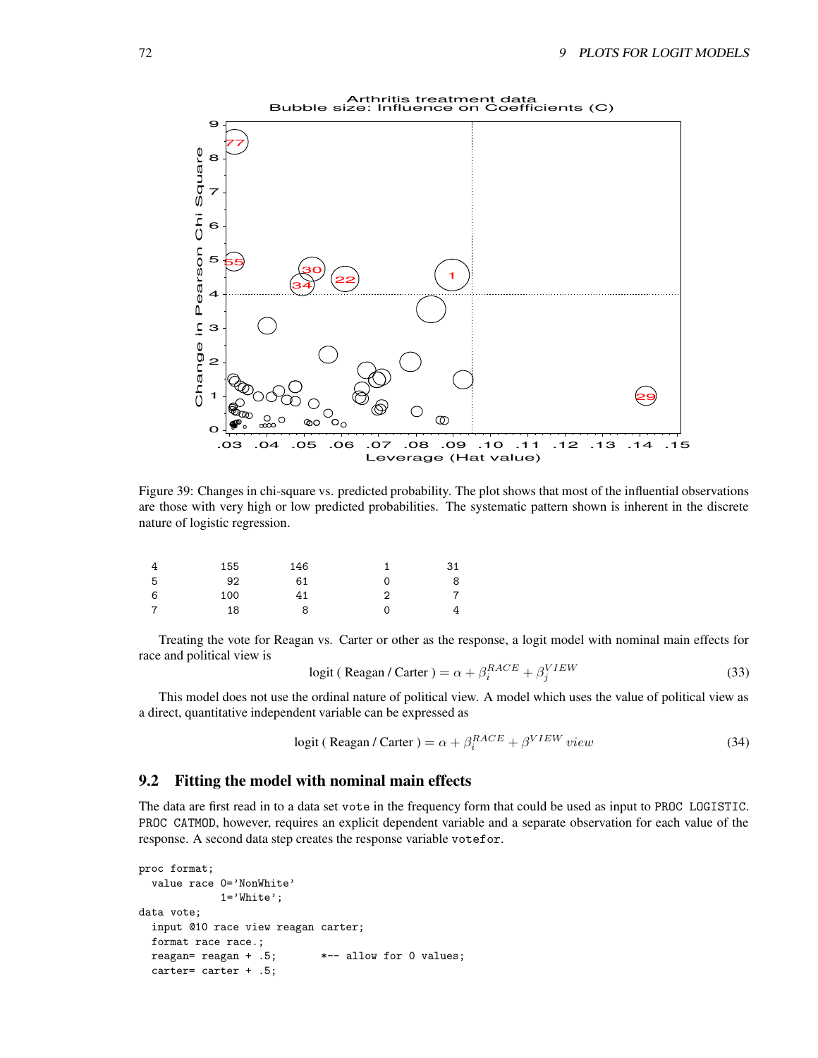Figure 39: Changes in chi-square vs. predicted probability. The plot shows that most of the influential observations are those with very high or low predicted probabilities. The systematic pattern shown is inherent in the discrete nature of logistic regression.

```
4       155      146       1      31
5        92       61       0       8
6       100       41       2       7
7        18        8       0       4
```

Treating the vote for Reagan vs. Carter or other as the response, a logit model with nominal main effects for race and political view is

$$\text{logit ( Reagan / Carter )} = \alpha + \beta_i^{RACE} + \beta_j^{VIEW} \tag{33}$$

This model does not use the ordinal nature of political view. A model which uses the value of political view as a direct, quantitative independent variable can be expressed as

$$\text{logit ( Reagan / Carter )} = \alpha + \beta_i^{RACE} + \beta^{VIEW}\, view \tag{34}$$

## 9.2 Fitting the model with nominal main effects

The data are first read in to a data set `vote` in the frequency form that could be used as input to `PROC LOGISTIC`. `PROC CATMOD`, however, requires an explicit dependent variable and a separate observation for each value of the response. A second data step creates the response variable `votefor`.

```
proc format;
  value race 0='NonWhite'
           1='White';
data vote;
  input @10 race view reagan carter;
  format race race.;
  reagan= reagan + .5;       *-- allow for 0 values;
  carter= carter + .5;
```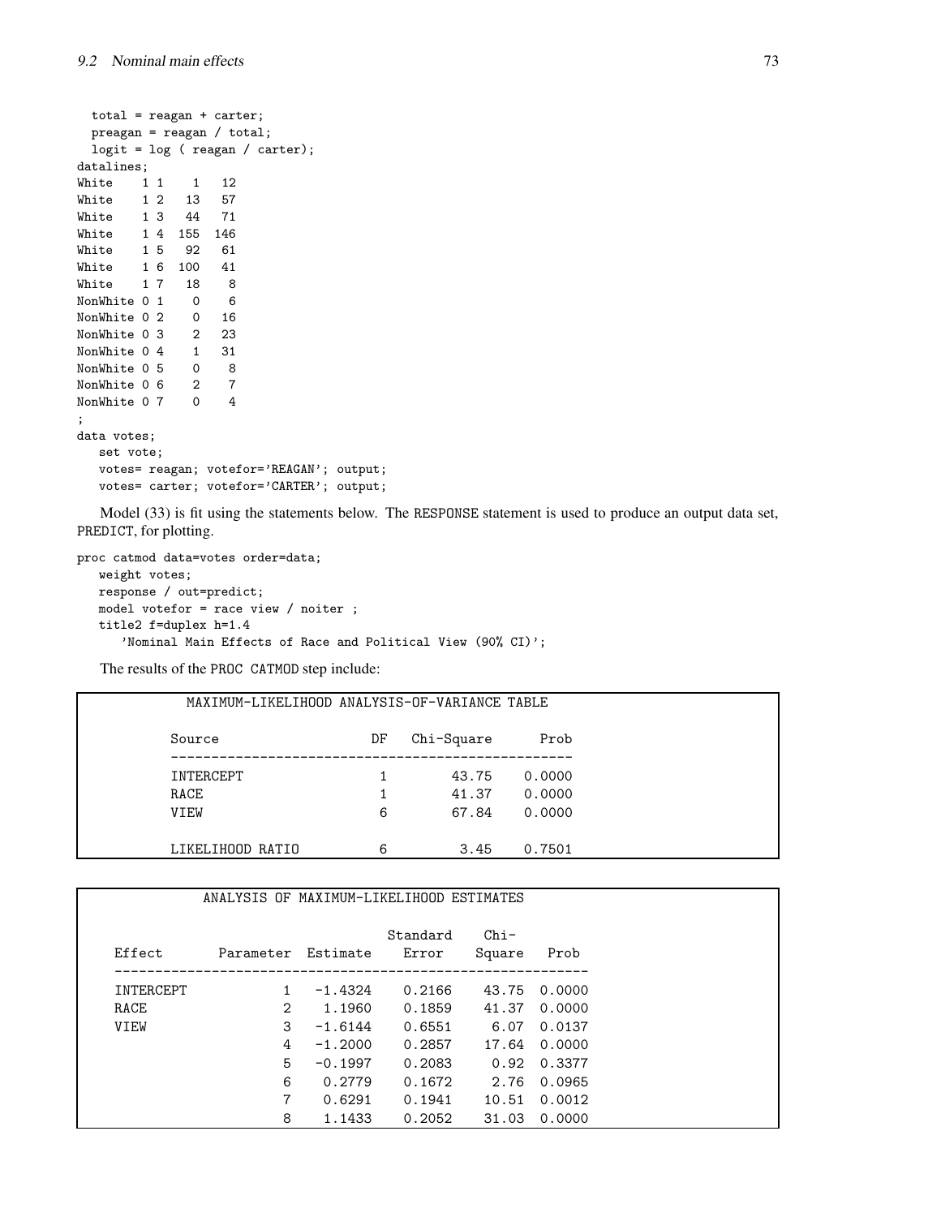```
  total = reagan + carter;
  preagan = reagan / total;
  logit = log ( reagan / carter);
datalines;
White    1 1    1   12
White    1 2   13   57
White    1 3   44   71
White    1 4  155  146
White    1 5   92   61
White    1 6  100   41
White    1 7   18    8
NonWhite 0 1    0    6
NonWhite 0 2    0   16
NonWhite 0 3    2   23
NonWhite 0 4    1   31
NonWhite 0 5    0    8
NonWhite 0 6    2    7
NonWhite 0 7    0    4
;
data votes;
   set vote;
   votes= reagan; votefor='REAGAN'; output;
   votes= carter; votefor='CARTER'; output;
```

Model (33) is fit using the statements below. The RESPONSE statement is used to produce an output data set, PREDICT, for plotting.

```
proc catmod data=votes order=data;
   weight votes;
   response / out=predict;
   model votefor = race view / noiter ;
   title2 f=duplex h=1.4
      'Nominal Main Effects of Race and Political View (90% CI)';
```

The results of the PROC CATMOD step include:

MAXIMUM-LIKELIHOOD ANALYSIS-OF-VARIANCE TABLE

| Source | DF | Chi-Square | Prob |
|---|---|---|---|
| INTERCEPT | 1 | 43.75 | 0.0000 |
| RACE | 1 | 41.37 | 0.0000 |
| VIEW | 6 | 67.84 | 0.0000 |
| LIKELIHOOD RATIO | 6 | 3.45 | 0.7501 |

ANALYSIS OF MAXIMUM-LIKELIHOOD ESTIMATES

| Effect | Parameter | Estimate | Standard Error | Chi-Square | Prob |
|---|---|---|---|---|---|
| INTERCEPT | 1 | -1.4324 | 0.2166 | 43.75 | 0.0000 |
| RACE | 2 | 1.1960 | 0.1859 | 41.37 | 0.0000 |
| VIEW | 3 | -1.6144 | 0.6551 | 6.07 | 0.0137 |
| | 4 | -1.2000 | 0.2857 | 17.64 | 0.0000 |
| | 5 | -0.1997 | 0.2083 | 0.92 | 0.3377 |
| | 6 | 0.2779 | 0.1672 | 2.76 | 0.0965 |
| | 7 | 0.6291 | 0.1941 | 10.51 | 0.0012 |
| | 8 | 1.1433 | 0.2052 | 31.03 | 0.0000 |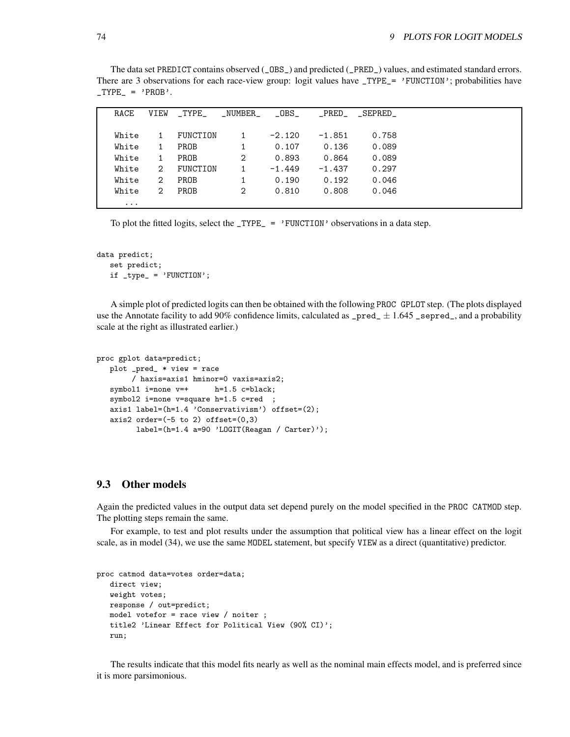The data set PREDICT contains observed (_OBS_) and predicted (_PRED_) values, and estimated standard errors. There are 3 observations for each race-view group: logit values have _TYPE_= 'FUNCTION'; probabilities have _TYPE_ = 'PROB'.

```
  RACE   VIEW  _TYPE_   _NUMBER_   _OBS_    _PRED_  _SEPRED_

  White   1   FUNCTION     1      -2.120   -1.851     0.758
  White   1   PROB         1       0.107    0.136     0.089
  White   1   PROB         2       0.893    0.864     0.089
  White   2   FUNCTION     1      -1.449   -1.437     0.297
  White   2   PROB         1       0.190    0.192     0.046
  White   2   PROB         2       0.810    0.808     0.046
    ...
```

To plot the fitted logits, select the _TYPE_ = 'FUNCTION' observations in a data step.

```
data predict;
   set predict;
   if _type_ = 'FUNCTION';
```

A simple plot of predicted logits can then be obtained with the following PROC GPLOT step. (The plots displayed use the Annotate facility to add 90% confidence limits, calculated as _pred_ $\pm$ 1.645 _sepred_, and a probability scale at the right as illustrated earlier.)

```
proc gplot data=predict;
   plot _pred_ * view = race
        / haxis=axis1 hminor=0 vaxis=axis2;
   symbol1 i=none v=+      h=1.5 c=black;
   symbol2 i=none v=square h=1.5 c=red  ;
   axis1 label=(h=1.4 'Conservativism') offset=(2);
   axis2 order=(-5 to 2) offset=(0,3)
         label=(h=1.4 a=90 'LOGIT(Reagan / Carter)');
```

## 9.3 Other models

Again the predicted values in the output data set depend purely on the model specified in the PROC CATMOD step. The plotting steps remain the same.

For example, to test and plot results under the assumption that political view has a linear effect on the logit scale, as in model (34), we use the same MODEL statement, but specify VIEW as a direct (quantitative) predictor.

```
proc catmod data=votes order=data;
   direct view;
   weight votes;
   response / out=predict;
   model votefor = race view / noiter ;
   title2 'Linear Effect for Political View (90% CI)';
   run;
```

The results indicate that this model fits nearly as well as the nominal main effects model, and is preferred since it is more parsimonious.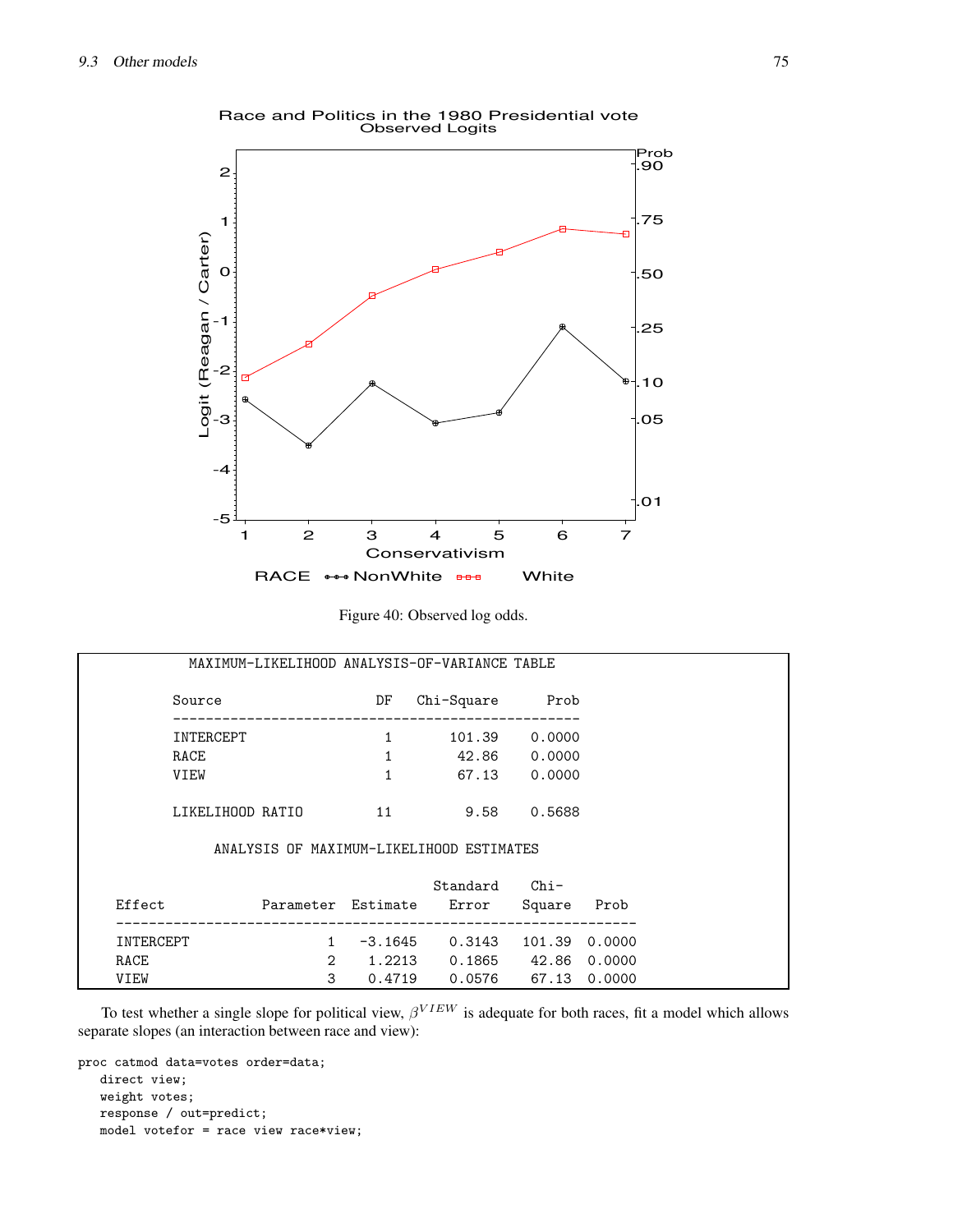Figure 40: Observed log odds.

```
              MAXIMUM-LIKELIHOOD ANALYSIS-OF-VARIANCE TABLE

            Source                  DF   Chi-Square      Prob
            --------------------------------------------------
            INTERCEPT                1       101.39    0.0000
            RACE                     1        42.86    0.0000
            VIEW                     1        67.13    0.0000

            LIKELIHOOD RATIO        11         9.58    0.5688

                 ANALYSIS OF MAXIMUM-LIKELIHOOD ESTIMATES

                                            Standard    Chi-
     Effect            Parameter  Estimate     Error   Square    Prob
     ----------------------------------------------------------------
     INTERCEPT                 1   -3.1645    0.3143   101.39  0.0000
     RACE                      2    1.2213    0.1865    42.86  0.0000
     VIEW                      3    0.4719    0.0576    67.13  0.0000
```

To test whether a single slope for political view, $\beta^{VIEW}$ is adequate for both races, fit a model which allows separate slopes (an interaction between race and view):

```
proc catmod data=votes order=data;
   direct view;
   weight votes;
   response / out=predict;
   model votefor = race view race*view;
```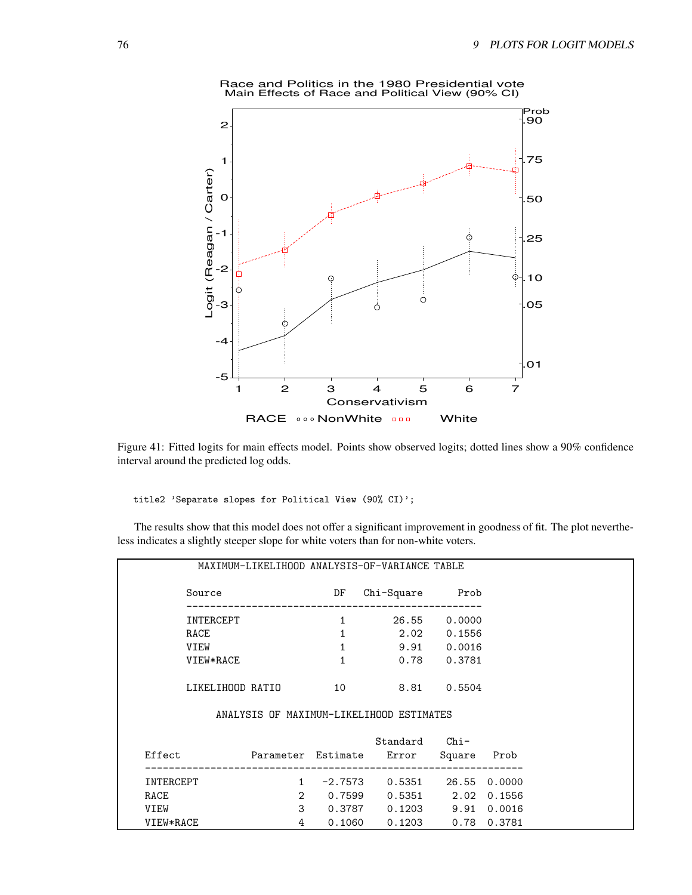Figure 41: Fitted logits for main effects model. Points show observed logits; dotted lines show a 90% confidence interval around the predicted log odds.

```
title2 'Separate slopes for Political View (90% CI)';
```

The results show that this model does not offer a significant improvement in goodness of fit. The plot nevertheless indicates a slightly steeper slope for white voters than for non-white voters.

```
            MAXIMUM-LIKELIHOOD ANALYSIS-OF-VARIANCE TABLE

          Source                  DF   Chi-Square      Prob
          --------------------------------------------------
          INTERCEPT                1        26.55    0.0000
          RACE                     1         2.02    0.1556
          VIEW                     1         9.91    0.0016
          VIEW*RACE                1         0.78    0.3781

          LIKELIHOOD RATIO        10         8.81    0.5504

               ANALYSIS OF MAXIMUM-LIKELIHOOD ESTIMATES

                                           Standard    Chi-
   Effect               Parameter  Estimate    Error    Square   Prob
   ----------------------------------------------------------------
   INTERCEPT                    1   -2.7573   0.5351    26.55  0.0000
   RACE                         2    0.7599   0.5351     2.02  0.1556
   VIEW                         3    0.3787   0.1203     9.91  0.0016
   VIEW*RACE                    4    0.1060   0.1203     0.78  0.3781
```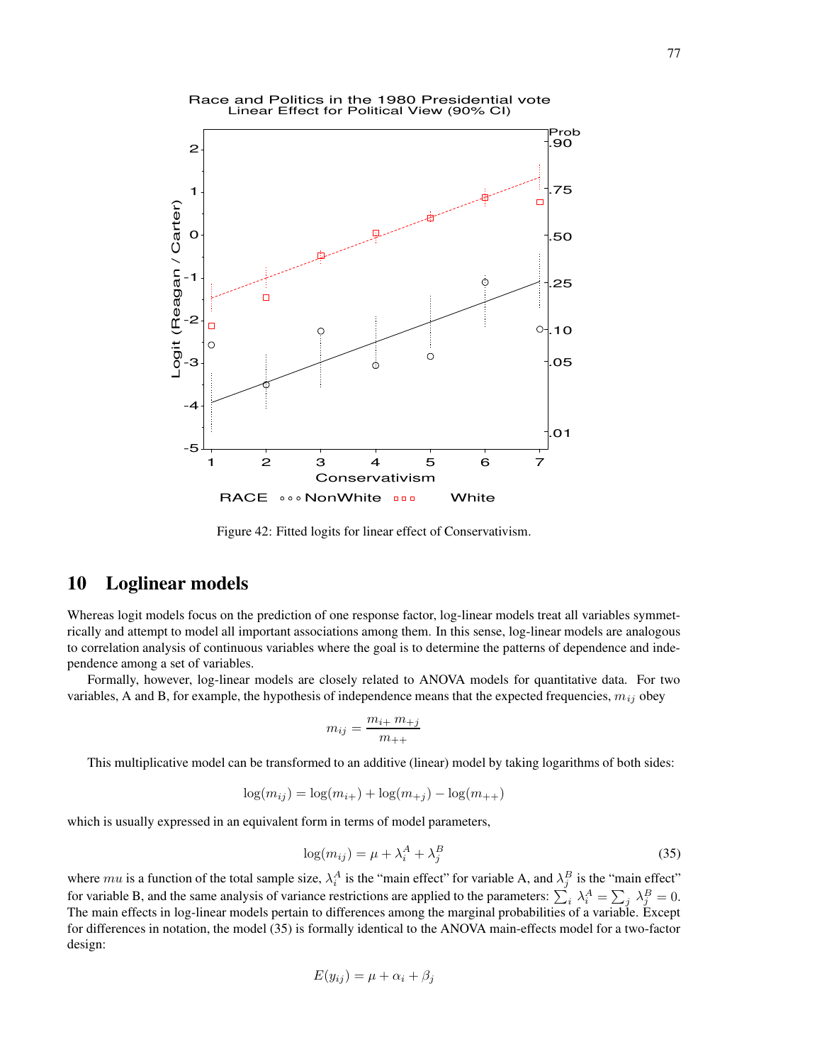Figure 42: Fitted logits for linear effect of Conservativism.

## 10 Loglinear models

Whereas logit models focus on the prediction of one response factor, log-linear models treat all variables symmetrically and attempt to model all important associations among them. In this sense, log-linear models are analogous to correlation analysis of continuous variables where the goal is to determine the patterns of dependence and independence among a set of variables.

Formally, however, log-linear models are closely related to ANOVA models for quantitative data. For two variables, A and B, for example, the hypothesis of independence means that the expected frequencies, $m_{ij}$ obey

$$m_{ij} = \frac{m_{i+}\, m_{+j}}{m_{++}}$$

This multiplicative model can be transformed to an additive (linear) model by taking logarithms of both sides:

$$\log(m_{ij}) = \log(m_{i+}) + \log(m_{+j}) - \log(m_{++})$$

which is usually expressed in an equivalent form in terms of model parameters,

$$\log(m_{ij}) = \mu + \lambda_i^A + \lambda_j^B \tag{35}$$

where $mu$ is a function of the total sample size, $\lambda_i^A$ is the "main effect" for variable A, and $\lambda_j^B$ is the "main effect" for variable B, and the same analysis of variance restrictions are applied to the parameters: $\sum_i \lambda_i^A = \sum_j \lambda_j^B = 0$. The main effects in log-linear models pertain to differences among the marginal probabilities of a variable. Except for differences in notation, the model (35) is formally identical to the ANOVA main-effects model for a two-factor design:

$$E(y_{ij}) = \mu + \alpha_i + \beta_j$$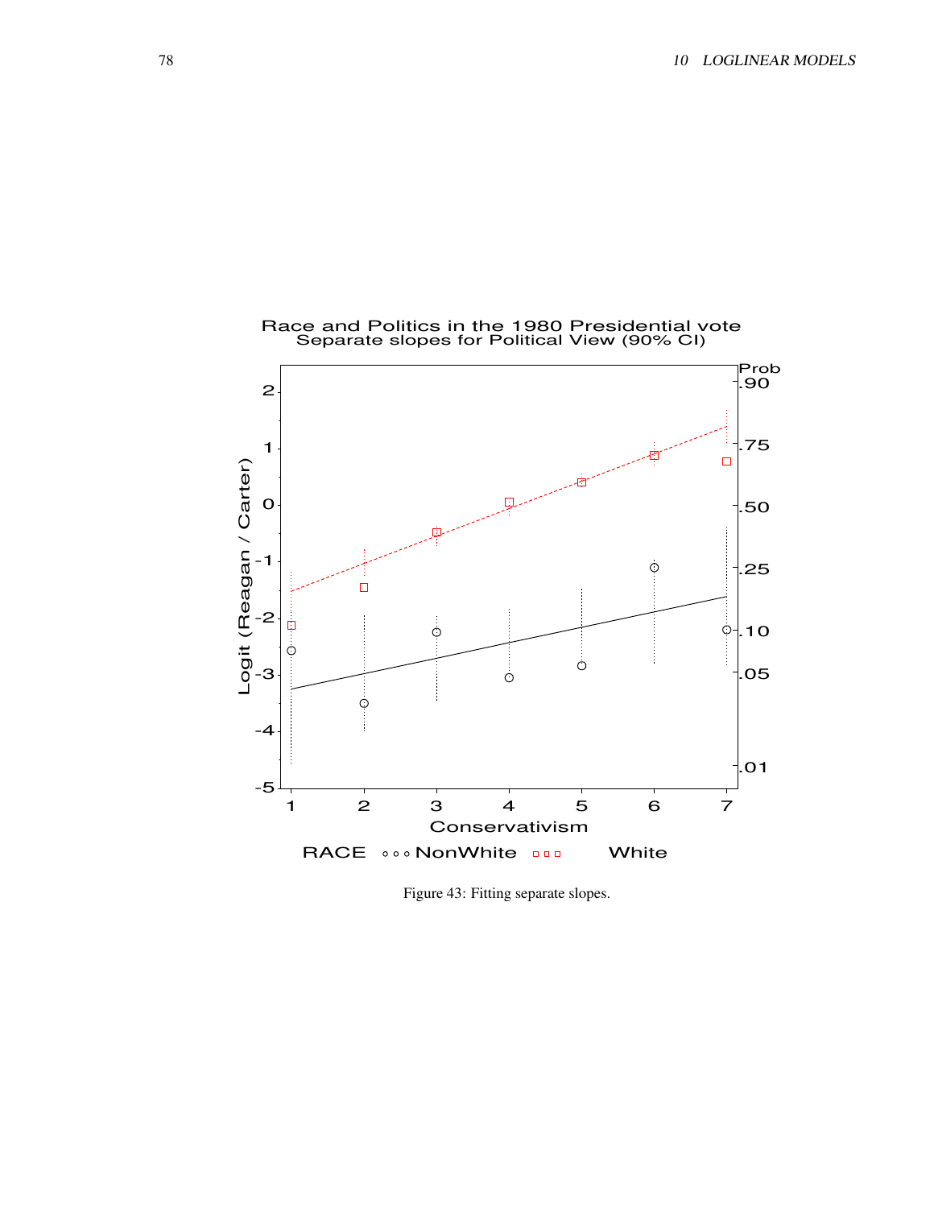Figure 43: Fitting separate slopes.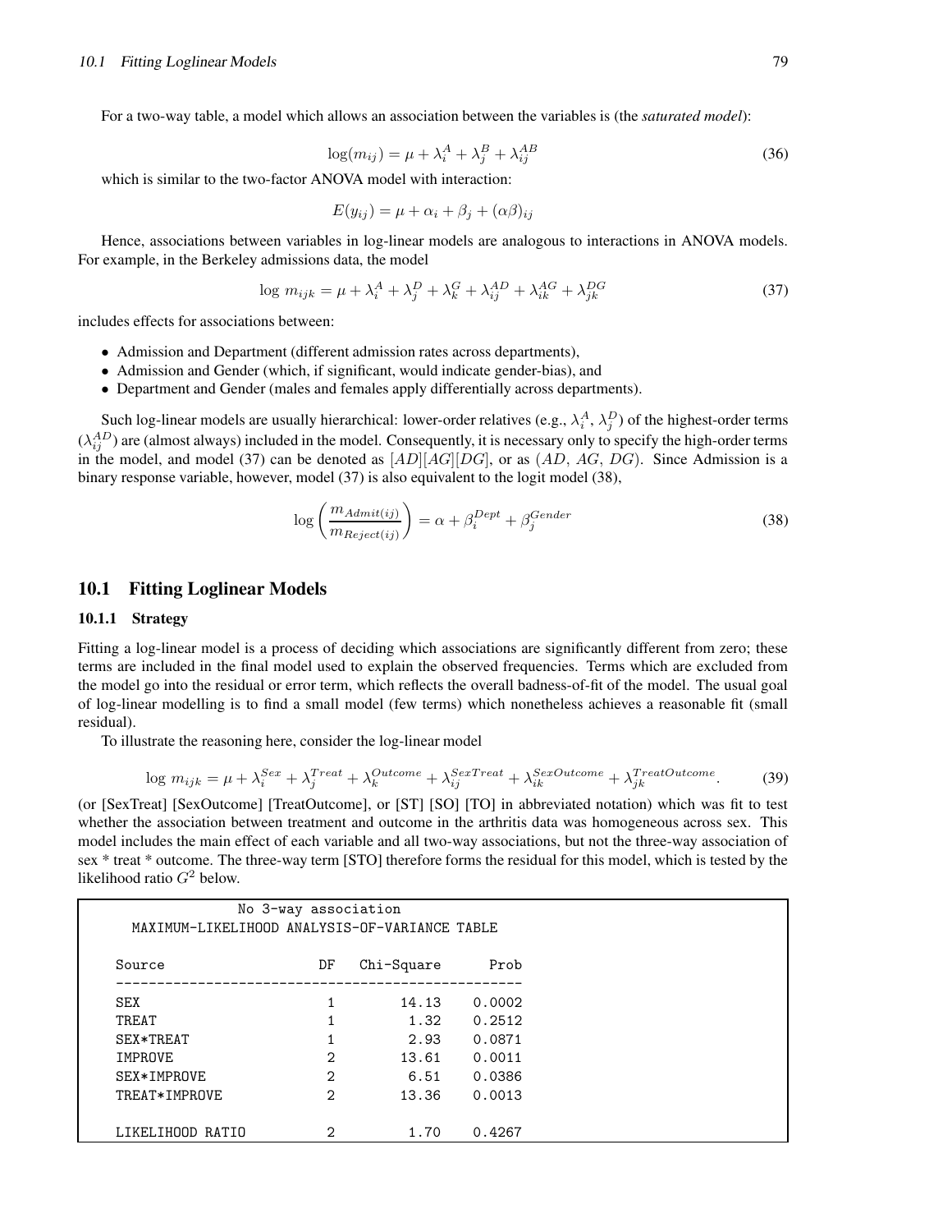For a two-way table, a model which allows an association between the variables is (the *saturated model*):

$$\log(m_{ij}) = \mu + \lambda_i^A + \lambda_j^B + \lambda_{ij}^{AB} \tag{36}$$

which is similar to the two-factor ANOVA model with interaction:

$$E(y_{ij}) = \mu + \alpha_i + \beta_j + (\alpha\beta)_{ij}$$

Hence, associations between variables in log-linear models are analogous to interactions in ANOVA models. For example, in the Berkeley admissions data, the model

$$\log\, m_{ijk} = \mu + \lambda_i^A + \lambda_j^D + \lambda_k^G + \lambda_{ij}^{AD} + \lambda_{ik}^{AG} + \lambda_{jk}^{DG} \tag{37}$$

includes effects for associations between:

- Admission and Department (different admission rates across departments),
- Admission and Gender (which, if significant, would indicate gender-bias), and
- Department and Gender (males and females apply differentially across departments).

Such log-linear models are usually hierarchical: lower-order relatives (e.g., $\lambda_i^A$, $\lambda_j^D$) of the highest-order terms ($\lambda_{ij}^{AD}$) are (almost always) included in the model. Consequently, it is necessary only to specify the high-order terms in the model, and model (37) can be denoted as $[AD][AG][DG]$, or as $(AD,\ AG,\ DG)$. Since Admission is a binary response variable, however, model (37) is also equivalent to the logit model (38),

$$\log\left(\frac{m_{Admit(ij)}}{m_{Reject(ij)}}\right) = \alpha + \beta_i^{Dept} + \beta_j^{Gender} \tag{38}$$

## 10.1 Fitting Loglinear Models

### 10.1.1 Strategy

Fitting a log-linear model is a process of deciding which associations are significantly different from zero; these terms are included in the final model used to explain the observed frequencies. Terms which are excluded from the model go into the residual or error term, which reflects the overall badness-of-fit of the model. The usual goal of log-linear modelling is to find a small model (few terms) which nonetheless achieves a reasonable fit (small residual).

To illustrate the reasoning here, consider the log-linear model

$$\log\, m_{ijk} = \mu + \lambda_i^{Sex} + \lambda_j^{Treat} + \lambda_k^{Outcome} + \lambda_{ij}^{SexTreat} + \lambda_{ik}^{SexOutcome} + \lambda_{jk}^{TreatOutcome}. \tag{39}$$

(or [SexTreat] [SexOutcome] [TreatOutcome], or [ST] [SO] [TO] in abbreviated notation) which was fit to test whether the association between treatment and outcome in the arthritis data was homogeneous across sex. This model includes the main effect of each variable and all two-way associations, but not the three-way association of sex * treat * outcome. The three-way term [STO] therefore forms the residual for this model, which is tested by the likelihood ratio $G^2$ below.

```
                No 3-way association
    MAXIMUM-LIKELIHOOD ANALYSIS-OF-VARIANCE TABLE

  Source                 DF   Chi-Square      Prob
  --------------------------------------------------
  SEX                     1        14.13    0.0002
  TREAT                   1         1.32    0.2512
  SEX*TREAT               1         2.93    0.0871
  IMPROVE                 2        13.61    0.0011
  SEX*IMPROVE             2         6.51    0.0386
  TREAT*IMPROVE           2        13.36    0.0013

  LIKELIHOOD RATIO        2         1.70    0.4267
```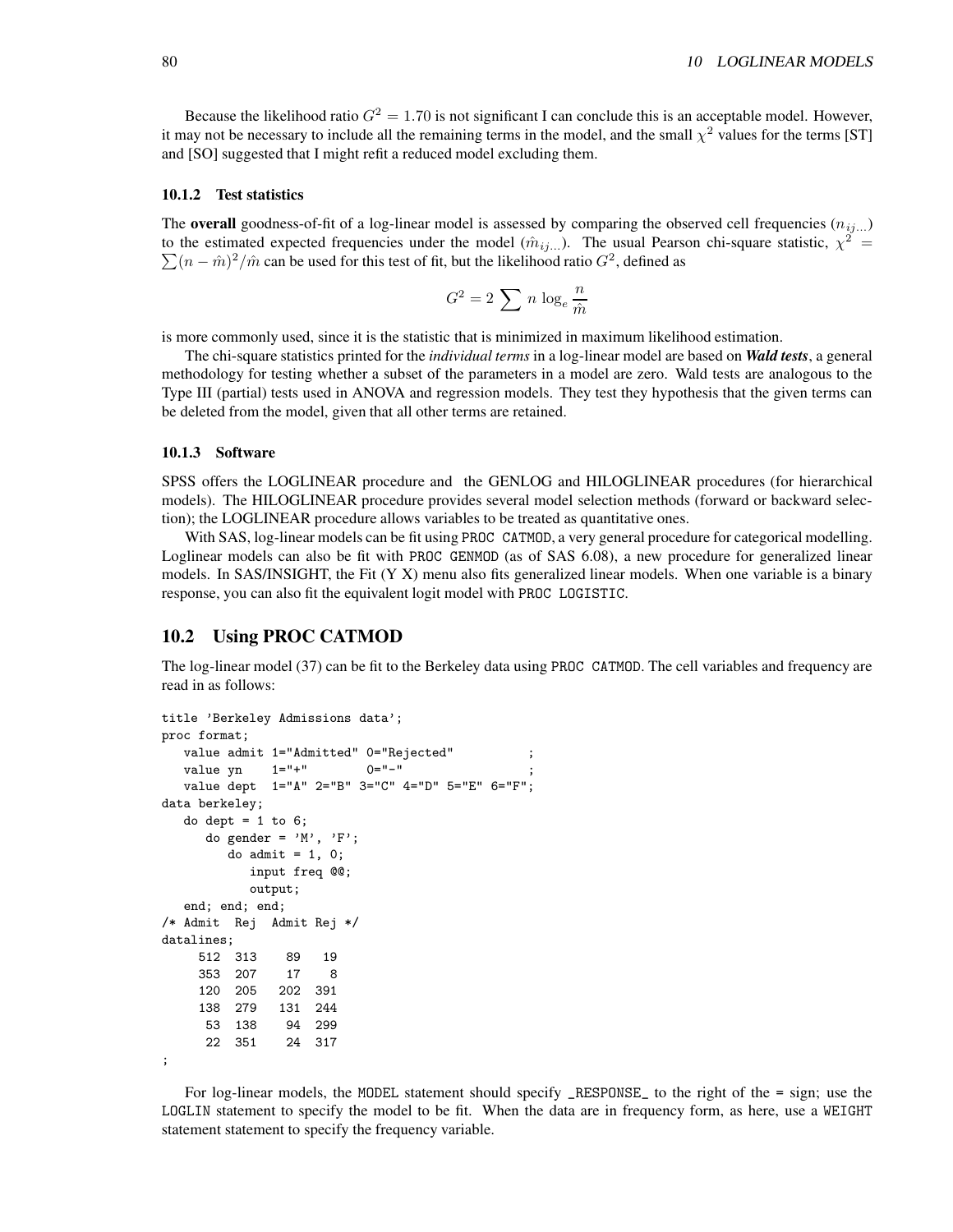Because the likelihood ratio $G^2 = 1.70$ is not significant I can conclude this is an acceptable model. However, it may not be necessary to include all the remaining terms in the model, and the small $\chi^2$ values for the terms [ST] and [SO] suggested that I might refit a reduced model excluding them.

### 10.1.2 Test statistics

The **overall** goodness-of-fit of a log-linear model is assessed by comparing the observed cell frequencies ($n_{ij...}$) to the estimated expected frequencies under the model ($\hat{m}_{ij...}$). The usual Pearson chi-square statistic, $\chi^2 = \sum (n - \hat{m})^2 / \hat{m}$ can be used for this test of fit, but the likelihood ratio $G^2$, defined as

$$G^2 = 2 \sum n \log_e \frac{n}{\hat{m}}$$

is more commonly used, since it is the statistic that is minimized in maximum likelihood estimation.

The chi-square statistics printed for the *individual terms* in a log-linear model are based on ***Wald tests***, a general methodology for testing whether a subset of the parameters in a model are zero. Wald tests are analogous to the Type III (partial) tests used in ANOVA and regression models. They test they hypothesis that the given terms can be deleted from the model, given that all other terms are retained.

### 10.1.3 Software

SPSS offers the LOGLINEAR procedure and the GENLOG and HILOGLINEAR procedures (for hierarchical models). The HILOGLINEAR procedure provides several model selection methods (forward or backward selection); the LOGLINEAR procedure allows variables to be treated as quantitative ones.

With SAS, log-linear models can be fit using PROC CATMOD, a very general procedure for categorical modelling. Loglinear models can also be fit with PROC GENMOD (as of SAS 6.08), a new procedure for generalized linear models. In SAS/INSIGHT, the Fit (Y X) menu also fits generalized linear models. When one variable is a binary response, you can also fit the equivalent logit model with PROC LOGISTIC.

## 10.2 Using PROC CATMOD

The log-linear model (37) can be fit to the Berkeley data using PROC CATMOD. The cell variables and frequency are read in as follows:

```
title 'Berkeley Admissions data';
proc format;
   value admit 1="Admitted" 0="Rejected"          ;
   value yn    1="+"        0="-"                 ;
   value dept  1="A" 2="B" 3="C" 4="D" 5="E" 6="F";
data berkeley;
   do dept = 1 to 6;
      do gender = 'M', 'F';
         do admit = 1, 0;
            input freq @@;
            output;
   end; end; end;
/* Admit  Rej  Admit Rej */
datalines;
     512  313    89   19
     353  207    17    8
     120  205   202  391
     138  279   131  244
      53  138    94  299
      22  351    24  317
;
```

For log-linear models, the MODEL statement should specify _RESPONSE_ to the right of the = sign; use the LOGLIN statement to specify the model to be fit. When the data are in frequency form, as here, use a WEIGHT statement statement to specify the frequency variable.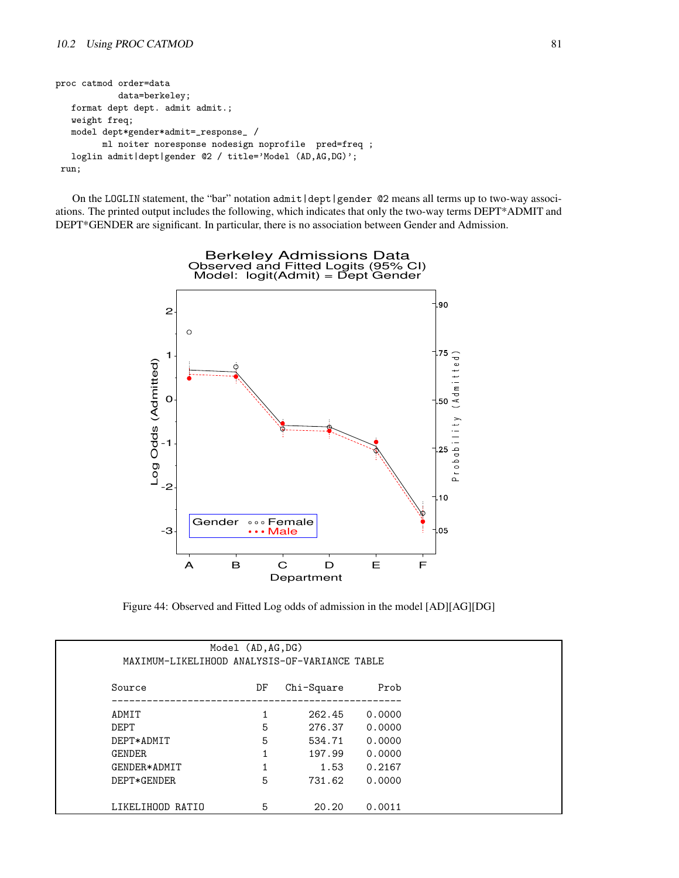```
proc catmod order=data
            data=berkeley;
   format dept dept. admit admit.;
   weight freq;
   model dept*gender*admit=_response_ /
         ml noiter noresponse nodesign noprofile  pred=freq ;
   loglin admit|dept|gender @2 / title='Model (AD,AG,DG)';
 run;
```

On the LOGLIN statement, the "bar" notation `admit|dept|gender @2` means all terms up to two-way associations. The printed output includes the following, which indicates that only the two-way terms DEPT*ADMIT and DEPT*GENDER are significant. In particular, there is no association between Gender and Admission.

Figure 44: Observed and Fitted Log odds of admission in the model [AD][AG][DG]

```
                   Model (AD,AG,DG)
         MAXIMUM-LIKELIHOOD ANALYSIS-OF-VARIANCE TABLE

        Source                   DF   Chi-Square      Prob
        --------------------------------------------------
        ADMIT                     1       262.45    0.0000
        DEPT                      5       276.37    0.0000
        DEPT*ADMIT                5       534.71    0.0000
        GENDER                    1       197.99    0.0000
        GENDER*ADMIT              1         1.53    0.2167
        DEPT*GENDER               5       731.62    0.0000

        LIKELIHOOD RATIO          5        20.20    0.0011
```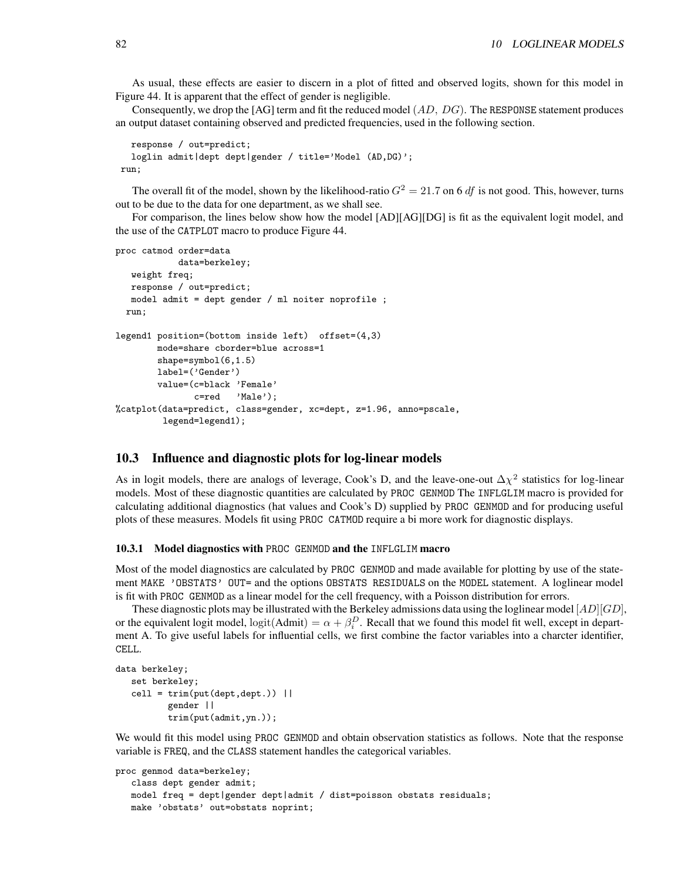As usual, these effects are easier to discern in a plot of fitted and observed logits, shown for this model in Figure 44. It is apparent that the effect of gender is negligible.

Consequently, we drop the [AG] term and fit the reduced model $(AD,\ DG)$. The `RESPONSE` statement produces an output dataset containing observed and predicted frequencies, used in the following section.

```
   response / out=predict;
   loglin admit|dept dept|gender / title='Model (AD,DG)';
 run;
```

The overall fit of the model, shown by the likelihood-ratio $G^2 = 21.7$ on 6 $df$ is not good. This, however, turns out to be due to the data for one department, as we shall see.

For comparison, the lines below show how the model [AD][AG][DG] is fit as the equivalent logit model, and the use of the `CATPLOT` macro to produce Figure 44.

```
proc catmod order=data
            data=berkeley;
   weight freq;
   response / out=predict;
   model admit = dept gender / ml noiter noprofile ;
  run;

legend1 position=(bottom inside left)  offset=(4,3)
        mode=share cborder=blue across=1
        shape=symbol(6,1.5)
        label=('Gender')
        value=(c=black 'Female'
               c=red   'Male');
%catplot(data=predict, class=gender, xc=dept, z=1.96, anno=pscale,
         legend=legend1);
```

## 10.3 Influence and diagnostic plots for log-linear models

As in logit models, there are analogs of leverage, Cook's D, and the leave-one-out $\Delta\chi^2$ statistics for log-linear models. Most of these diagnostic quantities are calculated by `PROC GENMOD` The `INFLGLIM` macro is provided for calculating additional diagnostics (hat values and Cook's D) supplied by `PROC GENMOD` and for producing useful plots of these measures. Models fit using `PROC CATMOD` require a bi more work for diagnostic displays.

### 10.3.1 Model diagnostics with `PROC GENMOD` and the `INFLGLIM` macro

Most of the model diagnostics are calculated by `PROC GENMOD` and made available for plotting by use of the statement `MAKE 'OBSTATS' OUT=` and the options `OBSTATS RESIDUALS` on the `MODEL` statement. A loglinear model is fit with `PROC GENMOD` as a linear model for the cell frequency, with a Poisson distribution for errors.

These diagnostic plots may be illustrated with the Berkeley admissions data using the loglinear model $[AD][GD]$, or the equivalent logit model, $\text{logit}(\text{Admit}) = \alpha + \beta_i^D$. Recall that we found this model fit well, except in department A. To give useful labels for influential cells, we first combine the factor variables into a charcter identifier, `CELL`.

```
data berkeley;
   set berkeley;
   cell = trim(put(dept,dept.)) ||
          gender ||
          trim(put(admit,yn.));
```

We would fit this model using `PROC GENMOD` and obtain observation statistics as follows. Note that the response variable is `FREQ`, and the `CLASS` statement handles the categorical variables.

```
proc genmod data=berkeley;
   class dept gender admit;
   model freq = dept|gender dept|admit / dist=poisson obstats residuals;
   make 'obstats' out=obstats noprint;
```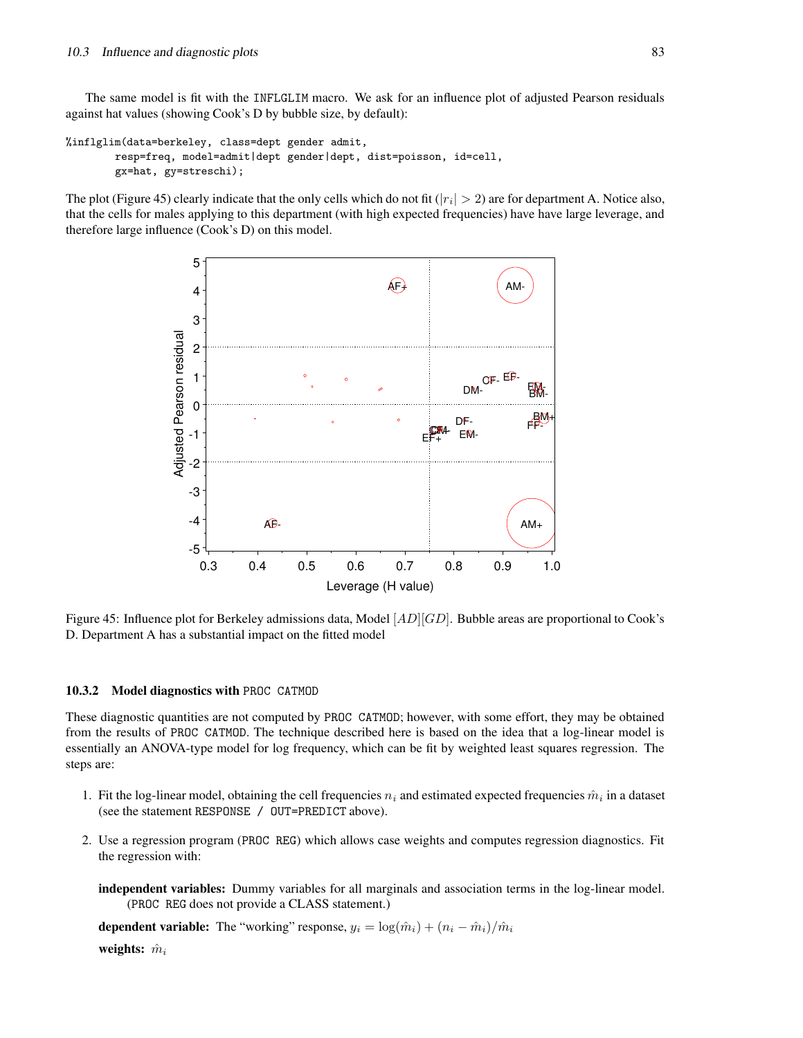The same model is fit with the INFLGLIM macro. We ask for an influence plot of adjusted Pearson residuals against hat values (showing Cook's D by bubble size, by default):

```
%inflglim(data=berkeley, class=dept gender admit,
        resp=freq, model=admit|dept gender|dept, dist=poisson, id=cell,
        gx=hat, gy=streschi);
```

The plot (Figure 45) clearly indicate that the only cells which do not fit ($|r_i| > 2$) are for department A. Notice also, that the cells for males applying to this department (with high expected frequencies) have have large leverage, and therefore large influence (Cook's D) on this model.

Figure 45: Influence plot for Berkeley admissions data, Model $[AD][GD]$. Bubble areas are proportional to Cook's D. Department A has a substantial impact on the fitted model

### 10.3.2 Model diagnostics with PROC CATMOD

These diagnostic quantities are not computed by PROC CATMOD; however, with some effort, they may be obtained from the results of PROC CATMOD. The technique described here is based on the idea that a log-linear model is essentially an ANOVA-type model for log frequency, which can be fit by weighted least squares regression. The steps are:

1. Fit the log-linear model, obtaining the cell frequencies $n_i$ and estimated expected frequencies $\hat{m}_i$ in a dataset (see the statement RESPONSE / OUT=PREDICT above).
2. Use a regression program (PROC REG) which allows case weights and computes regression diagnostics. Fit the regression with:

   **independent variables:** Dummy variables for all marginals and association terms in the log-linear model. (PROC REG does not provide a CLASS statement.)

   **dependent variable:** The "working" response, $y_i = \log(\hat{m}_i) + (n_i - \hat{m}_i)/\hat{m}_i$

   **weights:** $\hat{m}_i$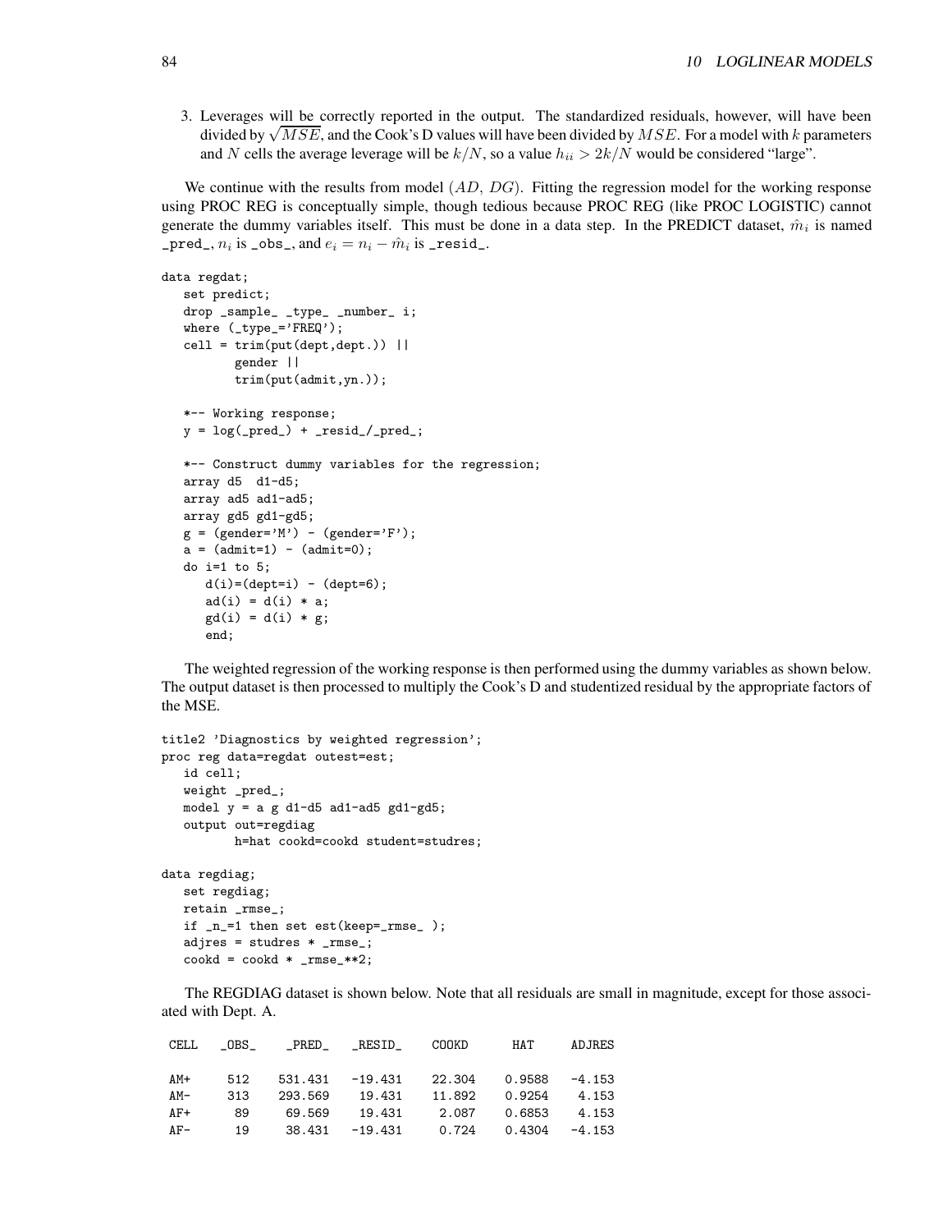3. Leverages will be correctly reported in the output. The standardized residuals, however, will have been divided by $\sqrt{MSE}$, and the Cook's D values will have been divided by $MSE$. For a model with $k$ parameters and $N$ cells the average leverage will be $k/N$, so a value $h_{ii} > 2k/N$ would be considered "large".

We continue with the results from model $(AD, DG)$. Fitting the regression model for the working response using PROC REG is conceptually simple, though tedious because PROC REG (like PROC LOGISTIC) cannot generate the dummy variables itself. This must be done in a data step. In the PREDICT dataset, $\hat{m}_i$ is named `_pred_`, $n_i$ is `_obs_`, and $e_i = n_i - \hat{m}_i$ is `_resid_`.

```
data regdat;
   set predict;
   drop _sample_ _type_ _number_ i;
   where (_type_='FREQ');
   cell = trim(put(dept,dept.)) ||
          gender ||
          trim(put(admit,yn.));

   *-- Working response;
   y = log(_pred_) + _resid_/_pred_;

   *-- Construct dummy variables for the regression;
   array d5  d1-d5;
   array ad5 ad1-ad5;
   array gd5 gd1-gd5;
   g = (gender='M') - (gender='F');
   a = (admit=1) - (admit=0);
   do i=1 to 5;
      d(i)=(dept=i) - (dept=6);
      ad(i) = d(i) * a;
      gd(i) = d(i) * g;
      end;
```

The weighted regression of the working response is then performed using the dummy variables as shown below. The output dataset is then processed to multiply the Cook's D and studentized residual by the appropriate factors of the MSE.

```
title2 'Diagnostics by weighted regression';
proc reg data=regdat outest=est;
   id cell;
   weight _pred_;
   model y = a g d1-d5 ad1-ad5 gd1-gd5;
   output out=regdiag
          h=hat cookd=cookd student=studres;

data regdiag;
   set regdiag;
   retain _rmse_;
   if _n_=1 then set est(keep=_rmse_ );
   adjres = studres * _rmse_;
   cookd = cookd * _rmse_**2;
```

The REGDIAG dataset is shown below. Note that all residuals are small in magnitude, except for those associated with Dept. A.

```
 CELL   _OBS_    _PRED_   _RESID_    COOKD     HAT     ADJRES

 AM+     512    531.431   -19.431   22.304   0.9588   -4.153
 AM-     313    293.569    19.431   11.892   0.9254    4.153
 AF+      89     69.569    19.431    2.087   0.6853    4.153
 AF-      19     38.431   -19.431    0.724   0.4304   -4.153
```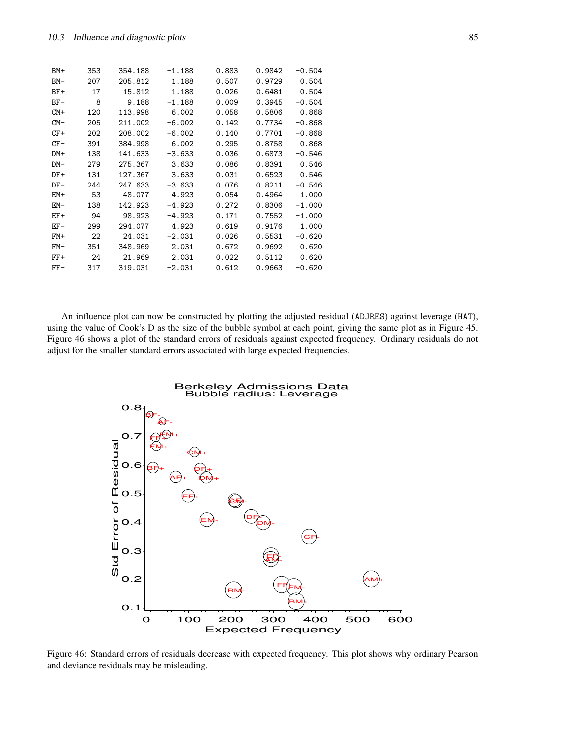| | | | | | | |
|---|---|---|---|---|---|---|
| BM+ | 353 | 354.188 | -1.188 | 0.883 | 0.9842 | -0.504 |
| BM- | 207 | 205.812 | 1.188 | 0.507 | 0.9729 | 0.504 |
| BF+ | 17 | 15.812 | 1.188 | 0.026 | 0.6481 | 0.504 |
| BF- | 8 | 9.188 | -1.188 | 0.009 | 0.3945 | -0.504 |
| CM+ | 120 | 113.998 | 6.002 | 0.058 | 0.5806 | 0.868 |
| CM- | 205 | 211.002 | -6.002 | 0.142 | 0.7734 | -0.868 |
| CF+ | 202 | 208.002 | -6.002 | 0.140 | 0.7701 | -0.868 |
| CF- | 391 | 384.998 | 6.002 | 0.295 | 0.8758 | 0.868 |
| DM+ | 138 | 141.633 | -3.633 | 0.036 | 0.6873 | -0.546 |
| DM- | 279 | 275.367 | 3.633 | 0.086 | 0.8391 | 0.546 |
| DF+ | 131 | 127.367 | 3.633 | 0.031 | 0.6523 | 0.546 |
| DF- | 244 | 247.633 | -3.633 | 0.076 | 0.8211 | -0.546 |
| EM+ | 53 | 48.077 | 4.923 | 0.054 | 0.4964 | 1.000 |
| EM- | 138 | 142.923 | -4.923 | 0.272 | 0.8306 | -1.000 |
| EF+ | 94 | 98.923 | -4.923 | 0.171 | 0.7552 | -1.000 |
| EF- | 299 | 294.077 | 4.923 | 0.619 | 0.9176 | 1.000 |
| FM+ | 22 | 24.031 | -2.031 | 0.026 | 0.5531 | -0.620 |
| FM- | 351 | 348.969 | 2.031 | 0.672 | 0.9692 | 0.620 |
| FF+ | 24 | 21.969 | 2.031 | 0.022 | 0.5112 | 0.620 |
| FF- | 317 | 319.031 | -2.031 | 0.612 | 0.9663 | -0.620 |

An influence plot can now be constructed by plotting the adjusted residual (ADJRES) against leverage (HAT), using the value of Cook's D as the size of the bubble symbol at each point, giving the same plot as in Figure 45. Figure 46 shows a plot of the standard errors of residuals against expected frequency. Ordinary residuals do not adjust for the smaller standard errors associated with large expected frequencies.

Figure 46: Standard errors of residuals decrease with expected frequency. This plot shows why ordinary Pearson and deviance residuals may be misleading.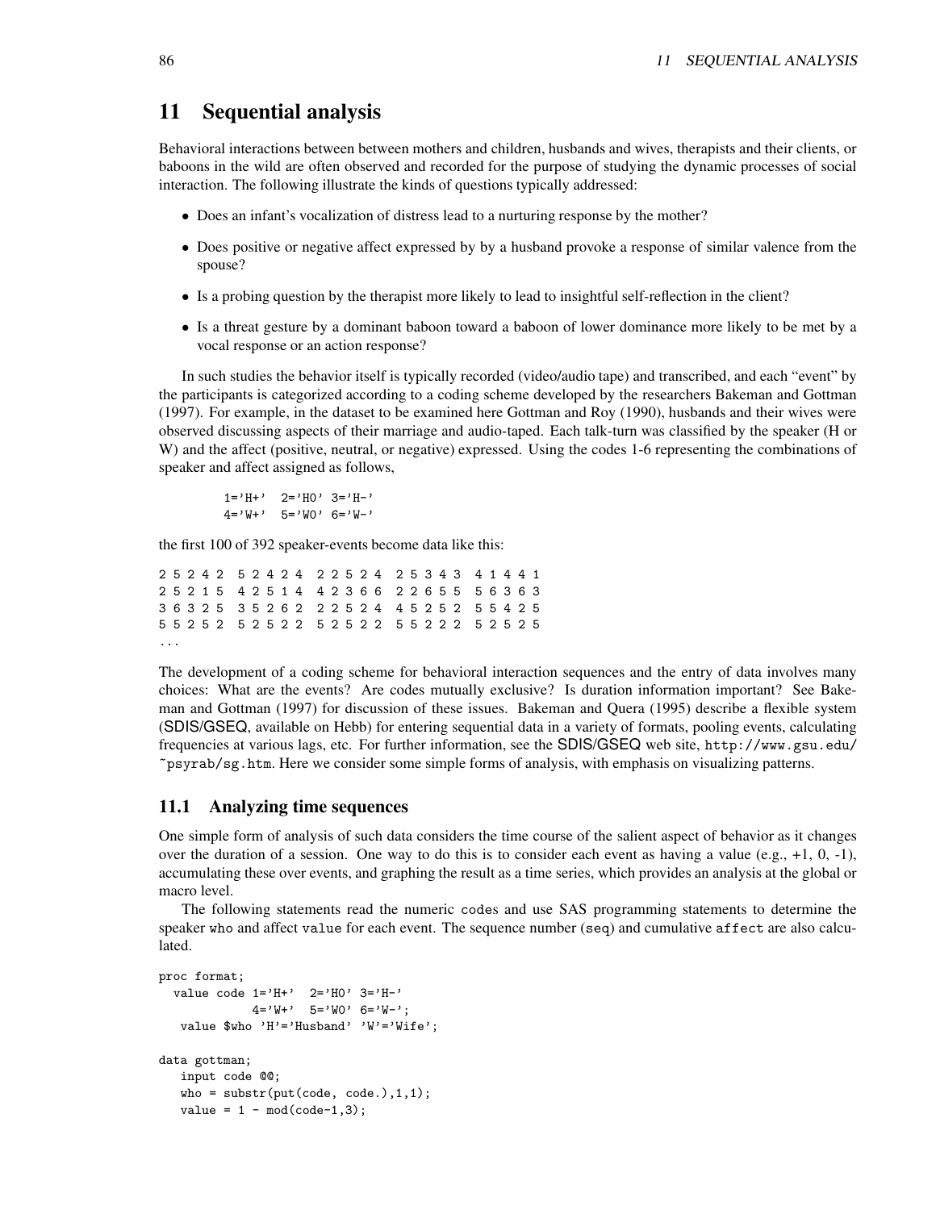# 11 Sequential analysis

Behavioral interactions between between mothers and children, husbands and wives, therapists and their clients, or baboons in the wild are often observed and recorded for the purpose of studying the dynamic processes of social interaction. The following illustrate the kinds of questions typically addressed:

- Does an infant's vocalization of distress lead to a nurturing response by the mother?
- Does positive or negative affect expressed by by a husband provoke a response of similar valence from the spouse?
- Is a probing question by the therapist more likely to lead to insightful self-reflection in the client?
- Is a threat gesture by a dominant baboon toward a baboon of lower dominance more likely to be met by a vocal response or an action response?

In such studies the behavior itself is typically recorded (video/audio tape) and transcribed, and each "event" by the participants is categorized according to a coding scheme developed by the researchers Bakeman and Gottman (1997). For example, in the dataset to be examined here Gottman and Roy (1990), husbands and their wives were observed discussing aspects of their marriage and audio-taped. Each talk-turn was classified by the speaker (H or W) and the affect (positive, neutral, or negative) expressed. Using the codes 1-6 representing the combinations of speaker and affect assigned as follows,

```
1='H+'  2='H0' 3='H-'
4='W+'  5='W0' 6='W-'
```

the first 100 of 392 speaker-events become data like this:

```
2 5 2 4 2  5 2 4 2 4  2 2 5 2 4  2 5 3 4 3  4 1 4 4 1
2 5 2 1 5  4 2 5 1 4  4 2 3 6 6  2 2 6 5 5  5 6 3 6 3
3 6 3 2 5  3 5 2 6 2  2 2 5 2 4  4 5 2 5 2  5 5 4 2 5
5 5 2 5 2  5 2 5 2 2  5 2 5 2 2  5 5 2 2 2  5 2 5 2 5
...
```

The development of a coding scheme for behavioral interaction sequences and the entry of data involves many choices: What are the events? Are codes mutually exclusive? Is duration information important? See Bakeman and Gottman (1997) for discussion of these issues. Bakeman and Quera (1995) describe a flexible system (SDIS/GSEQ, available on Hebb) for entering sequential data in a variety of formats, pooling events, calculating frequencies at various lags, etc. For further information, see the SDIS/GSEQ web site, `http://www.gsu.edu/~psyrab/sg.htm`. Here we consider some simple forms of analysis, with emphasis on visualizing patterns.

## 11.1 Analyzing time sequences

One simple form of analysis of such data considers the time course of the salient aspect of behavior as it changes over the duration of a session. One way to do this is to consider each event as having a value (e.g., +1, 0, -1), accumulating these over events, and graphing the result as a time series, which provides an analysis at the global or macro level.

The following statements read the numeric `codes` and use SAS programming statements to determine the speaker `who` and affect `value` for each event. The sequence number (`seq`) and cumulative `affect` are also calculated.

```
proc format;
  value code 1='H+'  2='H0' 3='H-'
             4='W+'  5='W0' 6='W-';
   value $who 'H'='Husband' 'W'='Wife';

data gottman;
   input code @@;
   who = substr(put(code, code.),1,1);
   value = 1 - mod(code-1,3);
```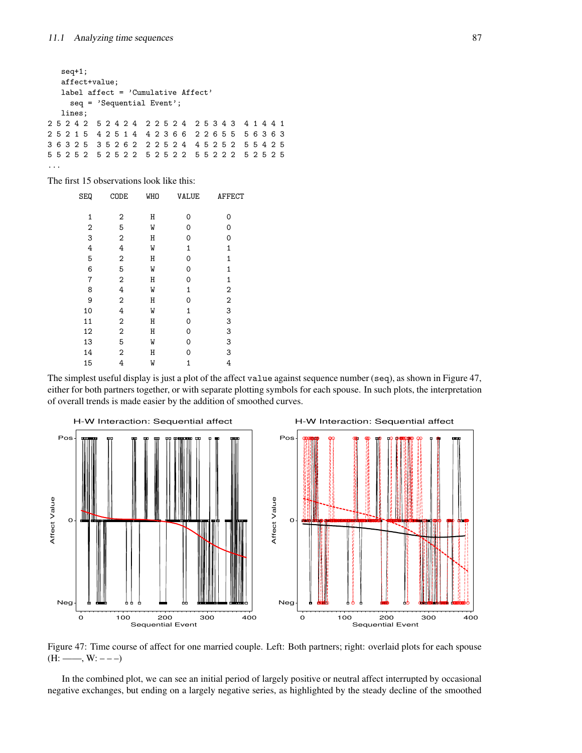```
   seq+1;
   affect+value;
   label affect = 'Cumulative Affect'
     seq = 'Sequential Event';
   lines;
2 5 2 4 2  5 2 4 2 4  2 2 5 2 4  2 5 3 4 3  4 1 4 4 1
2 5 2 1 5  4 2 5 1 4  4 2 3 6 6  2 2 6 5 5  5 6 3 6 3
3 6 3 2 5  3 5 2 6 2  2 2 5 2 4  4 5 2 5 2  5 5 4 2 5
5 5 2 5 2  5 2 5 2 2  5 2 5 2 2  5 5 2 2 2  5 2 5 2 5
...
```

The first 15 observations look like this:

| SEQ | CODE | WHO | VALUE | AFFECT |
|---|---|---|---|---|
| 1 | 2 | H | 0 | 0 |
| 2 | 5 | W | 0 | 0 |
| 3 | 2 | H | 0 | 0 |
| 4 | 4 | W | 1 | 1 |
| 5 | 2 | H | 0 | 1 |
| 6 | 5 | W | 0 | 1 |
| 7 | 2 | H | 0 | 1 |
| 8 | 4 | W | 1 | 2 |
| 9 | 2 | H | 0 | 2 |
| 10 | 4 | W | 1 | 3 |
| 11 | 2 | H | 0 | 3 |
| 12 | 2 | H | 0 | 3 |
| 13 | 5 | W | 0 | 3 |
| 14 | 2 | H | 0 | 3 |
| 15 | 4 | W | 1 | 4 |

The simplest useful display is just a plot of the affect `value` against sequence number (`seq`), as shown in Figure 47, either for both partners together, or with separate plotting symbols for each spouse. In such plots, the interpretation of overall trends is made easier by the addition of smoothed curves.

Figure 47: Time course of affect for one married couple. Left: Both partners; right: overlaid plots for each spouse (H: ——, W: – – –)

In the combined plot, we can see an initial period of largely positive or neutral affect interrupted by occasional negative exchanges, but ending on a largely negative series, as highlighted by the steady decline of the smoothed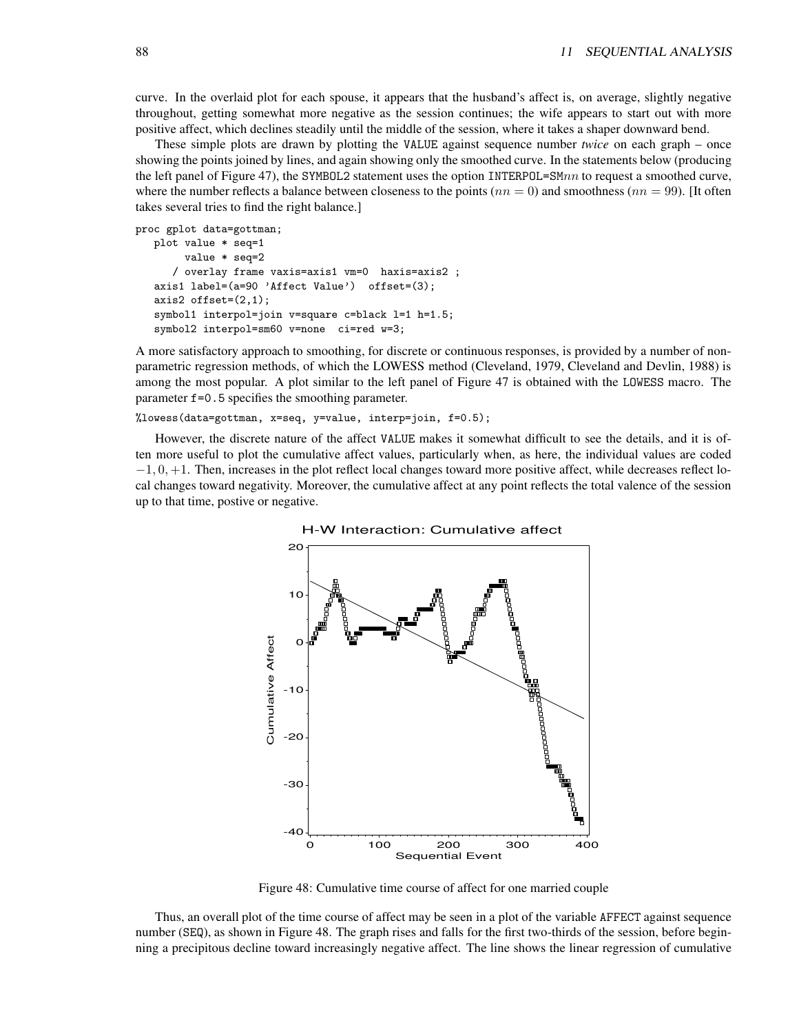curve. In the overlaid plot for each spouse, it appears that the husband's affect is, on average, slightly negative throughout, getting somewhat more negative as the session continues; the wife appears to start out with more positive affect, which declines steadily until the middle of the session, where it takes a shaper downward bend.

These simple plots are drawn by plotting the VALUE against sequence number *twice* on each graph – once showing the points joined by lines, and again showing only the smoothed curve. In the statements below (producing the left panel of Figure 47), the SYMBOL2 statement uses the option INTERPOL=SM$nn$ to request a smoothed curve, where the number reflects a balance between closeness to the points ($nn = 0$) and smoothness ($nn = 99$). [It often takes several tries to find the right balance.]

```
proc gplot data=gottman;
   plot value * seq=1
        value * seq=2
      / overlay frame vaxis=axis1 vm=0  haxis=axis2 ;
   axis1 label=(a=90 'Affect Value')  offset=(3);
   axis2 offset=(2,1);
   symbol1 interpol=join v=square c=black l=1 h=1.5;
   symbol2 interpol=sm60 v=none  ci=red w=3;
```

A more satisfactory approach to smoothing, for discrete or continuous responses, is provided by a number of non-parametric regression methods, of which the LOWESS method (Cleveland, 1979, Cleveland and Devlin, 1988) is among the most popular. A plot similar to the left panel of Figure 47 is obtained with the LOWESS macro. The parameter f=0.5 specifies the smoothing parameter.

```
%lowess(data=gottman, x=seq, y=value, interp=join, f=0.5);
```

However, the discrete nature of the affect VALUE makes it somewhat difficult to see the details, and it is often more useful to plot the cumulative affect values, particularly when, as here, the individual values are coded $-1, 0, +1$. Then, increases in the plot reflect local changes toward more positive affect, while decreases reflect local changes toward negativity. Moreover, the cumulative affect at any point reflects the total valence of the session up to that time, postive or negative.

Figure 48: Cumulative time course of affect for one married couple

Thus, an overall plot of the time course of affect may be seen in a plot of the variable AFFECT against sequence number (SEQ), as shown in Figure 48. The graph rises and falls for the first two-thirds of the session, before beginning a precipitous decline toward increasingly negative affect. The line shows the linear regression of cumulative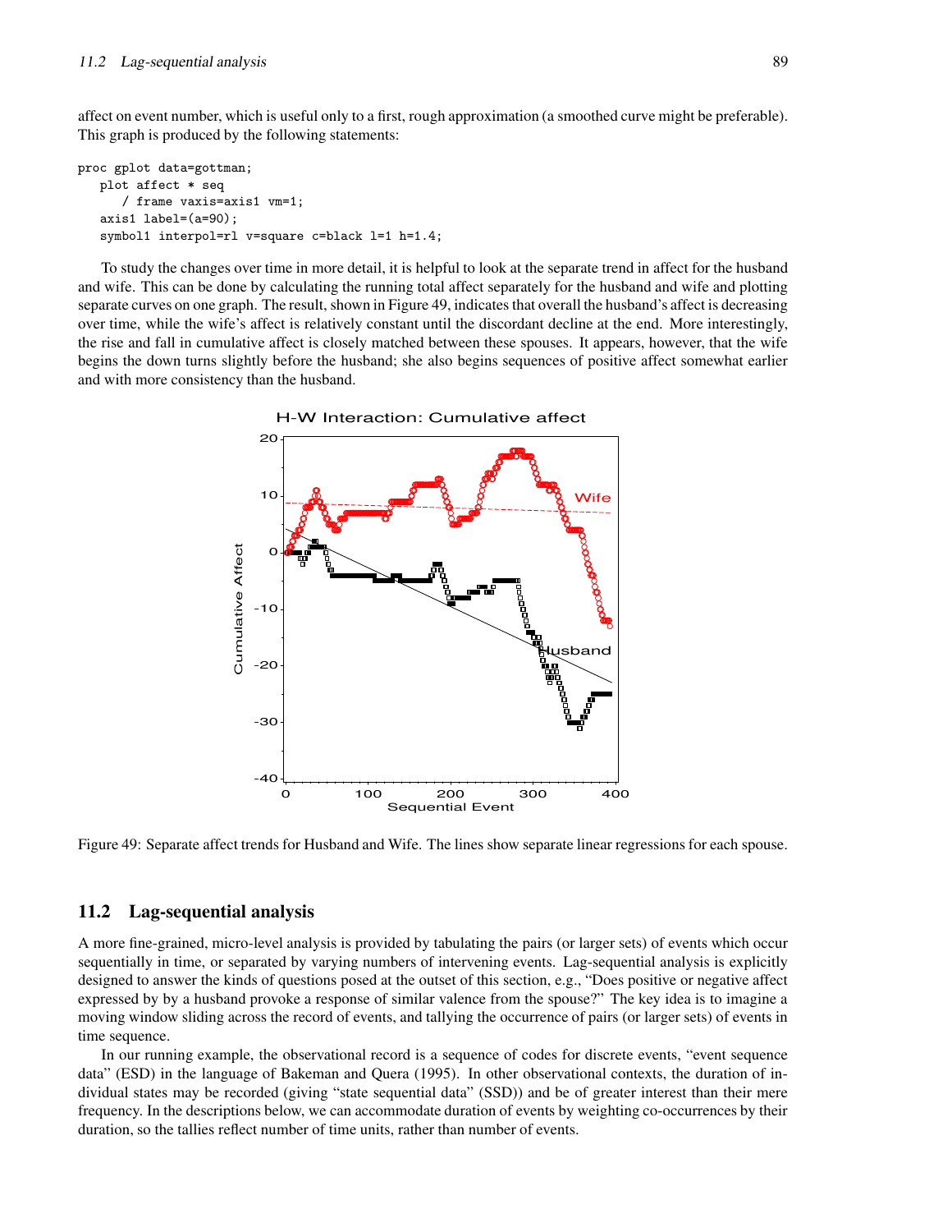affect on event number, which is useful only to a first, rough approximation (a smoothed curve might be preferable). This graph is produced by the following statements:

```
proc gplot data=gottman;
   plot affect * seq
      / frame vaxis=axis1 vm=1;
   axis1 label=(a=90);
   symbol1 interpol=rl v=square c=black l=1 h=1.4;
```

To study the changes over time in more detail, it is helpful to look at the separate trend in affect for the husband and wife. This can be done by calculating the running total affect separately for the husband and wife and plotting separate curves on one graph. The result, shown in Figure 49, indicates that overall the husband's affect is decreasing over time, while the wife's affect is relatively constant until the discordant decline at the end. More interestingly, the rise and fall in cumulative affect is closely matched between these spouses. It appears, however, that the wife begins the down turns slightly before the husband; she also begins sequences of positive affect somewhat earlier and with more consistency than the husband.

Figure 49: Separate affect trends for Husband and Wife. The lines show separate linear regressions for each spouse.

## 11.2 Lag-sequential analysis

A more fine-grained, micro-level analysis is provided by tabulating the pairs (or larger sets) of events which occur sequentially in time, or separated by varying numbers of intervening events. Lag-sequential analysis is explicitly designed to answer the kinds of questions posed at the outset of this section, e.g., "Does positive or negative affect expressed by by a husband provoke a response of similar valence from the spouse?" The key idea is to imagine a moving window sliding across the record of events, and tallying the occurrence of pairs (or larger sets) of events in time sequence.

In our running example, the observational record is a sequence of codes for discrete events, "event sequence data" (ESD) in the language of Bakeman and Quera (1995). In other observational contexts, the duration of individual states may be recorded (giving "state sequential data" (SSD)) and be of greater interest than their mere frequency. In the descriptions below, we can accommodate duration of events by weighting co-occurrences by their duration, so the tallies reflect number of time units, rather than number of events.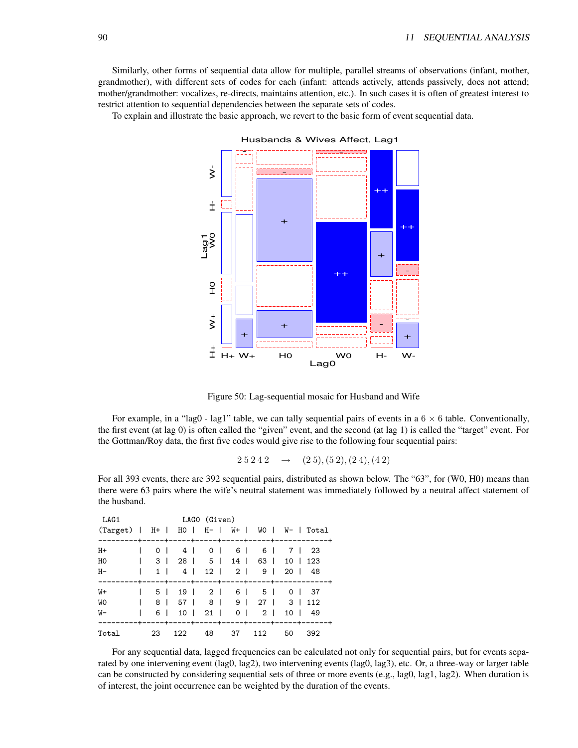Similarly, other forms of sequential data allow for multiple, parallel streams of observations (infant, mother, grandmother), with different sets of codes for each (infant: attends actively, attends passively, does not attend; mother/grandmother: vocalizes, re-directs, maintains attention, etc.). In such cases it is often of greatest interest to restrict attention to sequential dependencies between the separate sets of codes.

To explain and illustrate the basic approach, we revert to the basic form of event sequential data.

Figure 50: Lag-sequential mosaic for Husband and Wife

For example, in a "lag0 - lag1" table, we can tally sequential pairs of events in a $6 \times 6$ table. Conventionally, the first event (at lag 0) is often called the "given" event, and the second (at lag 1) is called the "target" event. For the Gottman/Roy data, the first five codes would give rise to the following four sequential pairs:

$$2\,5\,2\,4\,2 \quad \rightarrow \quad (2\,5), (5\,2), (2\,4), (4\,2)$$

For all 393 events, there are 392 sequential pairs, distributed as shown below. The "63", for (W0, H0) means than there were 63 pairs where the wife's neutral statement was immediately followed by a neutral affect statement of the husband.

| LAG1 (Target) | LAG0 (Given) H+ | H0 | H- | W+ | W0 | W- | Total |
|---|---|---|---|---|---|---|---|
| H+ | 0 | 4 | 0 | 6 | 6 | 7 | 23 |
| H0 | 3 | 28 | 5 | 14 | 63 | 10 | 123 |
| H- | 1 | 4 | 12 | 2 | 9 | 20 | 48 |
| W+ | 5 | 19 | 2 | 6 | 5 | 0 | 37 |
| W0 | 8 | 57 | 8 | 9 | 27 | 3 | 112 |
| W- | 6 | 10 | 21 | 0 | 2 | 10 | 49 |
| Total | 23 | 122 | 48 | 37 | 112 | 50 | 392 |

For any sequential data, lagged frequencies can be calculated not only for sequential pairs, but for events separated by one intervening event (lag0, lag2), two intervening events (lag0, lag3), etc. Or, a three-way or larger table can be constructed by considering sequential sets of three or more events (e.g., lag0, lag1, lag2). When duration is of interest, the joint occurrence can be weighted by the duration of the events.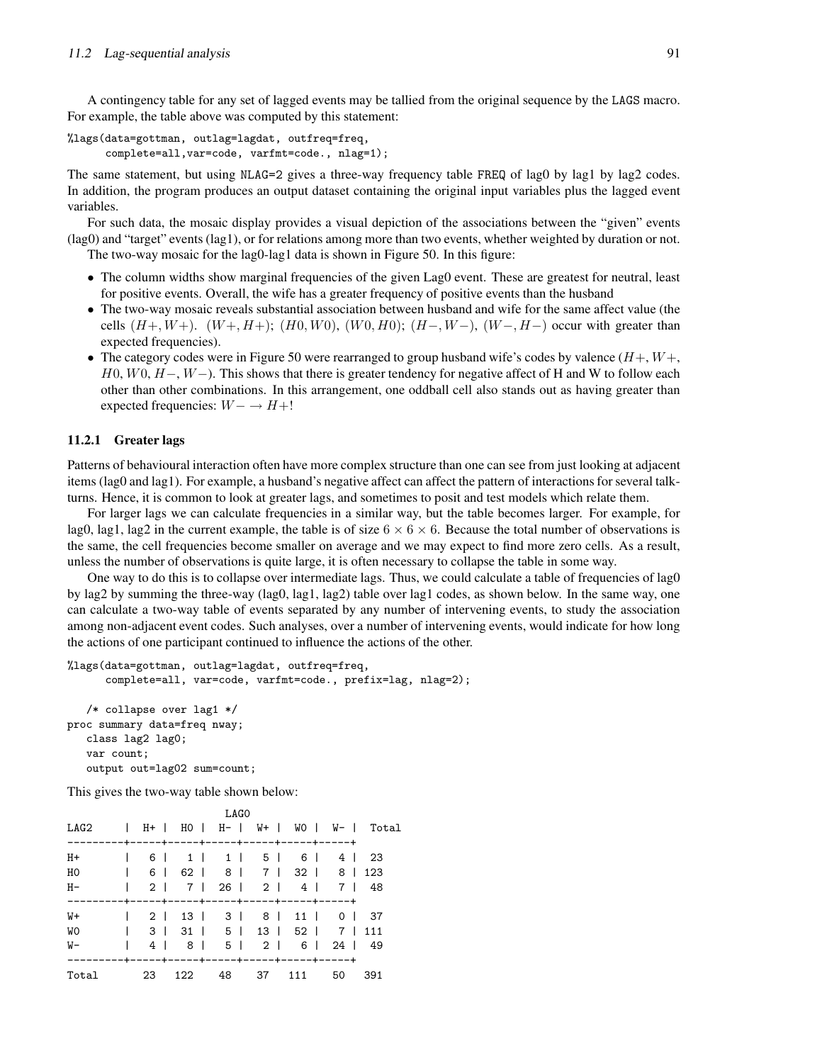A contingency table for any set of lagged events may be tallied from the original sequence by the LAGS macro. For example, the table above was computed by this statement:

```
%lags(data=gottman, outlag=lagdat, outfreq=freq,
      complete=all,var=code, varfmt=code., nlag=1);
```

The same statement, but using NLAG=2 gives a three-way frequency table FREQ of lag0 by lag1 by lag2 codes. In addition, the program produces an output dataset containing the original input variables plus the lagged event variables.

For such data, the mosaic display provides a visual depiction of the associations between the "given" events (lag0) and "target" events (lag1), or for relations among more than two events, whether weighted by duration or not.

The two-way mosaic for the lag0-lag1 data is shown in Figure 50. In this figure:

- The column widths show marginal frequencies of the given Lag0 event. These are greatest for neutral, least for positive events. Overall, the wife has a greater frequency of positive events than the husband
- The two-way mosaic reveals substantial association between husband and wife for the same affect value (the cells $(H+, W+)$. $(W+, H+)$; $(H0, W0)$, $(W0, H0)$; $(H-, W-)$, $(W-, H-)$ occur with greater than expected frequencies).
- The category codes were in Figure 50 were rearranged to group husband wife's codes by valence ($H+$, $W+$, $H0$, $W0$, $H-$, $W-$). This shows that there is greater tendency for negative affect of H and W to follow each other than other combinations. In this arrangement, one oddball cell also stands out as having greater than expected frequencies: $W- \rightarrow H+$!

### 11.2.1 Greater lags

Patterns of behavioural interaction often have more complex structure than one can see from just looking at adjacent items (lag0 and lag1). For example, a husband's negative affect can affect the pattern of interactions for several talk-turns. Hence, it is common to look at greater lags, and sometimes to posit and test models which relate them.

For larger lags we can calculate frequencies in a similar way, but the table becomes larger. For example, for lag0, lag1, lag2 in the current example, the table is of size $6 \times 6 \times 6$. Because the total number of observations is the same, the cell frequencies become smaller on average and we may expect to find more zero cells. As a result, unless the number of observations is quite large, it is often necessary to collapse the table in some way.

One way to do this is to collapse over intermediate lags. Thus, we could calculate a table of frequencies of lag0 by lag2 by summing the three-way (lag0, lag1, lag2) table over lag1 codes, as shown below. In the same way, one can calculate a two-way table of events separated by any number of intervening events, to study the association among non-adjacent event codes. Such analyses, over a number of intervening events, would indicate for how long the actions of one participant continued to influence the actions of the other.

```
%lags(data=gottman, outlag=lagdat, outfreq=freq,
      complete=all, var=code, varfmt=code., prefix=lag, nlag=2);

   /* collapse over lag1 */
proc summary data=freq nway;
   class lag2 lag0;
   var count;
   output out=lag02 sum=count;
```

This gives the two-way table shown below:

```
                              LAG0
LAG2      |  H+ |  H0 |  H- |  W+ |  W0 |  W- |  Total
----------+-----+-----+-----+-----+-----+-----+
H+        |   6 |   1 |   1 |   5 |   6 |   4 |  23
H0        |   6 |  62 |   8 |   7 |  32 |   8 | 123
H-        |   2 |   7 |  26 |   2 |   4 |   7 |  48
----------+-----+-----+-----+-----+-----+-----+
W+        |   2 |  13 |   3 |   8 |  11 |   0 |  37
W0        |   3 |  31 |   5 |  13 |  52 |   7 | 111
W-        |   4 |   8 |   5 |   2 |   6 |  24 |  49
----------+-----+-----+-----+-----+-----+-----+
Total        23   122    48    37   111    50   391
```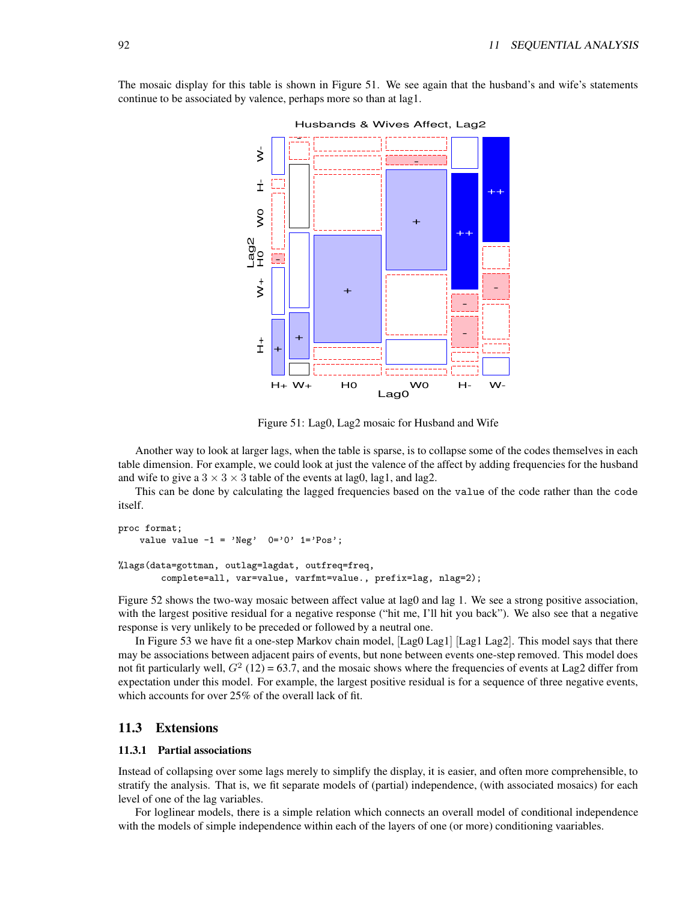The mosaic display for this table is shown in Figure 51. We see again that the husband's and wife's statements continue to be associated by valence, perhaps more so than at lag1.

Figure 51: Lag0, Lag2 mosaic for Husband and Wife

Another way to look at larger lags, when the table is sparse, is to collapse some of the codes themselves in each table dimension. For example, we could look at just the valence of the affect by adding frequencies for the husband and wife to give a $3 \times 3 \times 3$ table of the events at lag0, lag1, and lag2.

This can be done by calculating the lagged frequencies based on the `value` of the code rather than the `code` itself.

```
proc format;
   value value -1 = 'Neg'  0='0' 1='Pos';

%lags(data=gottman, outlag=lagdat, outfreq=freq,
      complete=all, var=value, varfmt=value., prefix=lag, nlag=2);
```

Figure 52 shows the two-way mosaic between affect value at lag0 and lag 1. We see a strong positive association, with the largest positive residual for a negative response ("hit me, I'll hit you back"). We also see that a negative response is very unlikely to be preceded or followed by a neutral one.

In Figure 53 we have fit a one-step Markov chain model, [Lag0 Lag1] [Lag1 Lag2]. This model says that there may be associations between adjacent pairs of events, but none between events one-step removed. This model does not fit particularly well, $G^2$ (12) = 63.7, and the mosaic shows where the frequencies of events at Lag2 differ from expectation under this model. For example, the largest positive residual is for a sequence of three negative events, which accounts for over 25% of the overall lack of fit.

## 11.3 Extensions

### 11.3.1 Partial associations

Instead of collapsing over some lags merely to simplify the display, it is easier, and often more comprehensible, to stratify the analysis. That is, we fit separate models of (partial) independence, (with associated mosaics) for each level of one of the lag variables.

For loglinear models, there is a simple relation which connects an overall model of conditional independence with the models of simple independence within each of the layers of one (or more) conditioning vaariables.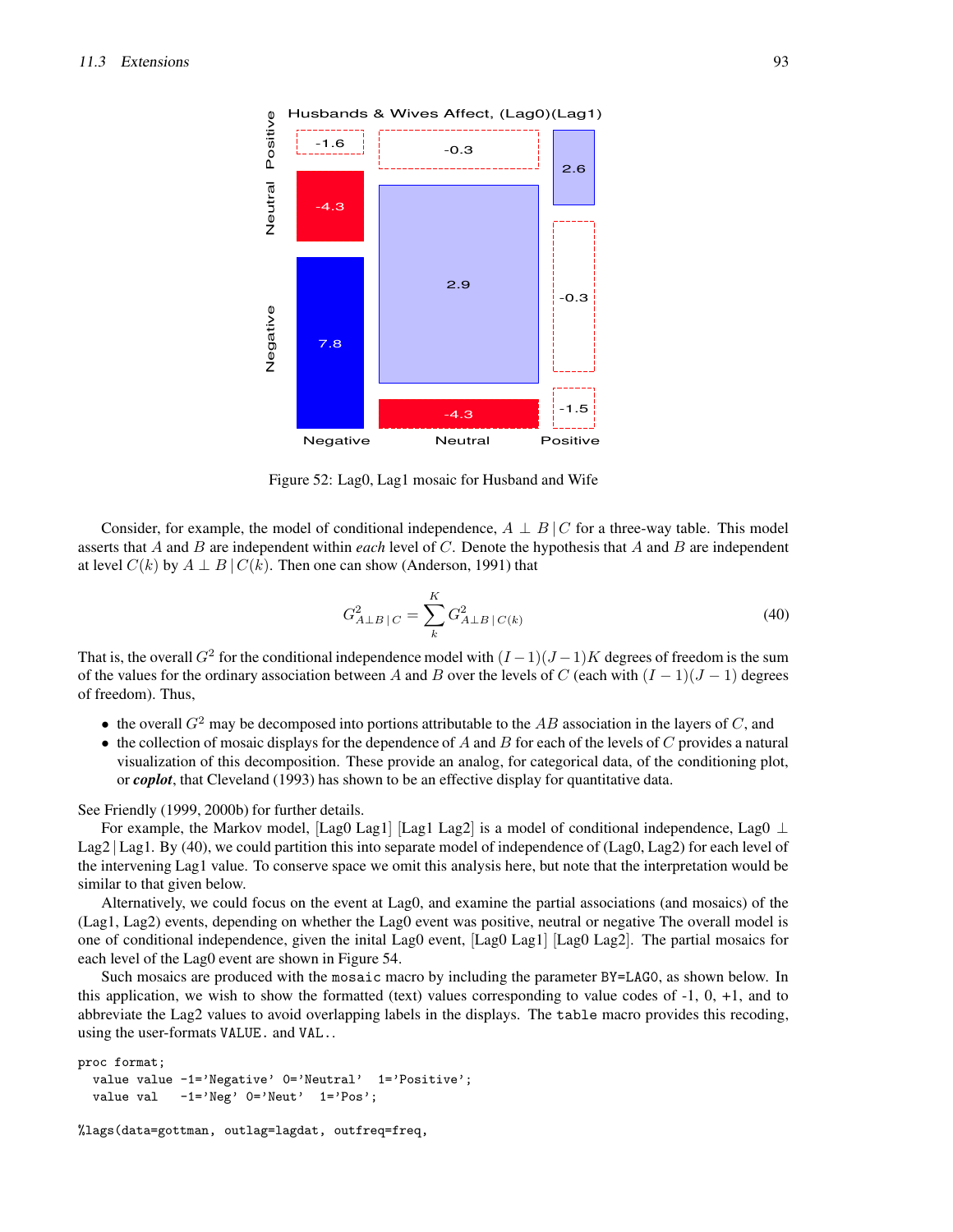Figure 52: Lag0, Lag1 mosaic for Husband and Wife

Consider, for example, the model of conditional independence, $A \perp B \,|\, C$ for a three-way table. This model asserts that $A$ and $B$ are independent within *each* level of $C$. Denote the hypothesis that $A$ and $B$ are independent at level $C(k)$ by $A \perp B \,|\, C(k)$. Then one can show (Anderson, 1991) that

$$G^2_{A \perp B \,|\, C} = \sum_{k}^{K} G^2_{A \perp B \,|\, C(k)} \tag{40}$$

That is, the overall $G^2$ for the conditional independence model with $(I-1)(J-1)K$ degrees of freedom is the sum of the values for the ordinary association between $A$ and $B$ over the levels of $C$ (each with $(I-1)(J-1)$ degrees of freedom). Thus,

- the overall $G^2$ may be decomposed into portions attributable to the $AB$ association in the layers of $C$, and
- the collection of mosaic displays for the dependence of $A$ and $B$ for each of the levels of $C$ provides a natural visualization of this decomposition. These provide an analog, for categorical data, of the conditioning plot, or ***coplot***, that Cleveland (1993) has shown to be an effective display for quantitative data.

See Friendly (1999, 2000b) for further details.

For example, the Markov model, [Lag0 Lag1] [Lag1 Lag2] is a model of conditional independence, Lag0 $\perp$ Lag2 | Lag1. By (40), we could partition this into separate model of independence of (Lag0, Lag2) for each level of the intervening Lag1 value. To conserve space we omit this analysis here, but note that the interpretation would be similar to that given below.

Alternatively, we could focus on the event at Lag0, and examine the partial associations (and mosaics) of the (Lag1, Lag2) events, depending on whether the Lag0 event was positive, neutral or negative The overall model is one of conditional independence, given the inital Lag0 event, [Lag0 Lag1] [Lag0 Lag2]. The partial mosaics for each level of the Lag0 event are shown in Figure 54.

Such mosaics are produced with the `mosaic` macro by including the parameter `BY=LAG0`, as shown below. In this application, we wish to show the formatted (text) values corresponding to value codes of -1, 0, +1, and to abbreviate the Lag2 values to avoid overlapping labels in the displays. The `table` macro provides this recoding, using the user-formats `VALUE.` and `VAL.`.

```
proc format;
  value value -1='Negative' 0='Neutral'  1='Positive';
  value val   -1='Neg' 0='Neut'  1='Pos';

%lags(data=gottman, outlag=lagdat, outfreq=freq,
```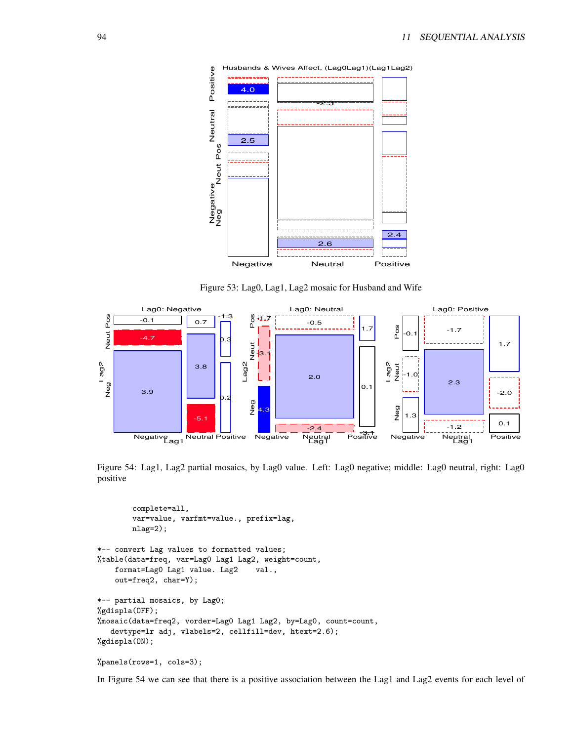Figure 53: Lag0, Lag1, Lag2 mosaic for Husband and Wife

Figure 54: Lag1, Lag2 partial mosaics, by Lag0 value. Left: Lag0 negative; middle: Lag0 neutral, right: Lag0 positive

```
       complete=all,
       var=value, varfmt=value., prefix=lag,
       nlag=2);

*-- convert Lag values to formatted values;
%table(data=freq, var=Lag0 Lag1 Lag2, weight=count,
    format=Lag0 Lag1 value. Lag2    val.,
    out=freq2, char=Y);

*-- partial mosaics, by Lag0;
%gdispla(OFF);
%mosaic(data=freq2, vorder=Lag0 Lag1 Lag2, by=Lag0, count=count,
   devtype=lr adj, vlabels=2, cellfill=dev, htext=2.6);
%gdispla(ON);

%panels(rows=1, cols=3);
```

In Figure 54 we can see that there is a positive association between the Lag1 and Lag2 events for each level of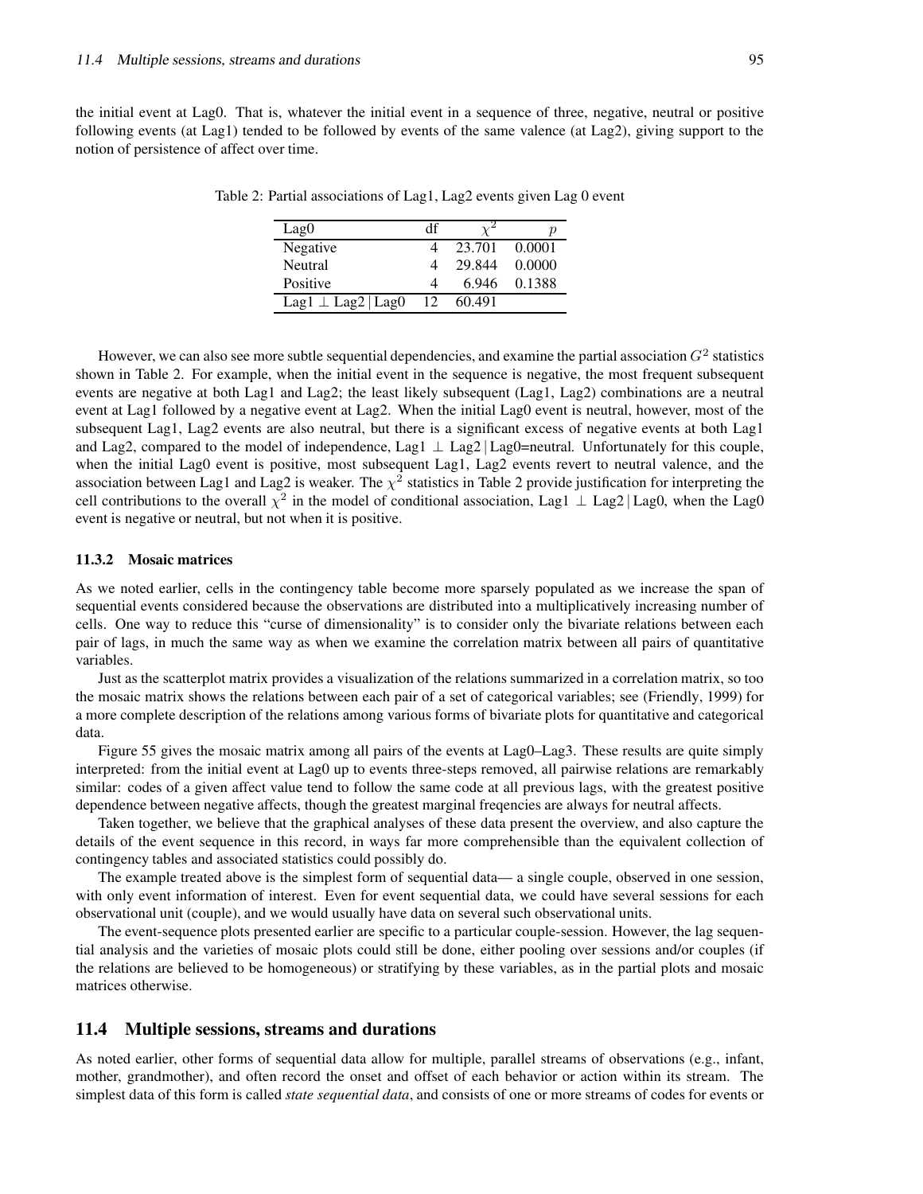the initial event at Lag0. That is, whatever the initial event in a sequence of three, negative, neutral or positive following events (at Lag1) tended to be followed by events of the same valence (at Lag2), giving support to the notion of persistence of affect over time.

Table 2: Partial associations of Lag1, Lag2 events given Lag 0 event

| Lag0 | df | $\chi^2$ | $p$ |
|---|---|---|---|
| Negative | 4 | 23.701 | 0.0001 |
| Neutral | 4 | 29.844 | 0.0000 |
| Positive | 4 | 6.946 | 0.1388 |
| Lag1 $\perp$ Lag2 \| Lag0 | 12 | 60.491 | |

However, we can also see more subtle sequential dependencies, and examine the partial association $G^2$ statistics shown in Table 2. For example, when the initial event in the sequence is negative, the most frequent subsequent events are negative at both Lag1 and Lag2; the least likely subsequent (Lag1, Lag2) combinations are a neutral event at Lag1 followed by a negative event at Lag2. When the initial Lag0 event is neutral, however, most of the subsequent Lag1, Lag2 events are also neutral, but there is a significant excess of negative events at both Lag1 and Lag2, compared to the model of independence, Lag1 $\perp$ Lag2 | Lag0=neutral. Unfortunately for this couple, when the initial Lag0 event is positive, most subsequent Lag1, Lag2 events revert to neutral valence, and the association between Lag1 and Lag2 is weaker. The $\chi^2$ statistics in Table 2 provide justification for interpreting the cell contributions to the overall $\chi^2$ in the model of conditional association, Lag1 $\perp$ Lag2 | Lag0, when the Lag0 event is negative or neutral, but not when it is positive.

### 11.3.2 Mosaic matrices

As we noted earlier, cells in the contingency table become more sparsely populated as we increase the span of sequential events considered because the observations are distributed into a multiplicatively increasing number of cells. One way to reduce this "curse of dimensionality" is to consider only the bivariate relations between each pair of lags, in much the same way as when we examine the correlation matrix between all pairs of quantitative variables.

Just as the scatterplot matrix provides a visualization of the relations summarized in a correlation matrix, so too the mosaic matrix shows the relations between each pair of a set of categorical variables; see (Friendly, 1999) for a more complete description of the relations among various forms of bivariate plots for quantitative and categorical data.

Figure 55 gives the mosaic matrix among all pairs of the events at Lag0–Lag3. These results are quite simply interpreted: from the initial event at Lag0 up to events three-steps removed, all pairwise relations are remarkably similar: codes of a given affect value tend to follow the same code at all previous lags, with the greatest positive dependence between negative affects, though the greatest marginal freqencies are always for neutral affects.

Taken together, we believe that the graphical analyses of these data present the overview, and also capture the details of the event sequence in this record, in ways far more comprehensible than the equivalent collection of contingency tables and associated statistics could possibly do.

The example treated above is the simplest form of sequential data— a single couple, observed in one session, with only event information of interest. Even for event sequential data, we could have several sessions for each observational unit (couple), and we would usually have data on several such observational units.

The event-sequence plots presented earlier are specific to a particular couple-session. However, the lag sequential analysis and the varieties of mosaic plots could still be done, either pooling over sessions and/or couples (if the relations are believed to be homogeneous) or stratifying by these variables, as in the partial plots and mosaic matrices otherwise.

## 11.4 Multiple sessions, streams and durations

As noted earlier, other forms of sequential data allow for multiple, parallel streams of observations (e.g., infant, mother, grandmother), and often record the onset and offset of each behavior or action within its stream. The simplest data of this form is called *state sequential data*, and consists of one or more streams of codes for events or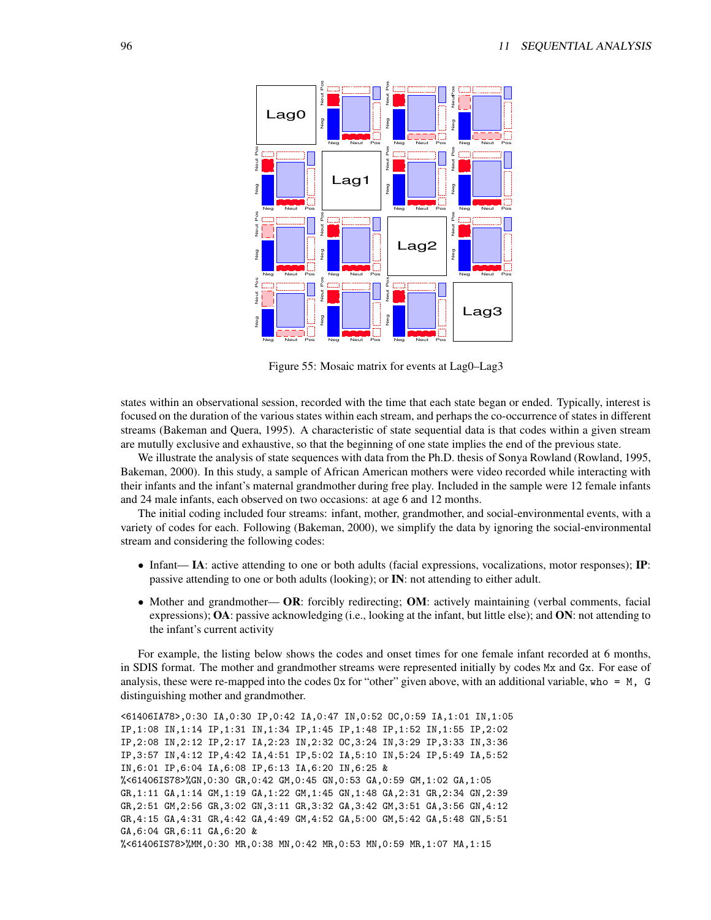Figure 55: Mosaic matrix for events at Lag0–Lag3

states within an observational session, recorded with the time that each state began or ended. Typically, interest is focused on the duration of the various states within each stream, and perhaps the co-occurrence of states in different streams (Bakeman and Quera, 1995). A characteristic of state sequential data is that codes within a given stream are mutully exclusive and exhaustive, so that the beginning of one state implies the end of the previous state.

We illustrate the analysis of state sequences with data from the Ph.D. thesis of Sonya Rowland (Rowland, 1995, Bakeman, 2000). In this study, a sample of African American mothers were video recorded while interacting with their infants and the infant's maternal grandmother during free play. Included in the sample were 12 female infants and 24 male infants, each observed on two occasions: at age 6 and 12 months.

The initial coding included four streams: infant, mother, grandmother, and social-environmental events, with a variety of codes for each. Following (Bakeman, 2000), we simplify the data by ignoring the social-environmental stream and considering the following codes:

- Infant— **IA**: active attending to one or both adults (facial expressions, vocalizations, motor responses); **IP**: passive attending to one or both adults (looking); or **IN**: not attending to either adult.
- Mother and grandmother— **OR**: forcibly redirecting; **OM**: actively maintaining (verbal comments, facial expressions); **OA**: passive acknowledging (i.e., looking at the infant, but little else); and **ON**: not attending to the infant's current activity

For example, the listing below shows the codes and onset times for one female infant recorded at 6 months, in SDIS format. The mother and grandmother streams were represented initially by codes `Mx` and `Gx`. For ease of analysis, these were re-mapped into the codes `Ox` for "other" given above, with an additional variable, `who = M, G` distinguishing mother and grandmother.

```
<61406IA78>,0:30 IA,0:30 IP,0:42 IA,0:47 IN,0:52 OC,0:59 IA,1:01 IN,1:05
IP,1:08 IN,1:14 IP,1:31 IN,1:34 IP,1:45 IP,1:48 IP,1:52 IN,1:55 IP,2:02
IP,2:08 IN,2:12 IP,2:17 IA,2:23 IN,2:32 OC,3:24 IN,3:29 IP,3:33 IN,3:36
IP,3:57 IN,4:12 IP,4:42 IA,4:51 IP,5:02 IA,5:10 IN,5:24 IP,5:49 IA,5:52
IN,6:01 IP,6:04 IA,6:08 IP,6:13 IA,6:20 IN,6:25 &
%<61406IS78>%GN,0:30 GR,0:42 GM,0:45 GN,0:53 GA,0:59 GM,1:02 GA,1:05
GR,1:11 GA,1:14 GM,1:19 GA,1:22 GM,1:45 GN,1:48 GA,2:31 GR,2:34 GN,2:39
GR,2:51 GM,2:56 GR,3:02 GN,3:11 GR,3:32 GA,3:42 GM,3:51 GA,3:56 GN,4:12
GR,4:15 GA,4:31 GR,4:42 GA,4:49 GM,4:52 GA,5:00 GM,5:42 GA,5:48 GN,5:51
GA,6:04 GR,6:11 GA,6:20 &
%<61406IS78>%MM,0:30 MR,0:38 MN,0:42 MR,0:53 MN,0:59 MR,1:07 MA,1:15
```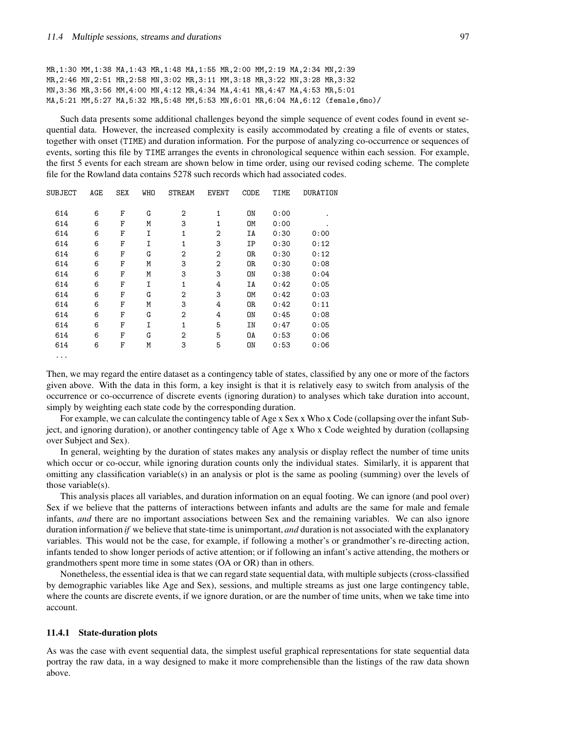```
MR,1:30 MM,1:38 MA,1:43 MR,1:48 MA,1:55 MR,2:00 MM,2:19 MA,2:34 MN,2:39
MR,2:46 MN,2:51 MR,2:58 MN,3:02 MR,3:11 MM,3:18 MR,3:22 MN,3:28 MR,3:32
MN,3:36 MR,3:56 MM,4:00 MN,4:12 MR,4:34 MA,4:41 MR,4:47 MA,4:53 MR,5:01
MA,5:21 MM,5:27 MA,5:32 MR,5:48 MM,5:53 MN,6:01 MR,6:04 MA,6:12 (female,6mo)/
```

Such data presents some additional challenges beyond the simple sequence of event codes found in event sequential data. However, the increased complexity is easily accommodated by creating a file of events or states, together with onset (TIME) and duration information. For the purpose of analyzing co-occurrence or sequences of events, sorting this file by TIME arranges the events in chronological sequence within each session. For example, the first 5 events for each stream are shown below in time order, using our revised coding scheme. The complete file for the Rowland data contains 5278 such records which had associated codes.

| SUBJECT | AGE | SEX | WHO | STREAM | EVENT | CODE | TIME | DURATION |
|---|---|---|---|---|---|---|---|---|
| 614 | 6 | F | G | 2 | 1 | ON | 0:00 | . |
| 614 | 6 | F | M | 3 | 1 | OM | 0:00 | . |
| 614 | 6 | F | I | 1 | 2 | IA | 0:30 | 0:00 |
| 614 | 6 | F | I | 1 | 3 | IP | 0:30 | 0:12 |
| 614 | 6 | F | G | 2 | 2 | OR | 0:30 | 0:12 |
| 614 | 6 | F | M | 3 | 2 | OR | 0:30 | 0:08 |
| 614 | 6 | F | M | 3 | 3 | ON | 0:38 | 0:04 |
| 614 | 6 | F | I | 1 | 4 | IA | 0:42 | 0:05 |
| 614 | 6 | F | G | 2 | 3 | OM | 0:42 | 0:03 |
| 614 | 6 | F | M | 3 | 4 | OR | 0:42 | 0:11 |
| 614 | 6 | F | G | 2 | 4 | ON | 0:45 | 0:08 |
| 614 | 6 | F | I | 1 | 5 | IN | 0:47 | 0:05 |
| 614 | 6 | F | G | 2 | 5 | OA | 0:53 | 0:06 |
| 614 | 6 | F | M | 3 | 5 | ON | 0:53 | 0:06 |
| ... | | | | | | | | |

Then, we may regard the entire dataset as a contingency table of states, classified by any one or more of the factors given above. With the data in this form, a key insight is that it is relatively easy to switch from analysis of the occurrence or co-occurrence of discrete events (ignoring duration) to analyses which take duration into account, simply by weighting each state code by the corresponding duration.

For example, we can calculate the contingency table of Age x Sex x Who x Code (collapsing over the infant Subject, and ignoring duration), or another contingency table of Age x Who x Code weighted by duration (collapsing over Subject and Sex).

In general, weighting by the duration of states makes any analysis or display reflect the number of time units which occur or co-occur, while ignoring duration counts only the individual states. Similarly, it is apparent that omitting any classification variable(s) in an analysis or plot is the same as pooling (summing) over the levels of those variable(s).

This analysis places all variables, and duration information on an equal footing. We can ignore (and pool over) Sex if we believe that the patterns of interactions between infants and adults are the same for male and female infants, *and* there are no important associations between Sex and the remaining variables. We can also ignore duration information *if* we believe that state-time is unimportant, *and* duration is not associated with the explanatory variables. This would not be the case, for example, if following a mother's or grandmother's re-directing action, infants tended to show longer periods of active attention; or if following an infant's active attending, the mothers or grandmothers spent more time in some states (OA or OR) than in others.

Nonetheless, the essential idea is that we can regard state sequential data, with multiple subjects (cross-classified by demographic variables like Age and Sex), sessions, and multiple streams as just one large contingency table, where the counts are discrete events, if we ignore duration, or are the number of time units, when we take time into account.

### 11.4.1 State-duration plots

As was the case with event sequential data, the simplest useful graphical representations for state sequential data portray the raw data, in a way designed to make it more comprehensible than the listings of the raw data shown above.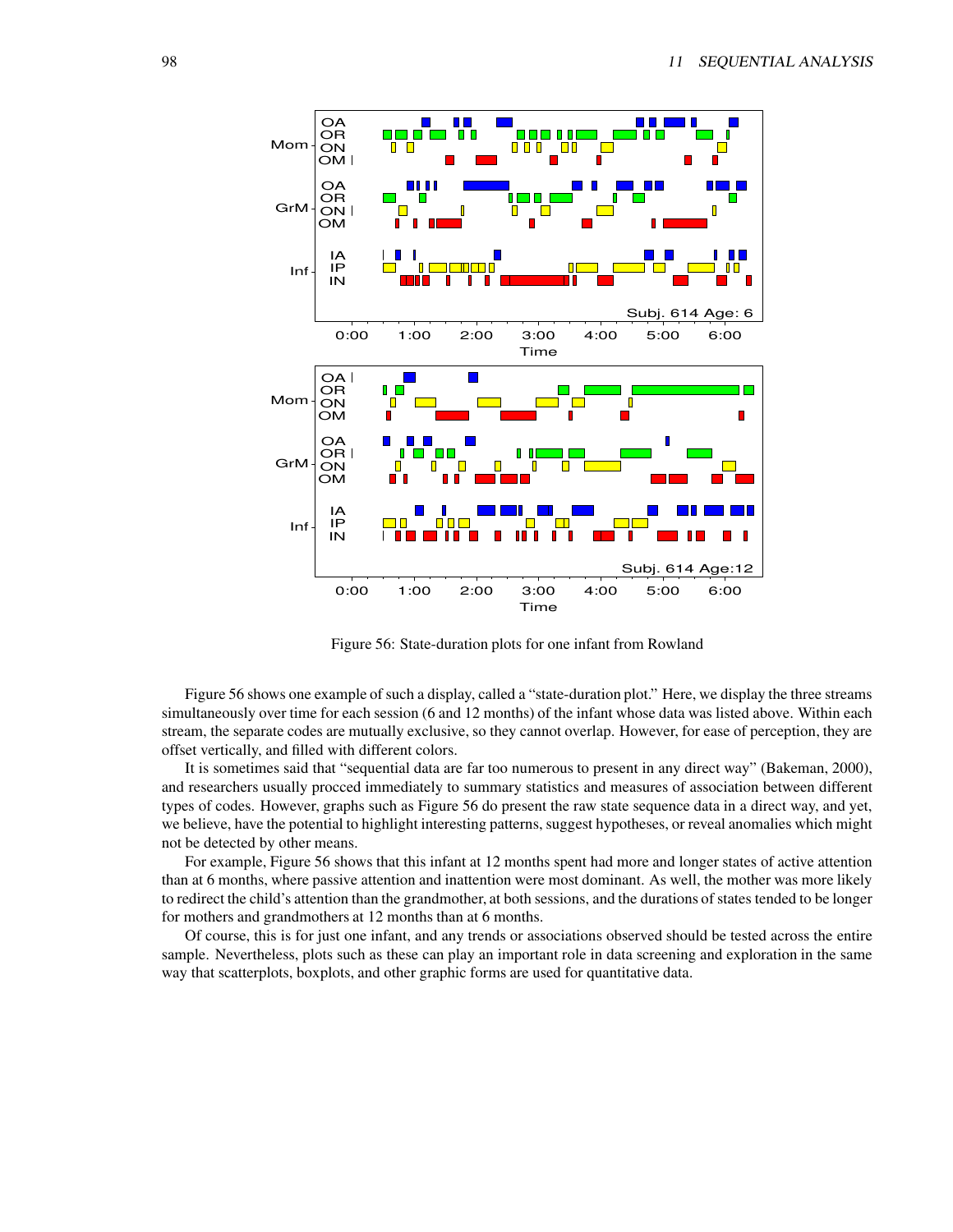Figure 56: State-duration plots for one infant from Rowland

Figure 56 shows one example of such a display, called a "state-duration plot." Here, we display the three streams simultaneously over time for each session (6 and 12 months) of the infant whose data was listed above. Within each stream, the separate codes are mutually exclusive, so they cannot overlap. However, for ease of perception, they are offset vertically, and filled with different colors.

It is sometimes said that "sequential data are far too numerous to present in any direct way" (Bakeman, 2000), and researchers usually procced immediately to summary statistics and measures of association between different types of codes. However, graphs such as Figure 56 do present the raw state sequence data in a direct way, and yet, we believe, have the potential to highlight interesting patterns, suggest hypotheses, or reveal anomalies which might not be detected by other means.

For example, Figure 56 shows that this infant at 12 months spent had more and longer states of active attention than at 6 months, where passive attention and inattention were most dominant. As well, the mother was more likely to redirect the child's attention than the grandmother, at both sessions, and the durations of states tended to be longer for mothers and grandmothers at 12 months than at 6 months.

Of course, this is for just one infant, and any trends or associations observed should be tested across the entire sample. Nevertheless, plots such as these can play an important role in data screening and exploration in the same way that scatterplots, boxplots, and other graphic forms are used for quantitative data.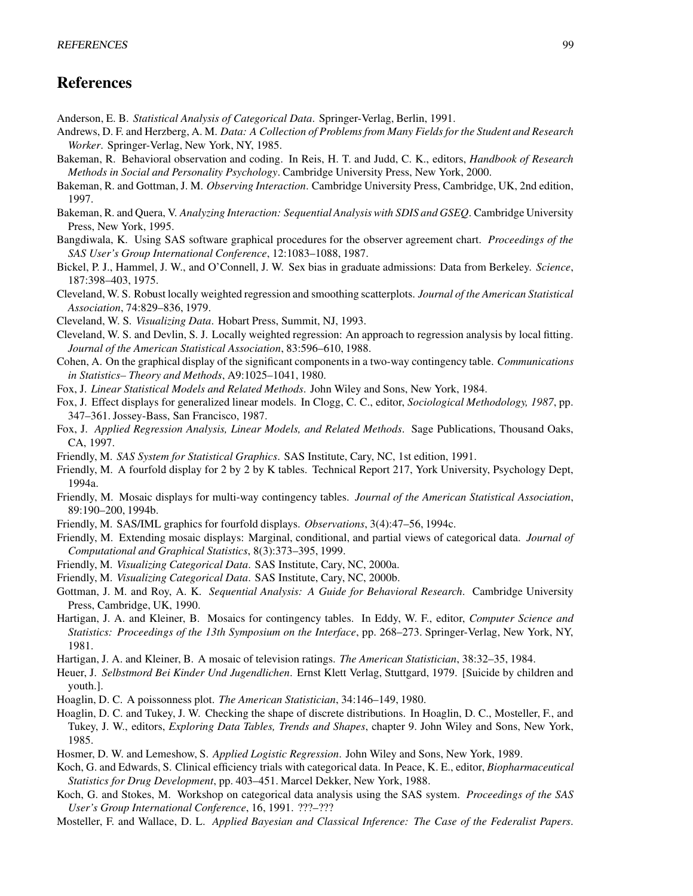# References

Anderson, E. B. *Statistical Analysis of Categorical Data*. Springer-Verlag, Berlin, 1991.

Andrews, D. F. and Herzberg, A. M. *Data: A Collection of Problems from Many Fields for the Student and Research Worker*. Springer-Verlag, New York, NY, 1985.

Bakeman, R. Behavioral observation and coding. In Reis, H. T. and Judd, C. K., editors, *Handbook of Research Methods in Social and Personality Psychology*. Cambridge University Press, New York, 2000.

Bakeman, R. and Gottman, J. M. *Observing Interaction*. Cambridge University Press, Cambridge, UK, 2nd edition, 1997.

Bakeman, R. and Quera, V. *Analyzing Interaction: Sequential Analysis with SDIS and GSEQ*. Cambridge University Press, New York, 1995.

Bangdiwala, K. Using SAS software graphical procedures for the observer agreement chart. *Proceedings of the SAS User's Group International Conference*, 12:1083–1088, 1987.

Bickel, P. J., Hammel, J. W., and O'Connell, J. W. Sex bias in graduate admissions: Data from Berkeley. *Science*, 187:398–403, 1975.

Cleveland, W. S. Robust locally weighted regression and smoothing scatterplots. *Journal of the American Statistical Association*, 74:829–836, 1979.

Cleveland, W. S. *Visualizing Data*. Hobart Press, Summit, NJ, 1993.

Cleveland, W. S. and Devlin, S. J. Locally weighted regression: An approach to regression analysis by local fitting. *Journal of the American Statistical Association*, 83:596–610, 1988.

Cohen, A. On the graphical display of the significant components in a two-way contingency table. *Communications in Statistics– Theory and Methods*, A9:1025–1041, 1980.

Fox, J. *Linear Statistical Models and Related Methods*. John Wiley and Sons, New York, 1984.

Fox, J. Effect displays for generalized linear models. In Clogg, C. C., editor, *Sociological Methodology, 1987*, pp. 347–361. Jossey-Bass, San Francisco, 1987.

Fox, J. *Applied Regression Analysis, Linear Models, and Related Methods*. Sage Publications, Thousand Oaks, CA, 1997.

Friendly, M. *SAS System for Statistical Graphics*. SAS Institute, Cary, NC, 1st edition, 1991.

Friendly, M. A fourfold display for 2 by 2 by K tables. Technical Report 217, York University, Psychology Dept, 1994a.

Friendly, M. Mosaic displays for multi-way contingency tables. *Journal of the American Statistical Association*, 89:190–200, 1994b.

Friendly, M. SAS/IML graphics for fourfold displays. *Observations*, 3(4):47–56, 1994c.

Friendly, M. Extending mosaic displays: Marginal, conditional, and partial views of categorical data. *Journal of Computational and Graphical Statistics*, 8(3):373–395, 1999.

Friendly, M. *Visualizing Categorical Data*. SAS Institute, Cary, NC, 2000a.

Friendly, M. *Visualizing Categorical Data*. SAS Institute, Cary, NC, 2000b.

Gottman, J. M. and Roy, A. K. *Sequential Analysis: A Guide for Behavioral Research*. Cambridge University Press, Cambridge, UK, 1990.

Hartigan, J. A. and Kleiner, B. Mosaics for contingency tables. In Eddy, W. F., editor, *Computer Science and Statistics: Proceedings of the 13th Symposium on the Interface*, pp. 268–273. Springer-Verlag, New York, NY, 1981.

Hartigan, J. A. and Kleiner, B. A mosaic of television ratings. *The American Statistician*, 38:32–35, 1984.

Heuer, J. *Selbstmord Bei Kinder Und Jugendlichen*. Ernst Klett Verlag, Stuttgard, 1979. [Suicide by children and youth.].

Hoaglin, D. C. A poissonness plot. *The American Statistician*, 34:146–149, 1980.

Hoaglin, D. C. and Tukey, J. W. Checking the shape of discrete distributions. In Hoaglin, D. C., Mosteller, F., and Tukey, J. W., editors, *Exploring Data Tables, Trends and Shapes*, chapter 9. John Wiley and Sons, New York, 1985.

Hosmer, D. W. and Lemeshow, S. *Applied Logistic Regression*. John Wiley and Sons, New York, 1989.

Koch, G. and Edwards, S. Clinical efficiency trials with categorical data. In Peace, K. E., editor, *Biopharmaceutical Statistics for Drug Development*, pp. 403–451. Marcel Dekker, New York, 1988.

Koch, G. and Stokes, M. Workshop on categorical data analysis using the SAS system. *Proceedings of the SAS User's Group International Conference*, 16, 1991. ???–???

Mosteller, F. and Wallace, D. L. *Applied Bayesian and Classical Inference: The Case of the Federalist Papers*.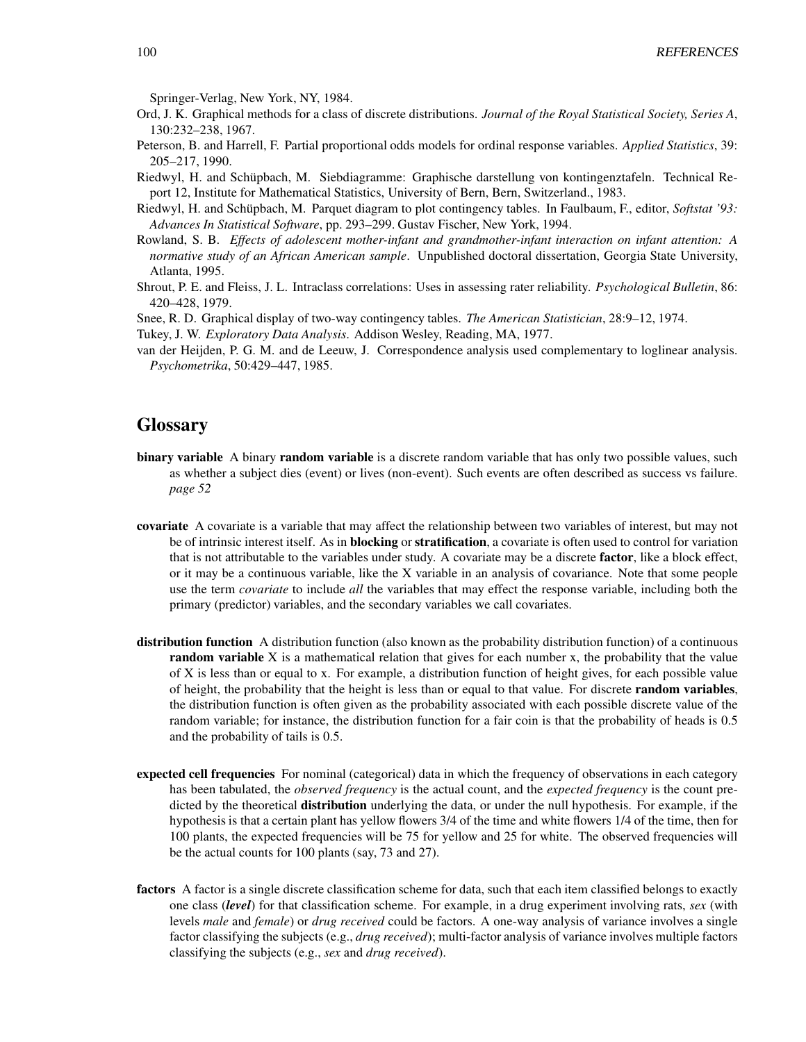Springer-Verlag, New York, NY, 1984.

Ord, J. K. Graphical methods for a class of discrete distributions. *Journal of the Royal Statistical Society, Series A*, 130:232–238, 1967.

Peterson, B. and Harrell, F. Partial proportional odds models for ordinal response variables. *Applied Statistics*, 39: 205–217, 1990.

Riedwyl, H. and Schüpbach, M. Siebdiagramme: Graphische darstellung von kontingenztafeln. Technical Report 12, Institute for Mathematical Statistics, University of Bern, Bern, Switzerland., 1983.

Riedwyl, H. and Schüpbach, M. Parquet diagram to plot contingency tables. In Faulbaum, F., editor, *Softstat '93: Advances In Statistical Software*, pp. 293–299. Gustav Fischer, New York, 1994.

Rowland, S. B. *Effects of adolescent mother-infant and grandmother-infant interaction on infant attention: A normative study of an African American sample*. Unpublished doctoral dissertation, Georgia State University, Atlanta, 1995.

Shrout, P. E. and Fleiss, J. L. Intraclass correlations: Uses in assessing rater reliability. *Psychological Bulletin*, 86: 420–428, 1979.

Snee, R. D. Graphical display of two-way contingency tables. *The American Statistician*, 28:9–12, 1974.

Tukey, J. W. *Exploratory Data Analysis*. Addison Wesley, Reading, MA, 1977.

van der Heijden, P. G. M. and de Leeuw, J. Correspondence analysis used complementary to loglinear analysis. *Psychometrika*, 50:429–447, 1985.

# Glossary

**binary variable** A binary **random variable** is a discrete random variable that has only two possible values, such as whether a subject dies (event) or lives (non-event). Such events are often described as success vs failure. *page 52*

**covariate** A covariate is a variable that may affect the relationship between two variables of interest, but may not be of intrinsic interest itself. As in **blocking** or **stratification**, a covariate is often used to control for variation that is not attributable to the variables under study. A covariate may be a discrete **factor**, like a block effect, or it may be a continuous variable, like the X variable in an analysis of covariance. Note that some people use the term *covariate* to include *all* the variables that may effect the response variable, including both the primary (predictor) variables, and the secondary variables we call covariates.

**distribution function** A distribution function (also known as the probability distribution function) of a continuous **random variable** X is a mathematical relation that gives for each number x, the probability that the value of X is less than or equal to x. For example, a distribution function of height gives, for each possible value of height, the probability that the height is less than or equal to that value. For discrete **random variables**, the distribution function is often given as the probability associated with each possible discrete value of the random variable; for instance, the distribution function for a fair coin is that the probability of heads is 0.5 and the probability of tails is 0.5.

**expected cell frequencies** For nominal (categorical) data in which the frequency of observations in each category has been tabulated, the *observed frequency* is the actual count, and the *expected frequency* is the count predicted by the theoretical **distribution** underlying the data, or under the null hypothesis. For example, if the hypothesis is that a certain plant has yellow flowers 3/4 of the time and white flowers 1/4 of the time, then for 100 plants, the expected frequencies will be 75 for yellow and 25 for white. The observed frequencies will be the actual counts for 100 plants (say, 73 and 27).

**factors** A factor is a single discrete classification scheme for data, such that each item classified belongs to exactly one class (***level***) for that classification scheme. For example, in a drug experiment involving rats, *sex* (with levels *male* and *female*) or *drug received* could be factors. A one-way analysis of variance involves a single factor classifying the subjects (e.g., *drug received*); multi-factor analysis of variance involves multiple factors classifying the subjects (e.g., *sex* and *drug received*).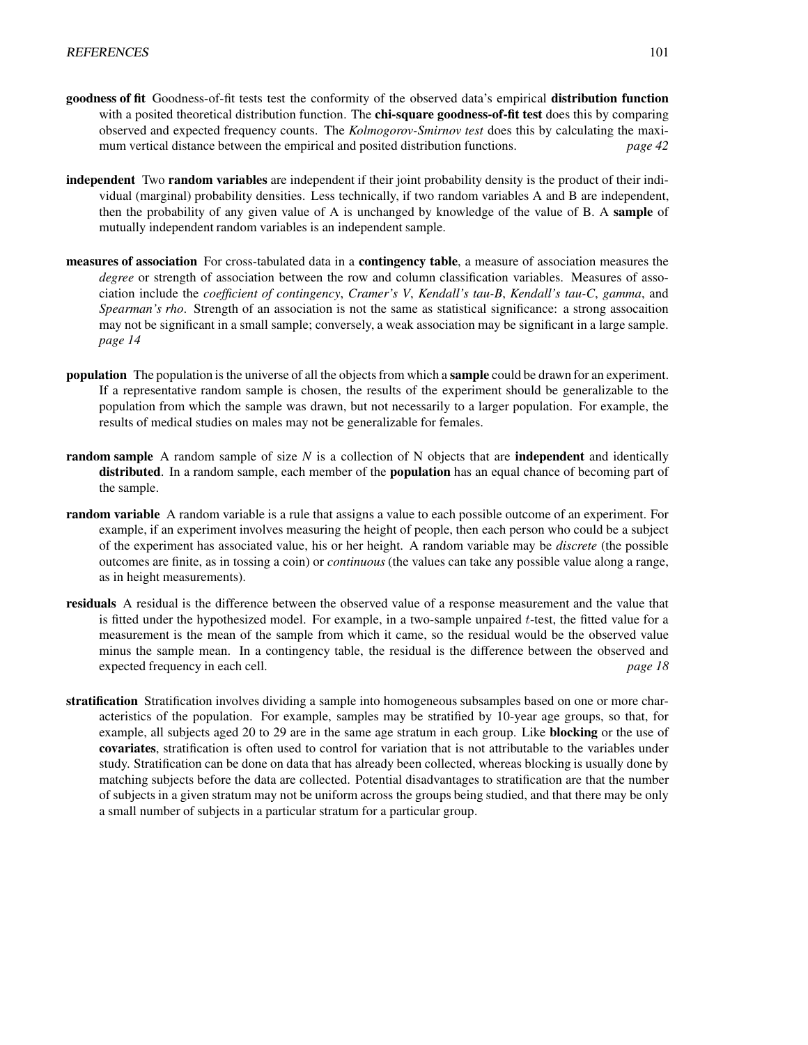**goodness of fit** Goodness-of-fit tests test the conformity of the observed data's empirical **distribution function** with a posited theoretical distribution function. The **chi-square goodness-of-fit test** does this by comparing observed and expected frequency counts. The *Kolmogorov-Smirnov test* does this by calculating the maximum vertical distance between the empirical and posited distribution functions. *page 42*

**independent** Two **random variables** are independent if their joint probability density is the product of their individual (marginal) probability densities. Less technically, if two random variables A and B are independent, then the probability of any given value of A is unchanged by knowledge of the value of B. A **sample** of mutually independent random variables is an independent sample.

**measures of association** For cross-tabulated data in a **contingency table**, a measure of association measures the *degree* or strength of association between the row and column classification variables. Measures of association include the *coefficient of contingency*, *Cramer's V*, *Kendall's tau-B*, *Kendall's tau-C*, *gamma*, and *Spearman's rho*. Strength of an association is not the same as statistical significance: a strong assocaition may not be significant in a small sample; conversely, a weak association may be significant in a large sample. *page 14*

**population** The population is the universe of all the objects from which a **sample** could be drawn for an experiment. If a representative random sample is chosen, the results of the experiment should be generalizable to the population from which the sample was drawn, but not necessarily to a larger population. For example, the results of medical studies on males may not be generalizable for females.

**random sample** A random sample of size *N* is a collection of N objects that are **independent** and identically **distributed**. In a random sample, each member of the **population** has an equal chance of becoming part of the sample.

**random variable** A random variable is a rule that assigns a value to each possible outcome of an experiment. For example, if an experiment involves measuring the height of people, then each person who could be a subject of the experiment has associated value, his or her height. A random variable may be *discrete* (the possible outcomes are finite, as in tossing a coin) or *continuous* (the values can take any possible value along a range, as in height measurements).

**residuals** A residual is the difference between the observed value of a response measurement and the value that is fitted under the hypothesized model. For example, in a two-sample unpaired $t$-test, the fitted value for a measurement is the mean of the sample from which it came, so the residual would be the observed value minus the sample mean. In a contingency table, the residual is the difference between the observed and expected frequency in each cell. *page 18*

**stratification** Stratification involves dividing a sample into homogeneous subsamples based on one or more characteristics of the population. For example, samples may be stratified by 10-year age groups, so that, for example, all subjects aged 20 to 29 are in the same age stratum in each group. Like **blocking** or the use of **covariates**, stratification is often used to control for variation that is not attributable to the variables under study. Stratification can be done on data that has already been collected, whereas blocking is usually done by matching subjects before the data are collected. Potential disadvantages to stratification are that the number of subjects in a given stratum may not be uniform across the groups being studied, and that there may be only a small number of subjects in a particular stratum for a particular group.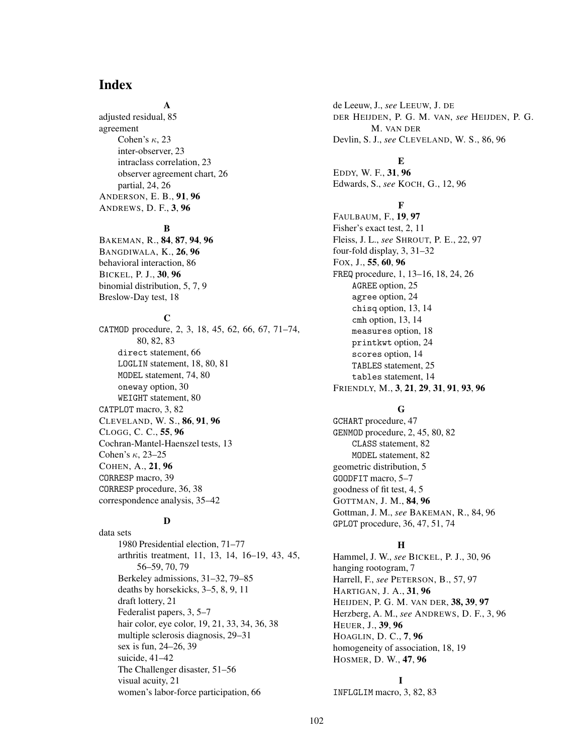# Index

**A**

adjusted residual, 85
agreement
- Cohen's $\kappa$, 23
- inter-observer, 23
- intraclass correlation, 23
- observer agreement chart, 26
- partial, 24, 26

ANDERSON, E. B., **91**, **96**
ANDREWS, D. F., **3**, **96**

**B**

BAKEMAN, R., **84**, **87**, **94**, **96**
BANGDIWALA, K., **26**, **96**
behavioral interaction, 86
BICKEL, P. J., **30**, **96**
binomial distribution, 5, 7, 9
Breslow-Day test, 18

**C**

CATMOD procedure, 2, 3, 18, 45, 62, 66, 67, 71–74, 80, 82, 83
- direct statement, 66
- LOGLIN statement, 18, 80, 81
- MODEL statement, 74, 80
- oneway option, 30
- WEIGHT statement, 80

CATPLOT macro, 3, 82
CLEVELAND, W. S., **86**, **91**, **96**
CLOGG, C. C., **55**, **96**
Cochran-Mantel-Haenszel tests, 13
Cohen's $\kappa$, 23–25
COHEN, A., **21**, **96**
CORRESP macro, 39
CORRESP procedure, 36, 38
correspondence analysis, 35–42

**D**

data sets
- 1980 Presidential election, 71–77
- arthritis treatment, 11, 13, 14, 16–19, 43, 45, 56–59, 70, 79
- Berkeley admissions, 31–32, 79–85
- deaths by horsekicks, 3–5, 8, 9, 11
- draft lottery, 21
- Federalist papers, 3, 5–7
- hair color, eye color, 19, 21, 33, 34, 36, 38
- multiple sclerosis diagnosis, 29–31
- sex is fun, 24–26, 39
- suicide, 41–42
- The Challenger disaster, 51–56
- visual acuity, 21
- women's labor-force participation, 66

de Leeuw, J., *see* LEEUW, J. DE
DER HEIJDEN, P. G. M. VAN, *see* HEIJDEN, P. G. M. VAN DER
Devlin, S. J., *see* CLEVELAND, W. S., 86, 96

**E**

EDDY, W. F., **31**, **96**
Edwards, S., *see* KOCH, G., 12, 96

**F**

FAULBAUM, F., **19**, **97**
Fisher's exact test, 2, 11
Fleiss, J. L., *see* SHROUT, P. E., 22, 97
four-fold display, 3, 31–32
FOX, J., **55**, **60**, **96**
FREQ procedure, 1, 13–16, 18, 24, 26
- AGREE option, 25
- agree option, 24
- chisq option, 13, 14
- cmh option, 13, 14
- measures option, 18
- printkwt option, 24
- scores option, 14
- TABLES statement, 25
- tables statement, 14

FRIENDLY, M., **3**, **21**, **29**, **31**, **91**, **93**, **96**

**G**

GCHART procedure, 47
GENMOD procedure, 2, 45, 80, 82
- CLASS statement, 82
- MODEL statement, 82

geometric distribution, 5
GOODFIT macro, 5–7
goodness of fit test, 4, 5
GOTTMAN, J. M., **84**, **96**
Gottman, J. M., *see* BAKEMAN, R., 84, 96
GPLOT procedure, 36, 47, 51, 74

**H**

Hammel, J. W., *see* BICKEL, P. J., 30, 96
hanging rootogram, 7
Harrell, F., *see* PETERSON, B., 57, 97
HARTIGAN, J. A., **31**, **96**
HEIJDEN, P. G. M. VAN DER, **38**, **39**, **97**
Herzberg, A. M., *see* ANDREWS, D. F., 3, 96
HEUER, J., **39**, **96**
HOAGLIN, D. C., **7**, **96**
homogeneity of association, 18, 19
HOSMER, D. W., **47**, **96**

**I**

INFLGLIM macro, 3, 82, 83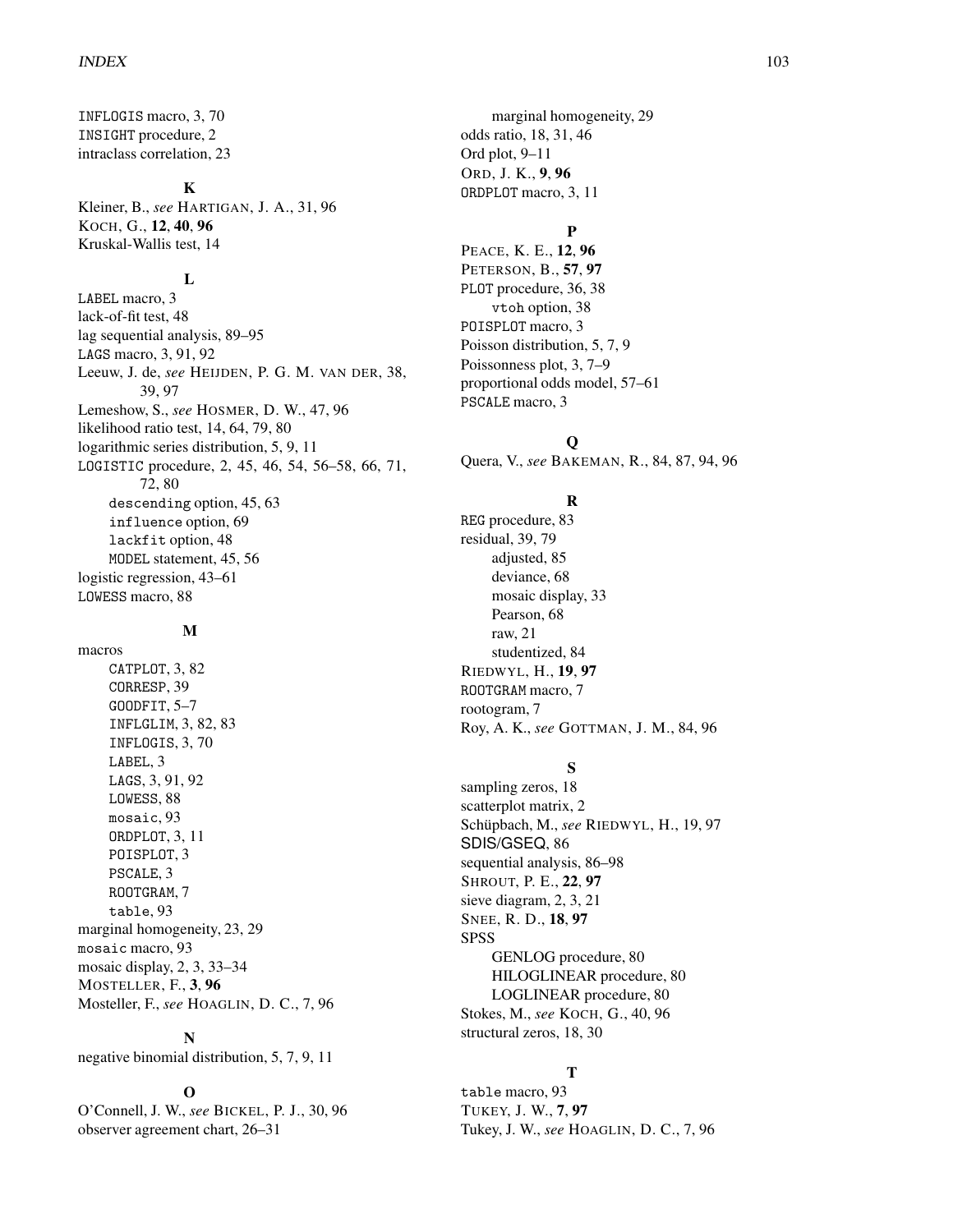INFLOGIS macro, 3, 70
INSIGHT procedure, 2
intraclass correlation, 23

**K**

Kleiner, B., *see* HARTIGAN, J. A., 31, 96
KOCH, G., **12**, **40**, **96**
Kruskal-Wallis test, 14

**L**

LABEL macro, 3
lack-of-fit test, 48
lag sequential analysis, 89–95
LAGS macro, 3, 91, 92
Leeuw, J. de, *see* HEIJDEN, P. G. M. VAN DER, 38, 39, 97
Lemeshow, S., *see* HOSMER, D. W., 47, 96
likelihood ratio test, 14, 64, 79, 80
logarithmic series distribution, 5, 9, 11
LOGISTIC procedure, 2, 45, 46, 54, 56–58, 66, 71, 72, 80
- descending option, 45, 63
- influence option, 69
- lackfit option, 48
- MODEL statement, 45, 56

logistic regression, 43–61
LOWESS macro, 88

**M**

macros
- CATPLOT, 3, 82
- CORRESP, 39
- GOODFIT, 5–7
- INFLGLIM, 3, 82, 83
- INFLOGIS, 3, 70
- LABEL, 3
- LAGS, 3, 91, 92
- LOWESS, 88
- mosaic, 93
- ORDPLOT, 3, 11
- POISPLOT, 3
- PSCALE, 3
- ROOTGRAM, 7
- table, 93

marginal homogeneity, 23, 29
mosaic macro, 93
mosaic display, 2, 3, 33–34
MOSTELLER, F., **3**, **96**
Mosteller, F., *see* HOAGLIN, D. C., 7, 96

**N**

negative binomial distribution, 5, 7, 9, 11

**O**

O'Connell, J. W., *see* BICKEL, P. J., 30, 96
observer agreement chart, 26–31
- marginal homogeneity, 29

odds ratio, 18, 31, 46
Ord plot, 9–11
ORD, J. K., **9**, **96**
ORDPLOT macro, 3, 11

**P**

PEACE, K. E., **12**, **96**
PETERSON, B., **57**, **97**
PLOT procedure, 36, 38
- vtoh option, 38

POISPLOT macro, 3
Poisson distribution, 5, 7, 9
Poissonness plot, 3, 7–9
proportional odds model, 57–61
PSCALE macro, 3

**Q**

Quera, V., *see* BAKEMAN, R., 84, 87, 94, 96

**R**

REG procedure, 83
residual, 39, 79
- adjusted, 85
- deviance, 68
- mosaic display, 33
- Pearson, 68
- raw, 21
- studentized, 84

RIEDWYL, H., **19**, **97**
ROOTGRAM macro, 7
rootogram, 7
Roy, A. K., *see* GOTTMAN, J. M., 84, 96

**S**

sampling zeros, 18
scatterplot matrix, 2
Schüpbach, M., *see* RIEDWYL, H., 19, 97
SDIS/GSEQ, 86
sequential analysis, 86–98
SHROUT, P. E., **22**, **97**
sieve diagram, 2, 3, 21
SNEE, R. D., **18**, **97**
SPSS
- GENLOG procedure, 80
- HILOGLINEAR procedure, 80
- LOGLINEAR procedure, 80

Stokes, M., *see* KOCH, G., 40, 96
structural zeros, 18, 30

**T**

table macro, 93
TUKEY, J. W., **7**, **97**
Tukey, J. W., *see* HOAGLIN, D. C., 7, 96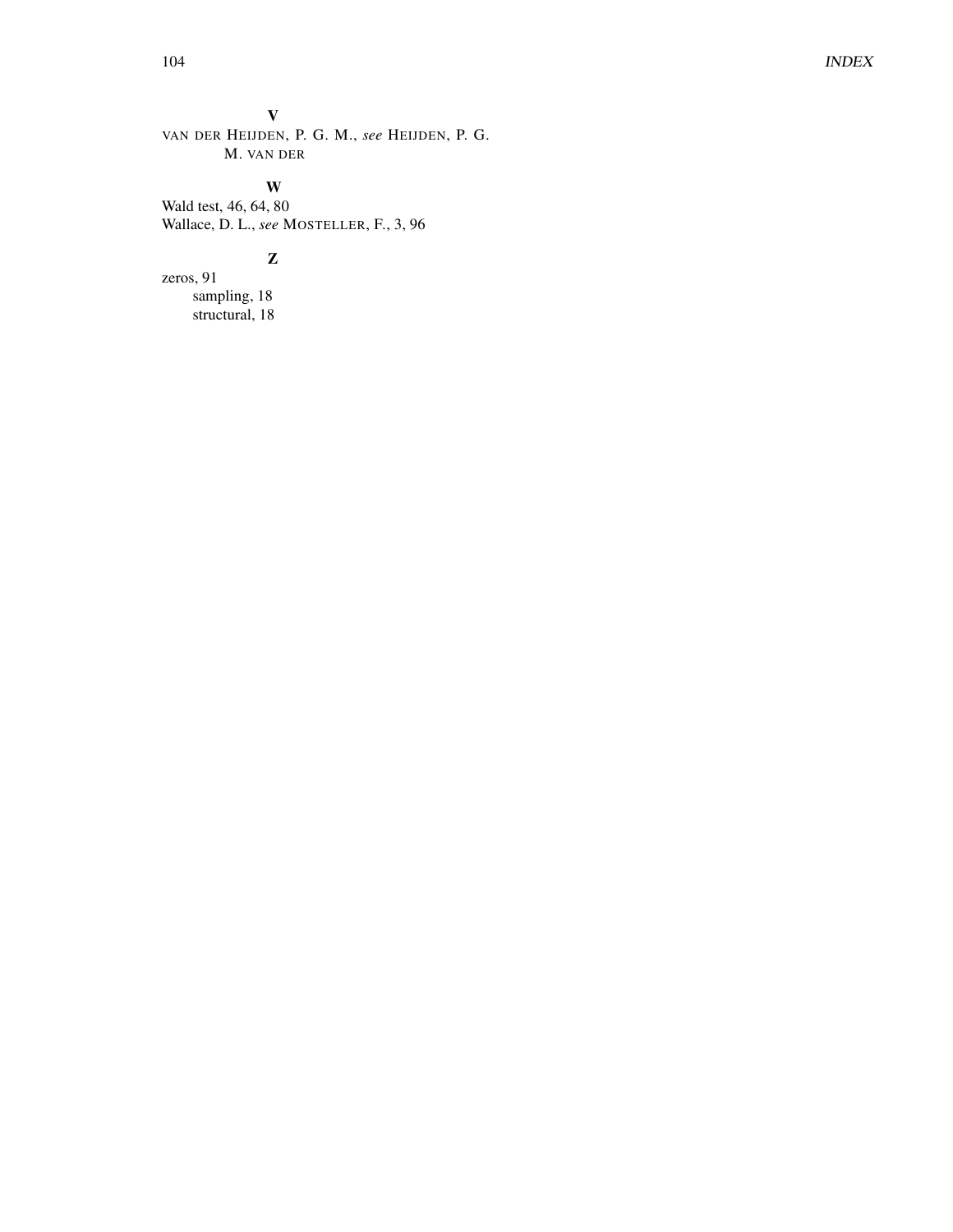**V**

VAN DER HEIJDEN, P. G. M., *see* HEIJDEN, P. G. M. VAN DER

**W**

Wald test, 46, 64, 80
Wallace, D. L., *see* MOSTELLER, F., 3, 96

**Z**

zeros, 91
- sampling, 18
- structural, 18